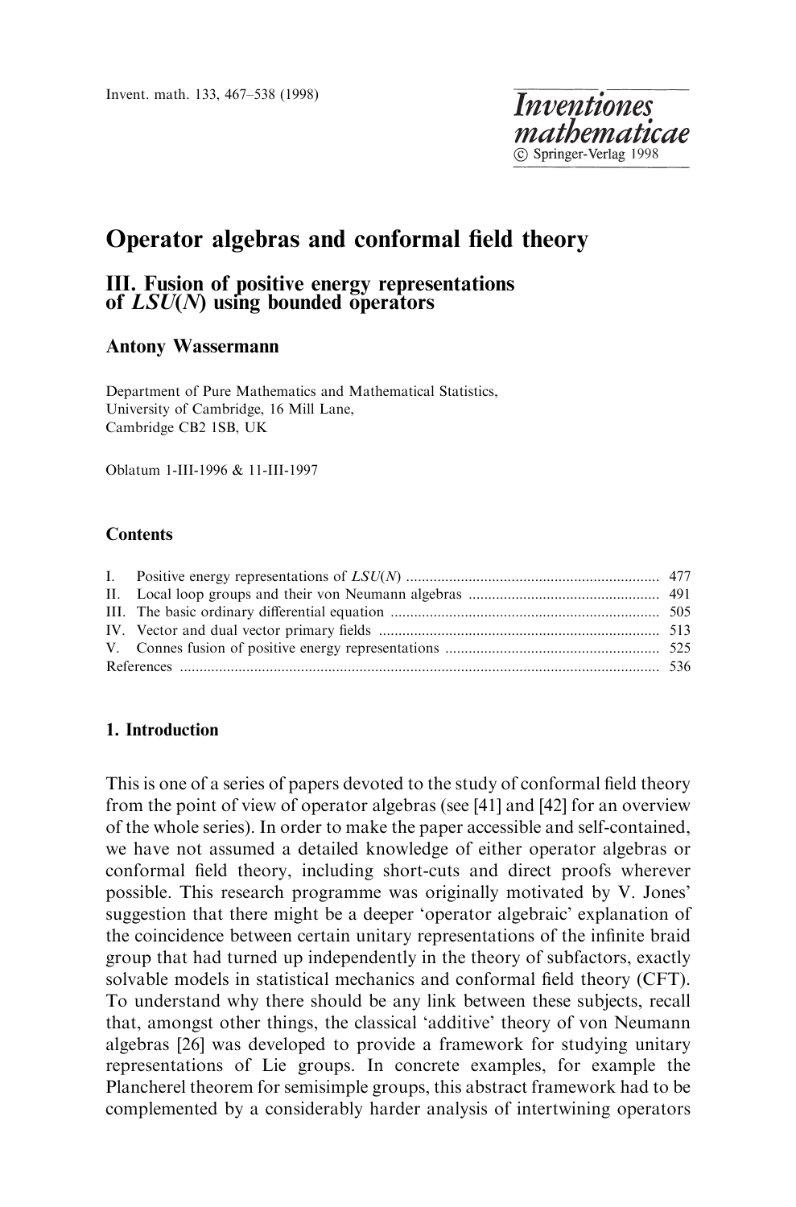# Operator algebras and conformal field theory

## III. Fusion of positive energy representations of $LSU(N)$ using bounded operators

**Antony Wassermann**

Department of Pure Mathematics and Mathematical Statistics,
University of Cambridge, 16 Mill Lane,
Cambridge CB2 1SB, UK

Oblatum 1-III-1996 & 11-III-1997

### Contents

| | | |
|---|---|---|
| I. | Positive energy representations of $LSU(N)$ | 477 |
| II. | Local loop groups and their von Neumann algebras | 491 |
| III. | The basic ordinary differential equation | 505 |
| IV. | Vector and dual vector primary fields | 513 |
| V. | Connes fusion of positive energy representations | 525 |
| References | | 536 |

### 1. Introduction

This is one of a series of papers devoted to the study of conformal field theory from the point of view of operator algebras (see [41] and [42] for an overview of the whole series). In order to make the paper accessible and self-contained, we have not assumed a detailed knowledge of either operator algebras or conformal field theory, including short-cuts and direct proofs wherever possible. This research programme was originally motivated by V. Jones' suggestion that there might be a deeper 'operator algebraic' explanation of the coincidence between certain unitary representations of the infinite braid group that had turned up independently in the theory of subfactors, exactly solvable models in statistical mechanics and conformal field theory (CFT). To understand why there should be any link between these subjects, recall that, amongst other things, the classical 'additive' theory of von Neumann algebras [26] was developed to provide a framework for studying unitary representations of Lie groups. In concrete examples, for example the Plancherel theorem for semisimple groups, this abstract framework had to be complemented by a considerably harder analysis of intertwining operators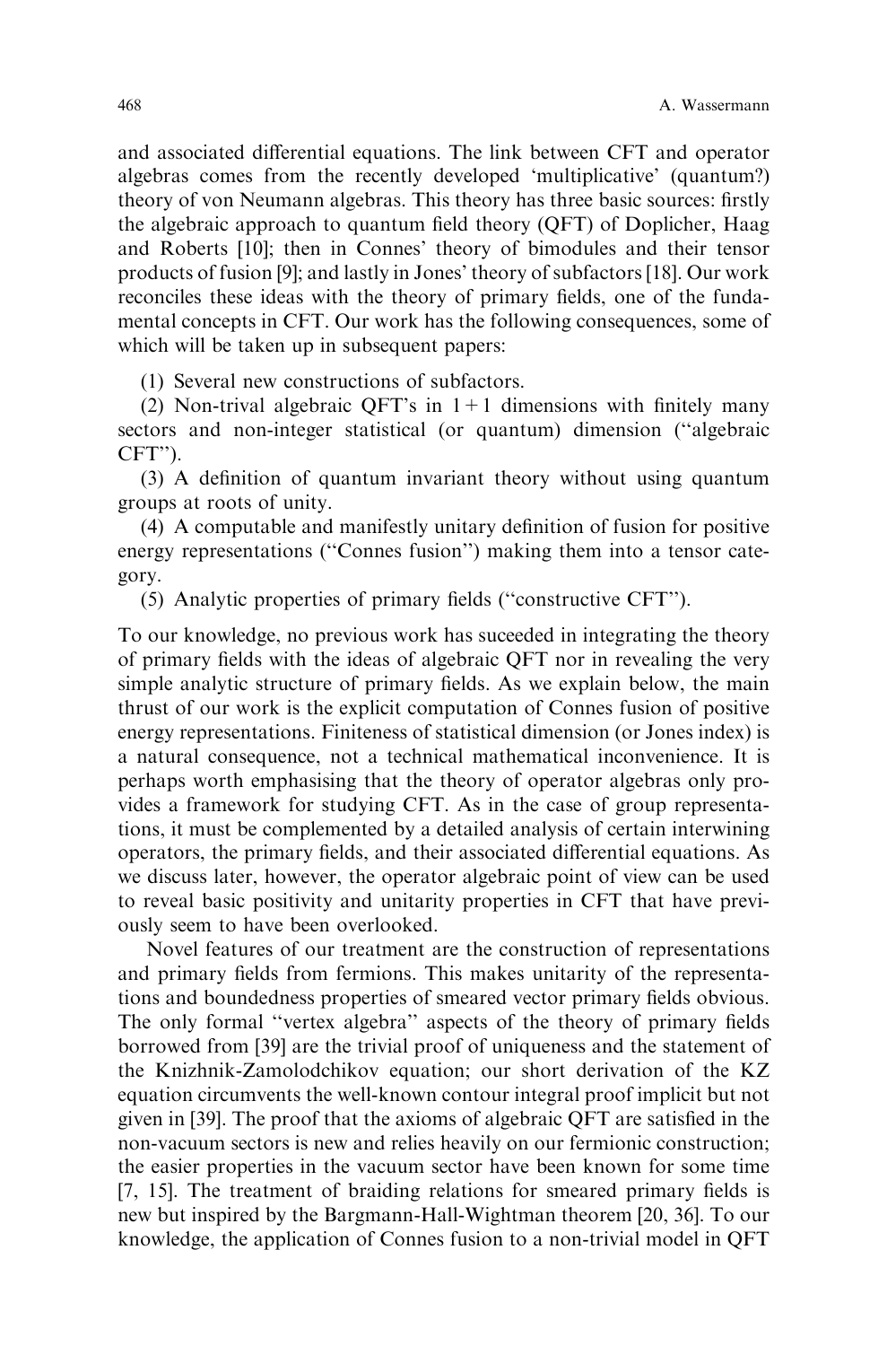and associated differential equations. The link between CFT and operator algebras comes from the recently developed 'multiplicative' (quantum?) theory of von Neumann algebras. This theory has three basic sources: firstly the algebraic approach to quantum field theory (QFT) of Doplicher, Haag and Roberts [10]; then in Connes' theory of bimodules and their tensor products of fusion [9]; and lastly in Jones' theory of subfactors [18]. Our work reconciles these ideas with the theory of primary fields, one of the fundamental concepts in CFT. Our work has the following consequences, some of which will be taken up in subsequent papers:

(1) Several new constructions of subfactors.

(2) Non-trival algebraic QFT's in $1+1$ dimensions with finitely many sectors and non-integer statistical (or quantum) dimension ("algebraic CFT").

(3) A definition of quantum invariant theory without using quantum groups at roots of unity.

(4) A computable and manifestly unitary definition of fusion for positive energy representations ("Connes fusion") making them into a tensor category.

(5) Analytic properties of primary fields ("constructive CFT").

To our knowledge, no previous work has suceeded in integrating the theory of primary fields with the ideas of algebraic QFT nor in revealing the very simple analytic structure of primary fields. As we explain below, the main thrust of our work is the explicit computation of Connes fusion of positive energy representations. Finiteness of statistical dimension (or Jones index) is a natural consequence, not a technical mathematical inconvenience. It is perhaps worth emphasising that the theory of operator algebras only provides a framework for studying CFT. As in the case of group representations, it must be complemented by a detailed analysis of certain interwining operators, the primary fields, and their associated differential equations. As we discuss later, however, the operator algebraic point of view can be used to reveal basic positivity and unitarity properties in CFT that have previously seem to have been overlooked.

Novel features of our treatment are the construction of representations and primary fields from fermions. This makes unitarity of the representations and boundedness properties of smeared vector primary fields obvious. The only formal "vertex algebra" aspects of the theory of primary fields borrowed from [39] are the trivial proof of uniqueness and the statement of the Knizhnik-Zamolodchikov equation; our short derivation of the KZ equation circumvents the well-known contour integral proof implicit but not given in [39]. The proof that the axioms of algebraic QFT are satisfied in the non-vacuum sectors is new and relies heavily on our fermionic construction; the easier properties in the vacuum sector have been known for some time [7, 15]. The treatment of braiding relations for smeared primary fields is new but inspired by the Bargmann-Hall-Wightman theorem [20, 36]. To our knowledge, the application of Connes fusion to a non-trivial model in QFT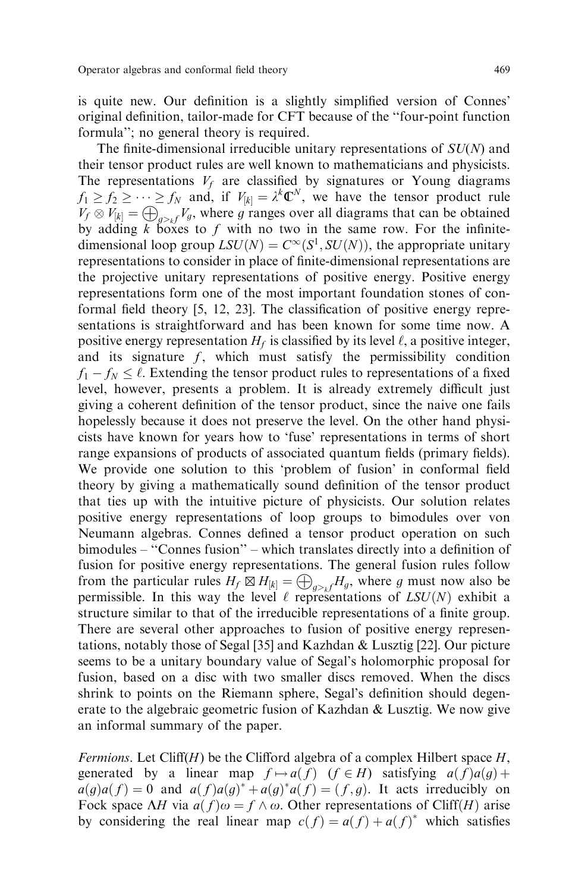is quite new. Our definition is a slightly simplified version of Connes' original definition, tailor-made for CFT because of the "four-point function formula"; no general theory is required.

The finite-dimensional irreducible unitary representations of $SU(N)$ and their tensor product rules are well known to mathematicians and physicists. The representations $V_f$ are classified by signatures or Young diagrams $f_1 \geq f_2 \geq \cdots \geq f_N$ and, if $V_{[k]} = \lambda^k \mathbf{C}^N$, we have the tensor product rule $V_f \otimes V_{[k]} = \bigoplus_{g >_k f} V_g$, where $g$ ranges over all diagrams that can be obtained by adding $k$ boxes to $f$ with no two in the same row. For the infinite-dimensional loop group $LSU(N) = C^\infty(S^1, SU(N))$, the appropriate unitary representations to consider in place of finite-dimensional representations are the projective unitary representations of positive energy. Positive energy representations form one of the most important foundation stones of conformal field theory [5, 12, 23]. The classification of positive energy representations is straightforward and has been known for some time now. A positive energy representation $H_f$ is classified by its level $\ell$, a positive integer, and its signature $f$, which must satisfy the permissibility condition $f_1 - f_N \leq \ell$. Extending the tensor product rules to representations of a fixed level, however, presents a problem. It is already extremely difficult just giving a coherent definition of the tensor product, since the naive one fails hopelessly because it does not preserve the level. On the other hand physicists have known for years how to 'fuse' representations in terms of short range expansions of products of associated quantum fields (primary fields). We provide one solution to this 'problem of fusion' in conformal field theory by giving a mathematically sound definition of the tensor product that ties up with the intuitive picture of physicists. Our solution relates positive energy representations of loop groups to bimodules over von Neumann algebras. Connes defined a tensor product operation on such bimodules – "Connes fusion" – which translates directly into a definition of fusion for positive energy representations. The general fusion rules follow from the particular rules $H_f \boxtimes H_{[k]} = \bigoplus_{g >_k f} H_g$, where $g$ must now also be permissible. In this way the level $\ell$ representations of $LSU(N)$ exhibit a structure similar to that of the irreducible representations of a finite group. There are several other approaches to fusion of positive energy representations, notably those of Segal [35] and Kazhdan & Lusztig [22]. Our picture seems to be a unitary boundary value of Segal's holomorphic proposal for fusion, based on a disc with two smaller discs removed. When the discs shrink to points on the Riemann sphere, Segal's definition should degenerate to the algebraic geometric fusion of Kazhdan & Lusztig. We now give an informal summary of the paper.

*Fermions.* Let Cliff($H$) be the Clifford algebra of a complex Hilbert space $H$, generated by a linear map $f \mapsto a(f)$ $(f \in H)$ satisfying $a(f)a(g) + a(g)a(f) = 0$ and $a(f)a(g)^* + a(g)^*a(f) = (f, g)$. It acts irreducibly on Fock space $\Lambda H$ via $a(f)\omega = f \wedge \omega$. Other representations of Cliff($H$) arise by considering the real linear map $c(f) = a(f) + a(f)^*$ which satisfies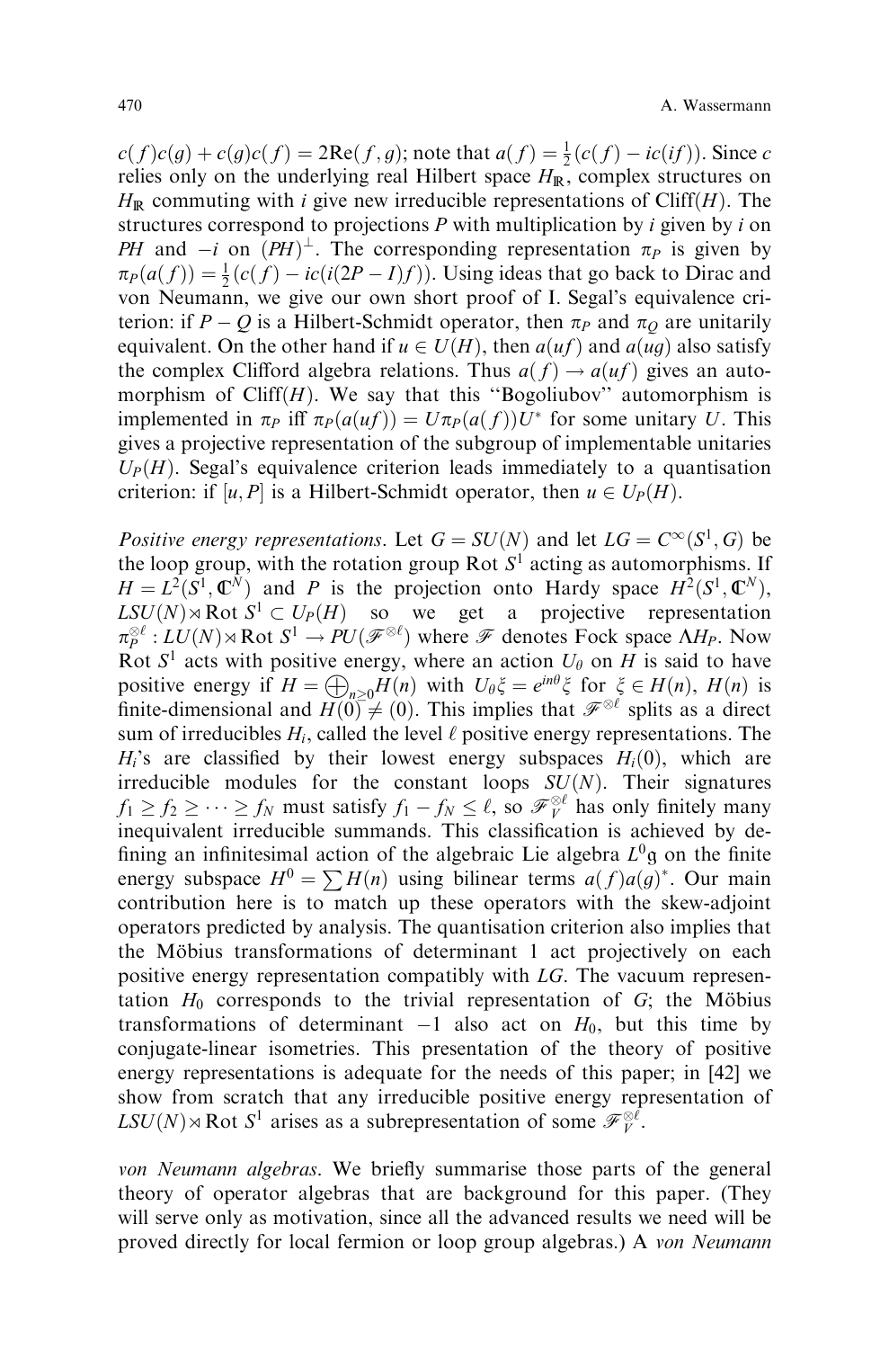$c(f)c(g) + c(g)c(f) = 2\mathrm{Re}(f, g)$; note that $a(f) = \frac{1}{2}(c(f) - ic(if))$. Since $c$ relies only on the underlying real Hilbert space $H_{\mathbb{R}}$, complex structures on $H_{\mathbb{R}}$ commuting with $i$ give new irreducible representations of $\mathrm{Cliff}(H)$. The structures correspond to projections $P$ with multiplication by $i$ given by $i$ on $PH$ and $-i$ on $(PH)^{\perp}$. The corresponding representation $\pi_P$ is given by $\pi_P(a(f)) = \frac{1}{2}(c(f) - ic(i(2P - I)f))$. Using ideas that go back to Dirac and von Neumann, we give our own short proof of I. Segal's equivalence criterion: if $P - Q$ is a Hilbert-Schmidt operator, then $\pi_P$ and $\pi_Q$ are unitarily equivalent. On the other hand if $u \in U(H)$, then $a(uf)$ and $a(ug)$ also satisfy the complex Clifford algebra relations. Thus $a(f) \to a(uf)$ gives an automorphism of $\mathrm{Cliff}(H)$. We say that this "Bogoliubov" automorphism is implemented in $\pi_P$ iff $\pi_P(a(uf)) = U\pi_P(a(f))U^*$ for some unitary $U$. This gives a projective representation of the subgroup of implementable unitaries $U_P(H)$. Segal's equivalence criterion leads immediately to a quantisation criterion: if $[u, P]$ is a Hilbert-Schmidt operator, then $u \in U_P(H)$.

*Positive energy representations*. Let $G = SU(N)$ and let $LG = C^{\infty}(S^1, G)$ be the loop group, with the rotation group $\mathrm{Rot}\, S^1$ acting as automorphisms. If $H = L^2(S^1, \mathbb{C}^N)$ and $P$ is the projection onto Hardy space $H^2(S^1, \mathbb{C}^N)$, $LSU(N) \rtimes \mathrm{Rot}\, S^1 \subset U_P(H)$ so we get a projective representation $\pi_P^{\otimes \ell} : LU(N) \rtimes \mathrm{Rot}\, S^1 \to PU(\mathscr{F}^{\otimes \ell})$ where $\mathscr{F}$ denotes Fock space $\Lambda H_P$. Now $\mathrm{Rot}\, S^1$ acts with positive energy, where an action $U_\theta$ on $H$ is said to have positive energy if $H = \bigoplus_{n \geq 0} H(n)$ with $U_\theta \xi = e^{in\theta}\xi$ for $\xi \in H(n)$, $H(n)$ is finite-dimensional and $H(0) \neq (0)$. This implies that $\mathscr{F}^{\otimes \ell}$ splits as a direct sum of irreducibles $H_i$, called the level $\ell$ positive energy representations. The $H_i$'s are classified by their lowest energy subspaces $H_i(0)$, which are irreducible modules for the constant loops $SU(N)$. Their signatures $f_1 \geq f_2 \geq \cdots \geq f_N$ must satisfy $f_1 - f_N \leq \ell$, so $\mathscr{F}_V^{\otimes \ell}$ has only finitely many inequivalent irreducible summands. This classification is achieved by defining an infinitesimal action of the algebraic Lie algebra $L^0\mathfrak{g}$ on the finite energy subspace $H^0 = \sum H(n)$ using bilinear terms $a(f)a(g)^*$. Our main contribution here is to match up these operators with the skew-adjoint operators predicted by analysis. The quantisation criterion also implies that the Möbius transformations of determinant 1 act projectively on each positive energy representation compatibly with $LG$. The vacuum representation $H_0$ corresponds to the trivial representation of $G$; the Möbius transformations of determinant $-1$ also act on $H_0$, but this time by conjugate-linear isometries. This presentation of the theory of positive energy representations is adequate for the needs of this paper; in [42] we show from scratch that any irreducible positive energy representation of $LSU(N) \rtimes \mathrm{Rot}\, S^1$ arises as a subrepresentation of some $\mathscr{F}_V^{\otimes \ell}$.

*von Neumann algebras*. We briefly summarise those parts of the general theory of operator algebras that are background for this paper. (They will serve only as motivation, since all the advanced results we need will be proved directly for local fermion or loop group algebras.) A *von Neumann*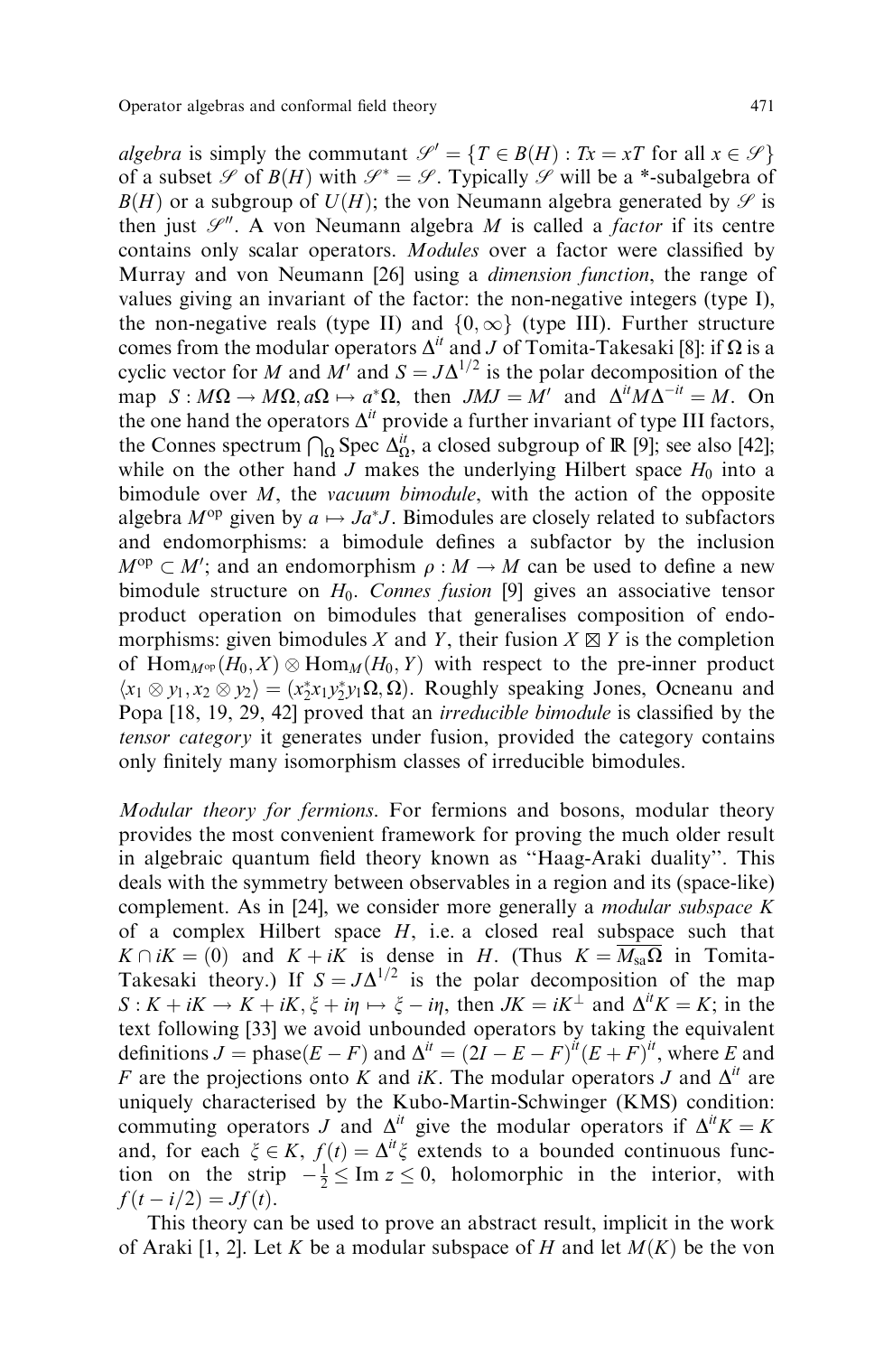*algebra* is simply the commutant $\mathscr{S}' = \{T \in B(H) : Tx = xT \text{ for all } x \in \mathscr{S}\}$ of a subset $\mathscr{S}$ of $B(H)$ with $\mathscr{S}^* = \mathscr{S}$. Typically $\mathscr{S}$ will be a \*-subalgebra of $B(H)$ or a subgroup of $U(H)$; the von Neumann algebra generated by $\mathscr{S}$ is then just $\mathscr{S}''$. A von Neumann algebra $M$ is called a *factor* if its centre contains only scalar operators. *Modules* over a factor were classified by Murray and von Neumann [26] using a *dimension function*, the range of values giving an invariant of the factor: the non-negative integers (type I), the non-negative reals (type II) and $\{0, \infty\}$ (type III). Further structure comes from the modular operators $\Delta^{it}$ and $J$ of Tomita-Takesaki [8]: if $\Omega$ is a cyclic vector for $M$ and $M'$ and $S = J\Delta^{1/2}$ is the polar decomposition of the map $S : M\Omega \to M\Omega, a\Omega \mapsto a^*\Omega$, then $JMJ = M'$ and $\Delta^{it} M \Delta^{-it} = M$. On the one hand the operators $\Delta^{it}$ provide a further invariant of type III factors, the Connes spectrum $\bigcap_\Omega \operatorname{Spec} \Delta_\Omega^{it}$, a closed subgroup of $\mathbb{R}$ [9]; see also [42]; while on the other hand $J$ makes the underlying Hilbert space $H_0$ into a bimodule over $M$, the *vacuum bimodule*, with the action of the opposite algebra $M^{\text{op}}$ given by $a \mapsto Ja^*J$. Bimodules are closely related to subfactors and endomorphisms: a bimodule defines a subfactor by the inclusion $M^{\text{op}} \subset M'$; and an endomorphism $\rho : M \to M$ can be used to define a new bimodule structure on $H_0$. *Connes fusion* [9] gives an associative tensor product operation on bimodules that generalises composition of endomorphisms: given bimodules $X$ and $Y$, their fusion $X \boxtimes Y$ is the completion of $\operatorname{Hom}_{M^{\text{op}}}(H_0, X) \otimes \operatorname{Hom}_M(H_0, Y)$ with respect to the pre-inner product $\langle x_1 \otimes y_1, x_2 \otimes y_2 \rangle = (x_2^* x_1 y_2^* y_1 \Omega, \Omega)$. Roughly speaking Jones, Ocneanu and Popa [18, 19, 29, 42] proved that an *irreducible bimodule* is classified by the *tensor category* it generates under fusion, provided the category contains only finitely many isomorphism classes of irreducible bimodules.

*Modular theory for fermions*. For fermions and bosons, modular theory provides the most convenient framework for proving the much older result in algebraic quantum field theory known as "Haag-Araki duality". This deals with the symmetry between observables in a region and its (space-like) complement. As in [24], we consider more generally a *modular subspace* $K$ of a complex Hilbert space $H$, i.e. a closed real subspace such that $K \cap iK = (0)$ and $K + iK$ is dense in $H$. (Thus $K = \overline{M_{\text{sa}}\Omega}$ in Tomita-Takesaki theory.) If $S = J\Delta^{1/2}$ is the polar decomposition of the map $S : K + iK \to K + iK, \xi + i\eta \mapsto \xi - i\eta$, then $JK = iK^\perp$ and $\Delta^{it} K = K$; in the text following [33] we avoid unbounded operators by taking the equivalent definitions $J = \text{phase}(E - F)$ and $\Delta^{it} = (2I - E - F)^{it}(E + F)^{it}$, where $E$ and $F$ are the projections onto $K$ and $iK$. The modular operators $J$ and $\Delta^{it}$ are uniquely characterised by the Kubo-Martin-Schwinger (KMS) condition: commuting operators $J$ and $\Delta^{it}$ give the modular operators if $\Delta^{it} K = K$ and, for each $\xi \in K$, $f(t) = \Delta^{it}\xi$ extends to a bounded continuous function on the strip $-\frac{1}{2} \leq \operatorname{Im} z \leq 0$, holomorphic in the interior, with $f(t - i/2) = Jf(t)$.

This theory can be used to prove an abstract result, implicit in the work of Araki [1, 2]. Let $K$ be a modular subspace of $H$ and let $M(K)$ be the von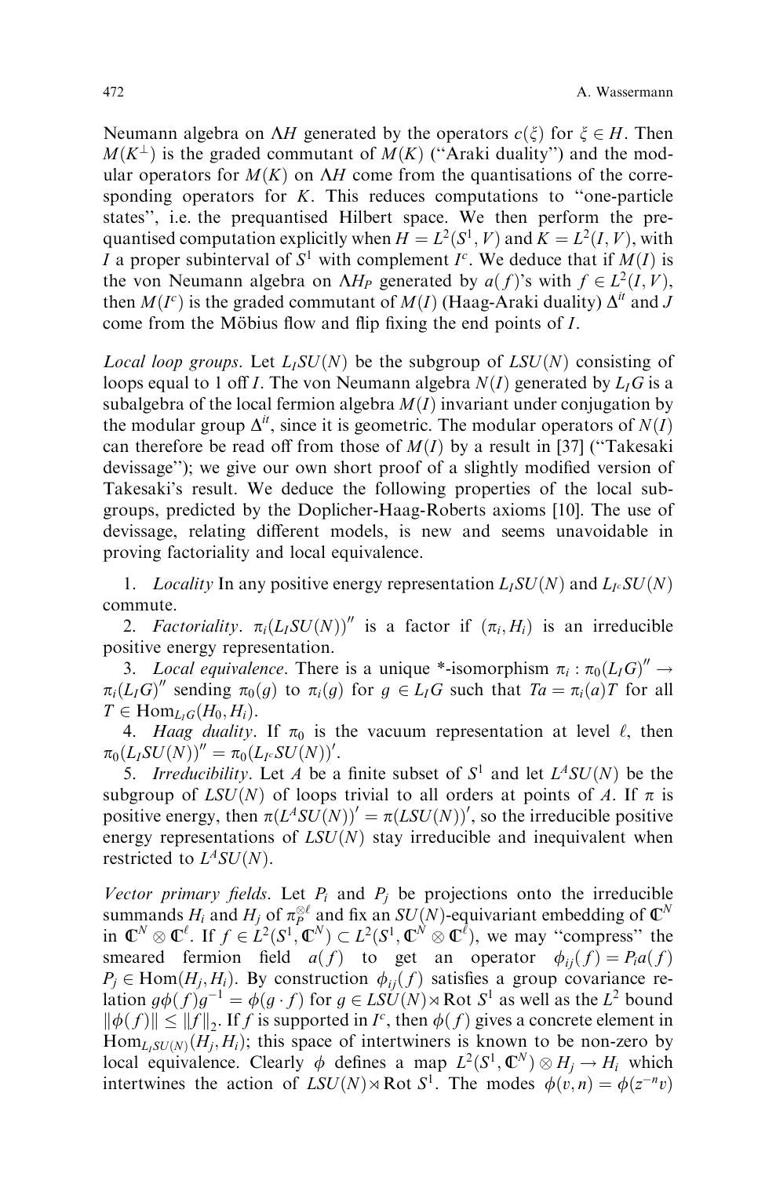Neumann algebra on $\Lambda H$ generated by the operators $c(\xi)$ for $\xi \in H$. Then $M(K^\perp)$ is the graded commutant of $M(K)$ ("Araki duality") and the modular operators for $M(K)$ on $\Lambda H$ come from the quantisations of the corresponding operators for $K$. This reduces computations to "one-particle states", i.e. the prequantised Hilbert space. We then perform the prequantised computation explicitly when $H = L^2(S^1, V)$ and $K = L^2(I, V)$, with $I$ a proper subinterval of $S^1$ with complement $I^c$. We deduce that if $M(I)$ is the von Neumann algebra on $\Lambda H_P$ generated by $a(f)$'s with $f \in L^2(I, V)$, then $M(I^c)$ is the graded commutant of $M(I)$ (Haag-Araki duality) $\Delta^{it}$ and $J$ come from the Möbius flow and flip fixing the end points of $I$.

*Local loop groups.* Let $L_I SU(N)$ be the subgroup of $LSU(N)$ consisting of loops equal to 1 off $I$. The von Neumann algebra $N(I)$ generated by $L_I G$ is a subalgebra of the local fermion algebra $M(I)$ invariant under conjugation by the modular group $\Delta^{it}$, since it is geometric. The modular operators of $N(I)$ can therefore be read off from those of $M(I)$ by a result in [37] ("Takesaki devissage"); we give our own short proof of a slightly modified version of Takesaki's result. We deduce the following properties of the local subgroups, predicted by the Doplicher-Haag-Roberts axioms [10]. The use of devissage, relating different models, is new and seems unavoidable in proving factoriality and local equivalence.

1. *Locality* In any positive energy representation $L_I SU(N)$ and $L_{I^c} SU(N)$ commute.

2. *Factoriality*. $\pi_i(L_I SU(N))''$ is a factor if $(\pi_i, H_i)$ is an irreducible positive energy representation.

3. *Local equivalence*. There is a unique *-isomorphism $\pi_i : \pi_0(L_I G)'' \to \pi_i(L_I G)''$ sending $\pi_0(g)$ to $\pi_i(g)$ for $g \in L_I G$ such that $Ta = \pi_i(a)T$ for all $T \in \mathrm{Hom}_{L_I G}(H_0, H_i)$.

4. *Haag duality*. If $\pi_0$ is the vacuum representation at level $\ell$, then $\pi_0(L_I SU(N))'' = \pi_0(L_{I^c} SU(N))'$.

5. *Irreducibility*. Let $A$ be a finite subset of $S^1$ and let $L^A SU(N)$ be the subgroup of $LSU(N)$ of loops trivial to all orders at points of $A$. If $\pi$ is positive energy, then $\pi(L^A SU(N))' = \pi(LSU(N))'$, so the irreducible positive energy representations of $LSU(N)$ stay irreducible and inequivalent when restricted to $L^A SU(N)$.

*Vector primary fields.* Let $P_i$ and $P_j$ be projections onto the irreducible summands $H_i$ and $H_j$ of $\pi_P^{\otimes \ell}$ and fix an $SU(N)$-equivariant embedding of $\mathbb{C}^N$ in $\mathbb{C}^N \otimes \mathbb{C}^\ell$. If $f \in L^2(S^1, \mathbb{C}^N) \subset L^2(S^1, \mathbb{C}^N \otimes \mathbb{C}^\ell)$, we may "compress" the smeared fermion field $a(f)$ to get an operator $\phi_{ij}(f) = P_i a(f) P_j \in \mathrm{Hom}(H_j, H_i)$. By construction $\phi_{ij}(f)$ satisfies a group covariance relation $g\phi(f)g^{-1} = \phi(g \cdot f)$ for $g \in LSU(N) \rtimes \mathrm{Rot}\, S^1$ as well as the $L^2$ bound $\|\phi(f)\| \leq \|f\|_2$. If $f$ is supported in $I^c$, then $\phi(f)$ gives a concrete element in $\mathrm{Hom}_{L_I SU(N)}(H_j, H_i)$; this space of intertwiners is known to be non-zero by local equivalence. Clearly $\phi$ defines a map $L^2(S^1, \mathbb{C}^N) \otimes H_j \to H_i$ which intertwines the action of $LSU(N) \rtimes \mathrm{Rot}\, S^1$. The modes $\phi(v, n) = \phi(z^{-n} v)$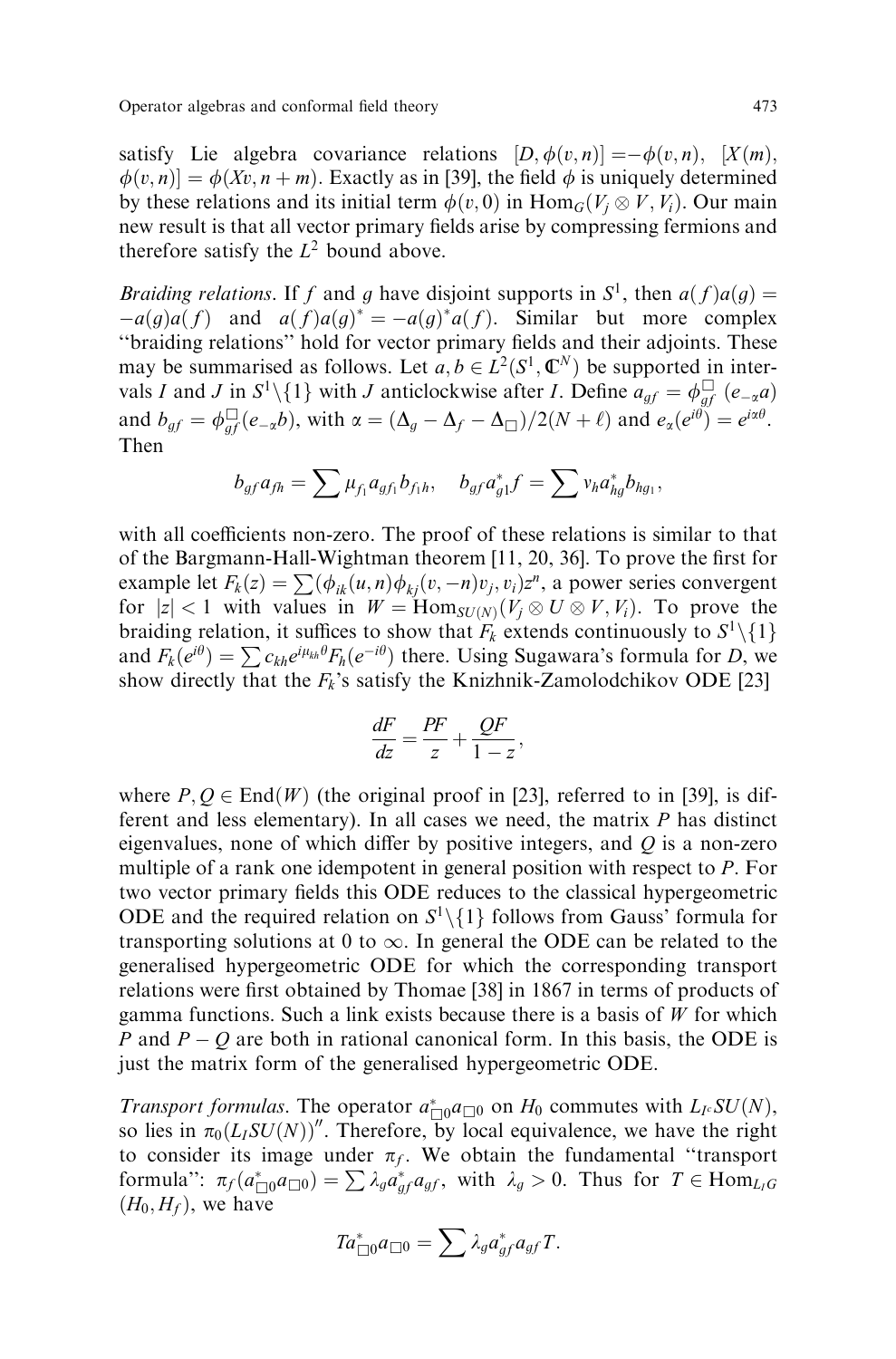satisfy Lie algebra covariance relations $[D, \phi(v,n)] = -\phi(v,n)$, $[X(m), \phi(v,n)] = \phi(Xv, n+m)$. Exactly as in [39], the field $\phi$ is uniquely determined by these relations and its initial term $\phi(v,0)$ in $\mathrm{Hom}_G(V_j \otimes V, V_i)$. Our main new result is that all vector primary fields arise by compressing fermions and therefore satisfy the $L^2$ bound above.

*Braiding relations*. If $f$ and $g$ have disjoint supports in $S^1$, then $a(f)a(g) = -a(g)a(f)$ and $a(f)a(g)^* = -a(g)^*a(f)$. Similar but more complex "braiding relations" hold for vector primary fields and their adjoints. These may be summarised as follows. Let $a, b \in L^2(S^1, \mathbb{C}^N)$ be supported in intervals $I$ and $J$ in $S^1 \backslash \{1\}$ with $J$ anticlockwise after $I$. Define $a_{gf} = \phi^{\square}_{gf}(e_{-\alpha}a)$ and $b_{gf} = \phi^{\square}_{gf}(e_{-\alpha}b)$, with $\alpha = (\Delta_g - \Delta_f - \Delta_{\square})/2(N+\ell)$ and $e_\alpha(e^{i\theta}) = e^{i\alpha\theta}$. Then

$$b_{gf}a_{fh} = \sum \mu_{f_1} a_{gf_1} b_{f_1 h}, \quad b_{gf}a^*_{g1}f = \sum \nu_h a^*_{hg} b_{hg_1},$$

with all coefficients non-zero. The proof of these relations is similar to that of the Bargmann-Hall-Wightman theorem [11, 20, 36]. To prove the first for example let $F_k(z) = \sum (\phi_{ik}(u,n)\phi_{kj}(v,-n)v_j, v_i)z^n$, a power series convergent for $|z| < 1$ with values in $W = \mathrm{Hom}_{SU(N)}(V_j \otimes U \otimes V, V_i)$. To prove the braiding relation, it suffices to show that $F_k$ extends continuously to $S^1 \backslash \{1\}$ and $F_k(e^{i\theta}) = \sum c_{kh} e^{i\mu_{kh}\theta} F_h(e^{-i\theta})$ there. Using Sugawara's formula for $D$, we show directly that the $F_k$'s satisfy the Knizhnik-Zamolodchikov ODE [23]

$$\frac{dF}{dz} = \frac{PF}{z} + \frac{QF}{1-z},$$

where $P, Q \in \mathrm{End}(W)$ (the original proof in [23], referred to in [39], is different and less elementary). In all cases we need, the matrix $P$ has distinct eigenvalues, none of which differ by positive integers, and $Q$ is a non-zero multiple of a rank one idempotent in general position with respect to $P$. For two vector primary fields this ODE reduces to the classical hypergeometric ODE and the required relation on $S^1 \backslash \{1\}$ follows from Gauss' formula for transporting solutions at 0 to $\infty$. In general the ODE can be related to the generalised hypergeometric ODE for which the corresponding transport relations were first obtained by Thomae [38] in 1867 in terms of products of gamma functions. Such a link exists because there is a basis of $W$ for which $P$ and $P - Q$ are both in rational canonical form. In this basis, the ODE is just the matrix form of the generalised hypergeometric ODE.

*Transport formulas*. The operator $a^*_{\square 0}a_{\square 0}$ on $H_0$ commutes with $L_{I^c}SU(N)$, so lies in $\pi_0(L_I SU(N))''$. Therefore, by local equivalence, we have the right to consider its image under $\pi_f$. We obtain the fundamental "transport formula": $\pi_f(a^*_{\square 0}a_{\square 0}) = \sum \lambda_g a^*_{gf}a_{gf}$, with $\lambda_g > 0$. Thus for $T \in \mathrm{Hom}_{L_I G}(H_0, H_f)$, we have

$$Ta^*_{\square 0}a_{\square 0} = \sum \lambda_g a^*_{gf}a_{gf}T.$$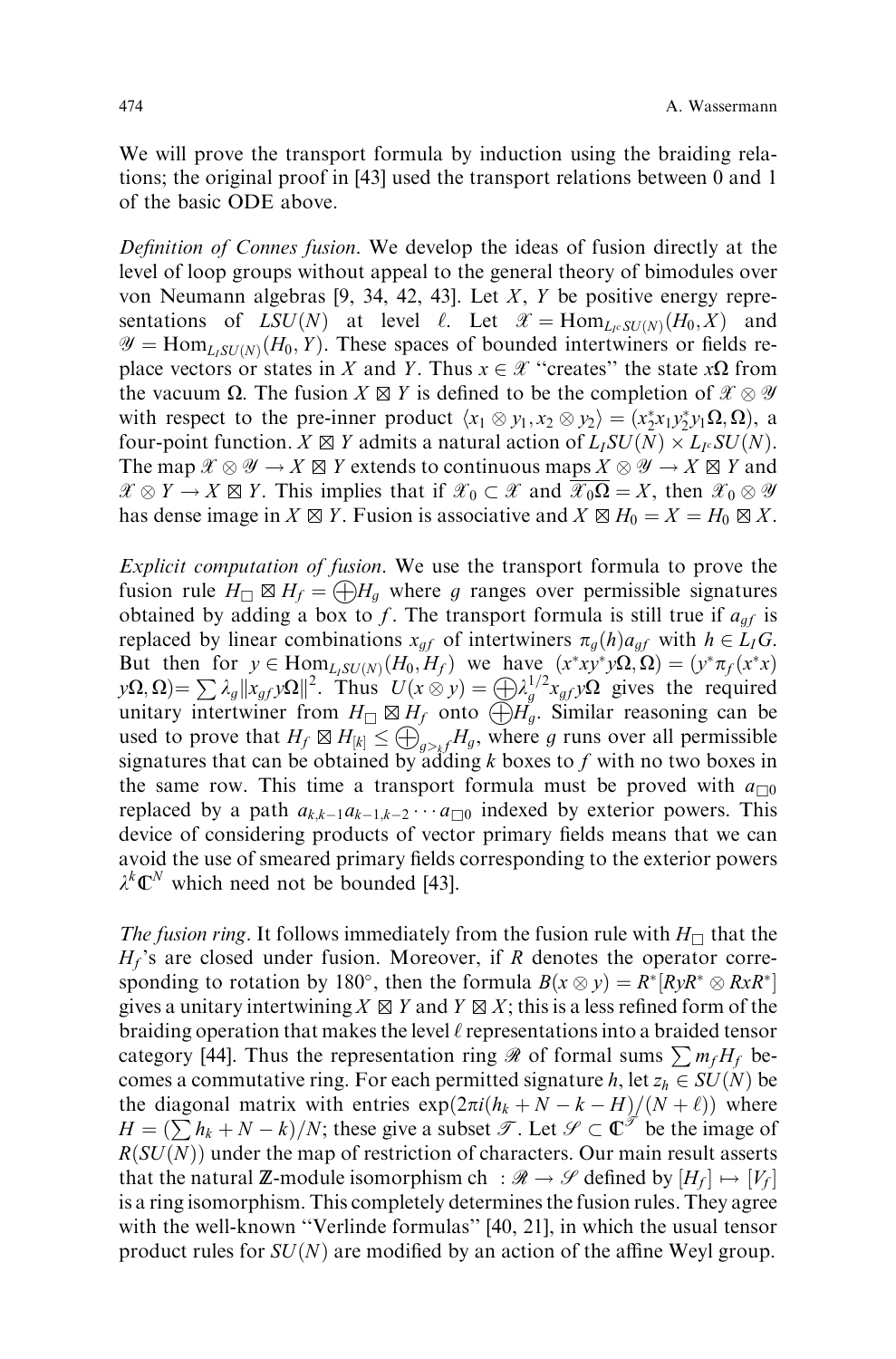We will prove the transport formula by induction using the braiding relations; the original proof in [43] used the transport relations between 0 and 1 of the basic ODE above.

*Definition of Connes fusion*. We develop the ideas of fusion directly at the level of loop groups without appeal to the general theory of bimodules over von Neumann algebras [9, 34, 42, 43]. Let $X$, $Y$ be positive energy representations of $LSU(N)$ at level $\ell$. Let $\mathscr{X} = \mathrm{Hom}_{L_{I^c}SU(N)}(H_0, X)$ and $\mathscr{Y} = \mathrm{Hom}_{L_I SU(N)}(H_0, Y)$. These spaces of bounded intertwiners or fields replace vectors or states in $X$ and $Y$. Thus $x \in \mathscr{X}$ "creates" the state $x\Omega$ from the vacuum $\Omega$. The fusion $X \boxtimes Y$ is defined to be the completion of $\mathscr{X} \otimes \mathscr{Y}$ with respect to the pre-inner product $\langle x_1 \otimes y_1, x_2 \otimes y_2 \rangle = (x_2^* x_1 y_2^* y_1 \Omega, \Omega)$, a four-point function. $X \boxtimes Y$ admits a natural action of $L_I SU(N) \times L_{I^c} SU(N)$. The map $\mathscr{X} \otimes \mathscr{Y} \to X \boxtimes Y$ extends to continuous maps $X \otimes \mathscr{Y} \to X \boxtimes Y$ and $\mathscr{X} \otimes Y \to X \boxtimes Y$. This implies that if $\mathscr{X}_0 \subset \mathscr{X}$ and $\overline{\mathscr{X}_0 \Omega} = X$, then $\mathscr{X}_0 \otimes \mathscr{Y}$ has dense image in $X \boxtimes Y$. Fusion is associative and $X \boxtimes H_0 = X = H_0 \boxtimes X$.

*Explicit computation of fusion*. We use the transport formula to prove the fusion rule $H_\square \boxtimes H_f = \bigoplus H_g$ where $g$ ranges over permissible signatures obtained by adding a box to $f$. The transport formula is still true if $a_{gf}$ is replaced by linear combinations $x_{gf}$ of intertwiners $\pi_g(h) a_{gf}$ with $h \in L_I G$. But then for $y \in \mathrm{Hom}_{L_I SU(N)}(H_0, H_f)$ we have $(x^* x y^* y \Omega, \Omega) = (y^* \pi_f(x^* x) y\Omega, \Omega) = \sum \lambda_g \|x_{gf} y \Omega\|^2$. Thus $U(x \otimes y) = \bigoplus \lambda_g^{1/2} x_{gf} y \Omega$ gives the required unitary intertwiner from $H_\square \boxtimes H_f$ onto $\bigoplus H_g$. Similar reasoning can be used to prove that $H_f \boxtimes H_{[k]} \le \bigoplus_{g >_k f} H_g$, where $g$ runs over all permissible signatures that can be obtained by adding $k$ boxes to $f$ with no two boxes in the same row. This time a transport formula must be proved with $a_{\square 0}$ replaced by a path $a_{k,k-1} a_{k-1,k-2} \cdots a_{\square 0}$ indexed by exterior powers. This device of considering products of vector primary fields means that we can avoid the use of smeared primary fields corresponding to the exterior powers $\lambda^k \mathbb{C}^N$ which need not be bounded [43].

*The fusion ring*. It follows immediately from the fusion rule with $H_\square$ that the $H_f$'s are closed under fusion. Moreover, if $R$ denotes the operator corresponding to rotation by 180°, then the formula $B(x \otimes y) = R^*[RyR^* \otimes RxR^*]$ gives a unitary intertwining $X \boxtimes Y$ and $Y \boxtimes X$; this is a less refined form of the braiding operation that makes the level $\ell$ representations into a braided tensor category [44]. Thus the representation ring $\mathscr{R}$ of formal sums $\sum m_f H_f$ becomes a commutative ring. For each permitted signature $h$, let $z_h \in SU(N)$ be the diagonal matrix with entries $\exp(2\pi i(h_k + N - k - H)/(N + \ell))$ where $H = (\sum h_k + N - k)/N$; these give a subset $\mathscr{T}$. Let $\mathscr{S} \subset \mathbb{C}^{\mathscr{T}}$ be the image of $R(SU(N))$ under the map of restriction of characters. Our main result asserts that the natural $\mathbb{Z}$-module isomorphism ch $: \mathscr{R} \to \mathscr{S}$ defined by $[H_f] \mapsto [V_f]$ is a ring isomorphism. This completely determines the fusion rules. They agree with the well-known "Verlinde formulas" [40, 21], in which the usual tensor product rules for $SU(N)$ are modified by an action of the affine Weyl group.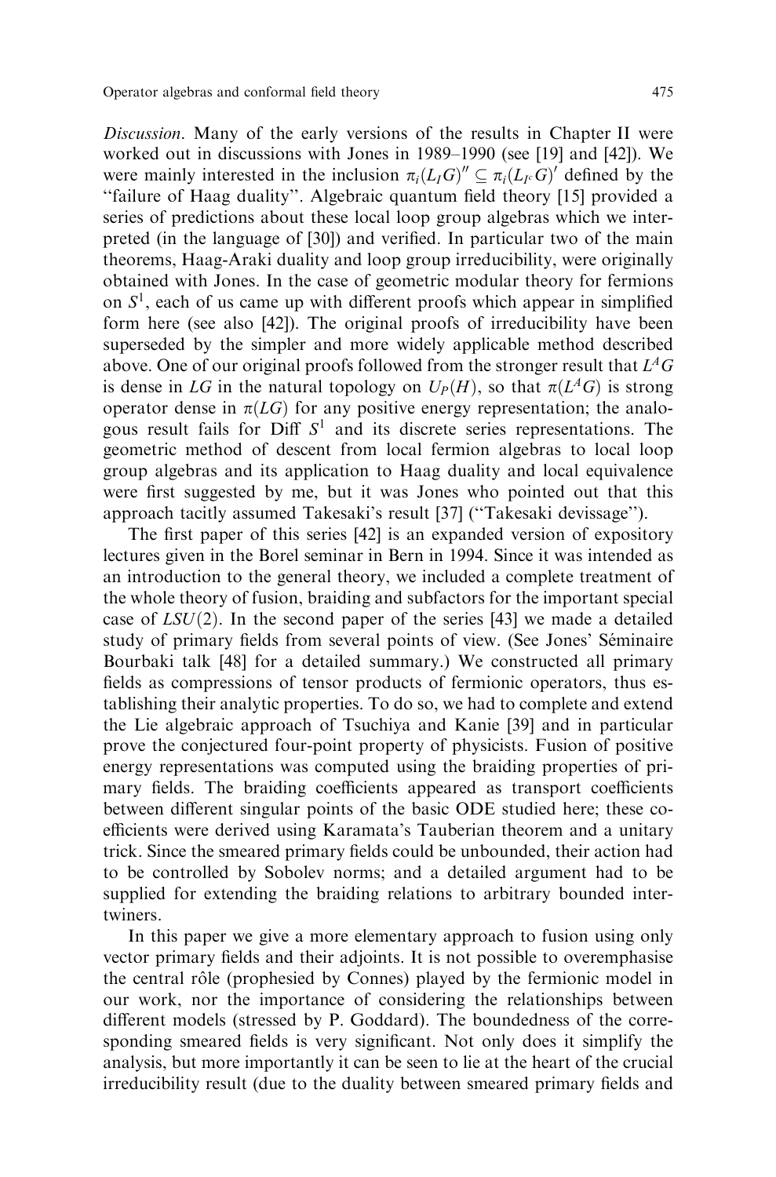*Discussion*. Many of the early versions of the results in Chapter II were worked out in discussions with Jones in 1989–1990 (see [19] and [42]). We were mainly interested in the inclusion $\pi_i(L_I G)'' \subseteq \pi_i(L_{I^c} G)'$ defined by the "failure of Haag duality". Algebraic quantum field theory [15] provided a series of predictions about these local loop group algebras which we interpreted (in the language of [30]) and verified. In particular two of the main theorems, Haag-Araki duality and loop group irreducibility, were originally obtained with Jones. In the case of geometric modular theory for fermions on $S^1$, each of us came up with different proofs which appear in simplified form here (see also [42]). The original proofs of irreducibility have been superseded by the simpler and more widely applicable method described above. One of our original proofs followed from the stronger result that $L^A G$ is dense in $LG$ in the natural topology on $U_P(H)$, so that $\pi(L^A G)$ is strong operator dense in $\pi(LG)$ for any positive energy representation; the analogous result fails for Diff $S^1$ and its discrete series representations. The geometric method of descent from local fermion algebras to local loop group algebras and its application to Haag duality and local equivalence were first suggested by me, but it was Jones who pointed out that this approach tacitly assumed Takesaki's result [37] ("Takesaki devissage").

The first paper of this series [42] is an expanded version of expository lectures given in the Borel seminar in Bern in 1994. Since it was intended as an introduction to the general theory, we included a complete treatment of the whole theory of fusion, braiding and subfactors for the important special case of $LSU(2)$. In the second paper of the series [43] we made a detailed study of primary fields from several points of view. (See Jones' Séminaire Bourbaki talk [48] for a detailed summary.) We constructed all primary fields as compressions of tensor products of fermionic operators, thus establishing their analytic properties. To do so, we had to complete and extend the Lie algebraic approach of Tsuchiya and Kanie [39] and in particular prove the conjectured four-point property of physicists. Fusion of positive energy representations was computed using the braiding properties of primary fields. The braiding coefficients appeared as transport coefficients between different singular points of the basic ODE studied here; these coefficients were derived using Karamata's Tauberian theorem and a unitary trick. Since the smeared primary fields could be unbounded, their action had to be controlled by Sobolev norms; and a detailed argument had to be supplied for extending the braiding relations to arbitrary bounded intertwiners.

In this paper we give a more elementary approach to fusion using only vector primary fields and their adjoints. It is not possible to overemphasise the central rôle (prophesied by Connes) played by the fermionic model in our work, nor the importance of considering the relationships between different models (stressed by P. Goddard). The boundedness of the corresponding smeared fields is very significant. Not only does it simplify the analysis, but more importantly it can be seen to lie at the heart of the crucial irreducibility result (due to the duality between smeared primary fields and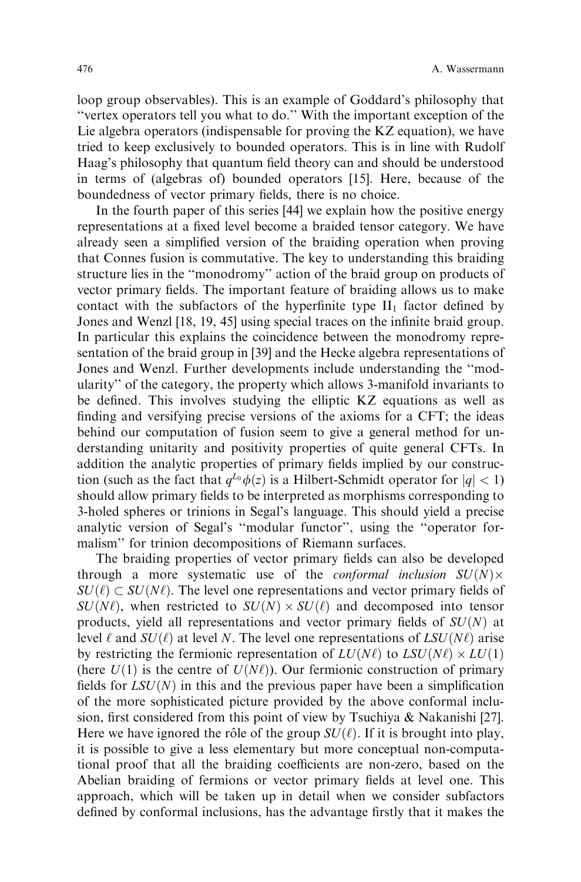loop group observables). This is an example of Goddard's philosophy that "vertex operators tell you what to do." With the important exception of the Lie algebra operators (indispensable for proving the KZ equation), we have tried to keep exclusively to bounded operators. This is in line with Rudolf Haag's philosophy that quantum field theory can and should be understood in terms of (algebras of) bounded operators [15]. Here, because of the boundedness of vector primary fields, there is no choice.

In the fourth paper of this series [44] we explain how the positive energy representations at a fixed level become a braided tensor category. We have already seen a simplified version of the braiding operation when proving that Connes fusion is commutative. The key to understanding this braiding structure lies in the "monodromy" action of the braid group on products of vector primary fields. The important feature of braiding allows us to make contact with the subfactors of the hyperfinite type $\mathrm{II}_1$ factor defined by Jones and Wenzl [18, 19, 45] using special traces on the infinite braid group. In particular this explains the coincidence between the monodromy representation of the braid group in [39] and the Hecke algebra representations of Jones and Wenzl. Further developments include understanding the "modularity" of the category, the property which allows 3-manifold invariants to be defined. This involves studying the elliptic KZ equations as well as finding and versifying precise versions of the axioms for a CFT; the ideas behind our computation of fusion seem to give a general method for understanding unitarity and positivity properties of quite general CFTs. In addition the analytic properties of primary fields implied by our construction (such as the fact that $q^{L_0}\phi(z)$ is a Hilbert-Schmidt operator for $|q| < 1$) should allow primary fields to be interpreted as morphisms corresponding to 3-holed spheres or trinions in Segal's language. This should yield a precise analytic version of Segal's "modular functor", using the "operator formalism" for trinion decompositions of Riemann surfaces.

The braiding properties of vector primary fields can also be developed through a more systematic use of the *conformal inclusion* $SU(N) \times SU(\ell) \subset SU(N\ell)$. The level one representations and vector primary fields of $SU(N\ell)$, when restricted to $SU(N) \times SU(\ell)$ and decomposed into tensor products, yield all representations and vector primary fields of $SU(N)$ at level $\ell$ and $SU(\ell)$ at level $N$. The level one representations of $LSU(N\ell)$ arise by restricting the fermionic representation of $LU(N\ell)$ to $LSU(N\ell) \times LU(1)$ (here $U(1)$ is the centre of $U(N\ell)$). Our fermionic construction of primary fields for $LSU(N)$ in this and the previous paper have been a simplification of the more sophisticated picture provided by the above conformal inclusion, first considered from this point of view by Tsuchiya & Nakanishi [27]. Here we have ignored the rôle of the group $SU(\ell)$. If it is brought into play, it is possible to give a less elementary but more conceptual non-computational proof that all the braiding coefficients are non-zero, based on the Abelian braiding of fermions or vector primary fields at level one. This approach, which will be taken up in detail when we consider subfactors defined by conformal inclusions, has the advantage firstly that it makes the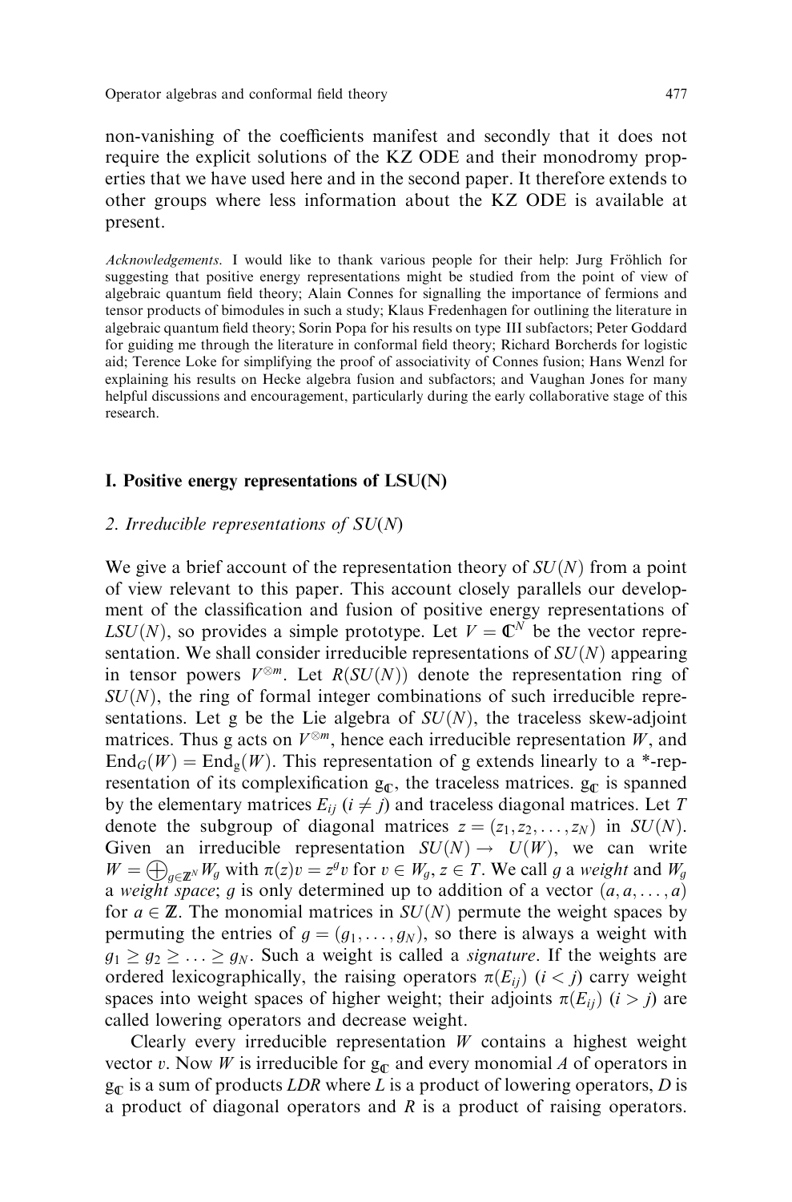non-vanishing of the coefficients manifest and secondly that it does not require the explicit solutions of the KZ ODE and their monodromy properties that we have used here and in the second paper. It therefore extends to other groups where less information about the KZ ODE is available at present.

*Acknowledgements.* I would like to thank various people for their help: Jurg Fröhlich for suggesting that positive energy representations might be studied from the point of view of algebraic quantum field theory; Alain Connes for signalling the importance of fermions and tensor products of bimodules in such a study; Klaus Fredenhagen for outlining the literature in algebraic quantum field theory; Sorin Popa for his results on type III subfactors; Peter Goddard for guiding me through the literature in conformal field theory; Richard Borcherds for logistic aid; Terence Loke for simplifying the proof of associativity of Connes fusion; Hans Wenzl for explaining his results on Hecke algebra fusion and subfactors; and Vaughan Jones for many helpful discussions and encouragement, particularly during the early collaborative stage of this research.

## I. Positive energy representations of LSU(N)

### *2. Irreducible representations of SU(N)*

We give a brief account of the representation theory of $SU(N)$ from a point of view relevant to this paper. This account closely parallels our development of the classification and fusion of positive energy representations of $LSU(N)$, so provides a simple prototype. Let $V = \mathbb{C}^N$ be the vector representation. We shall consider irreducible representations of $SU(N)$ appearing in tensor powers $V^{\otimes m}$. Let $R(SU(N))$ denote the representation ring of $SU(N)$, the ring of formal integer combinations of such irreducible representations. Let g be the Lie algebra of $SU(N)$, the traceless skew-adjoint matrices. Thus g acts on $V^{\otimes m}$, hence each irreducible representation $W$, and $\mathrm{End}_G(W) = \mathrm{End}_{\mathfrak{g}}(W)$. This representation of g extends linearly to a *-representation of its complexification $\mathfrak{g}_{\mathbb{C}}$, the traceless matrices. $\mathfrak{g}_{\mathbb{C}}$ is spanned by the elementary matrices $E_{ij}$ $(i \neq j)$ and traceless diagonal matrices. Let $T$ denote the subgroup of diagonal matrices $z = (z_1, z_2, \ldots, z_N)$ in $SU(N)$. Given an irreducible representation $SU(N) \to U(W)$, we can write $W = \bigoplus_{g \in \mathbb{Z}^N} W_g$ with $\pi(z)v = z^g v$ for $v \in W_g$, $z \in T$. We call $g$ a *weight* and $W_g$ a *weight space*; $g$ is only determined up to addition of a vector $(a, a, \ldots, a)$ for $a \in \mathbb{Z}$. The monomial matrices in $SU(N)$ permute the weight spaces by permuting the entries of $g = (g_1, \ldots, g_N)$, so there is always a weight with $g_1 \geq g_2 \geq \ldots \geq g_N$. Such a weight is called a *signature*. If the weights are ordered lexicographically, the raising operators $\pi(E_{ij})$ $(i < j)$ carry weight spaces into weight spaces of higher weight; their adjoints $\pi(E_{ij})$ $(i > j)$ are called lowering operators and decrease weight.

Clearly every irreducible representation $W$ contains a highest weight vector $v$. Now $W$ is irreducible for $\mathfrak{g}_{\mathbb{C}}$ and every monomial $A$ of operators in $\mathfrak{g}_{\mathbb{C}}$ is a sum of products $LDR$ where $L$ is a product of lowering operators, $D$ is a product of diagonal operators and $R$ is a product of raising operators.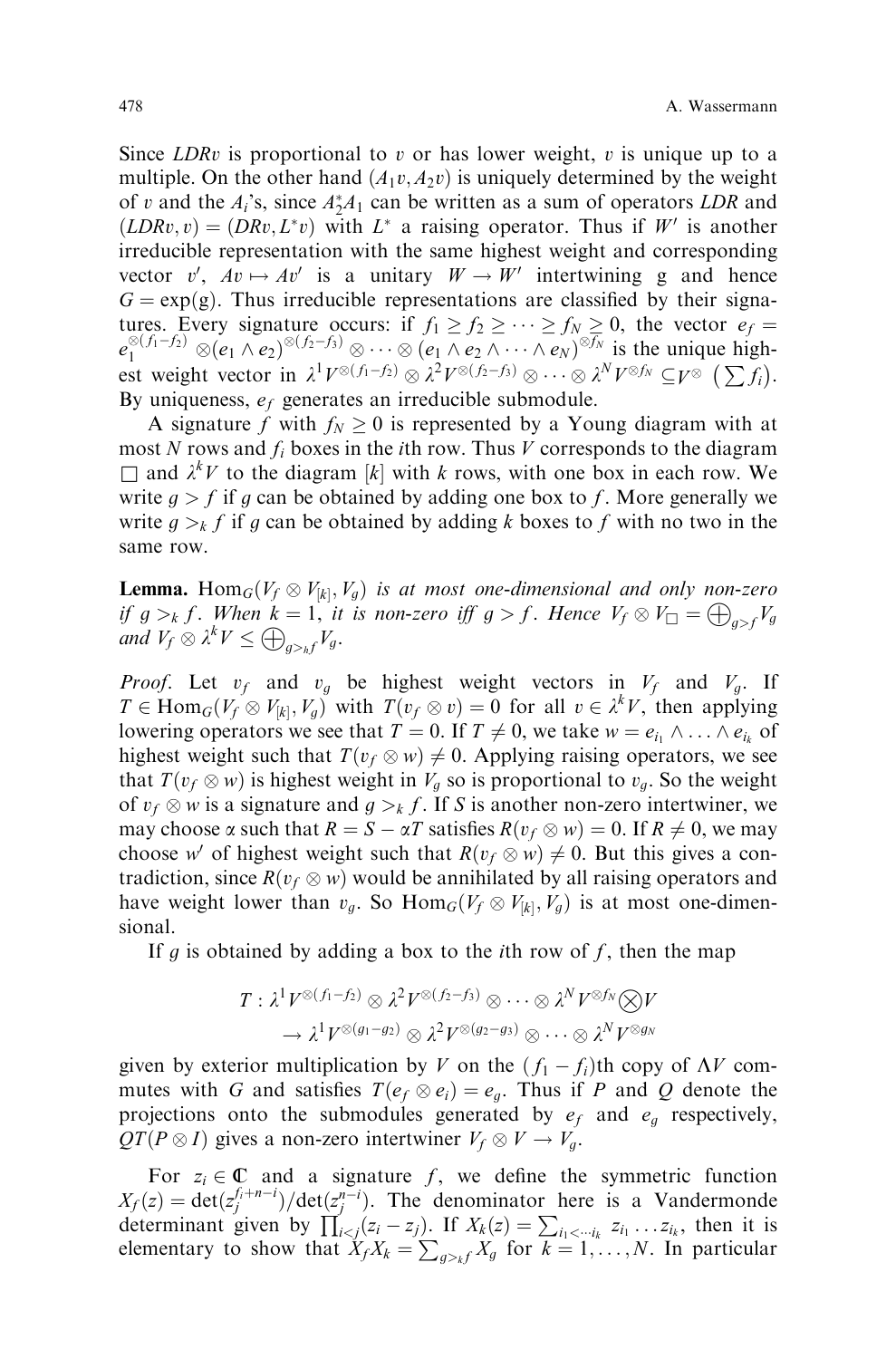Since $LDRv$ is proportional to $v$ or has lower weight, $v$ is unique up to a multiple. On the other hand $(A_1 v, A_2 v)$ is uniquely determined by the weight of $v$ and the $A_i$'s, since $A_2^* A_1$ can be written as a sum of operators $LDR$ and $(LDRv, v) = (DRv, L^* v)$ with $L^*$ a raising operator. Thus if $W'$ is another irreducible representation with the same highest weight and corresponding vector $v'$, $Av \mapsto Av'$ is a unitary $W \to W'$ intertwining g and hence $G = \exp(\mathfrak{g})$. Thus irreducible representations are classified by their signatures. Every signature occurs: if $f_1 \geq f_2 \geq \cdots \geq f_N \geq 0$, the vector $e_f = e_1^{\otimes(f_1 - f_2)} \otimes (e_1 \wedge e_2)^{\otimes(f_2 - f_3)} \otimes \cdots \otimes (e_1 \wedge e_2 \wedge \cdots \wedge e_N)^{\otimes f_N}$ is the unique highest weight vector in $\lambda^1 V^{\otimes(f_1 - f_2)} \otimes \lambda^2 V^{\otimes(f_2 - f_3)} \otimes \cdots \otimes \lambda^N V^{\otimes f_N} \subseteq V^{\otimes} \left(\sum f_i\right)$. By uniqueness, $e_f$ generates an irreducible submodule.

A signature $f$ with $f_N \geq 0$ is represented by a Young diagram with at most $N$ rows and $f_i$ boxes in the $i$th row. Thus $V$ corresponds to the diagram $\square$ and $\lambda^k V$ to the diagram $[k]$ with $k$ rows, with one box in each row. We write $g > f$ if $g$ can be obtained by adding one box to $f$. More generally we write $g >_k f$ if $g$ can be obtained by adding $k$ boxes to $f$ with no two in the same row.

**Lemma.** *$\mathrm{Hom}_G(V_f \otimes V_{[k]}, V_g)$ is at most one-dimensional and only non-zero if $g >_k f$. When $k = 1$, it is non-zero iff $g > f$. Hence $V_f \otimes V_\square = \bigoplus_{g > f} V_g$ and $V_f \otimes \lambda^k V \leq \bigoplus_{g >_k f} V_g$.*

*Proof.* Let $v_f$ and $v_g$ be highest weight vectors in $V_f$ and $V_g$. If $T \in \mathrm{Hom}_G(V_f \otimes V_{[k]}, V_g)$ with $T(v_f \otimes v) = 0$ for all $v \in \lambda^k V$, then applying lowering operators we see that $T = 0$. If $T \neq 0$, we take $w = e_{i_1} \wedge \ldots \wedge e_{i_k}$ of highest weight such that $T(v_f \otimes w) \neq 0$. Applying raising operators, we see that $T(v_f \otimes w)$ is highest weight in $V_g$ so is proportional to $v_g$. So the weight of $v_f \otimes w$ is a signature and $g >_k f$. If $S$ is another non-zero intertwiner, we may choose $\alpha$ such that $R = S - \alpha T$ satisfies $R(v_f \otimes w) = 0$. If $R \neq 0$, we may choose $w'$ of highest weight such that $R(v_f \otimes w) \neq 0$. But this gives a contradiction, since $R(v_f \otimes w)$ would be annihilated by all raising operators and have weight lower than $v_g$. So $\mathrm{Hom}_G(V_f \otimes V_{[k]}, V_g)$ is at most one-dimensional.

If $g$ is obtained by adding a box to the $i$th row of $f$, then the map

$$T : \lambda^1 V^{\otimes(f_1 - f_2)} \otimes \lambda^2 V^{\otimes(f_2 - f_3)} \otimes \cdots \otimes \lambda^N V^{\otimes f_N} \bigotimes V \\ \to \lambda^1 V^{\otimes(g_1 - g_2)} \otimes \lambda^2 V^{\otimes(g_2 - g_3)} \otimes \cdots \otimes \lambda^N V^{\otimes g_N}$$

given by exterior multiplication by $V$ on the $(f_1 - f_i)$th copy of $\Lambda V$ commutes with $G$ and satisfies $T(e_f \otimes e_i) = e_g$. Thus if $P$ and $Q$ denote the projections onto the submodules generated by $e_f$ and $e_g$ respectively, $QT(P \otimes I)$ gives a non-zero intertwiner $V_f \otimes V \to V_g$.

For $z_i \in \mathbb{C}$ and a signature $f$, we define the symmetric function $X_f(z) = \det(z_j^{f_i + n - i}) / \det(z_j^{n-i})$. The denominator here is a Vandermonde determinant given by $\prod_{i<j}(z_i - z_j)$. If $X_k(z) = \sum_{i_1 < \cdots i_k} z_{i_1} \ldots z_{i_k}$, then it is elementary to show that $X_f X_k = \sum_{g >_k f} X_g$ for $k = 1, \ldots, N$. In particular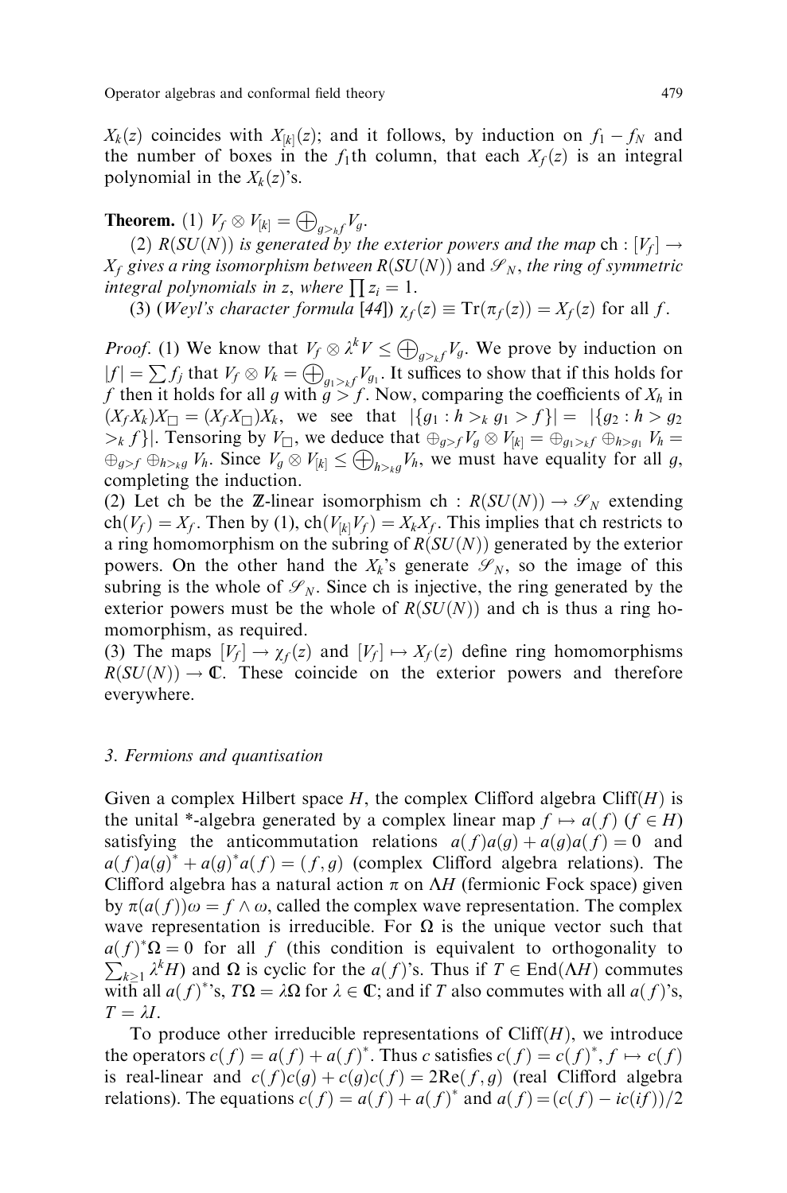$X_k(z)$ coincides with $X_{[k]}(z)$; and it follows, by induction on $f_1 - f_N$ and the number of boxes in the $f_1$th column, that each $X_f(z)$ is an integral polynomial in the $X_k(z)$'s.

**Theorem.** (1) $V_f \otimes V_{[k]} = \bigoplus_{g >_k f} V_g$.

(2) *$R(SU(N))$ is generated by the exterior powers and the map* $\mathrm{ch} : [V_f] \to X_f$ *gives a ring isomorphism between $R(SU(N))$ and $\mathscr{S}_N$, the ring of symmetric integral polynomials in $z$, where $\prod z_i = 1$.*

(3) (*Weyl's character formula* [44]) $\chi_f(z) \equiv \mathrm{Tr}(\pi_f(z)) = X_f(z)$ for all $f$.

*Proof.* (1) We know that $V_f \otimes \lambda^k V \leq \bigoplus_{g >_k f} V_g$. We prove by induction on $|f| = \sum f_j$ that $V_f \otimes V_k = \bigoplus_{g_1 >_k f} V_{g_1}$. It suffices to show that if this holds for $f$ then it holds for all $g$ with $g > f$. Now, comparing the coefficients of $X_h$ in $(X_f X_k) X_\square = (X_f X_\square) X_k$, we see that $|\{g_1 : h >_k g_1 > f\}| = |\{g_2 : h > g_2 >_k f\}|$. Tensoring by $V_\square$, we deduce that $\oplus_{g > f} V_g \otimes V_{[k]} = \oplus_{g_1 >_k f} \oplus_{h > g_1} V_h = \oplus_{g > f} \oplus_{h >_k g} V_h$. Since $V_g \otimes V_{[k]} \leq \bigoplus_{h >_k g} V_h$, we must have equality for all $g$, completing the induction.

(2) Let ch be the $\mathbb{Z}$-linear isomorphism $\mathrm{ch} : R(SU(N)) \to \mathscr{S}_N$ extending $\mathrm{ch}(V_f) = X_f$. Then by (1), $\mathrm{ch}(V_{[k]} V_f) = X_k X_f$. This implies that ch restricts to a ring homomorphism on the subring of $R(SU(N))$ generated by the exterior powers. On the other hand the $X_k$'s generate $\mathscr{S}_N$, so the image of this subring is the whole of $\mathscr{S}_N$. Since ch is injective, the ring generated by the exterior powers must be the whole of $R(SU(N))$ and ch is thus a ring homomorphism, as required.

(3) The maps $[V_f] \to \chi_f(z)$ and $[V_f] \mapsto X_f(z)$ define ring homomorphisms $R(SU(N)) \to \mathbb{C}$. These coincide on the exterior powers and therefore everywhere.

### 3. Fermions and quantisation

Given a complex Hilbert space $H$, the complex Clifford algebra $\mathrm{Cliff}(H)$ is the unital *-algebra generated by a complex linear map $f \mapsto a(f)$ $(f \in H)$ satisfying the anticommutation relations $a(f)a(g) + a(g)a(f) = 0$ and $a(f)a(g)^* + a(g)^* a(f) = (f, g)$ (complex Clifford algebra relations). The Clifford algebra has a natural action $\pi$ on $\Lambda H$ (fermionic Fock space) given by $\pi(a(f))\omega = f \wedge \omega$, called the complex wave representation. The complex wave representation is irreducible. For $\Omega$ is the unique vector such that $a(f)^* \Omega = 0$ for all $f$ (this condition is equivalent to orthogonality to $\sum_{k \geq 1} \lambda^k H$) and $\Omega$ is cyclic for the $a(f)$'s. Thus if $T \in \mathrm{End}(\Lambda H)$ commutes with all $a(f)^*$'s, $T\Omega = \lambda \Omega$ for $\lambda \in \mathbb{C}$; and if $T$ also commutes with all $a(f)$'s, $T = \lambda I$.

To produce other irreducible representations of $\mathrm{Cliff}(H)$, we introduce the operators $c(f) = a(f) + a(f)^*$. Thus $c$ satisfies $c(f) = c(f)^*$, $f \mapsto c(f)$ is real-linear and $c(f)c(g) + c(g)c(f) = 2\mathrm{Re}(f, g)$ (real Clifford algebra relations). The equations $c(f) = a(f) + a(f)^*$ and $a(f) = (c(f) - ic(if))/2$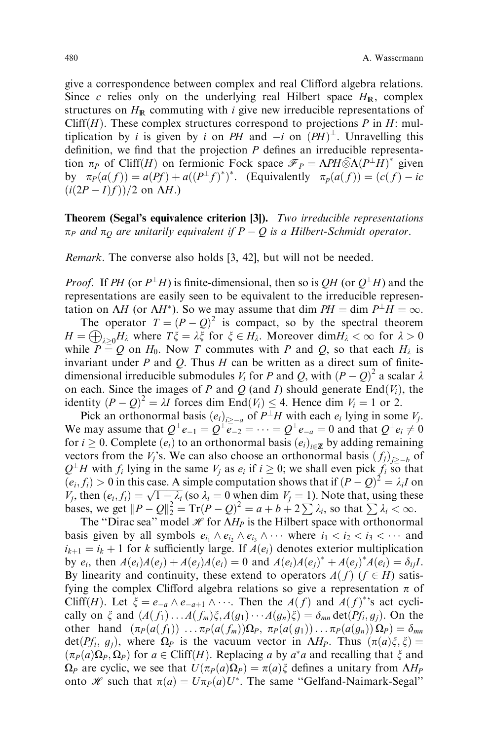give a correspondence between complex and real Clifford algebra relations. Since $c$ relies only on the underlying real Hilbert space $H_{\mathbb{R}}$, complex structures on $H_{\mathbb{R}}$ commuting with $i$ give new irreducible representations of $\mathrm{Cliff}(H)$. These complex structures correspond to projections $P$ in $H$: multiplication by $i$ is given by $i$ on $PH$ and $-i$ on $(PH)^{\perp}$. Unravelling this definition, we find that the projection $P$ defines an irreducible representation $\pi_P$ of $\mathrm{Cliff}(H)$ on fermionic Fock space $\mathscr{F}_P = \Lambda PH \widehat{\otimes} \Lambda (P^{\perp}H)^*$ given by $\pi_P(a(f)) = a(Pf) + a((P^{\perp}f)^*)^*$. (Equivalently $\pi_p(a(f)) = (c(f) - ic(i(2P-I)f))/2$ on $\Lambda H$.)

**Theorem (Segal's equivalence criterion [3]).** *Two irreducible representations $\pi_P$ and $\pi_Q$ are unitarily equivalent if $P - Q$ is a Hilbert-Schmidt operator.*

*Remark*. The converse also holds [3, 42], but will not be needed.

*Proof*. If $PH$ (or $P^{\perp}H$) is finite-dimensional, then so is $QH$ (or $Q^{\perp}H$) and the representations are easily seen to be equivalent to the irreducible representation on $\Lambda H$ (or $\Lambda H^*$). So we may assume that $\dim PH = \dim P^{\perp}H = \infty$.

The operator $T = (P-Q)^2$ is compact, so by the spectral theorem $H = \bigoplus_{\lambda \geq 0} H_{\lambda}$ where $T\xi = \lambda \xi$ for $\xi \in H_{\lambda}$. Moreover $\dim H_{\lambda} < \infty$ for $\lambda > 0$ while $P = Q$ on $H_0$. Now $T$ commutes with $P$ and $Q$, so that each $H_{\lambda}$ is invariant under $P$ and $Q$. Thus $H$ can be written as a direct sum of finite-dimensional irreducible submodules $V_i$ for $P$ and $Q$, with $(P-Q)^2$ a scalar $\lambda$ on each. Since the images of $P$ and $Q$ (and $I$) should generate $\mathrm{End}(V_i)$, the identity $(P-Q)^2 = \lambda I$ forces $\dim \mathrm{End}(V_i) \leq 4$. Hence $\dim V_i = 1$ or $2$.

Pick an orthonormal basis $(e_i)_{i \geq -a}$ of $P^{\perp}H$ with each $e_i$ lying in some $V_j$. We may assume that $Q^{\perp}e_{-1} = Q^{\perp}e_{-2} = \cdots = Q^{\perp}e_{-a} = 0$ and that $Q^{\perp}e_i \neq 0$ for $i \geq 0$. Complete $(e_i)$ to an orthonormal basis $(e_i)_{i \in \mathbb{Z}}$ by adding remaining vectors from the $V_j$'s. We can also choose an orthonormal basis $(f_j)_{j \geq -b}$ of $Q^{\perp}H$ with $f_i$ lying in the same $V_j$ as $e_i$ if $i \geq 0$; we shall even pick $f_i$ so that $(e_i, f_i) > 0$ in this case. A simple computation shows that if $(P-Q)^2 = \lambda_i I$ on $V_j$, then $(e_i, f_i) = \sqrt{1 - \lambda_i}$ (so $\lambda_i = 0$ when $\dim V_j = 1$). Note that, using these bases, we get $\|P - Q\|_2^2 = \mathrm{Tr}(P-Q)^2 = a + b + 2\sum \lambda_i$, so that $\sum \lambda_i < \infty$.

The "Dirac sea" model $\mathscr{H}$ for $\Lambda H_P$ is the Hilbert space with orthonormal basis given by all symbols $e_{i_1} \wedge e_{i_2} \wedge e_{i_3} \wedge \cdots$ where $i_1 < i_2 < i_3 < \cdots$ and $i_{k+1} = i_k + 1$ for $k$ sufficiently large. If $A(e_i)$ denotes exterior multiplication by $e_i$, then $A(e_i)A(e_j) + A(e_j)A(e_i) = 0$ and $A(e_i)A(e_j)^* + A(e_j)^*A(e_i) = \delta_{ij}I$. By linearity and continuity, these extend to operators $A(f)$ ($f \in H$) satisfying the complex Clifford algebra relations so give a representation $\pi$ of $\mathrm{Cliff}(H)$. Let $\xi = e_{-a} \wedge e_{-a+1} \wedge \cdots$. Then the $A(f)$ and $A(f)^*$'s act cyclically on $\xi$ and $(A(f_1) \ldots A(f_m)\xi, A(g_1) \cdots A(g_n)\xi) = \delta_{mn} \det(Pf_i, g_j)$. On the other hand $(\pi_P(a(f_1)) \ldots \pi_P(a(f_m))\Omega_P, \pi_P(a(g_1)) \ldots \pi_P(a(g_n))\Omega_P) = \delta_{mn} \det(Pf_i, g_j)$, where $\Omega_P$ is the vacuum vector in $\Lambda H_P$. Thus $(\pi(a)\xi, \xi) = (\pi_P(a)\Omega_P, \Omega_P)$ for $a \in \mathrm{Cliff}(H)$. Replacing $a$ by $a^*a$ and recalling that $\xi$ and $\Omega_P$ are cyclic, we see that $U(\pi_P(a)\Omega_P) = \pi(a)\xi$ defines a unitary from $\Lambda H_P$ onto $\mathscr{H}$ such that $\pi(a) = U\pi_P(a)U^*$. The same "Gelfand-Naimark-Segal"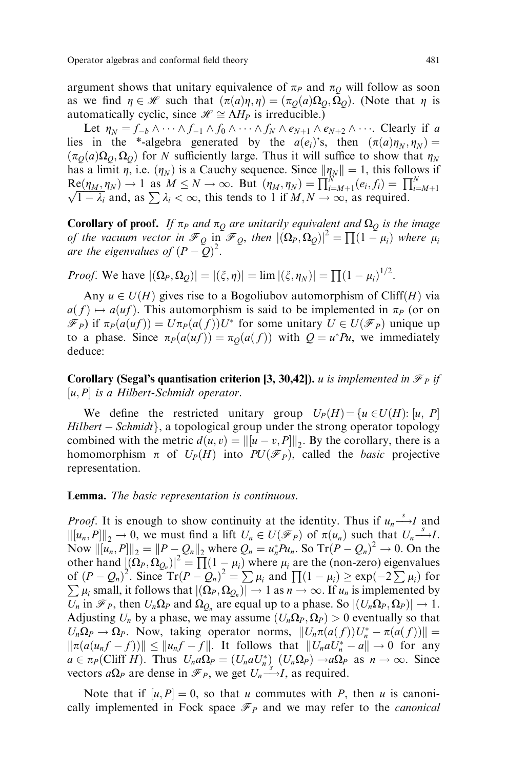argument shows that unitary equivalence of $\pi_P$ and $\pi_Q$ will follow as soon as we find $\eta \in \mathscr{H}$ such that $(\pi(a)\eta, \eta) = (\pi_Q(a)\Omega_Q, \Omega_Q)$. (Note that $\eta$ is automatically cyclic, since $\mathscr{H} \cong \Lambda H_P$ is irreducible.)

Let $\eta_N = f_{-b} \wedge \cdots \wedge f_{-1} \wedge f_0 \wedge \cdots \wedge f_N \wedge e_{N+1} \wedge e_{N+2} \wedge \cdots$. Clearly if $a$ lies in the \*-algebra generated by the $a(e_i)$'s, then $(\pi(a)\eta_N, \eta_N) = (\pi_Q(a)\Omega_Q, \Omega_Q)$ for $N$ sufficiently large. Thus it will suffice to show that $\eta_N$ has a limit $\eta$, i.e. $(\eta_N)$ is a Cauchy sequence. Since $\|\eta_N\| = 1$, this follows if $\mathrm{Re}(\eta_M, \eta_N) \to 1$ as $M \leq N \to \infty$. But $(\eta_M, \eta_N) = \prod_{i=M+1}^{N} (e_i, f_i) = \prod_{i=M+1}^{N} \sqrt{1 - \lambda_i}$ and, as $\sum \lambda_i < \infty$, this tends to 1 if $M, N \to \infty$, as required.

**Corollary of proof.** *If $\pi_P$ and $\pi_Q$ are unitarily equivalent and $\Omega_Q$ is the image of the vacuum vector in $\mathscr{F}_Q$ in $\mathscr{F}_Q$, then $|(\Omega_P, \Omega_Q)|^2 = \prod (1 - \mu_i)$ where $\mu_i$ are the eigenvalues of $(P - Q)^2$.*

*Proof.* We have $|(\Omega_P, \Omega_Q)| = |(\xi, \eta)| = \lim |(\xi, \eta_N)| = \prod (1 - \mu_i)^{1/2}$.

Any $u \in U(H)$ gives rise to a Bogoliubov automorphism of $\mathrm{Cliff}(H)$ via $a(f) \mapsto a(uf)$. This automorphism is said to be implemented in $\pi_P$ (or on $\mathscr{F}_P$) if $\pi_P(a(uf)) = U\pi_P(a(f))U^*$ for some unitary $U \in U(\mathscr{F}_P)$ unique up to a phase. Since $\pi_P(a(uf)) = \pi_Q(a(f))$ with $Q = u^*Pu$, we immediately deduce:

**Corollary (Segal's quantisation criterion [3, 30,42]).** *$u$ is implemented in $\mathscr{F}_P$ if $[u, P]$ is a Hilbert-Schmidt operator.*

We define the restricted unitary group $U_P(H) = \{u \in U(H)\colon [u, P]$ *Hilbert – Schmidt*$\}$, a topological group under the strong operator topology combined with the metric $d(u, v) = \|[u - v, P]\|_2$. By the corollary, there is a homomorphism $\pi$ of $U_P(H)$ into $PU(\mathscr{F}_P)$, called the *basic* projective representation.

**Lemma.** *The basic representation is continuous.*

*Proof.* It is enough to show continuity at the identity. Thus if $u_n \xrightarrow{s} I$ and $\|[u_n, P]\|_2 \to 0$, we must find a lift $U_n \in U(\mathscr{F}_P)$ of $\pi(u_n)$ such that $U_n \xrightarrow{s} I$. Now $\|[u_n, P]\|_2 = \|P - Q_n\|_2$ where $Q_n = u_n^* P u_n$. So $\mathrm{Tr}(P - Q_n)^2 \to 0$. On the other hand $|(\Omega_P, \Omega_{Q_n})|^2 = \prod (1 - \mu_i)$ where $\mu_i$ are the (non-zero) eigenvalues of $(P - Q_n)^2$. Since $\mathrm{Tr}(P - Q_n)^2 = \sum \mu_i$ and $\prod (1 - \mu_i) \geq \exp(-2 \sum \mu_i)$ for $\sum \mu_i$ small, it follows that $|(\Omega_P, \Omega_{Q_n})| \to 1$ as $n \to \infty$. If $u_n$ is implemented by $U_n$ in $\mathscr{F}_P$, then $U_n \Omega_P$ and $\Omega_{Q_n}$ are equal up to a phase. So $|(U_n \Omega_P, \Omega_P)| \to 1$. Adjusting $U_n$ by a phase, we may assume $(U_n \Omega_P, \Omega_P) > 0$ eventually so that $U_n \Omega_P \to \Omega_P$. Now, taking operator norms, $\|U_n \pi(a(f)) U_n^* - \pi(a(f))\| = \|\pi(a(u_n f - f))\| \leq \|u_n f - f\|$. It follows that $\|U_n a U_n^* - a\| \to 0$ for any $a \in \pi_P(\mathrm{Cliff}\, H)$. Thus $U_n a \Omega_P = (U_n a U_n^*)\,(U_n \Omega_P) \to a\Omega_P$ as $n \to \infty$. Since vectors $a\Omega_P$ are dense in $\mathscr{F}_P$, we get $U_n \xrightarrow{s} I$, as required.

Note that if $[u, P] = 0$, so that $u$ commutes with $P$, then $u$ is canonically implemented in Fock space $\mathscr{F}_P$ and we may refer to the *canonical*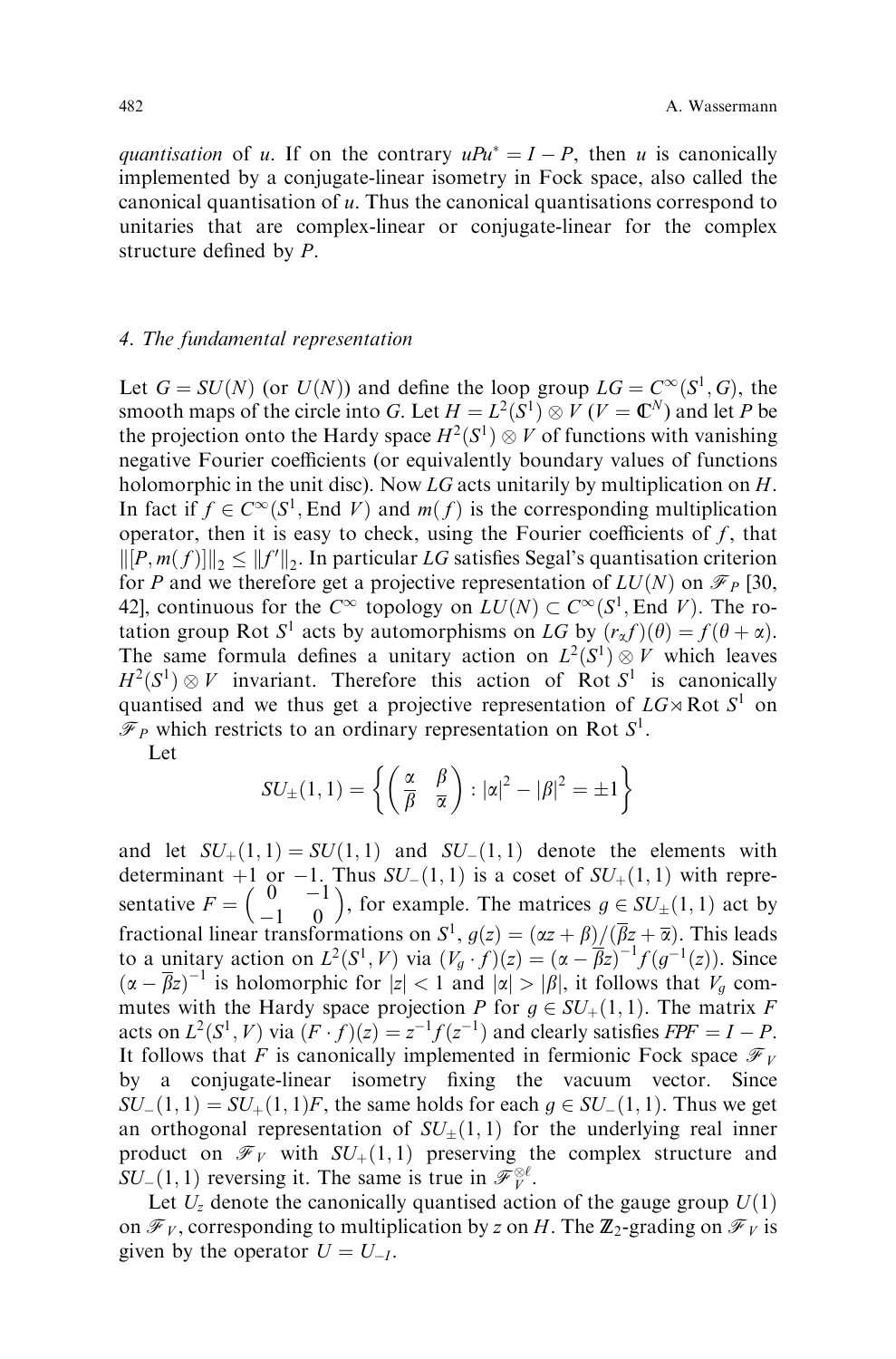*quantisation* of $u$. If on the contrary $uPu^* = I - P$, then $u$ is canonically implemented by a conjugate-linear isometry in Fock space, also called the canonical quantisation of $u$. Thus the canonical quantisations correspond to unitaries that are complex-linear or conjugate-linear for the complex structure defined by $P$.

## 4. The fundamental representation

Let $G = SU(N)$ (or $U(N)$) and define the loop group $LG = C^\infty(S^1, G)$, the smooth maps of the circle into $G$. Let $H = L^2(S^1) \otimes V$ ($V = \mathbb{C}^N$) and let $P$ be the projection onto the Hardy space $H^2(S^1) \otimes V$ of functions with vanishing negative Fourier coefficients (or equivalently boundary values of functions holomorphic in the unit disc). Now $LG$ acts unitarily by multiplication on $H$. In fact if $f \in C^\infty(S^1, \mathrm{End}\ V)$ and $m(f)$ is the corresponding multiplication operator, then it is easy to check, using the Fourier coefficients of $f$, that $\|[P, m(f)]\|_2 \leq \|f'\|_2$. In particular $LG$ satisfies Segal's quantisation criterion for $P$ and we therefore get a projective representation of $LU(N)$ on $\mathscr{F}_P$ [30, 42], continuous for the $C^\infty$ topology on $LU(N) \subset C^\infty(S^1, \mathrm{End}\ V)$. The rotation group $\mathrm{Rot}\ S^1$ acts by automorphisms on $LG$ by $(r_\alpha f)(\theta) = f(\theta + \alpha)$. The same formula defines a unitary action on $L^2(S^1) \otimes V$ which leaves $H^2(S^1) \otimes V$ invariant. Therefore this action of $\mathrm{Rot}\ S^1$ is canonically quantised and we thus get a projective representation of $LG \rtimes \mathrm{Rot}\ S^1$ on $\mathscr{F}_P$ which restricts to an ordinary representation on $\mathrm{Rot}\ S^1$.

Let

$$SU_\pm(1,1) = \left\{ \begin{pmatrix} \alpha & \beta \\ \overline{\beta} & \overline{\alpha} \end{pmatrix} : |\alpha|^2 - |\beta|^2 = \pm 1 \right\}$$

and let $SU_+(1,1) = SU(1,1)$ and $SU_-(1,1)$ denote the elements with determinant $+1$ or $-1$. Thus $SU_-(1,1)$ is a coset of $SU_+(1,1)$ with representative $F = \begin{pmatrix} 0 & -1 \\ -1 & 0 \end{pmatrix}$, for example. The matrices $g \in SU_\pm(1,1)$ act by fractional linear transformations on $S^1$, $g(z) = (\alpha z + \beta)/(\overline{\beta} z + \overline{\alpha})$. This leads to a unitary action on $L^2(S^1, V)$ via $(V_g \cdot f)(z) = (\alpha - \overline{\beta} z)^{-1} f(g^{-1}(z))$. Since $(\alpha - \overline{\beta} z)^{-1}$ is holomorphic for $|z| < 1$ and $|\alpha| > |\beta|$, it follows that $V_g$ commutes with the Hardy space projection $P$ for $g \in SU_+(1,1)$. The matrix $F$ acts on $L^2(S^1, V)$ via $(F \cdot f)(z) = z^{-1} f(z^{-1})$ and clearly satisfies $FPF = I - P$. It follows that $F$ is canonically implemented in fermionic Fock space $\mathscr{F}_V$ by a conjugate-linear isometry fixing the vacuum vector. Since $SU_-(1,1) = SU_+(1,1)F$, the same holds for each $g \in SU_-(1,1)$. Thus we get an orthogonal representation of $SU_\pm(1,1)$ for the underlying real inner product on $\mathscr{F}_V$ with $SU_+(1,1)$ preserving the complex structure and $SU_-(1,1)$ reversing it. The same is true in $\mathscr{F}_V^{\otimes \ell}$.

Let $U_z$ denote the canonically quantised action of the gauge group $U(1)$ on $\mathscr{F}_V$, corresponding to multiplication by $z$ on $H$. The $\mathbb{Z}_2$-grading on $\mathscr{F}_V$ is given by the operator $U = U_{-I}$.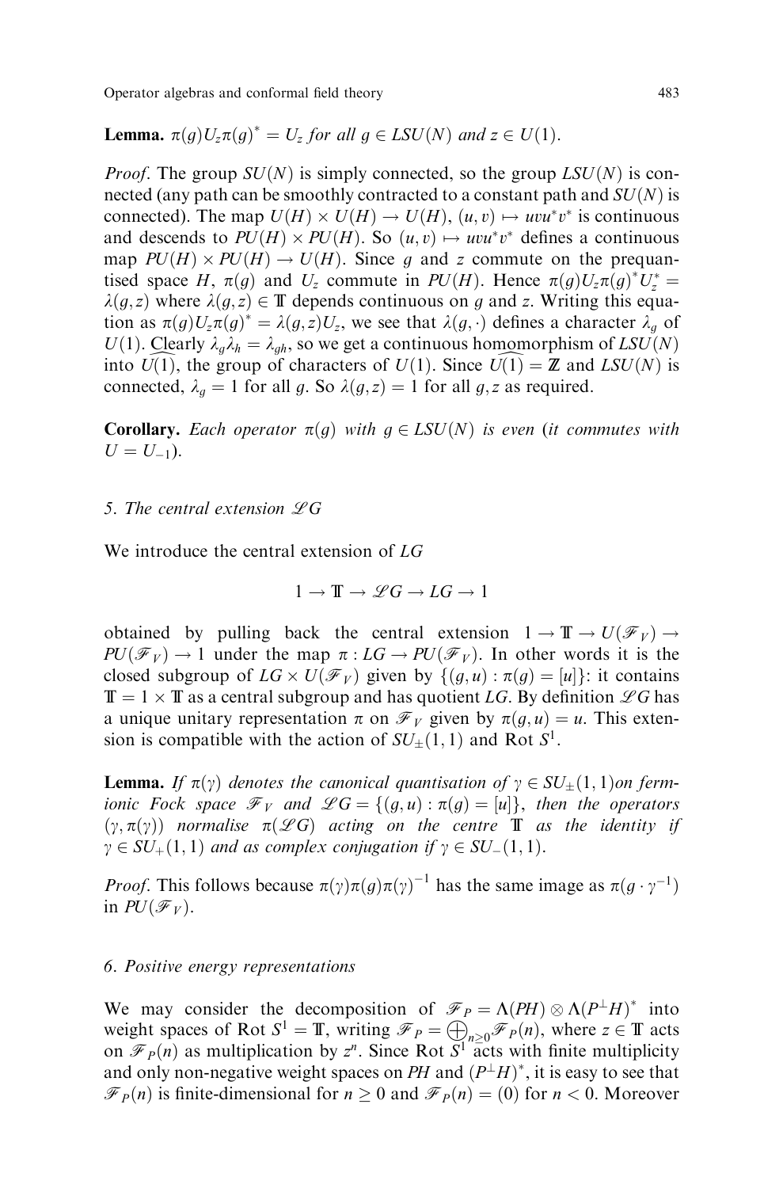**Lemma.** $\pi(g)U_z\pi(g)^* = U_z$ *for all* $g \in LSU(N)$ *and* $z \in U(1)$.

*Proof*. The group $SU(N)$ is simply connected, so the group $LSU(N)$ is connected (any path can be smoothly contracted to a constant path and $SU(N)$ is connected). The map $U(H) \times U(H) \to U(H)$, $(u, v) \mapsto uvu^*v^*$ is continuous and descends to $PU(H) \times PU(H)$. So $(u, v) \mapsto uvu^*v^*$ defines a continuous map $PU(H) \times PU(H) \to U(H)$. Since $g$ and $z$ commute on the prequantised space $H$, $\pi(g)$ and $U_z$ commute in $PU(H)$. Hence $\pi(g)U_z\pi(g)^*U_z^* = \lambda(g, z)$ where $\lambda(g, z) \in \mathbb{T}$ depends continuous on $g$ and $z$. Writing this equation as $\pi(g)U_z\pi(g)^* = \lambda(g, z)U_z$, we see that $\lambda(g, \cdot)$ defines a character $\lambda_g$ of $U(1)$. Clearly $\lambda_g\lambda_h = \lambda_{gh}$, so we get a continuous homomorphism of $LSU(N)$ into $\widehat{U(1)}$, the group of characters of $U(1)$. Since $\widehat{U(1)} = \mathbb{Z}$ and $LSU(N)$ is connected, $\lambda_g = 1$ for all $g$. So $\lambda(g, z) = 1$ for all $g, z$ as required.

**Corollary.** *Each operator* $\pi(g)$ *with* $g \in LSU(N)$ *is even (it commutes with* $U = U_{-1}$*).*

## 5. The central extension $\mathscr{L}G$

We introduce the central extension of $LG$

$$1 \to \mathbb{T} \to \mathscr{L}G \to LG \to 1$$

obtained by pulling back the central extension $1 \to \mathbb{T} \to U(\mathscr{F}_V) \to PU(\mathscr{F}_V) \to 1$ under the map $\pi : LG \to PU(\mathscr{F}_V)$. In other words it is the closed subgroup of $LG \times U(\mathscr{F}_V)$ given by $\{(g, u) : \pi(g) = [u]\}$: it contains $\mathbb{T} = 1 \times \mathbb{T}$ as a central subgroup and has quotient $LG$. By definition $\mathscr{L}G$ has a unique unitary representation $\pi$ on $\mathscr{F}_V$ given by $\pi(g, u) = u$. This extension is compatible with the action of $SU_\pm(1, 1)$ and Rot $S^1$.

**Lemma.** *If* $\pi(\gamma)$ *denotes the canonical quantisation of* $\gamma \in SU_\pm(1, 1)$ *on fermionic Fock space* $\mathscr{F}_V$ *and* $\mathscr{L}G = \{(g, u) : \pi(g) = [u]\}$, *then the operators* $(\gamma, \pi(\gamma))$ *normalise* $\pi(\mathscr{L}G)$ *acting on the centre* $\mathbb{T}$ *as the identity if* $\gamma \in SU_+(1, 1)$ *and as complex conjugation if* $\gamma \in SU_-(1, 1)$.

*Proof*. This follows because $\pi(\gamma)\pi(g)\pi(\gamma)^{-1}$ has the same image as $\pi(g \cdot \gamma^{-1})$ in $PU(\mathscr{F}_V)$.

## 6. Positive energy representations

We may consider the decomposition of $\mathscr{F}_P = \Lambda(PH) \otimes \Lambda(P^\perp H)^*$ into weight spaces of Rot $S^1 = \mathbb{T}$, writing $\mathscr{F}_P = \bigoplus_{n \geq 0} \mathscr{F}_P(n)$, where $z \in \mathbb{T}$ acts on $\mathscr{F}_P(n)$ as multiplication by $z^n$. Since Rot $S^1$ acts with finite multiplicity and only non-negative weight spaces on $PH$ and $(P^\perp H)^*$, it is easy to see that $\mathscr{F}_P(n)$ is finite-dimensional for $n \geq 0$ and $\mathscr{F}_P(n) = (0)$ for $n < 0$. Moreover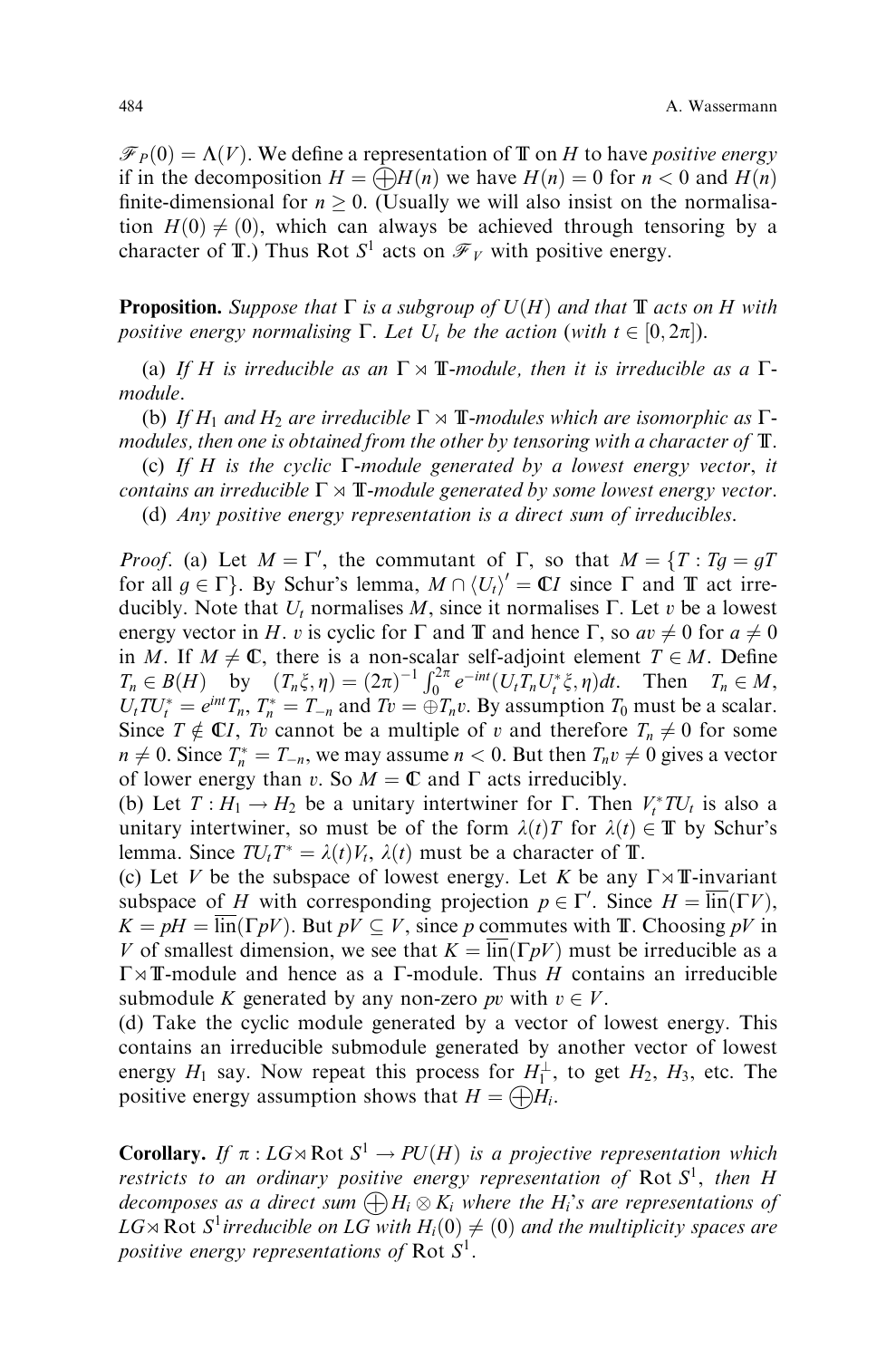$\mathscr{F}_P(0) = \Lambda(V)$. We define a representation of $\mathbb{T}$ on $H$ to have *positive energy* if in the decomposition $H = \bigoplus H(n)$ we have $H(n) = 0$ for $n < 0$ and $H(n)$ finite-dimensional for $n \geq 0$. (Usually we will also insist on the normalisation $H(0) \neq (0)$, which can always be achieved through tensoring by a character of $\mathbb{T}$.) Thus Rot $S^1$ acts on $\mathscr{F}_V$ with positive energy.

**Proposition.** *Suppose that $\Gamma$ is a subgroup of $U(H)$ and that $\mathbb{T}$ acts on $H$ with positive energy normalising $\Gamma$. Let $U_t$ be the action (with $t \in [0, 2\pi]$).*

(a) *If $H$ is irreducible as an $\Gamma \rtimes \mathbb{T}$-module, then it is irreducible as a $\Gamma$-module.*

(b) *If $H_1$ and $H_2$ are irreducible $\Gamma \rtimes \mathbb{T}$-modules which are isomorphic as $\Gamma$-modules, then one is obtained from the other by tensoring with a character of $\mathbb{T}$.*

(c) *If $H$ is the cyclic $\Gamma$-module generated by a lowest energy vector, it contains an irreducible $\Gamma \rtimes \mathbb{T}$-module generated by some lowest energy vector.*

(d) *Any positive energy representation is a direct sum of irreducibles.*

*Proof*. (a) Let $M = \Gamma'$, the commutant of $\Gamma$, so that $M = \{T : Tg = gT$ for all $g \in \Gamma\}$. By Schur's lemma, $M \cap \langle U_t \rangle' = \mathbb{C}I$ since $\Gamma$ and $\mathbb{T}$ act irreducibly. Note that $U_t$ normalises $M$, since it normalises $\Gamma$. Let $v$ be a lowest energy vector in $H$. $v$ is cyclic for $\Gamma$ and $\mathbb{T}$ and hence $\Gamma$, so $av \neq 0$ for $a \neq 0$ in $M$. If $M \neq \mathbb{C}$, there is a non-scalar self-adjoint element $T \in M$. Define $T_n \in B(H)$ by $(T_n\xi, \eta) = (2\pi)^{-1} \int_0^{2\pi} e^{-int}(U_t T_n U_t^* \xi, \eta) dt$. Then $T_n \in M$, $U_t T U_t^* = e^{int} T_n$, $T_n^* = T_{-n}$ and $Tv = \oplus T_n v$. By assumption $T_0$ must be a scalar. Since $T \notin \mathbb{C}I$, $Tv$ cannot be a multiple of $v$ and therefore $T_n \neq 0$ for some $n \neq 0$. Since $T_n^* = T_{-n}$, we may assume $n < 0$. But then $T_n v \neq 0$ gives a vector of lower energy than $v$. So $M = \mathbb{C}$ and $\Gamma$ acts irreducibly.

(b) Let $T : H_1 \to H_2$ be a unitary intertwiner for $\Gamma$. Then $V_t^* T U_t$ is also a unitary intertwiner, so must be of the form $\lambda(t)T$ for $\lambda(t) \in \mathbb{T}$ by Schur's lemma. Since $TU_tT^* = \lambda(t)V_t$, $\lambda(t)$ must be a character of $\mathbb{T}$.

(c) Let $V$ be the subspace of lowest energy. Let $K$ be any $\Gamma \rtimes \mathbb{T}$-invariant subspace of $H$ with corresponding projection $p \in \Gamma'$. Since $H = \overline{\text{lin}}(\Gamma V)$, $K = pH = \overline{\text{lin}}(\Gamma pV)$. But $pV \subseteq V$, since $p$ commutes with $\mathbb{T}$. Choosing $pV$ in $V$ of smallest dimension, we see that $K = \overline{\text{lin}}(\Gamma pV)$ must be irreducible as a $\Gamma \rtimes \mathbb{T}$-module and hence as a $\Gamma$-module. Thus $H$ contains an irreducible submodule $K$ generated by any non-zero $pv$ with $v \in V$.

(d) Take the cyclic module generated by a vector of lowest energy. This contains an irreducible submodule generated by another vector of lowest energy $H_1$ say. Now repeat this process for $H_1^\perp$, to get $H_2$, $H_3$, etc. The positive energy assumption shows that $H = \bigoplus H_i$.

**Corollary.** *If $\pi : LG \rtimes \text{Rot}\, S^1 \to PU(H)$ is a projective representation which restricts to an ordinary positive energy representation of Rot $S^1$, then $H$ decomposes as a direct sum $\bigoplus H_i \otimes K_i$ where the $H_i$'s are representations of $LG \rtimes \text{Rot}\, S^1$ irreducible on $LG$ with $H_i(0) \neq (0)$ and the multiplicity spaces are positive energy representations of Rot $S^1$.*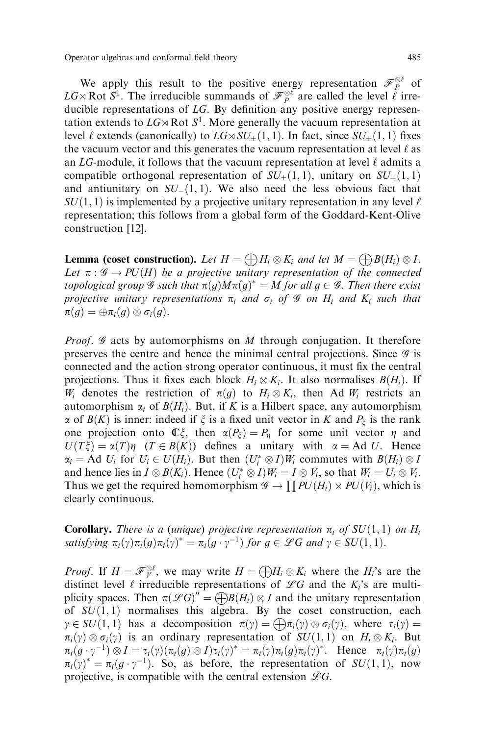We apply this result to the positive energy representation $\mathscr{F}_P^{\otimes \ell}$ of $LG \rtimes \mathrm{Rot}\, S^1$. The irreducible summands of $\mathscr{F}_P^{\otimes \ell}$ are called the level $\ell$ irreducible representations of $LG$. By definition any positive energy representation extends to $LG \rtimes \mathrm{Rot}\, S^1$. More generally the vacuum representation at level $\ell$ extends (canonically) to $LG \rtimes SU_{\pm}(1,1)$. In fact, since $SU_{\pm}(1,1)$ fixes the vacuum vector and this generates the vacuum representation at level $\ell$ as an $LG$-module, it follows that the vacuum representation at level $\ell$ admits a compatible orthogonal representation of $SU_{\pm}(1,1)$, unitary on $SU_{+}(1,1)$ and antiunitary on $SU_{-}(1,1)$. We also need the less obvious fact that $SU(1,1)$ is implemented by a projective unitary representation in any level $\ell$ representation; this follows from a global form of the Goddard-Kent-Olive construction [12].

**Lemma (coset construction).** *Let $H = \bigoplus H_i \otimes K_i$ and let $M = \bigoplus B(H_i) \otimes I$. Let $\pi : \mathscr{G} \to PU(H)$ be a projective unitary representation of the connected topological group $\mathscr{G}$ such that $\pi(g) M \pi(g)^* = M$ for all $g \in \mathscr{G}$. Then there exist projective unitary representations $\pi_i$ and $\sigma_i$ of $\mathscr{G}$ on $H_i$ and $K_i$ such that $\pi(g) = \oplus \pi_i(g) \otimes \sigma_i(g)$.*

*Proof.* $\mathscr{G}$ acts by automorphisms on $M$ through conjugation. It therefore preserves the centre and hence the minimal central projections. Since $\mathscr{G}$ is connected and the action strong operator continuous, it must fix the central projections. Thus it fixes each block $H_i \otimes K_i$. It also normalises $B(H_i)$. If $W_i$ denotes the restriction of $\pi(g)$ to $H_i \otimes K_i$, then $\mathrm{Ad}\, W_i$ restricts an automorphism $\alpha_i$ of $B(H_i)$. But, if $K$ is a Hilbert space, any automorphism $\alpha$ of $B(K)$ is inner: indeed if $\xi$ is a fixed unit vector in $K$ and $P_\xi$ is the rank one projection onto $\mathbb{C}\xi$, then $\alpha(P_\xi) = P_\eta$ for some unit vector $\eta$ and $U(T\xi) = \alpha(T)\eta \quad (T \in B(K))$ defines a unitary with $\alpha = \mathrm{Ad}\, U$. Hence $\alpha_i = \mathrm{Ad}\, U_i$ for $U_i \in U(H_i)$. But then $(U_i^* \otimes I) W_i$ commutes with $B(H_i) \otimes I$ and hence lies in $I \otimes B(K_i)$. Hence $(U_i^* \otimes I) W_i = I \otimes V_i$, so that $W_i = U_i \otimes V_i$. Thus we get the required homomorphism $\mathscr{G} \to \prod PU(H_i) \times PU(V_i)$, which is clearly continuous.

**Corollary.** *There is a (unique) projective representation $\pi_i$ of $SU(1,1)$ on $H_i$ satisfying $\pi_i(\gamma)\pi_i(g)\pi_i(\gamma)^* = \pi_i(g \cdot \gamma^{-1})$ for $g \in \mathscr{L}G$ and $\gamma \in SU(1,1)$.*

*Proof.* If $H = \mathscr{F}_V^{\otimes \ell}$, we may write $H = \bigoplus H_i \otimes K_i$ where the $H_i$'s are the distinct level $\ell$ irreducible representations of $\mathscr{L}G$ and the $K_i$'s are multiplicity spaces. Then $\pi(\mathscr{L}G)'' = \bigoplus B(H_i) \otimes I$ and the unitary representation of $SU(1,1)$ normalises this algebra. By the coset construction, each $\gamma \in SU(1,1)$ has a decomposition $\pi(\gamma) = \bigoplus \pi_i(\gamma) \otimes \sigma_i(\gamma)$, where $\tau_i(\gamma) = \pi_i(\gamma) \otimes \sigma_i(\gamma)$ is an ordinary representation of $SU(1,1)$ on $H_i \otimes K_i$. But $\pi_i(g \cdot \gamma^{-1}) \otimes I = \tau_i(\gamma)(\pi_i(g) \otimes I)\tau_i(\gamma)^* = \pi_i(\gamma)\pi_i(g)\pi_i(\gamma)^*$. Hence $\pi_i(\gamma)\pi_i(g)\pi_i(\gamma)^* = \pi_i(g \cdot \gamma^{-1})$. So, as before, the representation of $SU(1,1)$, now projective, is compatible with the central extension $\mathscr{L}G$.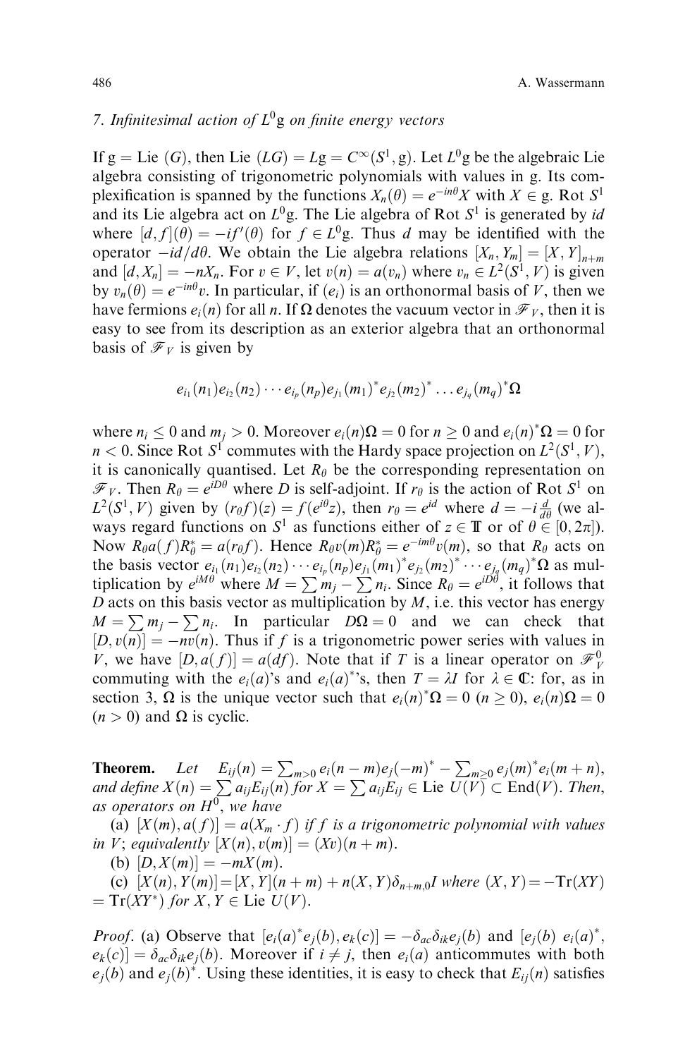## 7. Infinitesimal action of $L^0\mathfrak{g}$ on finite energy vectors

If $\mathfrak{g} = \text{Lie}\,(G)$, then $\text{Lie}\,(LG) = L\mathfrak{g} = C^\infty(S^1, \mathfrak{g})$. Let $L^0\mathfrak{g}$ be the algebraic Lie algebra consisting of trigonometric polynomials with values in $\mathfrak{g}$. Its complexification is spanned by the functions $X_n(\theta) = e^{-in\theta}X$ with $X \in \mathfrak{g}$. Rot $S^1$ and its Lie algebra act on $L^0\mathfrak{g}$. The Lie algebra of Rot $S^1$ is generated by $id$ where $[d, f](\theta) = -if'(\theta)$ for $f \in L^0\mathfrak{g}$. Thus $d$ may be identified with the operator $-id/d\theta$. We obtain the Lie algebra relations $[X_n, Y_m] = [X, Y]_{n+m}$ and $[d, X_n] = -nX_n$. For $v \in V$, let $v(n) = a(v_n)$ where $v_n \in L^2(S^1, V)$ is given by $v_n(\theta) = e^{-in\theta}v$. In particular, if $(e_i)$ is an orthonormal basis of $V$, then we have fermions $e_i(n)$ for all $n$. If $\Omega$ denotes the vacuum vector in $\mathscr{F}_V$, then it is easy to see from its description as an exterior algebra that an orthonormal basis of $\mathscr{F}_V$ is given by

$$e_{i_1}(n_1)e_{i_2}(n_2)\cdots e_{i_p}(n_p)e_{j_1}(m_1)^*e_{j_2}(m_2)^*\ldots e_{j_q}(m_q)^*\Omega$$

where $n_i \leq 0$ and $m_j > 0$. Moreover $e_i(n)\Omega = 0$ for $n \geq 0$ and $e_i(n)^*\Omega = 0$ for $n < 0$. Since Rot $S^1$ commutes with the Hardy space projection on $L^2(S^1, V)$, it is canonically quantised. Let $R_\theta$ be the corresponding representation on $\mathscr{F}_V$. Then $R_\theta = e^{iD\theta}$ where $D$ is self-adjoint. If $r_\theta$ is the action of Rot $S^1$ on $L^2(S^1, V)$ given by $(r_\theta f)(z) = f(e^{i\theta}z)$, then $r_\theta = e^{id}$ where $d = -i\frac{d}{d\theta}$ (we always regard functions on $S^1$ as functions either of $z \in \mathbb{T}$ or of $\theta \in [0, 2\pi]$). Now $R_\theta a(f)R_\theta^* = a(r_\theta f)$. Hence $R_\theta v(m)R_\theta^* = e^{-im\theta}v(m)$, so that $R_\theta$ acts on the basis vector $e_{i_1}(n_1)e_{i_2}(n_2)\cdots e_{i_p}(n_p)e_{j_1}(m_1)^*e_{j_2}(m_2)^*\cdots e_{j_q}(m_q)^*\Omega$ as multiplication by $e^{iM\theta}$ where $M = \sum m_j - \sum n_i$. Since $R_\theta = e^{iD\theta}$, it follows that $D$ acts on this basis vector as multiplication by $M$, i.e. this vector has energy $M = \sum m_j - \sum n_i$. In particular $D\Omega = 0$ and we can check that $[D, v(n)] = -nv(n)$. Thus if $f$ is a trigonometric power series with values in $V$, we have $[D, a(f)] = a(df)$. Note that if $T$ is a linear operator on $\mathscr{F}_V^0$ commuting with the $e_i(a)$'s and $e_i(a)^*$'s, then $T = \lambda I$ for $\lambda \in \mathbb{C}$: for, as in section 3, $\Omega$ is the unique vector such that $e_i(n)^*\Omega = 0$ $(n \geq 0)$, $e_i(n)\Omega = 0$ $(n > 0)$ and $\Omega$ is cyclic.

**Theorem.** *Let* $E_{ij}(n) = \sum_{m>0} e_i(n-m)e_j(-m)^* - \sum_{m\geq 0} e_j(m)^*e_i(m+n)$, *and define* $X(n) = \sum a_{ij}E_{ij}(n)$ *for* $X = \sum a_{ij}E_{ij} \in \text{Lie}\,U(V) \subset \text{End}(V)$. *Then, as operators on* $H^0$, *we have*

(a) $[X(m), a(f)] = a(X_m \cdot f)$ *if* $f$ *is a trigonometric polynomial with values in* $V$; *equivalently* $[X(n), v(m)] = (Xv)(n+m)$.

(b) $[D, X(m)] = -mX(m)$.

(c) $[X(n), Y(m)] = [X, Y](n+m) + n(X, Y)\delta_{n+m,0}I$ *where* $(X, Y) = -\text{Tr}(XY) = \text{Tr}(XY^*)$ *for* $X, Y \in \text{Lie}\,U(V)$.

*Proof.* (a) Observe that $[e_i(a)^*e_j(b), e_k(c)] = -\delta_{ac}\delta_{ik}e_j(b)$ and $[e_j(b)\,e_i(a)^*, e_k(c)] = \delta_{ac}\delta_{ik}e_j(b)$. Moreover if $i \neq j$, then $e_i(a)$ anticommutes with both $e_j(b)$ and $e_j(b)^*$. Using these identities, it is easy to check that $E_{ij}(n)$ satisfies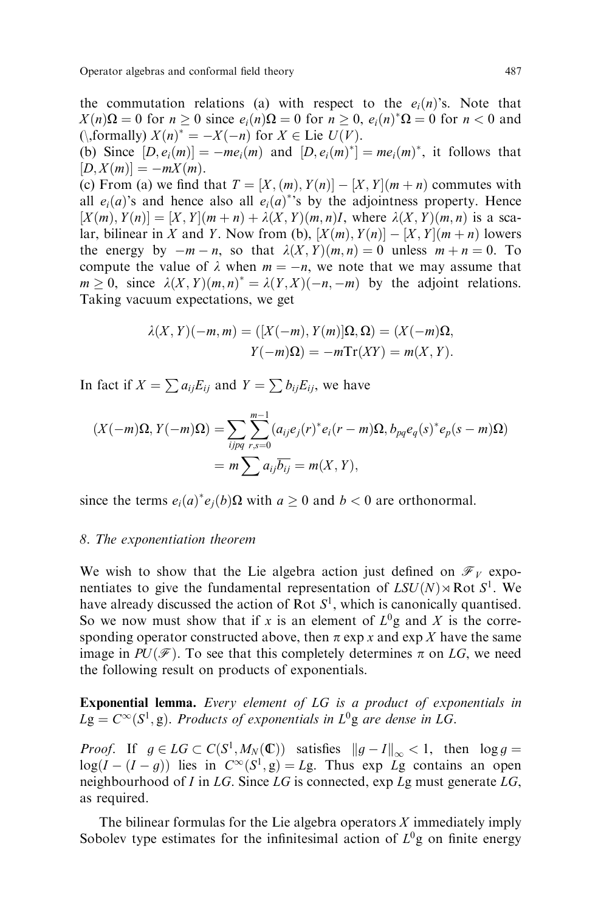the commutation relations (a) with respect to the $e_i(n)$'s. Note that $X(n)\Omega = 0$ for $n \geq 0$ since $e_i(n)\Omega = 0$ for $n \geq 0$, $e_i(n)^*\Omega = 0$ for $n < 0$ and (\,formally) $X(n)^* = -X(-n)$ for $X \in \text{Lie } U(V)$.

(b) Since $[D, e_i(m)] = -me_i(m)$ and $[D, e_i(m)^*] = me_i(m)^*$, it follows that $[D, X(m)] = -mX(m)$.

(c) From (a) we find that $T = [X, (m), Y(n)] - [X, Y](m+n)$ commutes with all $e_i(a)$'s and hence also all $e_i(a)^*$'s by the adjointness property. Hence $[X(m), Y(n)] = [X, Y](m+n) + \lambda(X, Y)(m, n)I$, where $\lambda(X, Y)(m, n)$ is a scalar, bilinear in $X$ and $Y$. Now from (b), $[X(m), Y(n)] - [X, Y](m+n)$ lowers the energy by $-m-n$, so that $\lambda(X, Y)(m, n) = 0$ unless $m + n = 0$. To compute the value of $\lambda$ when $m = -n$, we note that we may assume that $m \geq 0$, since $\lambda(X, Y)(m, n)^* = \lambda(Y, X)(-n, -m)$ by the adjoint relations. Taking vacuum expectations, we get

$$\lambda(X, Y)(-m, m) = ([X(-m), Y(m)]\Omega, \Omega) = (X(-m)\Omega, Y(-m)\Omega) = -m\text{Tr}(XY) = m(X, Y).$$

In fact if $X = \sum a_{ij}E_{ij}$ and $Y = \sum b_{ij}E_{ij}$, we have

$$(X(-m)\Omega, Y(-m)\Omega) = \sum_{ijpq}\sum_{r,s=0}^{m-1}(a_{ij}e_j(r)^*e_i(r-m)\Omega, b_{pq}e_q(s)^*e_p(s-m)\Omega) = m\sum a_{ij}\overline{b_{ij}} = m(X, Y),$$

since the terms $e_i(a)^*e_j(b)\Omega$ with $a \geq 0$ and $b < 0$ are orthonormal.

## 8. The exponentiation theorem

We wish to show that the Lie algebra action just defined on $\mathscr{F}_V$ exponentiates to give the fundamental representation of $LSU(N) \rtimes \text{Rot } S^1$. We have already discussed the action of $\text{Rot } S^1$, which is canonically quantised. So we now must show that if $x$ is an element of $L^0\mathrm{g}$ and $X$ is the corresponding operator constructed above, then $\pi \exp x$ and $\exp X$ have the same image in $PU(\mathscr{F})$. To see that this completely determines $\pi$ on $LG$, we need the following result on products of exponentials.

**Exponential lemma.** *Every element of $LG$ is a product of exponentials in $L\mathrm{g} = C^\infty(S^1, \mathrm{g})$. Products of exponentials in $L^0\mathrm{g}$ are dense in $LG$.*

*Proof.* If $g \in LG \subset C(S^1, M_N(\mathbb{C}))$ satisfies $\|g - I\|_\infty < 1$, then $\log g = \log(I - (I - g))$ lies in $C^\infty(S^1, \mathrm{g}) = L\mathrm{g}$. Thus $\exp L\mathrm{g}$ contains an open neighbourhood of $I$ in $LG$. Since $LG$ is connected, $\exp L\mathrm{g}$ must generate $LG$, as required.

The bilinear formulas for the Lie algebra operators $X$ immediately imply Sobolev type estimates for the infinitesimal action of $L^0\mathrm{g}$ on finite energy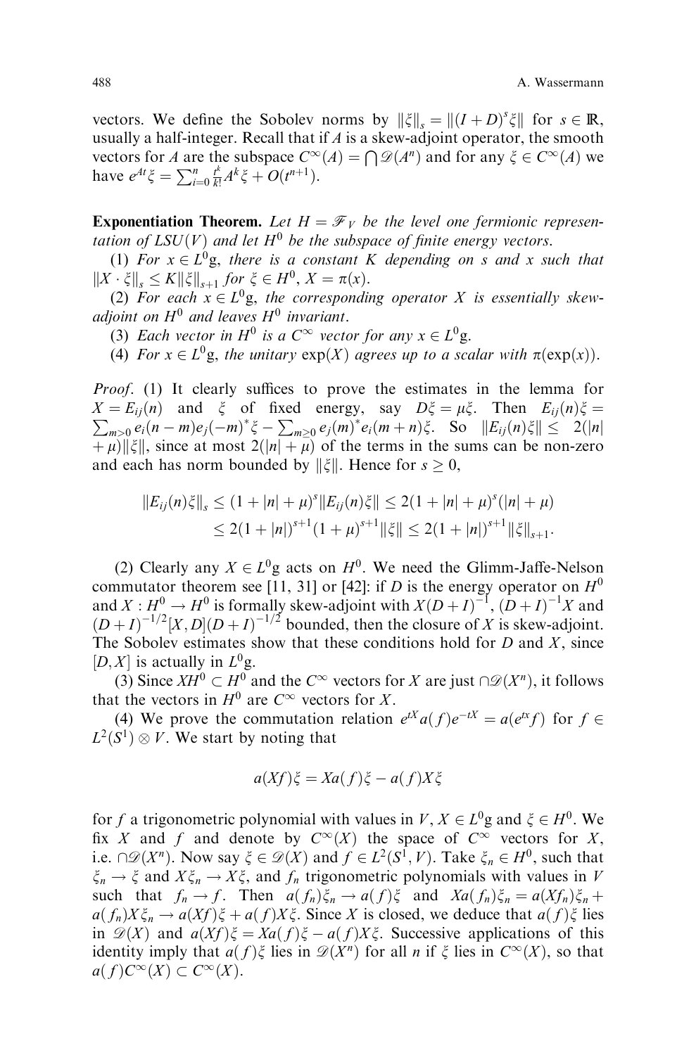vectors. We define the Sobolev norms by $\|\xi\|_s = \|(I+D)^s\xi\|$ for $s \in \mathbb{R}$, usually a half-integer. Recall that if $A$ is a skew-adjoint operator, the smooth vectors for $A$ are the subspace $C^\infty(A) = \bigcap \mathscr{D}(A^n)$ and for any $\xi \in C^\infty(A)$ we have $e^{At}\xi = \sum_{i=0}^n \frac{t^k}{k!}A^k\xi + O(t^{n+1})$.

**Exponentiation Theorem.** *Let $H = \mathscr{F}_V$ be the level one fermionic representation of $LSU(V)$ and let $H^0$ be the subspace of finite energy vectors.*

*(1) For $x \in L^0\mathfrak{g}$, there is a constant $K$ depending on $s$ and $x$ such that $\|X \cdot \xi\|_s \leq K\|\xi\|_{s+1}$ for $\xi \in H^0$, $X = \pi(x)$.*

*(2) For each $x \in L^0\mathfrak{g}$, the corresponding operator $X$ is essentially skew-adjoint on $H^0$ and leaves $H^0$ invariant.*

*(3) Each vector in $H^0$ is a $C^\infty$ vector for any $x \in L^0\mathfrak{g}$.*

*(4) For $x \in L^0\mathfrak{g}$, the unitary $\exp(X)$ agrees up to a scalar with $\pi(\exp(x))$.*

*Proof.* (1) It clearly suffices to prove the estimates in the lemma for $X = E_{ij}(n)$ and $\xi$ of fixed energy, say $D\xi = \mu\xi$. Then $E_{ij}(n)\xi = \sum_{m>0} e_i(n-m)e_j(-m)^*\xi - \sum_{m\geq 0} e_j(m)^*e_i(m+n)\xi$. So $\|E_{ij}(n)\xi\| \leq 2(|n| + \mu)\|\xi\|$, since at most $2(|n|+\mu)$ of the terms in the sums can be non-zero and each has norm bounded by $\|\xi\|$. Hence for $s \geq 0$,

$$\|E_{ij}(n)\xi\|_s \leq (1+|n|+\mu)^s\|E_{ij}(n)\xi\| \leq 2(1+|n|+\mu)^s(|n|+\mu)$$
$$\leq 2(1+|n|)^{s+1}(1+\mu)^{s+1}\|\xi\| \leq 2(1+|n|)^{s+1}\|\xi\|_{s+1}.$$

(2) Clearly any $X \in L^0\mathfrak{g}$ acts on $H^0$. We need the Glimm-Jaffe-Nelson commutator theorem see [11, 31] or [42]: if $D$ is the energy operator on $H^0$ and $X : H^0 \to H^0$ is formally skew-adjoint with $X(D+I)^{-1}$, $(D+I)^{-1}X$ and $(D+I)^{-1/2}[X,D](D+I)^{-1/2}$ bounded, then the closure of $X$ is skew-adjoint. The Sobolev estimates show that these conditions hold for $D$ and $X$, since $[D,X]$ is actually in $L^0\mathfrak{g}$.

(3) Since $XH^0 \subset H^0$ and the $C^\infty$ vectors for $X$ are just $\cap\mathscr{D}(X^n)$, it follows that the vectors in $H^0$ are $C^\infty$ vectors for $X$.

(4) We prove the commutation relation $e^{tX}a(f)e^{-tX} = a(e^{tx}f)$ for $f \in L^2(S^1) \otimes V$. We start by noting that

$$a(Xf)\xi = Xa(f)\xi - a(f)X\xi$$

for $f$ a trigonometric polynomial with values in $V$, $X \in L^0\mathfrak{g}$ and $\xi \in H^0$. We fix $X$ and $f$ and denote by $C^\infty(X)$ the space of $C^\infty$ vectors for $X$, i.e. $\cap\mathscr{D}(X^n)$. Now say $\xi \in \mathscr{D}(X)$ and $f \in L^2(S^1, V)$. Take $\xi_n \in H^0$, such that $\xi_n \to \xi$ and $X\xi_n \to X\xi$, and $f_n$ trigonometric polynomials with values in $V$ such that $f_n \to f$. Then $a(f_n)\xi_n \to a(f)\xi$ and $Xa(f_n)\xi_n = a(Xf_n)\xi_n + a(f_n)X\xi_n \to a(Xf)\xi + a(f)X\xi$. Since $X$ is closed, we deduce that $a(f)\xi$ lies in $\mathscr{D}(X)$ and $a(Xf)\xi = Xa(f)\xi - a(f)X\xi$. Successive applications of this identity imply that $a(f)\xi$ lies in $\mathscr{D}(X^n)$ for all $n$ if $\xi$ lies in $C^\infty(X)$, so that $a(f)C^\infty(X) \subset C^\infty(X)$.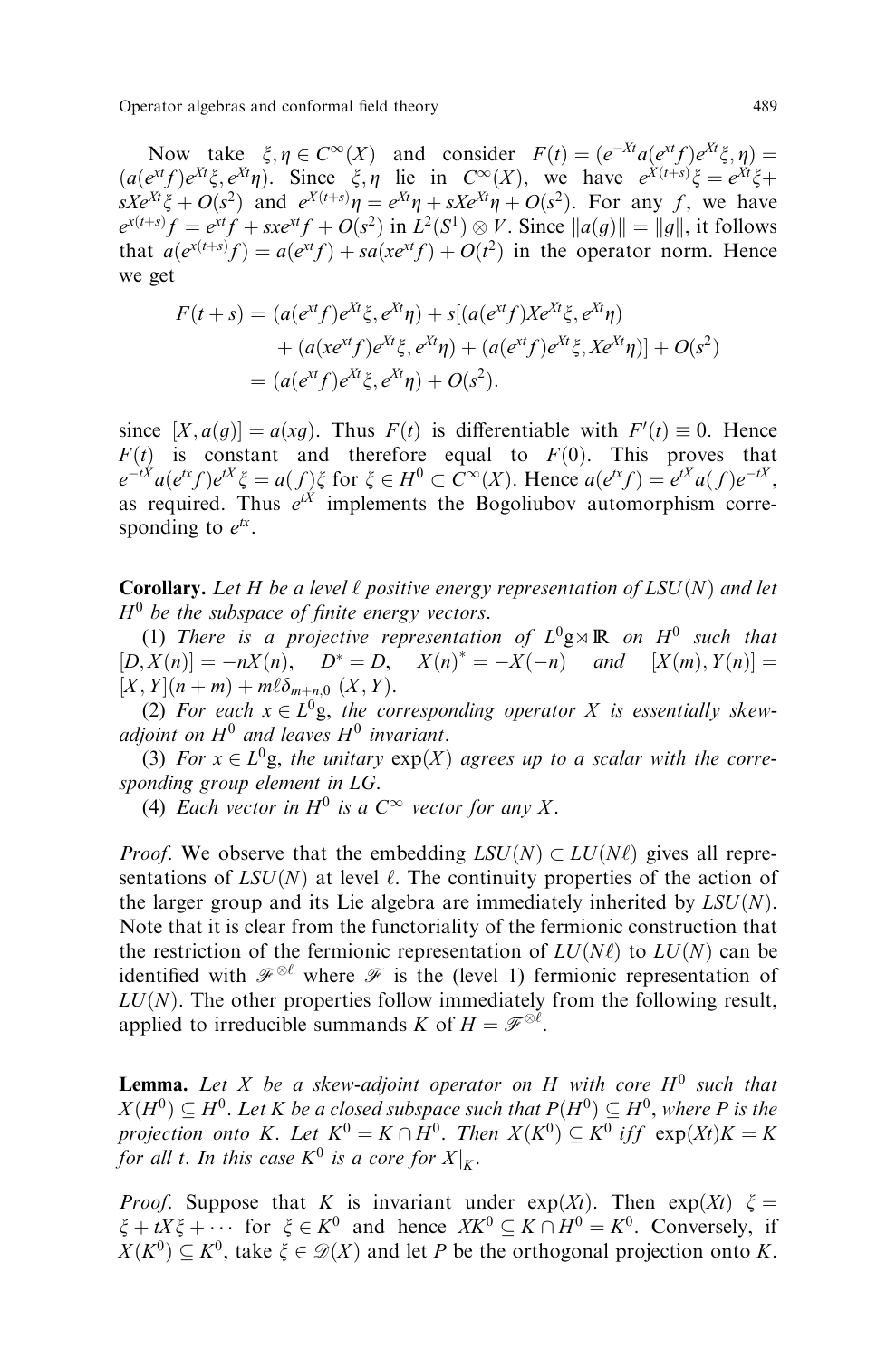Now take $\xi, \eta \in C^\infty(X)$ and consider $F(t) = (e^{-Xt} a(e^{xt} f) e^{Xt} \xi, \eta) = (a(e^{xt} f) e^{Xt} \xi, e^{Xt} \eta)$. Since $\xi, \eta$ lie in $C^\infty(X)$, we have $e^{X(t+s)} \xi = e^{Xt} \xi + sXe^{Xt} \xi + O(s^2)$ and $e^{X(t+s)} \eta = e^{Xt} \eta + sXe^{Xt} \eta + O(s^2)$. For any $f$, we have $e^{x(t+s)} f = e^{xt} f + sxe^{xt} f + O(s^2)$ in $L^2(S^1) \otimes V$. Since $\|a(g)\| = \|g\|$, it follows that $a(e^{x(t+s)} f) = a(e^{xt} f) + sa(xe^{xt} f) + O(t^2)$ in the operator norm. Hence we get

$$
\begin{aligned}
F(t+s) &= (a(e^{xt} f) e^{Xt} \xi, e^{Xt} \eta) + s[(a(e^{xt} f) X e^{Xt} \xi, e^{Xt} \eta) \\
&\quad + (a(xe^{xt} f) e^{Xt} \xi, e^{Xt} \eta) + (a(e^{xt} f) e^{Xt} \xi, X e^{Xt} \eta)] + O(s^2) \\
&= (a(e^{xt} f) e^{Xt} \xi, e^{Xt} \eta) + O(s^2).
\end{aligned}
$$

since $[X, a(g)] = a(xg)$. Thus $F(t)$ is differentiable with $F'(t) \equiv 0$. Hence $F(t)$ is constant and therefore equal to $F(0)$. This proves that $e^{-tX} a(e^{tx} f) e^{tX} \xi = a(f) \xi$ for $\xi \in H^0 \subset C^\infty(X)$. Hence $a(e^{tx} f) = e^{tX} a(f) e^{-tX}$, as required. Thus $e^{tX}$ implements the Bogoliubov automorphism corresponding to $e^{tx}$.

**Corollary.** *Let $H$ be a level $\ell$ positive energy representation of $LSU(N)$ and let $H^0$ be the subspace of finite energy vectors.*

*(1) There is a projective representation of $L^0\mathfrak{g} \rtimes \mathbb{R}$ on $H^0$ such that $[D, X(n)] = -nX(n)$, $D^* = D$, $X(n)^* = -X(-n)$ and $[X(m), Y(n)] = [X, Y](n+m) + m\ell\delta_{m+n,0}\,(X, Y)$.*

*(2) For each $x \in L^0\mathfrak{g}$, the corresponding operator $X$ is essentially skew-adjoint on $H^0$ and leaves $H^0$ invariant.*

*(3) For $x \in L^0\mathfrak{g}$, the unitary $\exp(X)$ agrees up to a scalar with the corresponding group element in $LG$.*

*(4) Each vector in $H^0$ is a $C^\infty$ vector for any $X$.*

*Proof*. We observe that the embedding $LSU(N) \subset LU(N\ell)$ gives all representations of $LSU(N)$ at level $\ell$. The continuity properties of the action of the larger group and its Lie algebra are immediately inherited by $LSU(N)$. Note that it is clear from the functoriality of the fermionic construction that the restriction of the fermionic representation of $LU(N\ell)$ to $LU(N)$ can be identified with $\mathscr{F}^{\otimes \ell}$ where $\mathscr{F}$ is the (level 1) fermionic representation of $LU(N)$. The other properties follow immediately from the following result, applied to irreducible summands $K$ of $H = \mathscr{F}^{\otimes \ell}$.

**Lemma.** *Let $X$ be a skew-adjoint operator on $H$ with core $H^0$ such that $X(H^0) \subseteq H^0$. Let $K$ be a closed subspace such that $P(H^0) \subseteq H^0$, where $P$ is the projection onto $K$. Let $K^0 = K \cap H^0$. Then $X(K^0) \subseteq K^0$ iff $\exp(Xt)K = K$ for all $t$. In this case $K^0$ is a core for $X|_K$.*

*Proof*. Suppose that $K$ is invariant under $\exp(Xt)$. Then $\exp(Xt)\ \xi = \xi + tX\xi + \cdots$ for $\xi \in K^0$ and hence $XK^0 \subseteq K \cap H^0 = K^0$. Conversely, if $X(K^0) \subseteq K^0$, take $\xi \in \mathscr{D}(X)$ and let $P$ be the orthogonal projection onto $K$.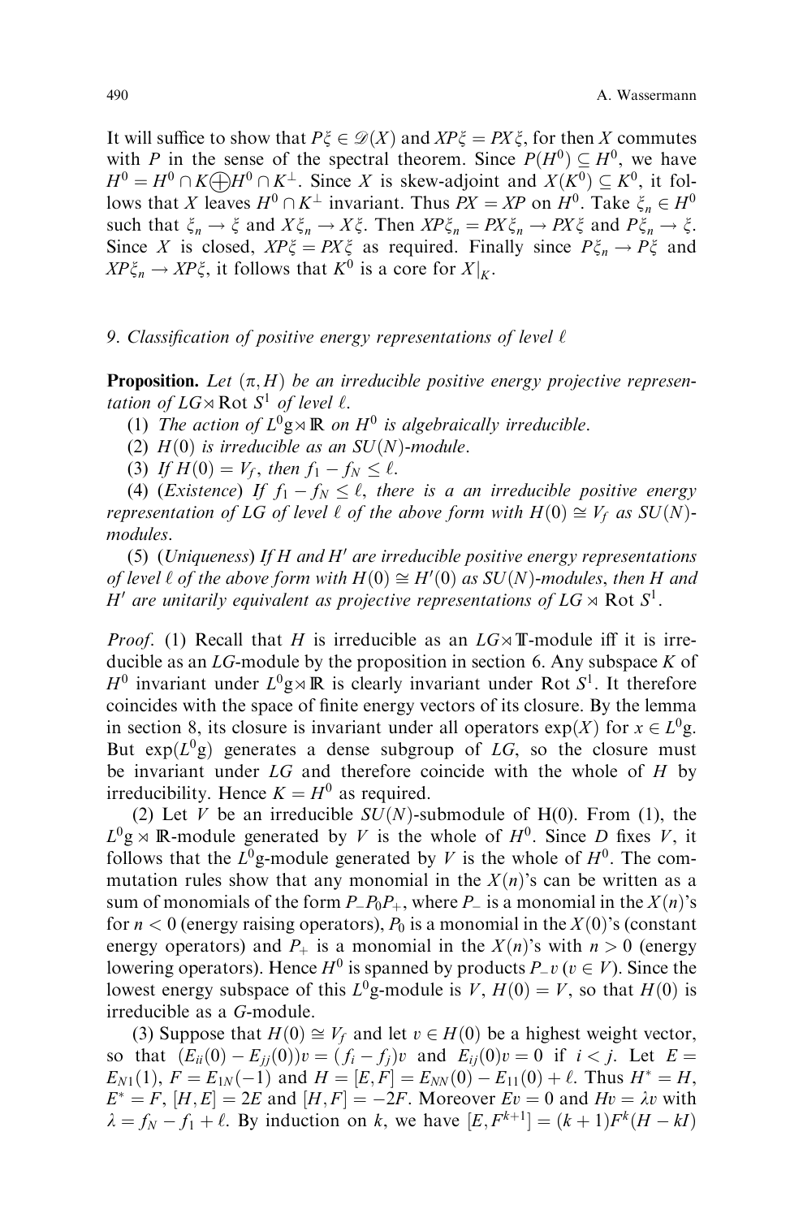It will suffice to show that $P\xi \in \mathscr{D}(X)$ and $XP\xi = PX\xi$, for then $X$ commutes with $P$ in the sense of the spectral theorem. Since $P(H^0) \subseteq H^0$, we have $H^0 = H^0 \cap K \bigoplus H^0 \cap K^\perp$. Since $X$ is skew-adjoint and $X(K^0) \subseteq K^0$, it follows that $X$ leaves $H^0 \cap K^\perp$ invariant. Thus $PX = XP$ on $H^0$. Take $\xi_n \in H^0$ such that $\xi_n \to \xi$ and $X\xi_n \to X\xi$. Then $XP\xi_n = PX\xi_n \to PX\xi$ and $P\xi_n \to \xi$. Since $X$ is closed, $XP\xi = PX\xi$ as required. Finally since $P\xi_n \to P\xi$ and $XP\xi_n \to XP\xi$, it follows that $K^0$ is a core for $X|_K$.

## 9. Classification of positive energy representations of level $\ell$

**Proposition.** *Let $(\pi, H)$ be an irreducible positive energy projective representation of $LG \rtimes \mathrm{Rot}\, S^1$ of level $\ell$.*

(1) *The action of $L^0\mathfrak{g} \rtimes \mathbb{R}$ on $H^0$ is algebraically irreducible.*

(2) *$H(0)$ is irreducible as an $SU(N)$-module.*

(3) *If $H(0) = V_f$, then $f_1 - f_N \leq \ell$.*

(4) (*Existence*) *If $f_1 - f_N \leq \ell$, there is a an irreducible positive energy representation of $LG$ of level $\ell$ of the above form with $H(0) \cong V_f$ as $SU(N)$-modules.*

(5) (*Uniqueness*) *If $H$ and $H'$ are irreducible positive energy representations of level $\ell$ of the above form with $H(0) \cong H'(0)$ as $SU(N)$-modules, then $H$ and $H'$ are unitarily equivalent as projective representations of $LG \rtimes \mathrm{Rot}\, S^1$.*

*Proof.* (1) Recall that $H$ is irreducible as an $LG \rtimes \mathbb{T}$-module iff it is irreducible as an $LG$-module by the proposition in section 6. Any subspace $K$ of $H^0$ invariant under $L^0\mathfrak{g} \rtimes \mathbb{R}$ is clearly invariant under $\mathrm{Rot}\, S^1$. It therefore coincides with the space of finite energy vectors of its closure. By the lemma in section 8, its closure is invariant under all operators $\exp(X)$ for $x \in L^0\mathfrak{g}$. But $\exp(L^0\mathfrak{g})$ generates a dense subgroup of $LG$, so the closure must be invariant under $LG$ and therefore coincide with the whole of $H$ by irreducibility. Hence $K = H^0$ as required.

(2) Let $V$ be an irreducible $SU(N)$-submodule of H(0). From (1), the $L^0\mathfrak{g} \rtimes \mathbb{R}$-module generated by $V$ is the whole of $H^0$. Since $D$ fixes $V$, it follows that the $L^0\mathfrak{g}$-module generated by $V$ is the whole of $H^0$. The commutation rules show that any monomial in the $X(n)$'s can be written as a sum of monomials of the form $P_-P_0P_+$, where $P_-$ is a monomial in the $X(n)$'s for $n < 0$ (energy raising operators), $P_0$ is a monomial in the $X(0)$'s (constant energy operators) and $P_+$ is a monomial in the $X(n)$'s with $n > 0$ (energy lowering operators). Hence $H^0$ is spanned by products $P_- v$ $(v \in V)$. Since the lowest energy subspace of this $L^0\mathfrak{g}$-module is $V$, $H(0) = V$, so that $H(0)$ is irreducible as a $G$-module.

(3) Suppose that $H(0) \cong V_f$ and let $v \in H(0)$ be a highest weight vector, so that $(E_{ii}(0) - E_{jj}(0))v = (f_i - f_j)v$ and $E_{ij}(0)v = 0$ if $i < j$. Let $E = E_{N1}(1)$, $F = E_{1N}(-1)$ and $H = [E, F] = E_{NN}(0) - E_{11}(0) + \ell$. Thus $H^* = H$, $E^* = F$, $[H, E] = 2E$ and $[H, F] = -2F$. Moreover $Ev = 0$ and $Hv = \lambda v$ with $\lambda = f_N - f_1 + \ell$. By induction on $k$, we have $[E, F^{k+1}] = (k+1)F^k(H - kI)$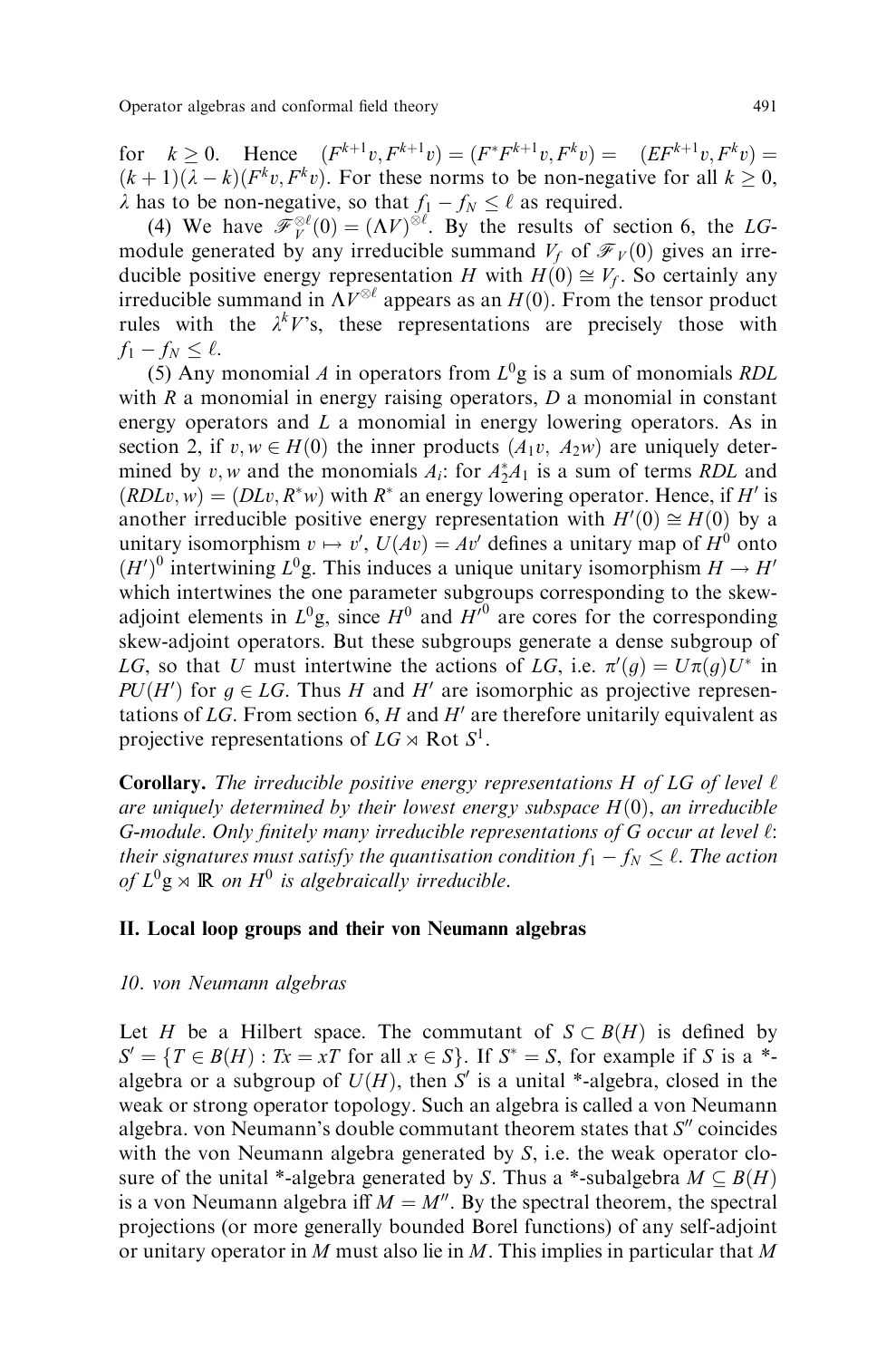for $k \geq 0$. Hence $(F^{k+1}v, F^{k+1}v) = (F^*F^{k+1}v, F^k v) = (EF^{k+1}v, F^k v) = (k+1)(\lambda - k)(F^k v, F^k v)$. For these norms to be non-negative for all $k \geq 0$, $\lambda$ has to be non-negative, so that $f_1 - f_N \leq \ell$ as required.

(4) We have $\mathscr{F}_V^{\otimes \ell}(0) = (\Lambda V)^{\otimes \ell}$. By the results of section 6, the $LG$-module generated by any irreducible summand $V_f$ of $\mathscr{F}_V(0)$ gives an irreducible positive energy representation $H$ with $H(0) \cong V_f$. So certainly any irreducible summand in $\Lambda V^{\otimes \ell}$ appears as an $H(0)$. From the tensor product rules with the $\lambda^k V$'s, these representations are precisely those with $f_1 - f_N \leq \ell$.

(5) Any monomial $A$ in operators from $L^0\mathfrak{g}$ is a sum of monomials $RDL$ with $R$ a monomial in energy raising operators, $D$ a monomial in constant energy operators and $L$ a monomial in energy lowering operators. As in section 2, if $v, w \in H(0)$ the inner products $(A_1 v, A_2 w)$ are uniquely determined by $v, w$ and the monomials $A_i$: for $A_2^* A_1$ is a sum of terms $RDL$ and $(RDLv, w) = (DLv, R^* w)$ with $R^*$ an energy lowering operator. Hence, if $H'$ is another irreducible positive energy representation with $H'(0) \cong H(0)$ by a unitary isomorphism $v \mapsto v'$, $U(Av) = Av'$ defines a unitary map of $H^0$ onto $(H')^0$ intertwining $L^0\mathfrak{g}$. This induces a unique unitary isomorphism $H \to H'$ which intertwines the one parameter subgroups corresponding to the skew-adjoint elements in $L^0\mathfrak{g}$, since $H^0$ and $H'^0$ are cores for the corresponding skew-adjoint operators. But these subgroups generate a dense subgroup of $LG$, so that $U$ must intertwine the actions of $LG$, i.e. $\pi'(g) = U\pi(g)U^*$ in $PU(H')$ for $g \in LG$. Thus $H$ and $H'$ are isomorphic as projective representations of $LG$. From section 6, $H$ and $H'$ are therefore unitarily equivalent as projective representations of $LG \rtimes \text{Rot}\, S^1$.

**Corollary.** *The irreducible positive energy representations $H$ of $LG$ of level $\ell$ are uniquely determined by their lowest energy subspace $H(0)$, an irreducible $G$-module. Only finitely many irreducible representations of $G$ occur at level $\ell$: their signatures must satisfy the quantisation condition $f_1 - f_N \leq \ell$. The action of $L^0\mathfrak{g} \rtimes \mathbb{R}$ on $H^0$ is algebraically irreducible.*

## II. Local loop groups and their von Neumann algebras

### *10. von Neumann algebras*

Let $H$ be a Hilbert space. The commutant of $S \subset B(H)$ is defined by $S' = \{T \in B(H) : Tx = xT \text{ for all } x \in S\}$. If $S^* = S$, for example if $S$ is a *-algebra or a subgroup of $U(H)$, then $S'$ is a unital *-algebra, closed in the weak or strong operator topology. Such an algebra is called a von Neumann algebra. von Neumann's double commutant theorem states that $S''$ coincides with the von Neumann algebra generated by $S$, i.e. the weak operator closure of the unital *-algebra generated by $S$. Thus a *-subalgebra $M \subseteq B(H)$ is a von Neumann algebra iff $M = M''$. By the spectral theorem, the spectral projections (or more generally bounded Borel functions) of any self-adjoint or unitary operator in $M$ must also lie in $M$. This implies in particular that $M$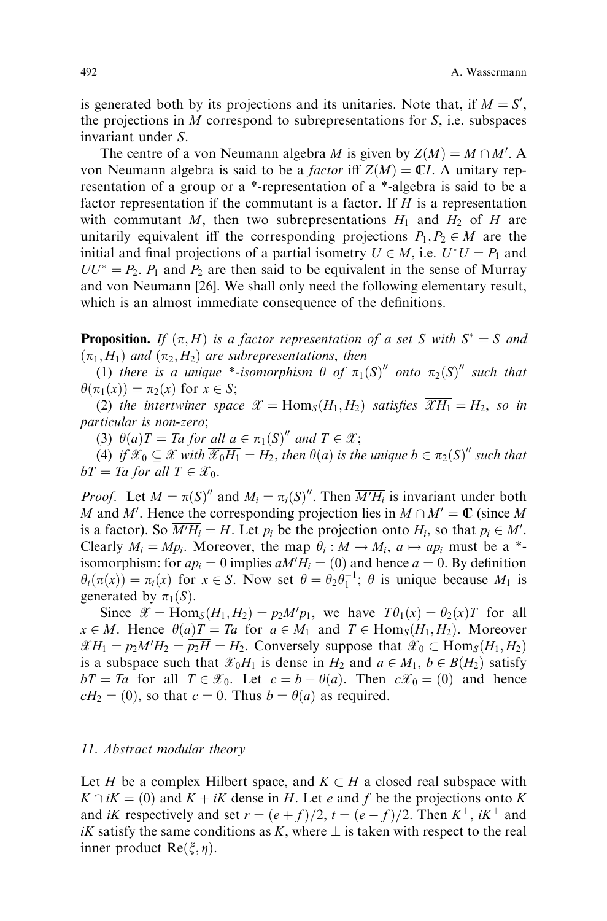is generated both by its projections and its unitaries. Note that, if $M = S'$, the projections in $M$ correspond to subrepresentations for $S$, i.e. subspaces invariant under $S$.

The centre of a von Neumann algebra $M$ is given by $Z(M) = M \cap M'$. A von Neumann algebra is said to be a *factor* iff $Z(M) = \mathbb{C}I$. A unitary representation of a group or a *-representation of a *-algebra is said to be a factor representation if the commutant is a factor. If $H$ is a representation with commutant $M$, then two subrepresentations $H_1$ and $H_2$ of $H$ are unitarily equivalent iff the corresponding projections $P_1, P_2 \in M$ are the initial and final projections of a partial isometry $U \in M$, i.e. $U^*U = P_1$ and $UU^* = P_2$. $P_1$ and $P_2$ are then said to be equivalent in the sense of Murray and von Neumann [26]. We shall only need the following elementary result, which is an almost immediate consequence of the definitions.

**Proposition.** *If $(\pi, H)$ is a factor representation of a set $S$ with $S^* = S$ and $(\pi_1, H_1)$ and $(\pi_2, H_2)$ are subrepresentations, then*

*(1) there is a unique *-isomorphism $\theta$ of $\pi_1(S)''$ onto $\pi_2(S)''$ such that $\theta(\pi_1(x)) = \pi_2(x)$ for $x \in S$;*

*(2) the intertwiner space $\mathscr{X} = \mathrm{Hom}_S(H_1, H_2)$ satisfies $\overline{\mathscr{X}H_1} = H_2$, so in particular is non-zero;*

*(3) $\theta(a)T = Ta$ for all $a \in \pi_1(S)''$ and $T \in \mathscr{X}$;*

*(4) if $\mathscr{X}_0 \subseteq \mathscr{X}$ with $\overline{\mathscr{X}_0 H_1} = H_2$, then $\theta(a)$ is the unique $b \in \pi_2(S)''$ such that $bT = Ta$ for all $T \in \mathscr{X}_0$.*

*Proof.* Let $M = \pi(S)''$ and $M_i = \pi_i(S)''$. Then $\overline{M'H_i}$ is invariant under both $M$ and $M'$. Hence the corresponding projection lies in $M \cap M' = \mathbb{C}$ (since $M$ is a factor). So $\overline{M'H_i} = H$. Let $p_i$ be the projection onto $H_i$, so that $p_i \in M'$. Clearly $M_i = Mp_i$. Moreover, the map $\theta_i : M \to M_i$, $a \mapsto ap_i$ must be a *-isomorphism: for $ap_i = 0$ implies $aM'H_i = (0)$ and hence $a = 0$. By definition $\theta_i(\pi(x)) = \pi_i(x)$ for $x \in S$. Now set $\theta = \theta_2 \theta_1^{-1}$; $\theta$ is unique because $M_1$ is generated by $\pi_1(S)$.

Since $\mathscr{X} = \mathrm{Hom}_S(H_1, H_2) = p_2 M' p_1$, we have $T\theta_1(x) = \theta_2(x)T$ for all $x \in M$. Hence $\theta(a)T = Ta$ for $a \in M_1$ and $T \in \mathrm{Hom}_S(H_1, H_2)$. Moreover $\overline{\mathscr{X}H_1} = \overline{p_2 M' H_2} = \overline{p_2 H} = H_2$. Conversely suppose that $\mathscr{X}_0 \subset \mathrm{Hom}_S(H_1, H_2)$ is a subspace such that $\mathscr{X}_0 H_1$ is dense in $H_2$ and $a \in M_1$, $b \in B(H_2)$ satisfy $bT = Ta$ for all $T \in \mathscr{X}_0$. Let $c = b - \theta(a)$. Then $c\mathscr{X}_0 = (0)$ and hence $cH_2 = (0)$, so that $c = 0$. Thus $b = \theta(a)$ as required.

## *11. Abstract modular theory*

Let $H$ be a complex Hilbert space, and $K \subset H$ a closed real subspace with $K \cap iK = (0)$ and $K + iK$ dense in $H$. Let $e$ and $f$ be the projections onto $K$ and $iK$ respectively and set $r = (e + f)/2$, $t = (e - f)/2$. Then $K^\perp$, $iK^\perp$ and $iK$ satisfy the same conditions as $K$, where $\perp$ is taken with respect to the real inner product $\mathrm{Re}(\xi, \eta)$.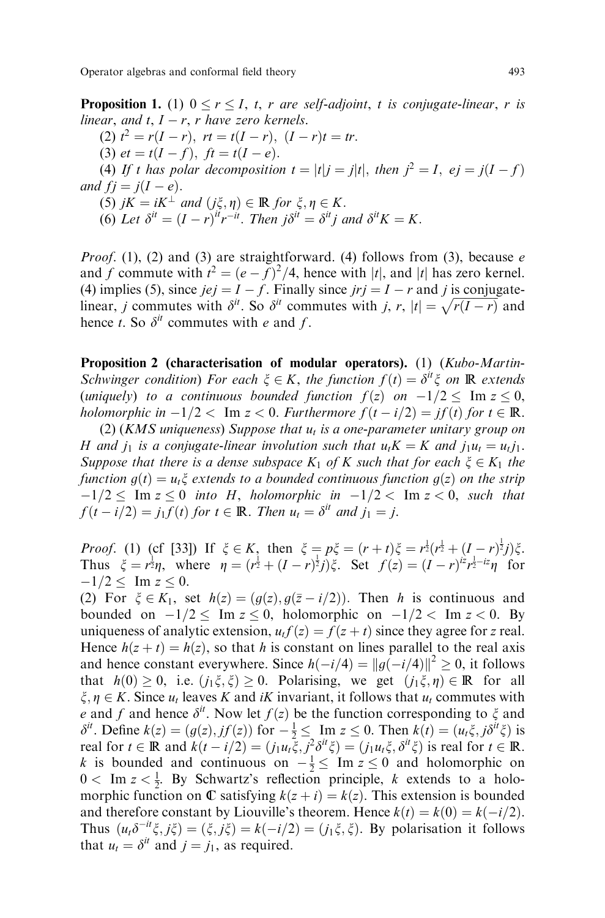**Proposition 1.** (1) $0 \leq r \leq I$, $t$, $r$ are self-adjoint, $t$ is conjugate-linear, $r$ is linear, and $t$, $I - r$, $r$ have zero kernels.

(2) $t^2 = r(I - r)$, $rt = t(I - r)$, $(I - r)t = tr$.

(3) $et = t(I - f)$, $ft = t(I - e)$.

(4) *If $t$ has polar decomposition $t = |t|j = j|t|$, then $j^2 = I$, $ej = j(I - f)$ and $fj = j(I - e)$.*

(5) $jK = iK^\perp$ *and* $(j\xi, \eta) \in \mathbb{R}$ *for* $\xi, \eta \in K$.

(6) *Let* $\delta^{it} = (I - r)^{it} r^{-it}$. *Then* $j\delta^{it} = \delta^{it} j$ *and* $\delta^{it} K = K$.

*Proof.* (1), (2) and (3) are straightforward. (4) follows from (3), because $e$ and $f$ commute with $t^2 = (e - f)^2/4$, hence with $|t|$, and $|t|$ has zero kernel. (4) implies (5), since $jej = I - f$. Finally since $jrj = I - r$ and $j$ is conjugate-linear, $j$ commutes with $\delta^{it}$. So $\delta^{it}$ commutes with $j$, $r$, $|t| = \sqrt{r(I - r)}$ and hence $t$. So $\delta^{it}$ commutes with $e$ and $f$.

**Proposition 2 (characterisation of modular operators).** (1) (*Kubo-Martin-Schwinger condition*) *For each $\xi \in K$, the function $f(t) = \delta^{it}\xi$ on $\mathbb{R}$ extends (uniquely) to a continuous bounded function $f(z)$ on $-1/2 \leq \text{Im}\, z \leq 0$, holomorphic in $-1/2 < \text{Im}\, z < 0$. Furthermore $f(t - i/2) = jf(t)$ for $t \in \mathbb{R}$.*

(2) (*KMS uniqueness*) *Suppose that $u_t$ is a one-parameter unitary group on $H$ and $j_1$ is a conjugate-linear involution such that $u_t K = K$ and $j_1 u_t = u_t j_1$. Suppose that there is a dense subspace $K_1$ of $K$ such that for each $\xi \in K_1$ the function $g(t) = u_t \xi$ extends to a bounded continuous function $g(z)$ on the strip $-1/2 \leq \text{Im}\, z \leq 0$ into $H$, holomorphic in $-1/2 < \text{Im}\, z < 0$, such that $f(t - i/2) = j_1 f(t)$ for $t \in \mathbb{R}$. Then $u_t = \delta^{it}$ and $j_1 = j$.*

*Proof.* (1) (cf [33]) If $\xi \in K$, then $\xi = p\xi = (r + t)\xi = r^{\frac{1}{2}}(r^{\frac{1}{2}} + (I - r)^{\frac{1}{2}} j)\xi$. Thus $\xi = r^{\frac{1}{2}}\eta$, where $\eta = (r^{\frac{1}{2}} + (I - r)^{\frac{1}{2}} j)\xi$. Set $f(z) = (I - r)^{iz} r^{\frac{1}{2} - iz}\eta$ for $-1/2 \leq \text{Im}\, z \leq 0$.

(2) For $\xi \in K_1$, set $h(z) = (g(z), g(\bar{z} - i/2))$. Then $h$ is continuous and bounded on $-1/2 \leq \text{Im}\, z \leq 0$, holomorphic on $-1/2 < \text{Im}\, z < 0$. By uniqueness of analytic extension, $u_t f(z) = f(z + t)$ since they agree for $z$ real. Hence $h(z + t) = h(z)$, so that $h$ is constant on lines parallel to the real axis and hence constant everywhere. Since $h(-i/4) = \|g(-i/4)\|^2 \geq 0$, it follows that $h(0) \geq 0$, i.e. $(j_1 \xi, \xi) \geq 0$. Polarising, we get $(j_1 \xi, \eta) \in \mathbb{R}$ for all $\xi, \eta \in K$. Since $u_t$ leaves $K$ and $iK$ invariant, it follows that $u_t$ commutes with $e$ and $f$ and hence $\delta^{it}$. Now let $f(z)$ be the function corresponding to $\xi$ and $\delta^{it}$. Define $k(z) = (g(z), jf(z))$ for $-\frac{1}{2} \leq \text{Im}\, z \leq 0$. Then $k(t) = (u_t \xi, j\delta^{it}\xi)$ is real for $t \in \mathbb{R}$ and $k(t - i/2) = (j_1 u_t \xi, j^2 \delta^{it}\xi) = (j_1 u_t \xi, \delta^{it}\xi)$ is real for $t \in \mathbb{R}$. $k$ is bounded and continuous on $-\frac{1}{2} \leq \text{Im}\, z \leq 0$ and holomorphic on $0 < \text{Im}\, z < \frac{1}{2}$. By Schwartz's reflection principle, $k$ extends to a holomorphic function on $\mathbb{C}$ satisfying $k(z + i) = k(z)$. This extension is bounded and therefore constant by Liouville's theorem. Hence $k(t) = k(0) = k(-i/2)$. Thus $(u_t \delta^{-it}\xi, j\xi) = (\xi, j\xi) = k(-i/2) = (j_1 \xi, \xi)$. By polarisation it follows that $u_t = \delta^{it}$ and $j = j_1$, as required.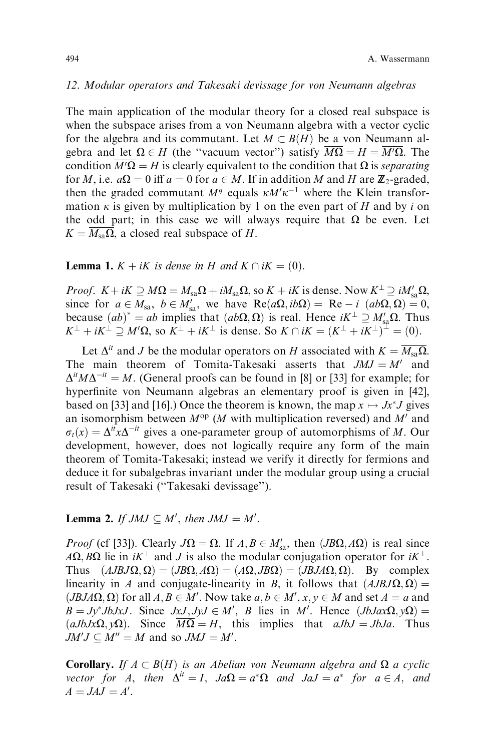## 12. Modular operators and Takesaki devissage for von Neumann algebras

The main application of the modular theory for a closed real subspace is when the subspace arises from a von Neumann algebra with a vector cyclic for the algebra and its commutant. Let $M \subset B(H)$ be a von Neumann algebra and let $\Omega \in H$ (the "vacuum vector") satisfy $\overline{M\Omega} = H = \overline{M'\Omega}$. The condition $\overline{M'\Omega} = H$ is clearly equivalent to the condition that $\Omega$ is *separating* for $M$, i.e. $a\Omega = 0$ iff $a = 0$ for $a \in M$. If in addition $M$ and $H$ are $\mathbb{Z}_2$-graded, then the graded commutant $M^q$ equals $\kappa M' \kappa^{-1}$ where the Klein transformation $\kappa$ is given by multiplication by 1 on the even part of $H$ and by $i$ on the odd part; in this case we will always require that $\Omega$ be even. Let $K = \overline{M_{\rm sa}\Omega}$, a closed real subspace of $H$.

**Lemma 1.** *$K + iK$ is dense in $H$ and $K \cap iK = (0)$.*

*Proof.* $K + iK \supseteq M\Omega = M_{\rm sa}\Omega + iM_{\rm sa}\Omega$, so $K + iK$ is dense. Now $K^\perp \supseteq iM'_{\rm sa}\Omega$, since for $a \in M_{\rm sa}$, $b \in M'_{\rm sa}$, we have $\operatorname{Re}(a\Omega, ib\Omega) = \operatorname{Re} - i\ (ab\Omega, \Omega) = 0$, because $(ab)^* = ab$ implies that $(ab\Omega, \Omega)$ is real. Hence $iK^\perp \supseteq M'_{\rm sa}\Omega$. Thus $K^\perp + iK^\perp \supseteq M'\Omega$, so $K^\perp + iK^\perp$ is dense. So $K \cap iK = (K^\perp + iK^\perp)^\perp = (0)$.

Let $\Delta^{it}$ and $J$ be the modular operators on $H$ associated with $K = \overline{M_{\rm sa}\Omega}$. The main theorem of Tomita-Takesaki asserts that $JMJ = M'$ and $\Delta^{it} M \Delta^{-it} = M$. (General proofs can be found in [8] or [33] for example; for hyperfinite von Neumann algebras an elementary proof is given in [42], based on [33] and [16].) Once the theorem is known, the map $x \mapsto Jx^*J$ gives an isomorphism between $M^{\rm op}$ ($M$ with multiplication reversed) and $M'$ and $\sigma_t(x) = \Delta^{it} x \Delta^{-it}$ gives a one-parameter group of automorphisms of $M$. Our development, however, does not logically require any form of the main theorem of Tomita-Takesaki; instead we verify it directly for fermions and deduce it for subalgebras invariant under the modular group using a crucial result of Takesaki ("Takesaki devissage").

**Lemma 2.** *If $JMJ \subseteq M'$, then $JMJ = M'$.*

*Proof* (cf [33]). Clearly $J\Omega = \Omega$. If $A, B \in M'_{\rm sa}$, then $(JB\Omega, A\Omega)$ is real since $A\Omega, B\Omega$ lie in $iK^\perp$ and $J$ is also the modular conjugation operator for $iK^\perp$. Thus $(AJBJ\Omega, \Omega) = (JB\Omega, A\Omega) = (A\Omega, JB\Omega) = (JBJA\Omega, \Omega)$. By complex linearity in $A$ and conjugate-linearity in $B$, it follows that $(AJBJ\Omega, \Omega) = (JBJA\Omega, \Omega)$ for all $A, B \in M'$. Now take $a, b \in M'$, $x, y \in M$ and set $A = a$ and $B = Jy^*JbJxJ$. Since $JxJ, JyJ \in M'$, $B$ lies in $M'$. Hence $(JbJax\Omega, y\Omega) = (aJbJx\Omega, y\Omega)$. Since $\overline{M\Omega} = H$, this implies that $aJbJ = JbJa$. Thus $JM'J \subseteq M'' = M$ and so $JMJ = M'$.

**Corollary.** *If $A \subset B(H)$ is an Abelian von Neumann algebra and $\Omega$ a cyclic vector for $A$, then $\Delta^{it} = I$, $Ja\Omega = a^*\Omega$ and $JaJ = a^*$ for $a \in A$, and $A = JAJ = A'$.*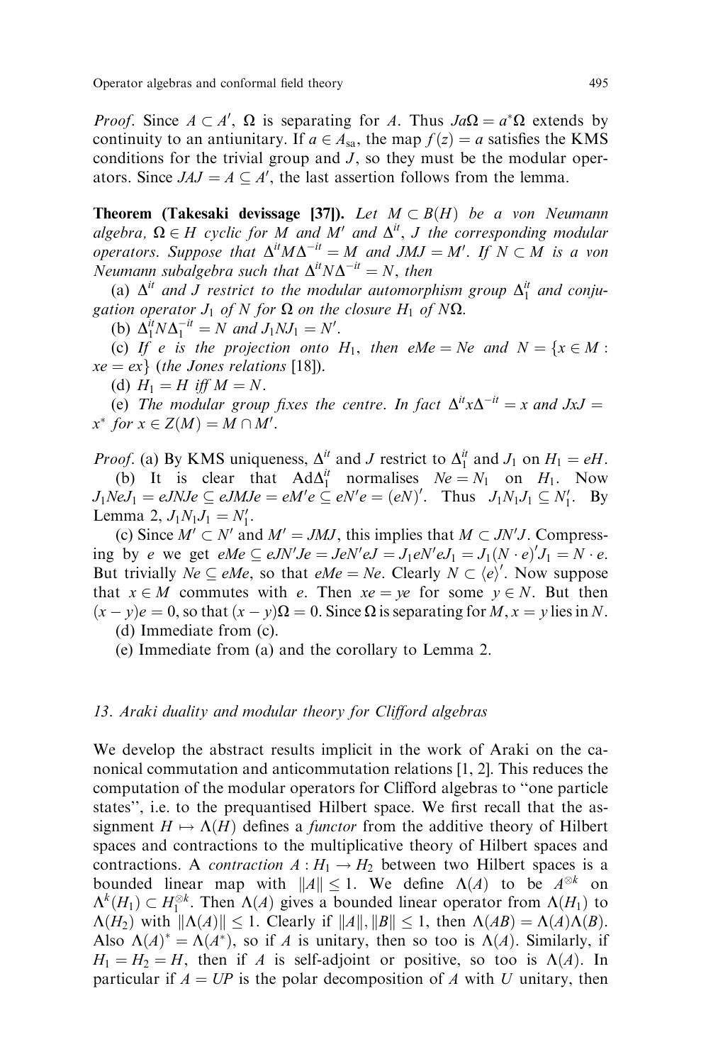*Proof*. Since $A \subset A'$, $\Omega$ is separating for $A$. Thus $Ja\Omega = a^*\Omega$ extends by continuity to an antiunitary. If $a \in A_{\text{sa}}$, the map $f(z) = a$ satisfies the KMS conditions for the trivial group and $J$, so they must be the modular operators. Since $JAJ = A \subseteq A'$, the last assertion follows from the lemma.

**Theorem (Takesaki devissage [37]).** *Let $M \subset B(H)$ be a von Neumann algebra, $\Omega \in H$ cyclic for $M$ and $M'$ and $\Delta^{it}$, $J$ the corresponding modular operators. Suppose that $\Delta^{it}M\Delta^{-it} = M$ and $JMJ = M'$. If $N \subset M$ is a von Neumann subalgebra such that $\Delta^{it}N\Delta^{-it} = N$, then*

(a) *$\Delta^{it}$ and $J$ restrict to the modular automorphism group $\Delta_1^{it}$ and conjugation operator $J_1$ of $N$ for $\Omega$ on the closure $H_1$ of $N\Omega$.*

(b) *$\Delta_1^{it}N\Delta_1^{-it} = N$ and $J_1NJ_1 = N'$.*

(c) *If $e$ is the projection onto $H_1$, then $eMe = Ne$ and $N = \{x \in M : xe = ex\}$ (the Jones relations [18]).*

(d) *$H_1 = H$ iff $M = N$.*

(e) *The modular group fixes the centre. In fact $\Delta^{it}x\Delta^{-it} = x$ and $JxJ = x^*$ for $x \in Z(M) = M \cap M'$.*

*Proof*. (a) By KMS uniqueness, $\Delta^{it}$ and $J$ restrict to $\Delta_1^{it}$ and $J_1$ on $H_1 = eH$.

(b) It is clear that $\text{Ad}\Delta_1^{it}$ normalises $Ne = N_1$ on $H_1$. Now $J_1NeJ_1 = eJNJe \subseteq eJMJe = eM'e \subseteq eN'e = (eN)'$. Thus $J_1N_1J_1 \subseteq N_1'$. By Lemma 2, $J_1N_1J_1 = N_1'$.

(c) Since $M' \subset N'$ and $M' = JMJ$, this implies that $M \subset JN'J$. Compressing by $e$ we get $eMe \subseteq eJN'Je = JeN'eJ = J_1eN'eJ_1 = J_1(N \cdot e)'J_1 = N \cdot e$. But trivially $Ne \subseteq eMe$, so that $eMe = Ne$. Clearly $N \subset \langle e \rangle'$. Now suppose that $x \in M$ commutes with $e$. Then $xe = ye$ for some $y \in N$. But then $(x - y)e = 0$, so that $(x - y)\Omega = 0$. Since $\Omega$ is separating for $M$, $x = y$ lies in $N$.

(d) Immediate from (c).

(e) Immediate from (a) and the corollary to Lemma 2.

## 13. Araki duality and modular theory for Clifford algebras

We develop the abstract results implicit in the work of Araki on the canonical commutation and anticommutation relations [1, 2]. This reduces the computation of the modular operators for Clifford algebras to "one particle states", i.e. to the prequantised Hilbert space. We first recall that the assignment $H \mapsto \Lambda(H)$ defines a *functor* from the additive theory of Hilbert spaces and contractions to the multiplicative theory of Hilbert spaces and contractions. A *contraction* $A : H_1 \to H_2$ between two Hilbert spaces is a bounded linear map with $\|A\| \leq 1$. We define $\Lambda(A)$ to be $A^{\otimes k}$ on $\Lambda^k(H_1) \subset H_1^{\otimes k}$. Then $\Lambda(A)$ gives a bounded linear operator from $\Lambda(H_1)$ to $\Lambda(H_2)$ with $\|\Lambda(A)\| \leq 1$. Clearly if $\|A\|, \|B\| \leq 1$, then $\Lambda(AB) = \Lambda(A)\Lambda(B)$. Also $\Lambda(A)^* = \Lambda(A^*)$, so if $A$ is unitary, then so too is $\Lambda(A)$. Similarly, if $H_1 = H_2 = H$, then if $A$ is self-adjoint or positive, so too is $\Lambda(A)$. In particular if $A = UP$ is the polar decomposition of $A$ with $U$ unitary, then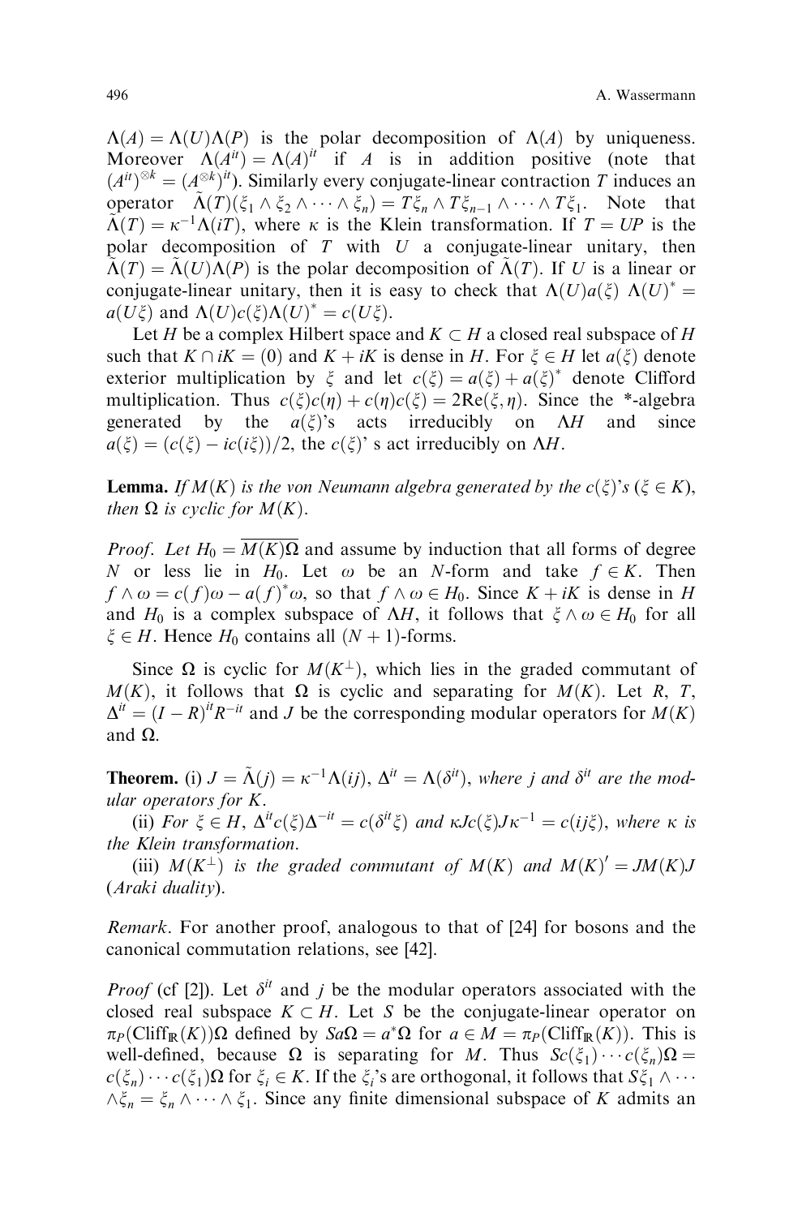$\Lambda(A) = \Lambda(U)\Lambda(P)$ is the polar decomposition of $\Lambda(A)$ by uniqueness. Moreover $\Lambda(A^{it}) = \Lambda(A)^{it}$ if $A$ is in addition positive (note that $(A^{it})^{\otimes k} = (A^{\otimes k})^{it}$). Similarly every conjugate-linear contraction $T$ induces an operator $\tilde{\Lambda}(T)(\xi_1 \wedge \xi_2 \wedge \cdots \wedge \xi_n) = T\xi_n \wedge T\xi_{n-1} \wedge \cdots \wedge T\xi_1$. Note that $\tilde{\Lambda}(T) = \kappa^{-1}\Lambda(iT)$, where $\kappa$ is the Klein transformation. If $T = UP$ is the polar decomposition of $T$ with $U$ a conjugate-linear unitary, then $\tilde{\Lambda}(T) = \tilde{\Lambda}(U)\Lambda(P)$ is the polar decomposition of $\tilde{\Lambda}(T)$. If $U$ is a linear or conjugate-linear unitary, then it is easy to check that $\Lambda(U)a(\xi)\,\Lambda(U)^* = a(U\xi)$ and $\Lambda(U)c(\xi)\Lambda(U)^* = c(U\xi)$.

Let $H$ be a complex Hilbert space and $K \subset H$ a closed real subspace of $H$ such that $K \cap iK = (0)$ and $K + iK$ is dense in $H$. For $\xi \in H$ let $a(\xi)$ denote exterior multiplication by $\xi$ and let $c(\xi) = a(\xi) + a(\xi)^*$ denote Clifford multiplication. Thus $c(\xi)c(\eta) + c(\eta)c(\xi) = 2\mathrm{Re}(\xi, \eta)$. Since the \*-algebra generated by the $a(\xi)$'s acts irreducibly on $\Lambda H$ and since $a(\xi) = (c(\xi) - ic(i\xi))/2$, the $c(\xi)$' s act irreducibly on $\Lambda H$.

**Lemma.** *If $M(K)$ is the von Neumann algebra generated by the $c(\xi)$'s ($\xi \in K$), then $\Omega$ is cyclic for $M(K)$.*

*Proof.* Let $H_0 = \overline{M(K)\Omega}$ and assume by induction that all forms of degree $N$ or less lie in $H_0$. Let $\omega$ be an $N$-form and take $f \in K$. Then $f \wedge \omega = c(f)\omega - a(f)^*\omega$, so that $f \wedge \omega \in H_0$. Since $K + iK$ is dense in $H$ and $H_0$ is a complex subspace of $\Lambda H$, it follows that $\xi \wedge \omega \in H_0$ for all $\xi \in H$. Hence $H_0$ contains all $(N+1)$-forms.

Since $\Omega$ is cyclic for $M(K^\perp)$, which lies in the graded commutant of $M(K)$, it follows that $\Omega$ is cyclic and separating for $M(K)$. Let $R$, $T$, $\Delta^{it} = (I - R)^{it}R^{-it}$ and $J$ be the corresponding modular operators for $M(K)$ and $\Omega$.

**Theorem.** (i) $J = \tilde{\Lambda}(j) = \kappa^{-1}\Lambda(ij)$, $\Delta^{it} = \Lambda(\delta^{it})$, *where $j$ and $\delta^{it}$ are the modular operators for $K$.*

(ii) *For $\xi \in H$, $\Delta^{it}c(\xi)\Delta^{-it} = c(\delta^{it}\xi)$ and $\kappa Jc(\xi)J\kappa^{-1} = c(ij\xi)$, where $\kappa$ is the Klein transformation.*

(iii) *$M(K^\perp)$ is the graded commutant of $M(K)$ and $M(K)' = JM(K)J$ (Araki duality).*

*Remark.* For another proof, analogous to that of [24] for bosons and the canonical commutation relations, see [42].

*Proof* (cf [2]). Let $\delta^{it}$ and $j$ be the modular operators associated with the closed real subspace $K \subset H$. Let $S$ be the conjugate-linear operator on $\pi_P(\mathrm{Cliff}_{\mathbb{R}}(K))\Omega$ defined by $Sa\Omega = a^*\Omega$ for $a \in M = \pi_P(\mathrm{Cliff}_{\mathbb{R}}(K))$. This is well-defined, because $\Omega$ is separating for $M$. Thus $Sc(\xi_1)\cdots c(\xi_n)\Omega = c(\xi_n)\cdots c(\xi_1)\Omega$ for $\xi_i \in K$. If the $\xi_i$'s are orthogonal, it follows that $S\xi_1 \wedge \cdots \wedge \xi_n = \xi_n \wedge \cdots \wedge \xi_1$. Since any finite dimensional subspace of $K$ admits an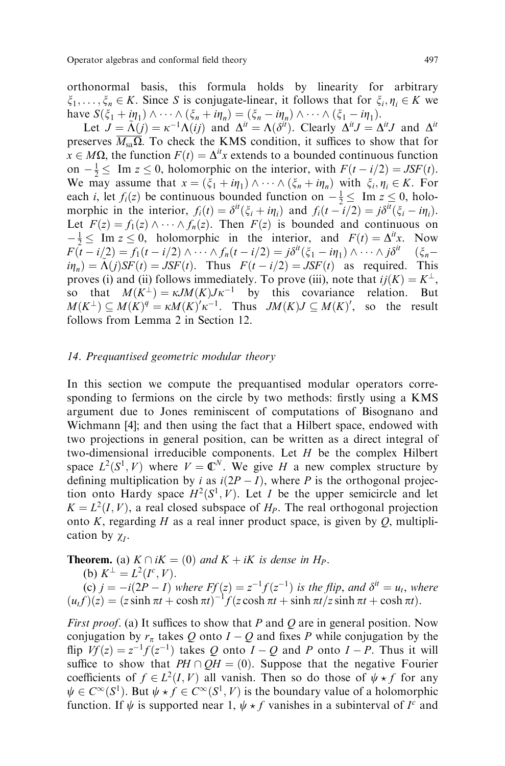orthonormal basis, this formula holds by linearity for arbitrary $\xi_1, \ldots, \xi_n \in K$. Since $S$ is conjugate-linear, it follows that for $\xi_i, \eta_i \in K$ we have $S(\xi_1 + i\eta_1) \wedge \cdots \wedge (\xi_n + i\eta_n) = (\xi_n - i\eta_n) \wedge \cdots \wedge (\xi_1 - i\eta_1)$.

Let $J = \tilde{\Lambda}(j) = \kappa^{-1}\Lambda(ij)$ and $\Delta^{it} = \Lambda(\delta^{it})$. Clearly $\Delta^{it}J = \Delta^{it}J$ and $\Delta^{it}$ preserves $\overline{M_{\text{sa}}\Omega}$. To check the KMS condition, it suffices to show that for $x \in M\Omega$, the function $F(t) = \Delta^{it}x$ extends to a bounded continuous function on $-\frac{1}{2} \leq \text{ Im } z \leq 0$, holomorphic on the interior, with $F(t - i/2) = JSF(t)$. We may assume that $x = (\xi_1 + i\eta_1) \wedge \cdots \wedge (\xi_n + i\eta_n)$ with $\xi_i, \eta_i \in K$. For each $i$, let $f_i(z)$ be continuous bounded function on $-\frac{1}{2} \leq \text{ Im } z \leq 0$, holomorphic in the interior, $f_i(t) = \delta^{it}(\xi_i + i\eta_i)$ and $f_i(t - i/2) = j\delta^{it}(\xi_i - i\eta_i)$. Let $F(z) = f_1(z) \wedge \cdots \wedge f_n(z)$. Then $F(z)$ is bounded and continuous on $-\frac{1}{2} \leq \text{ Im } z \leq 0$, holomorphic in the interior, and $F(t) = \Delta^{it}x$. Now $F(t - i/2) = f_1(t - i/2) \wedge \cdots \wedge f_n(t - i/2) = j\delta^{it}(\xi_1 - i\eta_1) \wedge \cdots \wedge j\delta^{it} \quad (\xi_n - i\eta_n) = \tilde{\Lambda}(j)SF(t) = JSF(t)$. Thus $F(t - i/2) = JSF(t)$ as required. This proves (i) and (ii) follows immediately. To prove (iii), note that $ij(K) = K^\perp$, so that $M(K^\perp) = \kappa JM(K)J\kappa^{-1}$ by this covariance relation. But $M(K^\perp) \subseteq M(K)^q = \kappa M(K)'\kappa^{-1}$. Thus $JM(K)J \subseteq M(K)'$, so the result follows from Lemma 2 in Section 12.

## 14. Prequantised geometric modular theory

In this section we compute the prequantised modular operators corresponding to fermions on the circle by two methods: firstly using a KMS argument due to Jones reminiscent of computations of Bisognano and Wichmann [4]; and then using the fact that a Hilbert space, endowed with two projections in general position, can be written as a direct integral of two-dimensional irreducible components. Let $H$ be the complex Hilbert space $L^2(S^1, V)$ where $V = \mathbb{C}^N$. We give $H$ a new complex structure by defining multiplication by $i$ as $i(2P - I)$, where $P$ is the orthogonal projection onto Hardy space $H^2(S^1, V)$. Let $I$ be the upper semicircle and let $K = L^2(I, V)$, a real closed subspace of $H_P$. The real orthogonal projection onto $K$, regarding $H$ as a real inner product space, is given by $Q$, multiplication by $\chi_I$.

**Theorem.** (a) *$K \cap iK = (0)$ and $K + iK$ is dense in $H_P$.*

(b) *$K^\perp = L^2(I^c, V)$.*

(c) *$j = -i(2P - I)$ where $Ff(z) = z^{-1}f(z^{-1})$ is the flip, and $\delta^{it} = u_t$, where $(u_tf)(z) = (z \sinh \pi t + \cosh \pi t)^{-1} f(z \cosh \pi t + \sinh \pi t / z \sinh \pi t + \cosh \pi t)$.*

*First proof*. (a) It suffices to show that $P$ and $Q$ are in general position. Now conjugation by $r_\pi$ takes $Q$ onto $I - Q$ and fixes $P$ while conjugation by the flip $Vf(z) = z^{-1}f(z^{-1})$ takes $Q$ onto $I - Q$ and $P$ onto $I - P$. Thus it will suffice to show that $PH \cap QH = (0)$. Suppose that the negative Fourier coefficients of $f \in L^2(I, V)$ all vanish. Then so do those of $\psi \star f$ for any $\psi \in C^\infty(S^1)$. But $\psi \star f \in C^\infty(S^1, V)$ is the boundary value of a holomorphic function. If $\psi$ is supported near 1, $\psi \star f$ vanishes in a subinterval of $I^c$ and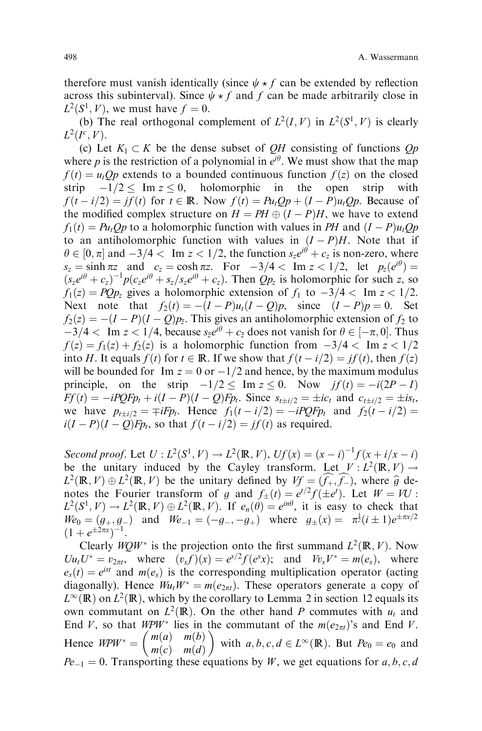therefore must vanish identically (since $\psi \star f$ can be extended by reflection across this subinterval). Since $\psi \star f$ and $f$ can be made arbitrarily close in $L^2(S^1, V)$, we must have $f = 0$.

(b) The real orthogonal complement of $L^2(I, V)$ in $L^2(S^1, V)$ is clearly $L^2(I^c, V)$.

(c) Let $K_1 \subset K$ be the dense subset of $QH$ consisting of functions $Qp$ where $p$ is the restriction of a polynomial in $e^{i\theta}$. We must show that the map $f(t) = u_t Qp$ extends to a bounded continuous function $f(z)$ on the closed strip $-1/2 \leq \operatorname{Im} z \leq 0$, holomorphic in the open strip with $f(t - i/2) = jf(t)$ for $t \in \mathbb{R}$. Now $f(t) = Pu_t Qp + (I - P)u_t Qp$. Because of the modified complex structure on $H = PH \oplus (I - P)H$, we have to extend $f_1(t) = Pu_t Qp$ to a holomorphic function with values in $PH$ and $(I - P)u_t Qp$ to an antiholomorphic function with values in $(I - P)H$. Note that if $\theta \in [0, \pi]$ and $-3/4 < \operatorname{Im} z < 1/2$, the function $s_z e^{i\theta} + c_z$ is non-zero, where $s_z = \sinh \pi z$ and $c_z = \cosh \pi z$. For $-3/4 < \operatorname{Im} z < 1/2$, let $p_z(e^{i\theta}) = (s_z e^{i\theta} + c_z)^{-1} p(c_z e^{i\theta} + s_z / s_z e^{i\theta} + c_z)$. Then $Qp_z$ is holomorphic for such $z$, so $f_1(z) = PQp_z$ gives a holomorphic extension of $f_1$ to $-3/4 < \operatorname{Im} z < 1/2$. Next note that $f_2(t) = -(I - P)u_t(I - Q)p$, since $(I - P)p = 0$. Set $f_2(z) = -(I - P)(I - Q)p_{\bar{z}}$. This gives an antiholomorphic extension of $f_2$ to $-3/4 < \operatorname{Im} z < 1/4$, because $s_{\bar{z}} e^{i\theta} + c_{\bar{z}}$ does not vanish for $\theta \in [-\pi, 0]$. Thus $f(z) = f_1(z) + f_2(z)$ is a holomorphic function from $-3/4 < \operatorname{Im} z < 1/2$ into $H$. It equals $f(t)$ for $t \in \mathbb{R}$. If we show that $f(t - i/2) = jf(t)$, then $f(z)$ will be bounded for $\operatorname{Im} z = 0$ or $-1/2$ and hence, by the maximum modulus principle, on the strip $-1/2 \leq \operatorname{Im} z \leq 0$. Now $jf(t) = -i(2P - I) Ff(t) = -iPQFp_t + i(I - P)(I - Q)Fp_t$. Since $s_{t \pm i/2} = \pm ic_t$ and $c_{t \pm i/2} = \pm is_t$, we have $p_{t \pm i/2} = \mp iFp_t$. Hence $f_1(t - i/2) = -iPQFp_t$ and $f_2(t - i/2) = i(I - P)(I - Q)Fp_t$, so that $f(t - i/2) = jf(t)$ as required.

*Second proof.* Let $U : L^2(S^1, V) \to L^2(\mathbb{R}, V)$, $Uf(x) = (x - i)^{-1} f(x + i / x - i)$ be the unitary induced by the Cayley transform. Let $V : L^2(\mathbb{R}, V) \to L^2(\mathbb{R}, V) \oplus L^2(\mathbb{R}, V)$ be the unitary defined by $Vf = (\widehat{f_+}, \widehat{f_-})$, where $\widehat{g}$ denotes the Fourier transform of $g$ and $f_\pm(t) = e^{t/2} f(\pm e^t)$. Let $W = VU : L^2(S^1, V) \to L^2(\mathbb{R}, V) \oplus L^2(\mathbb{R}, V)$. If $e_n(\theta) = e^{in\theta}$, it is easy to check that $We_0 = (g_+, g_-)$ and $We_{-1} = (-g_-, -g_+)$ where $g_\pm(x) = \pi^{\frac{1}{2}} (i \pm 1) e^{\pm \pi x/2} (1 + e^{\pm 2\pi x})^{-1}$.

Clearly $WQW^*$ is the projection onto the first summand $L^2(\mathbb{R}, V)$. Now $Uu_t U^* = v_{2\pi t}$, where $(v_s f)(x) = e^{s/2} f(e^s x)$; and $Vv_s V^* = m(e_s)$, where $e_s(t) = e^{ist}$ and $m(e_s)$ is the corresponding multiplication operator (acting diagonally). Hence $Wu_t W^* = m(e_{2\pi t})$. These operators generate a copy of $L^\infty(\mathbb{R})$ on $L^2(\mathbb{R})$, which by the corollary to Lemma 2 in section 12 equals its own commutant on $L^2(\mathbb{R})$. On the other hand $P$ commutes with $u_t$ and End $V$, so that $WPW^*$ lies in the commutant of the $m(e_{2\pi t})$'s and End $V$. Hence $WPW^* = \begin{pmatrix} m(a) & m(b) \\ m(c) & m(d) \end{pmatrix}$ with $a, b, c, d \in L^\infty(\mathbb{R})$. But $Pe_0 = e_0$ and $Pe_{-1} = 0$. Transporting these equations by $W$, we get equations for $a, b, c, d$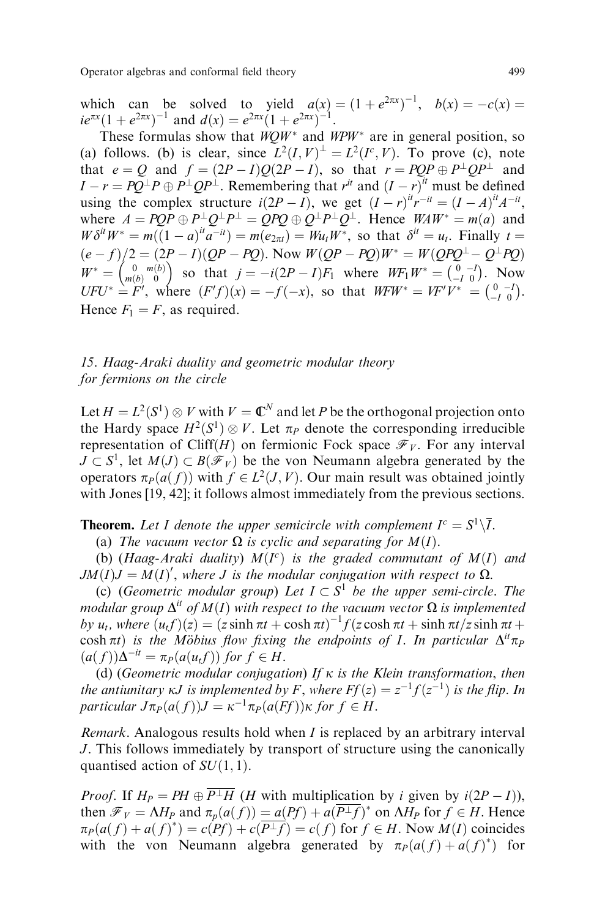which can be solved to yield $a(x) = (1 + e^{2\pi x})^{-1}$, $b(x) = -c(x) = ie^{\pi x}(1 + e^{2\pi x})^{-1}$ and $d(x) = e^{2\pi x}(1 + e^{2\pi x})^{-1}$.

These formulas show that $WQW^*$ and $WPW^*$ are in general position, so (a) follows. (b) is clear, since $L^2(I, V)^\perp = L^2(I^c, V)$. To prove (c), note that $e = Q$ and $f = (2P - I)Q(2P - I)$, so that $r = PQP \oplus P^\perp QP^\perp$ and $I - r = PQ^\perp P \oplus P^\perp QP^\perp$. Remembering that $r^{it}$ and $(I - r)^{it}$ must be defined using the complex structure $i(2P - I)$, we get $(I - r)^{it} r^{-it} = (I - A)^{it} A^{-it}$, where $A = PQP \oplus P^\perp Q^\perp P^\perp = QPQ \oplus Q^\perp P^\perp Q^\perp$. Hence $WAW^* = m(a)$ and $W\delta^{it}W^* = m((1 - a)^{it} a^{-it}) = m(e_{2\pi t}) = Wu_t W^*$, so that $\delta^{it} = u_t$. Finally $t = (e - f)/2 = (2P - I)(QP - PQ)$. Now $W(QP - PQ)W^* = W(QPQ^\perp - Q^\perp PQ)$ $W^* = \begin{pmatrix} 0 & m(b) \\ m(b) & 0 \end{pmatrix}$ so that $j = -i(2P - I)F_1$ where $WF_1 W^* = \begin{pmatrix} 0 & -I \\ -I & 0 \end{pmatrix}$. Now $UFU^* = F'$, where $(F'f)(x) = -f(-x)$, so that $WFW^* = VF'V^* = \begin{pmatrix} 0 & -I \\ -I & 0 \end{pmatrix}$. Hence $F_1 = F$, as required.

## *15. Haag-Araki duality and geometric modular theory for fermions on the circle*

Let $H = L^2(S^1) \otimes V$ with $V = \mathbb{C}^N$ and let $P$ be the orthogonal projection onto the Hardy space $H^2(S^1) \otimes V$. Let $\pi_P$ denote the corresponding irreducible representation of $\mathrm{Cliff}(H)$ on fermionic Fock space $\mathscr{F}_V$. For any interval $J \subset S^1$, let $M(J) \subset B(\mathscr{F}_V)$ be the von Neumann algebra generated by the operators $\pi_P(a(f))$ with $f \in L^2(J, V)$. Our main result was obtained jointly with Jones [19, 42]; it follows almost immediately from the previous sections.

**Theorem.** *Let $I$ denote the upper semicircle with complement $I^c = S^1 \backslash \overline{I}$.*

(a) *The vacuum vector $\Omega$ is cyclic and separating for $M(I)$.*

(b) (*Haag-Araki duality*) *$M(I^c)$ is the graded commutant of $M(I)$ and $JM(I)J = M(I)'$, where $J$ is the modular conjugation with respect to $\Omega$.*

(c) (*Geometric modular group*) *Let $I \subset S^1$ be the upper semi-circle. The modular group $\Delta^{it}$ of $M(I)$ with respect to the vacuum vector $\Omega$ is implemented by $u_t$, where $(u_t f)(z) = (z \sinh \pi t + \cosh \pi t)^{-1} f(z \cosh \pi t + \sinh \pi t / z \sinh \pi t + \cosh \pi t)$ is the Möbius flow fixing the endpoints of $I$. In particular $\Delta^{it}\pi_P(a(f))\Delta^{-it} = \pi_P(a(u_t f))$ for $f \in H$.*

(d) (*Geometric modular conjugation*) *If $\kappa$ is the Klein transformation, then the antiunitary $\kappa J$ is implemented by $F$, where $Ff(z) = z^{-1} f(z^{-1})$ is the flip. In particular $J\pi_P(a(f))J = \kappa^{-1}\pi_P(a(Ff))\kappa$ for $f \in H$.*

*Remark*. Analogous results hold when $I$ is replaced by an arbitrary interval $J$. This follows immediately by transport of structure using the canonically quantised action of $SU(1, 1)$.

*Proof.* If $H_P = PH \oplus \overline{P^\perp H}$ ($H$ with multiplication by $i$ given by $i(2P - I)$), then $\mathscr{F}_V = \Lambda H_P$ and $\pi_p(a(f)) = a(Pf) + a(\overline{P^\perp f})^*$ on $\Lambda H_P$ for $f \in H$. Hence $\pi_P(a(f) + a(f)^*) = c(Pf) + c(\overline{P^\perp f}) = c(f)$ for $f \in H$. Now $M(I)$ coincides with the von Neumann algebra generated by $\pi_P(a(f) + a(f)^*)$ for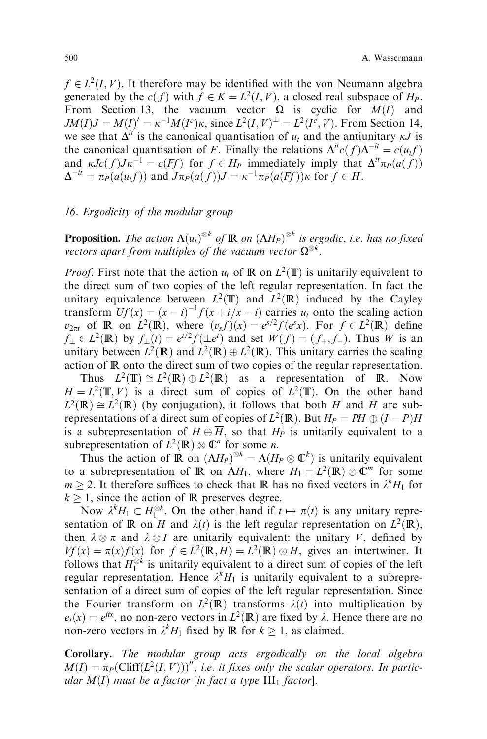$f \in L^2(I, V)$. It therefore may be identified with the von Neumann algebra generated by the $c(f)$ with $f \in K = L^2(I, V)$, a closed real subspace of $H_P$. From Section 13, the vacuum vector $\Omega$ is cyclic for $M(I)$ and $JM(I)J = M(I)' = \kappa^{-1}M(I^c)\kappa$, since $L^2(I, V)^\perp = L^2(I^c, V)$. From Section 14, we see that $\Delta^{it}$ is the canonical quantisation of $u_t$ and the antiunitary $\kappa J$ is the canonical quantisation of $F$. Finally the relations $\Delta^{it}c(f)\Delta^{-it} = c(u_t f)$ and $\kappa J c(f) J \kappa^{-1} = c(Ff)$ for $f \in H_P$ immediately imply that $\Delta^{it}\pi_P(a(f))\Delta^{-it} = \pi_P(a(u_t f))$ and $J\pi_P(a(f))J = \kappa^{-1}\pi_P(a(Ff))\kappa$ for $f \in H$.

## 16. Ergodicity of the modular group

**Proposition.** *The action $\Lambda(u_t)^{\otimes k}$ of $\mathbb{R}$ on $(\Lambda H_P)^{\otimes k}$ is ergodic, i.e. has no fixed vectors apart from multiples of the vacuum vector $\Omega^{\otimes k}$.*

*Proof.* First note that the action $u_t$ of $\mathbb{R}$ on $L^2(\mathbb{T})$ is unitarily equivalent to the direct sum of two copies of the left regular representation. In fact the unitary equivalence between $L^2(\mathbb{T})$ and $L^2(\mathbb{R})$ induced by the Cayley transform $Uf(x) = (x - i)^{-1}f(x + i/x - i)$ carries $u_t$ onto the scaling action $v_{2\pi t}$ of $\mathbb{R}$ on $L^2(\mathbb{R})$, where $(v_s f)(x) = e^{s/2}f(e^s x)$. For $f \in L^2(\mathbb{R})$ define $f_\pm \in L^2(\mathbb{R})$ by $f_\pm(t) = e^{t/2}f(\pm e^t)$ and set $W(f) = (f_+, f_-)$. Thus $W$ is an unitary between $L^2(\mathbb{R})$ and $L^2(\mathbb{R}) \oplus L^2(\mathbb{R})$. This unitary carries the scaling action of $\mathbb{R}$ onto the direct sum of two copies of the regular representation.

Thus $L^2(\mathbb{T}) \cong L^2(\mathbb{R}) \oplus L^2(\mathbb{R})$ as a representation of $\mathbb{R}$. Now $H = L^2(\mathbb{T}, V)$ is a direct sum of copies of $L^2(\mathbb{T})$. On the other hand $\overline{L^2(\mathbb{R})} \cong L^2(\mathbb{R})$ (by conjugation), it follows that both $H$ and $\overline{H}$ are subrepresentations of a direct sum of copies of $L^2(\mathbb{R})$. But $H_P = PH \oplus (I - P)H$ is a subrepresentation of $H \oplus \overline{H}$, so that $H_P$ is unitarily equivalent to a subrepresentation of $L^2(\mathbb{R}) \otimes \mathbb{C}^n$ for some $n$.

Thus the action of $\mathbb{R}$ on $(\Lambda H_P)^{\otimes k} = \Lambda(H_P \otimes \mathbb{C}^k)$ is unitarily equivalent to a subrepresentation of $\mathbb{R}$ on $\Lambda H_1$, where $H_1 = L^2(\mathbb{R}) \otimes \mathbb{C}^m$ for some $m \geq 2$. It therefore suffices to check that $\mathbb{R}$ has no fixed vectors in $\lambda^k H_1$ for $k \geq 1$, since the action of $\mathbb{R}$ preserves degree.

Now $\lambda^k H_1 \subset H_1^{\otimes k}$. On the other hand if $t \mapsto \pi(t)$ is any unitary representation of $\mathbb{R}$ on $H$ and $\lambda(t)$ is the left regular representation on $L^2(\mathbb{R})$, then $\lambda \otimes \pi$ and $\lambda \otimes I$ are unitarily equivalent: the unitary $V$, defined by $Vf(x) = \pi(x)f(x)$ for $f \in L^2(\mathbb{R}, H) = L^2(\mathbb{R}) \otimes H$, gives an intertwiner. It follows that $H_1^{\otimes k}$ is unitarily equivalent to a direct sum of copies of the left regular representation. Hence $\lambda^k H_1$ is unitarily equivalent to a subrepresentation of a direct sum of copies of the left regular representation. Since the Fourier transform on $L^2(\mathbb{R})$ transforms $\lambda(t)$ into multiplication by $e_t(x) = e^{itx}$, no non-zero vectors in $L^2(\mathbb{R})$ are fixed by $\lambda$. Hence there are no non-zero vectors in $\lambda^k H_1$ fixed by $\mathbb{R}$ for $k \geq 1$, as claimed.

**Corollary.** *The modular group acts ergodically on the local algebra $M(I) = \pi_P(\mathrm{Cliff}(L^2(I, V)))''$, i.e. it fixes only the scalar operators. In particular $M(I)$ must be a factor [in fact a type $\mathrm{III}_1$ factor].*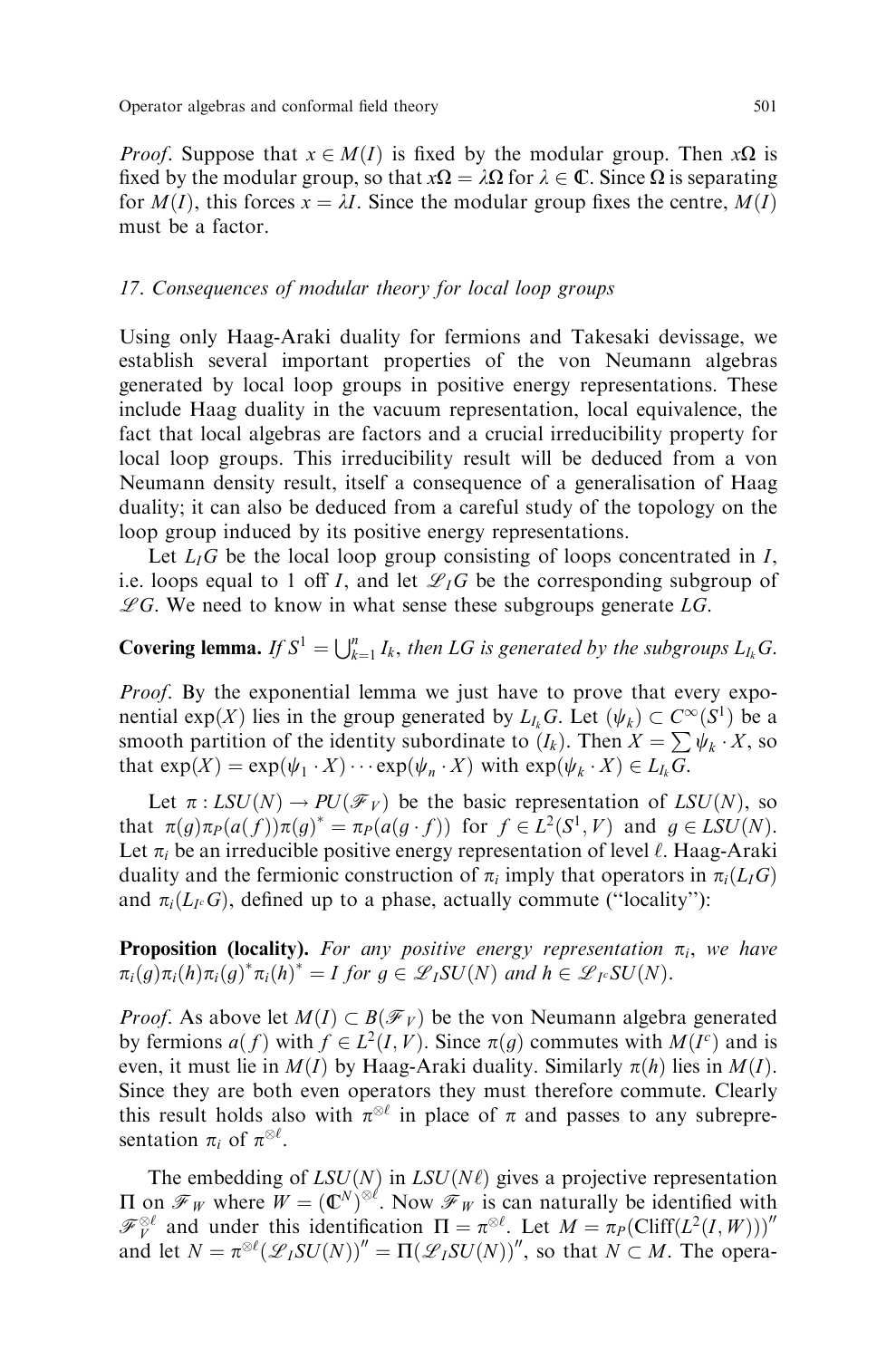*Proof*. Suppose that $x \in M(I)$ is fixed by the modular group. Then $x\Omega$ is fixed by the modular group, so that $x\Omega = \lambda\Omega$ for $\lambda \in \mathbb{C}$. Since $\Omega$ is separating for $M(I)$, this forces $x = \lambda I$. Since the modular group fixes the centre, $M(I)$ must be a factor.

## 17. Consequences of modular theory for local loop groups

Using only Haag-Araki duality for fermions and Takesaki devissage, we establish several important properties of the von Neumann algebras generated by local loop groups in positive energy representations. These include Haag duality in the vacuum representation, local equivalence, the fact that local algebras are factors and a crucial irreducibility property for local loop groups. This irreducibility result will be deduced from a von Neumann density result, itself a consequence of a generalisation of Haag duality; it can also be deduced from a careful study of the topology on the loop group induced by its positive energy representations.

Let $L_I G$ be the local loop group consisting of loops concentrated in $I$, i.e. loops equal to 1 off $I$, and let $\mathscr{L}_I G$ be the corresponding subgroup of $\mathscr{L}G$. We need to know in what sense these subgroups generate $LG$.

**Covering lemma.** *If $S^1 = \bigcup_{k=1}^n I_k$, then $LG$ is generated by the subgroups $L_{I_k}G$.*

*Proof*. By the exponential lemma we just have to prove that every exponential $\exp(X)$ lies in the group generated by $L_{I_k}G$. Let $(\psi_k) \subset C^\infty(S^1)$ be a smooth partition of the identity subordinate to $(I_k)$. Then $X = \sum \psi_k \cdot X$, so that $\exp(X) = \exp(\psi_1 \cdot X) \cdots \exp(\psi_n \cdot X)$ with $\exp(\psi_k \cdot X) \in L_{I_k}G$.

Let $\pi : LSU(N) \to PU(\mathscr{F}_V)$ be the basic representation of $LSU(N)$, so that $\pi(g)\pi_P(a(f))\pi(g)^* = \pi_P(a(g \cdot f))$ for $f \in L^2(S^1, V)$ and $g \in LSU(N)$. Let $\pi_i$ be an irreducible positive energy representation of level $\ell$. Haag-Araki duality and the fermionic construction of $\pi_i$ imply that operators in $\pi_i(L_I G)$ and $\pi_i(L_{I^c} G)$, defined up to a phase, actually commute ("locality"):

**Proposition (locality).** *For any positive energy representation $\pi_i$, we have $\pi_i(g)\pi_i(h)\pi_i(g)^*\pi_i(h)^* = I$ for $g \in \mathscr{L}_I SU(N)$ and $h \in \mathscr{L}_{I^c} SU(N)$.*

*Proof*. As above let $M(I) \subset B(\mathscr{F}_V)$ be the von Neumann algebra generated by fermions $a(f)$ with $f \in L^2(I, V)$. Since $\pi(g)$ commutes with $M(I^c)$ and is even, it must lie in $M(I)$ by Haag-Araki duality. Similarly $\pi(h)$ lies in $M(I)$. Since they are both even operators they must therefore commute. Clearly this result holds also with $\pi^{\otimes \ell}$ in place of $\pi$ and passes to any subrepresentation $\pi_i$ of $\pi^{\otimes \ell}$.

The embedding of $LSU(N)$ in $LSU(N\ell)$ gives a projective representation $\Pi$ on $\mathscr{F}_W$ where $W = (\mathbb{C}^N)^{\otimes \ell}$. Now $\mathscr{F}_W$ is can naturally be identified with $\mathscr{F}_V^{\otimes \ell}$ and under this identification $\Pi = \pi^{\otimes \ell}$. Let $M = \pi_P(\mathrm{Cliff}(L^2(I, W)))''$ and let $N = \pi^{\otimes \ell}(\mathscr{L}_I SU(N))'' = \Pi(\mathscr{L}_I SU(N))''$, so that $N \subset M$. The opera-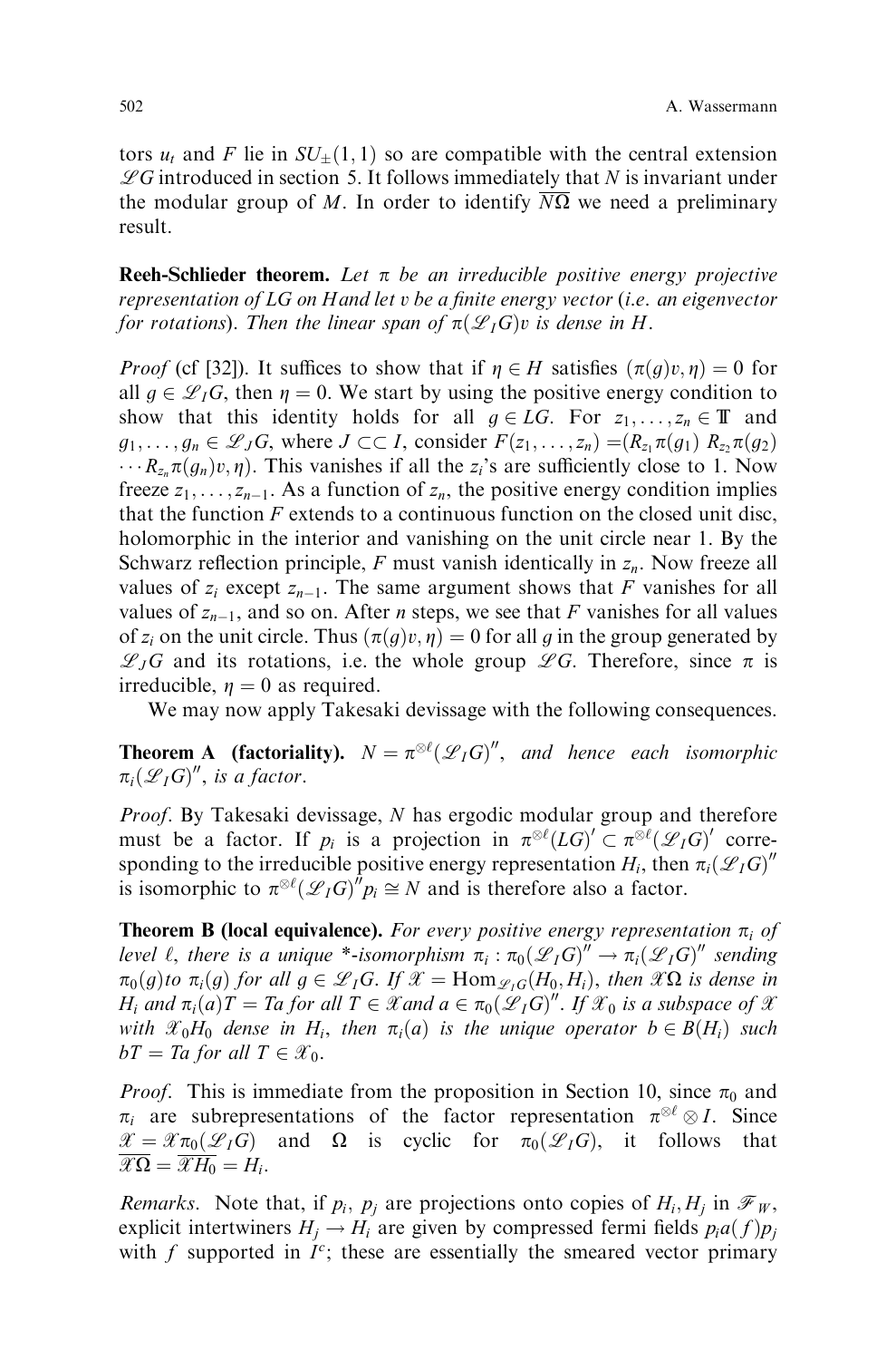tors $u_t$ and $F$ lie in $SU_{\pm}(1,1)$ so are compatible with the central extension $\mathscr{L}G$ introduced in section 5. It follows immediately that $N$ is invariant under the modular group of $M$. In order to identify $\overline{N\Omega}$ we need a preliminary result.

**Reeh-Schlieder theorem.** *Let $\pi$ be an irreducible positive energy projective representation of $LG$ on $H$ and let $v$ be a finite energy vector (i.e. an eigenvector for rotations). Then the linear span of $\pi(\mathscr{L}_I G)v$ is dense in $H$.*

*Proof* (cf [32]). It suffices to show that if $\eta \in H$ satisfies $(\pi(g)v, \eta) = 0$ for all $g \in \mathscr{L}_I G$, then $\eta = 0$. We start by using the positive energy condition to show that this identity holds for all $g \in LG$. For $z_1, \ldots, z_n \in \mathbb{T}$ and $g_1, \ldots, g_n \in \mathscr{L}_J G$, where $J \subset\subset I$, consider $F(z_1, \ldots, z_n) = (R_{z_1}\pi(g_1)\, R_{z_2}\pi(g_2) \cdots R_{z_n}\pi(g_n)v, \eta)$. This vanishes if all the $z_i$'s are sufficiently close to 1. Now freeze $z_1, \ldots, z_{n-1}$. As a function of $z_n$, the positive energy condition implies that the function $F$ extends to a continuous function on the closed unit disc, holomorphic in the interior and vanishing on the unit circle near 1. By the Schwarz reflection principle, $F$ must vanish identically in $z_n$. Now freeze all values of $z_i$ except $z_{n-1}$. The same argument shows that $F$ vanishes for all values of $z_{n-1}$, and so on. After $n$ steps, we see that $F$ vanishes for all values of $z_i$ on the unit circle. Thus $(\pi(g)v, \eta) = 0$ for all $g$ in the group generated by $\mathscr{L}_J G$ and its rotations, i.e. the whole group $\mathscr{L}G$. Therefore, since $\pi$ is irreducible, $\eta = 0$ as required.

We may now apply Takesaki devissage with the following consequences.

**Theorem A (factoriality).** *$N = \pi^{\otimes \ell}(\mathscr{L}_I G)''$, and hence each isomorphic $\pi_i(\mathscr{L}_I G)''$, is a factor.*

*Proof*. By Takesaki devissage, $N$ has ergodic modular group and therefore must be a factor. If $p_i$ is a projection in $\pi^{\otimes \ell}(LG)' \subset \pi^{\otimes \ell}(\mathscr{L}_I G)'$ corresponding to the irreducible positive energy representation $H_i$, then $\pi_i(\mathscr{L}_I G)''$ is isomorphic to $\pi^{\otimes \ell}(\mathscr{L}_I G)'' p_i \cong N$ and is therefore also a factor.

**Theorem B (local equivalence).** *For every positive energy representation $\pi_i$ of level $\ell$, there is a unique \*-isomorphism $\pi_i : \pi_0(\mathscr{L}_I G)'' \rightarrow \pi_i(\mathscr{L}_I G)''$ sending $\pi_0(g)$ to $\pi_i(g)$ for all $g \in \mathscr{L}_I G$. If $\mathscr{X} = \mathrm{Hom}_{\mathscr{L}_I G}(H_0, H_i)$, then $\mathscr{X}\Omega$ is dense in $H_i$ and $\pi_i(a)T = Ta$ for all $T \in \mathscr{X}$ and $a \in \pi_0(\mathscr{L}_I G)''$. If $\mathscr{X}_0$ is a subspace of $\mathscr{X}$ with $\mathscr{X}_0 H_0$ dense in $H_i$, then $\pi_i(a)$ is the unique operator $b \in B(H_i)$ such $bT = Ta$ for all $T \in \mathscr{X}_0$.*

*Proof*. This is immediate from the proposition in Section 10, since $\pi_0$ and $\pi_i$ are subrepresentations of the factor representation $\pi^{\otimes \ell} \otimes I$. Since $\mathscr{X} = \mathscr{X}\pi_0(\mathscr{L}_I G)$ and $\Omega$ is cyclic for $\pi_0(\mathscr{L}_I G)$, it follows that $\overline{\mathscr{X}\Omega} = \overline{\mathscr{X}H_0} = H_i$.

*Remarks*. Note that, if $p_i$, $p_j$ are projections onto copies of $H_i, H_j$ in $\mathscr{F}_W$, explicit intertwiners $H_j \rightarrow H_i$ are given by compressed fermi fields $p_i a(f) p_j$ with $f$ supported in $I^c$; these are essentially the smeared vector primary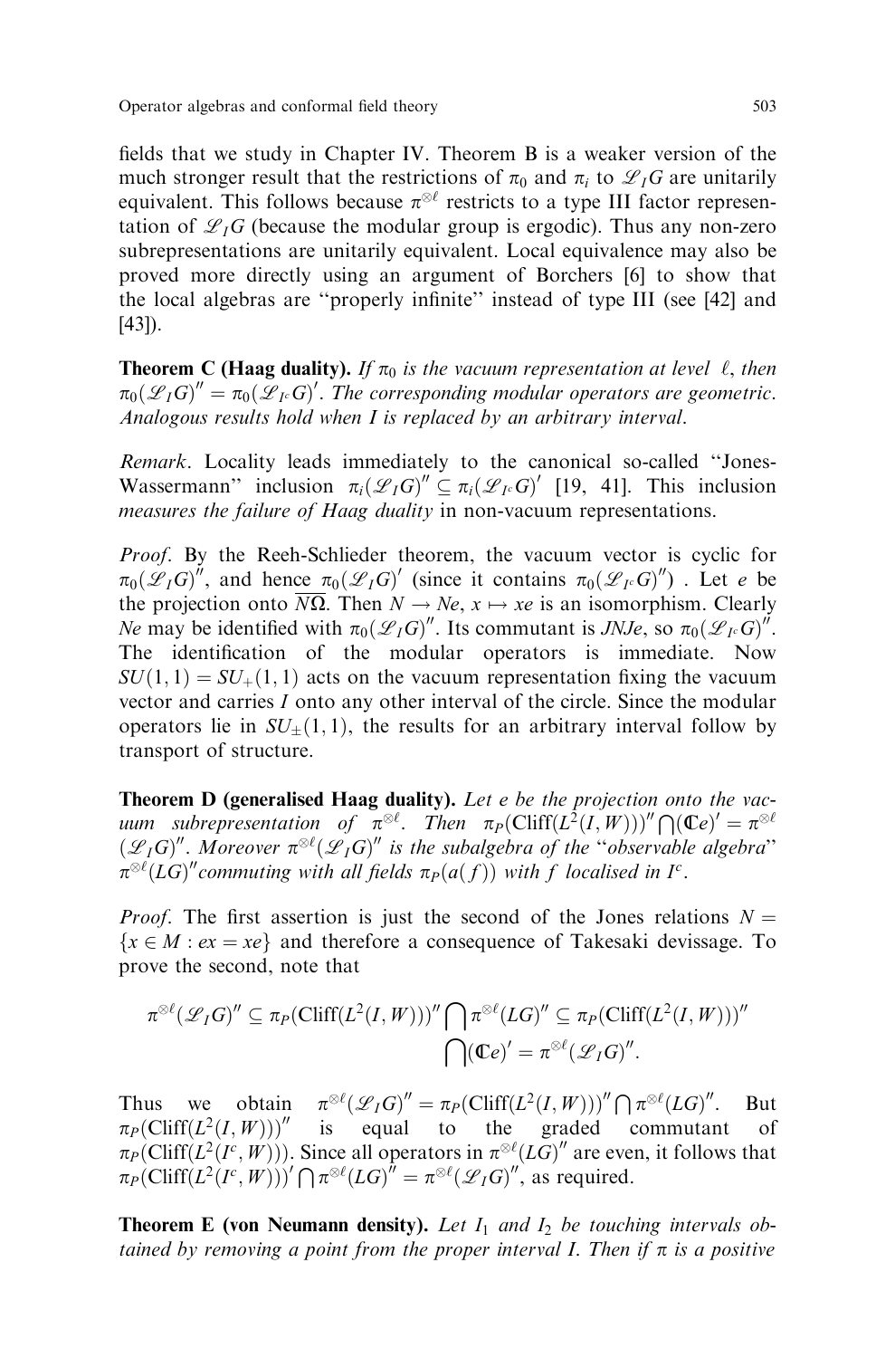fields that we study in Chapter IV. Theorem B is a weaker version of the much stronger result that the restrictions of $\pi_0$ and $\pi_i$ to $\mathscr{L}_I G$ are unitarily equivalent. This follows because $\pi^{\otimes \ell}$ restricts to a type III factor representation of $\mathscr{L}_I G$ (because the modular group is ergodic). Thus any non-zero subrepresentations are unitarily equivalent. Local equivalence may also be proved more directly using an argument of Borchers [6] to show that the local algebras are "properly infinite" instead of type III (see [42] and [43]).

**Theorem C (Haag duality).** *If $\pi_0$ is the vacuum representation at level $\ell$, then $\pi_0(\mathscr{L}_I G)'' = \pi_0(\mathscr{L}_{I^c} G)'$. The corresponding modular operators are geometric. Analogous results hold when $I$ is replaced by an arbitrary interval.*

*Remark*. Locality leads immediately to the canonical so-called "Jones-Wassermann" inclusion $\pi_i(\mathscr{L}_I G)'' \subseteq \pi_i(\mathscr{L}_{I^c} G)'$ [19, 41]. This inclusion *measures the failure of Haag duality* in non-vacuum representations.

*Proof*. By the Reeh-Schlieder theorem, the vacuum vector is cyclic for $\pi_0(\mathscr{L}_I G)''$, and hence $\pi_0(\mathscr{L}_I G)'$ (since it contains $\pi_0(\mathscr{L}_{I^c} G)''$) . Let $e$ be the projection onto $\overline{N\Omega}$. Then $N \to Ne$, $x \mapsto xe$ is an isomorphism. Clearly $Ne$ may be identified with $\pi_0(\mathscr{L}_I G)''$. Its commutant is $JNJe$, so $\pi_0(\mathscr{L}_{I^c} G)''$. The identification of the modular operators is immediate. Now $SU(1,1) = SU_+(1,1)$ acts on the vacuum representation fixing the vacuum vector and carries $I$ onto any other interval of the circle. Since the modular operators lie in $SU_{\pm}(1,1)$, the results for an arbitrary interval follow by transport of structure.

**Theorem D (generalised Haag duality).** *Let $e$ be the projection onto the vacuum subrepresentation of $\pi^{\otimes \ell}$. Then $\pi_P(\mathrm{Cliff}(L^2(I,W)))'' \bigcap (\mathbb{C}e)' = \pi^{\otimes \ell}(\mathscr{L}_I G)''$. Moreover $\pi^{\otimes \ell}(\mathscr{L}_I G)''$ is the subalgebra of the "observable algebra" $\pi^{\otimes \ell}(LG)''$ commuting with all fields $\pi_P(a(f))$ with $f$ localised in $I^c$.*

*Proof*. The first assertion is just the second of the Jones relations $N = \{x \in M : ex = xe\}$ and therefore a consequence of Takesaki devissage. To prove the second, note that

$$\pi^{\otimes \ell}(\mathscr{L}_I G)'' \subseteq \pi_P(\mathrm{Cliff}(L^2(I,W)))'' \bigcap \pi^{\otimes \ell}(LG)'' \subseteq \pi_P(\mathrm{Cliff}(L^2(I,W)))'' \bigcap (\mathbb{C}e)' = \pi^{\otimes \ell}(\mathscr{L}_I G)''.$$

Thus we obtain $\pi^{\otimes \ell}(\mathscr{L}_I G)'' = \pi_P(\mathrm{Cliff}(L^2(I,W)))'' \bigcap \pi^{\otimes \ell}(LG)''$. But $\pi_P(\mathrm{Cliff}(L^2(I,W)))''$ is equal to the graded commutant of $\pi_P(\mathrm{Cliff}(L^2(I^c,W)))$. Since all operators in $\pi^{\otimes \ell}(LG)''$ are even, it follows that $\pi_P(\mathrm{Cliff}(L^2(I^c,W)))' \bigcap \pi^{\otimes \ell}(LG)'' = \pi^{\otimes \ell}(\mathscr{L}_I G)''$, as required.

**Theorem E (von Neumann density).** *Let $I_1$ and $I_2$ be touching intervals obtained by removing a point from the proper interval $I$. Then if $\pi$ is a positive*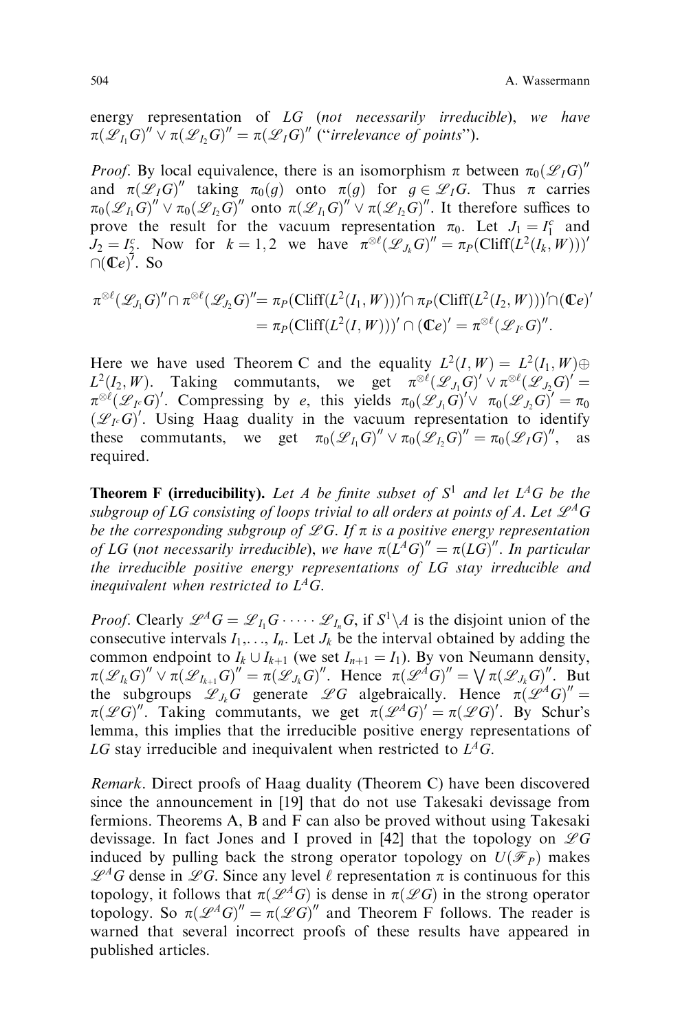energy representation of $LG$ (*not necessarily irreducible*), *we have* $\pi(\mathscr{L}_{I_1}G)'' \vee \pi(\mathscr{L}_{I_2}G)'' = \pi(\mathscr{L}_I G)''$ ("*irrelevance of points*").

*Proof.* By local equivalence, there is an isomorphism $\pi$ between $\pi_0(\mathscr{L}_I G)''$ and $\pi(\mathscr{L}_I G)''$ taking $\pi_0(g)$ onto $\pi(g)$ for $g \in \mathscr{L}_I G$. Thus $\pi$ carries $\pi_0(\mathscr{L}_{I_1}G)'' \vee \pi_0(\mathscr{L}_{I_2}G)''$ onto $\pi(\mathscr{L}_{I_1}G)'' \vee \pi(\mathscr{L}_{I_2}G)''$. It therefore suffices to prove the result for the vacuum representation $\pi_0$. Let $J_1 = I_1^c$ and $J_2 = I_2^c$. Now for $k = 1, 2$ we have $\pi^{\otimes \ell}(\mathscr{L}_{J_k}G)'' = \pi_P(\mathrm{Cliff}(L^2(I_k, W)))' \cap (\mathbb{C}e)'$. So

$$\begin{aligned}\pi^{\otimes \ell}(\mathscr{L}_{J_1}G)'' \cap \pi^{\otimes \ell}(\mathscr{L}_{J_2}G)'' &= \pi_P(\mathrm{Cliff}(L^2(I_1, W)))' \cap \pi_P(\mathrm{Cliff}(L^2(I_2, W)))' \cap (\mathbb{C}e)' \\ &= \pi_P(\mathrm{Cliff}(L^2(I, W)))' \cap (\mathbb{C}e)' = \pi^{\otimes \ell}(\mathscr{L}_{I^c}G)''.\end{aligned}$$

Here we have used Theorem C and the equality $L^2(I, W) = L^2(I_1, W) \oplus L^2(I_2, W)$. Taking commutants, we get $\pi^{\otimes \ell}(\mathscr{L}_{J_1}G)' \vee \pi^{\otimes \ell}(\mathscr{L}_{J_2}G)' = \pi^{\otimes \ell}(\mathscr{L}_{I^c}G)'$. Compressing by $e$, this yields $\pi_0(\mathscr{L}_{J_1}G)' \vee \pi_0(\mathscr{L}_{J_2}G)' = \pi_0(\mathscr{L}_{I^c}G)'$. Using Haag duality in the vacuum representation to identify these commutants, we get $\pi_0(\mathscr{L}_{I_1}G)'' \vee \pi_0(\mathscr{L}_{I_2}G)'' = \pi_0(\mathscr{L}_I G)''$, as required.

**Theorem F (irreducibility).** *Let $A$ be finite subset of $S^1$ and let $L^A G$ be the subgroup of $LG$ consisting of loops trivial to all orders at points of $A$. Let $\mathscr{L}^A G$ be the corresponding subgroup of $\mathscr{L}G$. If $\pi$ is a positive energy representation of $LG$* (*not necessarily irreducible*), *we have $\pi(L^A G)'' = \pi(LG)''$. In particular the irreducible positive energy representations of $LG$ stay irreducible and inequivalent when restricted to $L^A G$.*

*Proof.* Clearly $\mathscr{L}^A G = \mathscr{L}_{I_1}G \cdot \cdots \cdot \mathscr{L}_{I_n}G$, if $S^1 \backslash A$ is the disjoint union of the consecutive intervals $I_1, \ldots, I_n$. Let $J_k$ be the interval obtained by adding the common endpoint to $I_k \cup I_{k+1}$ (we set $I_{n+1} = I_1$). By von Neumann density, $\pi(\mathscr{L}_{I_k}G)'' \vee \pi(\mathscr{L}_{I_{k+1}}G)'' = \pi(\mathscr{L}_{J_k}G)''$. Hence $\pi(\mathscr{L}^A G)'' = \bigvee \pi(\mathscr{L}_{J_k}G)''$. But the subgroups $\mathscr{L}_{J_k}G$ generate $\mathscr{L}G$ algebraically. Hence $\pi(\mathscr{L}^A G)'' = \pi(\mathscr{L}G)''$. Taking commutants, we get $\pi(\mathscr{L}^A G)' = \pi(\mathscr{L}G)'$. By Schur's lemma, this implies that the irreducible positive energy representations of $LG$ stay irreducible and inequivalent when restricted to $L^A G$.

*Remark*. Direct proofs of Haag duality (Theorem C) have been discovered since the announcement in [19] that do not use Takesaki devissage from fermions. Theorems A, B and F can also be proved without using Takesaki devissage. In fact Jones and I proved in [42] that the topology on $\mathscr{L}G$ induced by pulling back the strong operator topology on $U(\mathscr{F}_P)$ makes $\mathscr{L}^A G$ dense in $\mathscr{L}G$. Since any level $\ell$ representation $\pi$ is continuous for this topology, it follows that $\pi(\mathscr{L}^A G)$ is dense in $\pi(\mathscr{L}G)$ in the strong operator topology. So $\pi(\mathscr{L}^A G)'' = \pi(\mathscr{L}G)''$ and Theorem F follows. The reader is warned that several incorrect proofs of these results have appeared in published articles.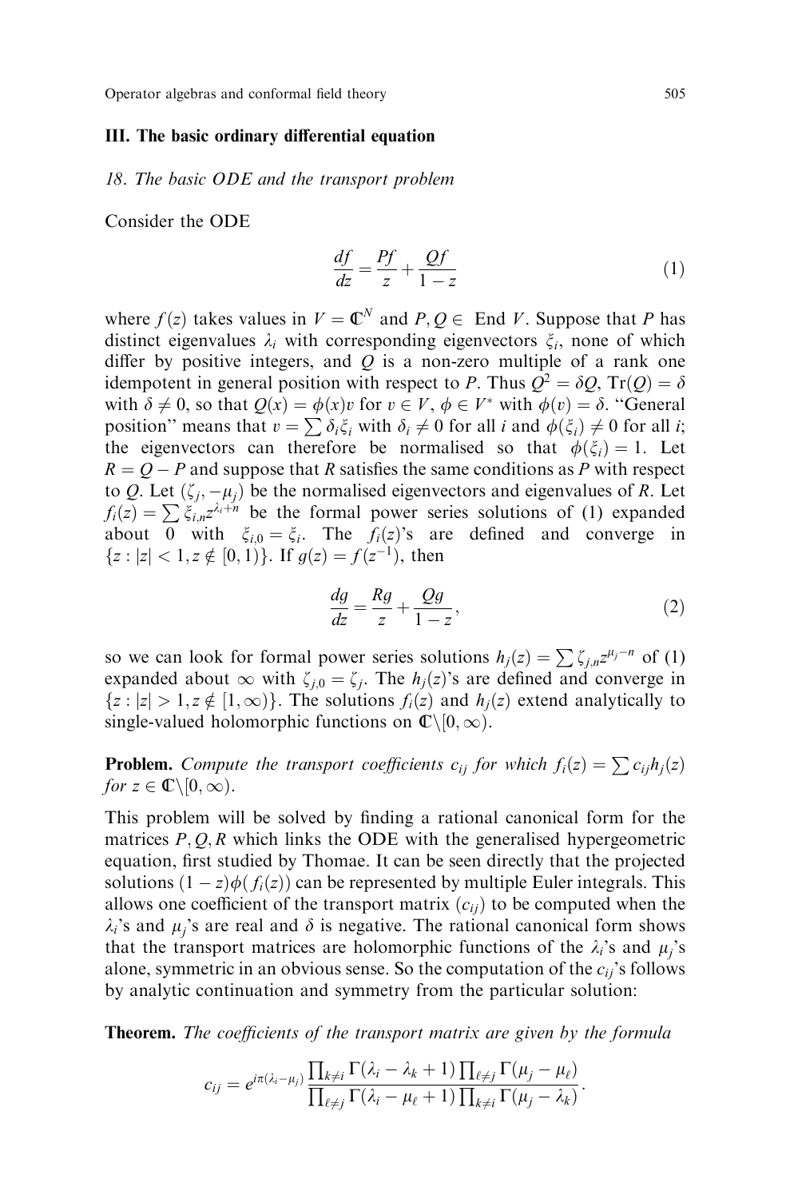## III. The basic ordinary differential equation

### 18. The basic ODE and the transport problem

Consider the ODE

$$\frac{df}{dz} = \frac{Pf}{z} + \frac{Qf}{1-z} \tag{1}$$

where $f(z)$ takes values in $V = \mathbb{C}^N$ and $P, Q \in \operatorname{End} V$. Suppose that $P$ has distinct eigenvalues $\lambda_i$ with corresponding eigenvectors $\xi_i$, none of which differ by positive integers, and $Q$ is a non-zero multiple of a rank one idempotent in general position with respect to $P$. Thus $Q^2 = \delta Q$, $\operatorname{Tr}(Q) = \delta$ with $\delta \neq 0$, so that $Q(x) = \phi(x)v$ for $v \in V$, $\phi \in V^*$ with $\phi(v) = \delta$. "General position" means that $v = \sum \delta_i \xi_i$ with $\delta_i \neq 0$ for all $i$ and $\phi(\xi_i) \neq 0$ for all $i$; the eigenvectors can therefore be normalised so that $\phi(\xi_i) = 1$. Let $R = Q - P$ and suppose that $R$ satisfies the same conditions as $P$ with respect to $Q$. Let $(\zeta_j, -\mu_j)$ be the normalised eigenvectors and eigenvalues of $R$. Let $f_i(z) = \sum \xi_{i,n} z^{\lambda_i + n}$ be the formal power series solutions of (1) expanded about $0$ with $\xi_{i,0} = \xi_i$. The $f_i(z)$'s are defined and converge in $\{z : |z| < 1, z \notin [0,1)\}$. If $g(z) = f(z^{-1})$, then

$$\frac{dg}{dz} = \frac{Rg}{z} + \frac{Qg}{1-z}, \tag{2}$$

so we can look for formal power series solutions $h_j(z) = \sum \zeta_{j,n} z^{\mu_j - n}$ of (1) expanded about $\infty$ with $\zeta_{j,0} = \zeta_j$. The $h_j(z)$'s are defined and converge in $\{z : |z| > 1, z \notin [1,\infty)\}$. The solutions $f_i(z)$ and $h_j(z)$ extend analytically to single-valued holomorphic functions on $\mathbb{C}\backslash[0,\infty)$.

**Problem.** *Compute the transport coefficients $c_{ij}$ for which $f_i(z) = \sum c_{ij} h_j(z)$ for $z \in \mathbb{C}\backslash[0,\infty)$.*

This problem will be solved by finding a rational canonical form for the matrices $P, Q, R$ which links the ODE with the generalised hypergeometric equation, first studied by Thomae. It can be seen directly that the projected solutions $(1-z)\phi(f_i(z))$ can be represented by multiple Euler integrals. This allows one coefficient of the transport matrix $(c_{ij})$ to be computed when the $\lambda_i$'s and $\mu_j$'s are real and $\delta$ is negative. The rational canonical form shows that the transport matrices are holomorphic functions of the $\lambda_i$'s and $\mu_j$'s alone, symmetric in an obvious sense. So the computation of the $c_{ij}$'s follows by analytic continuation and symmetry from the particular solution:

**Theorem.** *The coefficients of the transport matrix are given by the formula*

$$c_{ij} = e^{i\pi(\lambda_i - \mu_j)} \frac{\prod_{k \neq i} \Gamma(\lambda_i - \lambda_k + 1) \prod_{\ell \neq j} \Gamma(\mu_j - \mu_\ell)}{\prod_{\ell \neq j} \Gamma(\lambda_i - \mu_\ell + 1) \prod_{k \neq i} \Gamma(\mu_j - \lambda_k)}.$$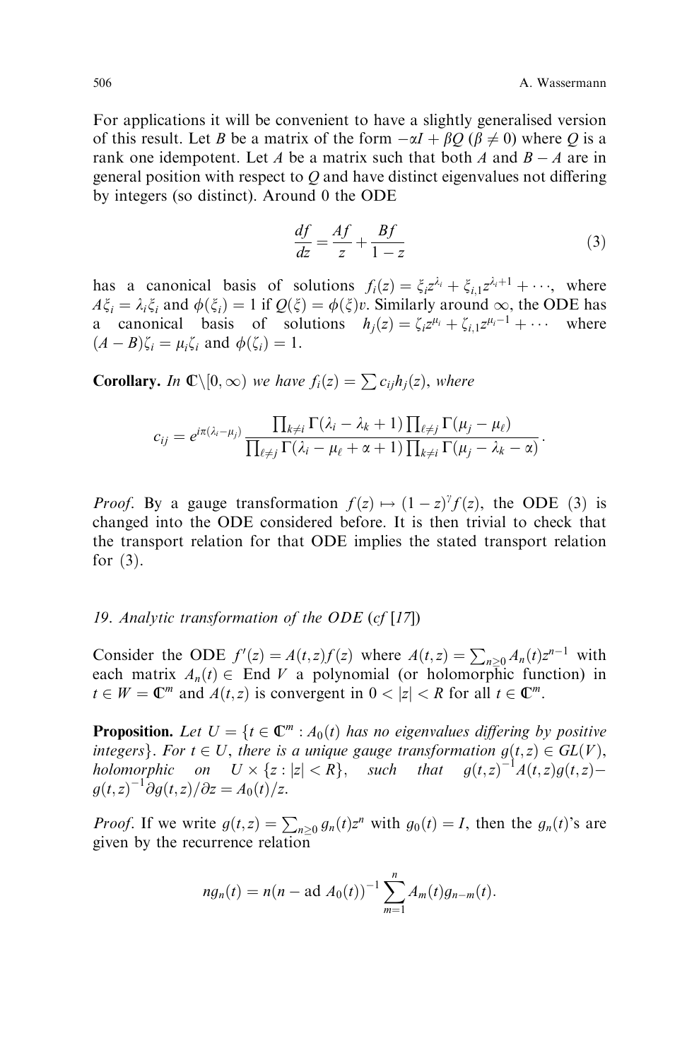For applications it will be convenient to have a slightly generalised version of this result. Let $B$ be a matrix of the form $-\alpha I + \beta Q$ ($\beta \neq 0$) where $Q$ is a rank one idempotent. Let $A$ be a matrix such that both $A$ and $B - A$ are in general position with respect to $Q$ and have distinct eigenvalues not differing by integers (so distinct). Around 0 the ODE

$$\frac{df}{dz} = \frac{Af}{z} + \frac{Bf}{1-z} \tag{3}$$

has a canonical basis of solutions $f_i(z) = \xi_i z^{\lambda_i} + \xi_{i,1} z^{\lambda_i + 1} + \cdots$, where $A\xi_i = \lambda_i \xi_i$ and $\phi(\xi_i) = 1$ if $Q(\xi) = \phi(\xi)v$. Similarly around $\infty$, the ODE has a canonical basis of solutions $h_j(z) = \zeta_i z^{\mu_i} + \zeta_{i,1} z^{\mu_i - 1} + \cdots$ where $(A - B)\zeta_i = \mu_i \zeta_i$ and $\phi(\zeta_i) = 1$.

**Corollary.** *In* $\mathbb{C}\backslash[0,\infty)$ *we have* $f_i(z) = \sum c_{ij} h_j(z)$, *where*

$$c_{ij} = e^{i\pi(\lambda_i - \mu_j)} \frac{\prod_{k \neq i} \Gamma(\lambda_i - \lambda_k + 1) \prod_{\ell \neq j} \Gamma(\mu_j - \mu_\ell)}{\prod_{\ell \neq j} \Gamma(\lambda_i - \mu_\ell + \alpha + 1) \prod_{k \neq i} \Gamma(\mu_j - \lambda_k - \alpha)}.$$

*Proof.* By a gauge transformation $f(z) \mapsto (1-z)^\gamma f(z)$, the ODE (3) is changed into the ODE considered before. It is then trivial to check that the transport relation for that ODE implies the stated transport relation for (3).

### 19. *Analytic transformation of the ODE (cf [17])*

Consider the ODE $f'(z) = A(t,z)f(z)$ where $A(t,z) = \sum_{n \geq 0} A_n(t) z^{n-1}$ with each matrix $A_n(t) \in \operatorname{End} V$ a polynomial (or holomorphic function) in $t \in W = \mathbb{C}^m$ and $A(t,z)$ is convergent in $0 < |z| < R$ for all $t \in \mathbb{C}^m$.

**Proposition.** *Let* $U = \{t \in \mathbb{C}^m : A_0(t)$ *has no eigenvalues differing by positive integers*$\}$. *For* $t \in U$, *there is a unique gauge transformation* $g(t,z) \in GL(V)$, *holomorphic on* $U \times \{z : |z| < R\}$, *such that* $g(t,z)^{-1} A(t,z) g(t,z) - g(t,z)^{-1} \partial g(t,z)/\partial z = A_0(t)/z$.

*Proof.* If we write $g(t,z) = \sum_{n \geq 0} g_n(t) z^n$ with $g_0(t) = I$, then the $g_n(t)$'s are given by the recurrence relation

$$n g_n(t) = n(n - \operatorname{ad} A_0(t))^{-1} \sum_{m=1}^{n} A_m(t) g_{n-m}(t).$$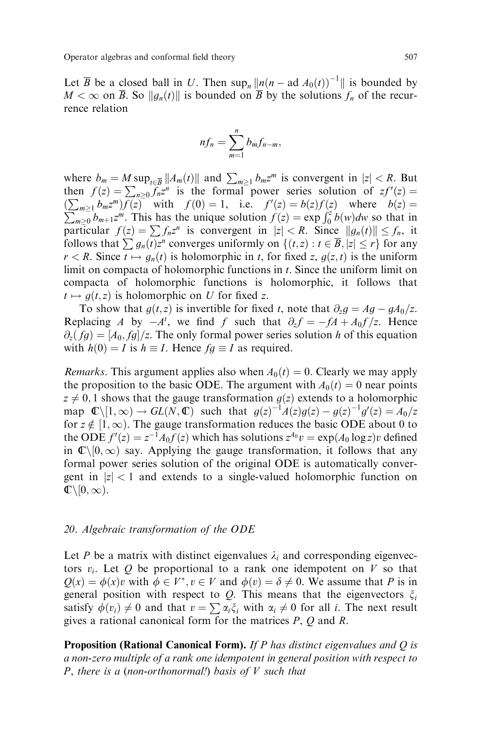Let $\overline{B}$ be a closed ball in $U$. Then $\sup_n \|n(n - \text{ad } A_0(t))^{-1}\|$ is bounded by $M < \infty$ on $\overline{B}$. So $\|g_n(t)\|$ is bounded on $\overline{B}$ by the solutions $f_n$ of the recurrence relation

$$nf_n = \sum_{m=1}^{n} b_m f_{n-m},$$

where $b_m = M \sup_{t \in \overline{B}} \|A_m(t)\|$ and $\sum_{m \geq 1} b_m z^m$ is convergent in $|z| < R$. But then $f(z) = \sum_{n \geq 0} f_n z^n$ is the formal power series solution of $zf'(z) = (\sum_{m \geq 1} b_m z^m) f(z)$ with $f(0) = 1$, i.e. $f'(z) = b(z) f(z)$ where $b(z) = \sum_{m \geq 0} b_{m+1} z^m$. This has the unique solution $f(z) = \exp \int_0^z b(w) dw$ so that in particular $f(z) = \sum f_n z^n$ is convergent in $|z| < R$. Since $\|g_n(t)\| \leq f_n$, it follows that $\sum g_n(t) z^n$ converges uniformly on $\{(t, z) : t \in \overline{B}, |z| \leq r\}$ for any $r < R$. Since $t \mapsto g_n(t)$ is holomorphic in $t$, for fixed $z$, $g(z, t)$ is the uniform limit on compacta of holomorphic functions in $t$. Since the uniform limit on compacta of holomorphic functions is holomorphic, it follows that $t \mapsto g(t, z)$ is holomorphic on $U$ for fixed $z$.

To show that $g(t, z)$ is invertible for fixed $t$, note that $\partial_z g = Ag - gA_0/z$. Replacing $A$ by $-A^t$, we find $f$ such that $\partial_z f = -fA + A_0 f/z$. Hence $\partial_z(fg) = [A_0, fg]/z$. The only formal power series solution $h$ of this equation with $h(0) = I$ is $h \equiv I$. Hence $fg \equiv I$ as required.

*Remarks*. This argument applies also when $A_0(t) = 0$. Clearly we may apply the proposition to the basic ODE. The argument with $A_0(t) = 0$ near points $z \neq 0, 1$ shows that the gauge transformation $g(z)$ extends to a holomorphic map $\mathbb{C} \backslash [1, \infty) \to GL(N, \mathbb{C})$ such that $g(z)^{-1} A(z) g(z) - g(z)^{-1} g'(z) = A_0/z$ for $z \notin [1, \infty)$. The gauge transformation reduces the basic ODE about 0 to the ODE $f'(z) = z^{-1} A_0 f(z)$ which has solutions $z^{A_0} v = \exp(A_0 \log z) v$ defined in $\mathbb{C} \backslash [0, \infty)$ say. Applying the gauge transformation, it follows that any formal power series solution of the original ODE is automatically convergent in $|z| < 1$ and extends to a single-valued holomorphic function on $\mathbb{C} \backslash [0, \infty)$.

## 20. *Algebraic transformation of the ODE*

Let $P$ be a matrix with distinct eigenvalues $\lambda_i$ and corresponding eigenvectors $v_i$. Let $Q$ be proportional to a rank one idempotent on $V$ so that $Q(x) = \phi(x) v$ with $\phi \in V^*, v \in V$ and $\phi(v) = \delta \neq 0$. We assume that $P$ is in general position with respect to $Q$. This means that the eigenvectors $\xi_i$ satisfy $\phi(v_i) \neq 0$ and that $v = \sum \alpha_i \xi_i$ with $\alpha_i \neq 0$ for all $i$. The next result gives a rational canonical form for the matrices $P$, $Q$ and $R$.

**Proposition (Rational Canonical Form).** *If $P$ has distinct eigenvalues and $Q$ is a non-zero multiple of a rank one idempotent in general position with respect to $P$, there is a* (*non-orthonormal!*) *basis of $V$ such that*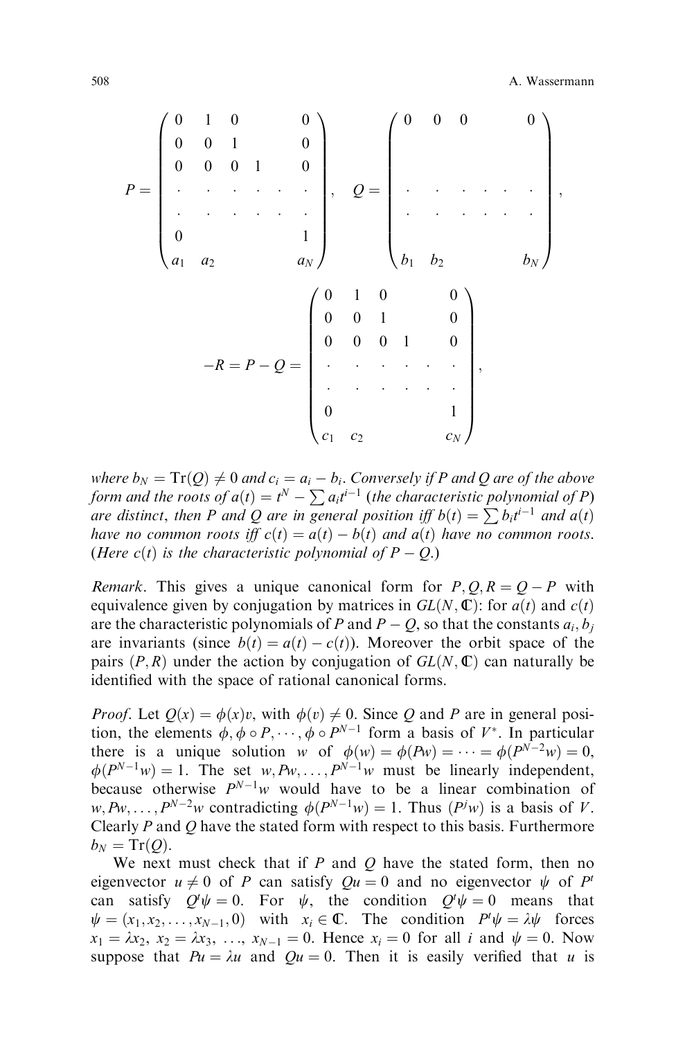$$P = \begin{pmatrix} 0 & 1 & 0 & & & 0 \\ 0 & 0 & 1 & & & 0 \\ 0 & 0 & 0 & 1 & & 0 \\ \cdot & \cdot & \cdot & \cdot & \cdot & \cdot \\ \cdot & \cdot & \cdot & \cdot & \cdot & \cdot \\ 0 & & & & & 1 \\ a_1 & a_2 & & & & a_N \end{pmatrix}, \quad Q = \begin{pmatrix} 0 & 0 & 0 & & & 0 \\ & & & & & \\ & & & & & \\ \cdot & \cdot & \cdot & \cdot & \cdot & \cdot \\ \cdot & \cdot & \cdot & \cdot & \cdot & \cdot \\ & & & & & \\ b_1 & b_2 & & & & b_N \end{pmatrix},$$

$$-R = P - Q = \begin{pmatrix} 0 & 1 & 0 & & & 0 \\ 0 & 0 & 1 & & & 0 \\ 0 & 0 & 0 & 1 & & 0 \\ \cdot & \cdot & \cdot & \cdot & \cdot & \cdot \\ \cdot & \cdot & \cdot & \cdot & \cdot & \cdot \\ 0 & & & & & 1 \\ c_1 & c_2 & & & & c_N \end{pmatrix},$$

*where* $b_N = \mathrm{Tr}(Q) \neq 0$ *and* $c_i = a_i - b_i$. *Conversely if* $P$ *and* $Q$ *are of the above form and the roots of* $a(t) = t^N - \sum a_i t^{i-1}$ *(the characteristic polynomial of* $P$*) are distinct, then* $P$ *and* $Q$ *are in general position iff* $b(t) = \sum b_i t^{i-1}$ *and* $a(t)$ *have no common roots iff* $c(t) = a(t) - b(t)$ *and* $a(t)$ *have no common roots. (Here* $c(t)$ *is the characteristic polynomial of* $P - Q$.*)*

*Remark*. This gives a unique canonical form for $P, Q, R = Q - P$ with equivalence given by conjugation by matrices in $GL(N, \mathbb{C})$: for $a(t)$ and $c(t)$ are the characteristic polynomials of $P$ and $P - Q$, so that the constants $a_i, b_j$ are invariants (since $b(t) = a(t) - c(t)$). Moreover the orbit space of the pairs $(P, R)$ under the action by conjugation of $GL(N, \mathbb{C})$ can naturally be identified with the space of rational canonical forms.

*Proof*. Let $Q(x) = \phi(x)v$, with $\phi(v) \neq 0$. Since $Q$ and $P$ are in general position, the elements $\phi, \phi \circ P, \cdots, \phi \circ P^{N-1}$ form a basis of $V^*$. In particular there is a unique solution $w$ of $\phi(w) = \phi(Pw) = \cdots = \phi(P^{N-2}w) = 0$, $\phi(P^{N-1}w) = 1$. The set $w, Pw, \ldots, P^{N-1}w$ must be linearly independent, because otherwise $P^{N-1}w$ would have to be a linear combination of $w, Pw, \ldots, P^{N-2}w$ contradicting $\phi(P^{N-1}w) = 1$. Thus $(P^j w)$ is a basis of $V$. Clearly $P$ and $Q$ have the stated form with respect to this basis. Furthermore $b_N = \mathrm{Tr}(Q)$.

We next must check that if $P$ and $Q$ have the stated form, then no eigenvector $u \neq 0$ of $P$ can satisfy $Qu = 0$ and no eigenvector $\psi$ of $P^t$ can satisfy $Q^t \psi = 0$. For $\psi$, the condition $Q^t \psi = 0$ means that $\psi = (x_1, x_2, \ldots, x_{N-1}, 0)$ with $x_i \in \mathbb{C}$. The condition $P^t \psi = \lambda \psi$ forces $x_1 = \lambda x_2$, $x_2 = \lambda x_3$, $\ldots$, $x_{N-1} = 0$. Hence $x_i = 0$ for all $i$ and $\psi = 0$. Now suppose that $Pu = \lambda u$ and $Qu = 0$. Then it is easily verified that $u$ is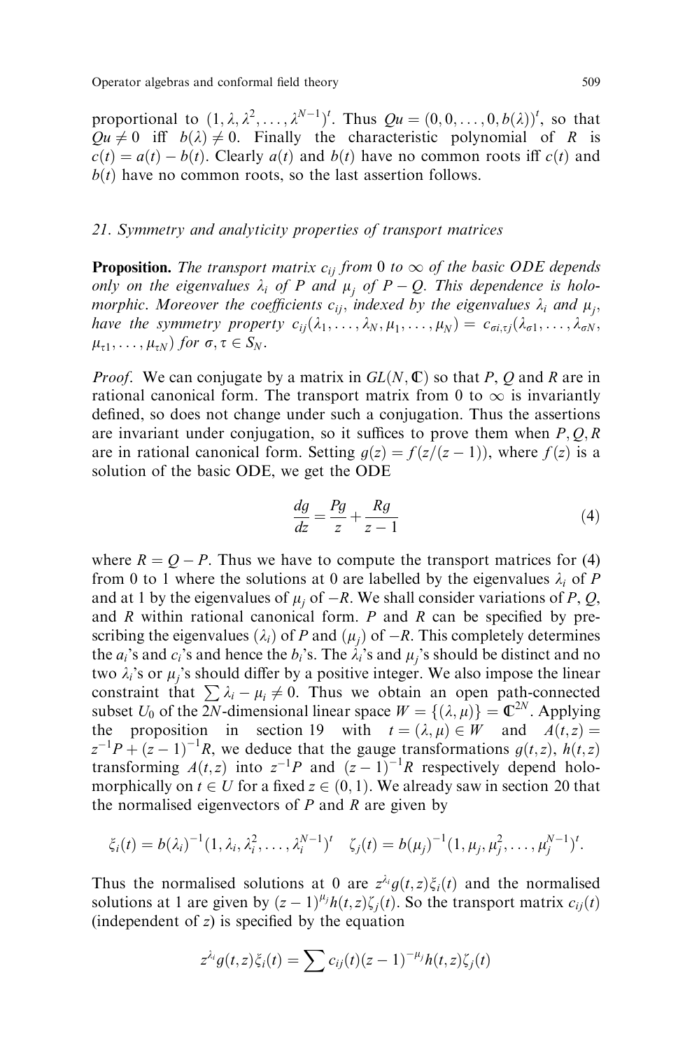proportional to $(1, \lambda, \lambda^2, \ldots, \lambda^{N-1})^t$. Thus $Qu = (0, 0, \ldots, 0, b(\lambda))^t$, so that $Qu \neq 0$ iff $b(\lambda) \neq 0$. Finally the characteristic polynomial of $R$ is $c(t) = a(t) - b(t)$. Clearly $a(t)$ and $b(t)$ have no common roots iff $c(t)$ and $b(t)$ have no common roots, so the last assertion follows.

## 21. Symmetry and analyticity properties of transport matrices

**Proposition.** *The transport matrix $c_{ij}$ from $0$ to $\infty$ of the basic ODE depends only on the eigenvalues $\lambda_i$ of $P$ and $\mu_j$ of $P - Q$. This dependence is holomorphic. Moreover the coefficients $c_{ij}$, indexed by the eigenvalues $\lambda_i$ and $\mu_j$, have the symmetry property $c_{ij}(\lambda_1, \ldots, \lambda_N, \mu_1, \ldots, \mu_N) = c_{\sigma i, \tau j}(\lambda_{\sigma 1}, \ldots, \lambda_{\sigma N}, \mu_{\tau 1}, \ldots, \mu_{\tau N})$ for $\sigma, \tau \in S_N$.*

*Proof.* We can conjugate by a matrix in $GL(N, \mathbb{C})$ so that $P$, $Q$ and $R$ are in rational canonical form. The transport matrix from $0$ to $\infty$ is invariantly defined, so does not change under such a conjugation. Thus the assertions are invariant under conjugation, so it suffices to prove them when $P, Q, R$ are in rational canonical form. Setting $g(z) = f(z/(z-1))$, where $f(z)$ is a solution of the basic ODE, we get the ODE

$$\frac{dg}{dz} = \frac{Pg}{z} + \frac{Rg}{z-1} \tag{4}$$

where $R = Q - P$. Thus we have to compute the transport matrices for (4) from $0$ to $1$ where the solutions at $0$ are labelled by the eigenvalues $\lambda_i$ of $P$ and at $1$ by the eigenvalues of $\mu_j$ of $-R$. We shall consider variations of $P$, $Q$, and $R$ within rational canonical form. $P$ and $R$ can be specified by prescribing the eigenvalues $(\lambda_i)$ of $P$ and $(\mu_j)$ of $-R$. This completely determines the $a_i$'s and $c_i$'s and hence the $b_i$'s. The $\lambda_i$'s and $\mu_j$'s should be distinct and no two $\lambda_i$'s or $\mu_j$'s should differ by a positive integer. We also impose the linear constraint that $\sum \lambda_i - \mu_i \neq 0$. Thus we obtain an open path-connected subset $U_0$ of the $2N$-dimensional linear space $W = \{(\lambda, \mu)\} = \mathbb{C}^{2N}$. Applying the proposition in section 19 with $t = (\lambda, \mu) \in W$ and $A(t, z) = z^{-1}P + (z-1)^{-1}R$, we deduce that the gauge transformations $g(t, z)$, $h(t, z)$ transforming $A(t, z)$ into $z^{-1}P$ and $(z-1)^{-1}R$ respectively depend holomorphically on $t \in U$ for a fixed $z \in (0, 1)$. We already saw in section 20 that the normalised eigenvectors of $P$ and $R$ are given by

$$\xi_i(t) = b(\lambda_i)^{-1}(1, \lambda_i, \lambda_i^2, \ldots, \lambda_i^{N-1})^t \quad \zeta_j(t) = b(\mu_j)^{-1}(1, \mu_j, \mu_j^2, \ldots, \mu_j^{N-1})^t.$$

Thus the normalised solutions at $0$ are $z^{\lambda_i} g(t, z)\xi_i(t)$ and the normalised solutions at $1$ are given by $(z-1)^{\mu_j} h(t, z)\zeta_j(t)$. So the transport matrix $c_{ij}(t)$ (independent of $z$) is specified by the equation

$$z^{\lambda_i} g(t, z)\xi_i(t) = \sum c_{ij}(t)(z-1)^{-\mu_j} h(t, z)\zeta_j(t)$$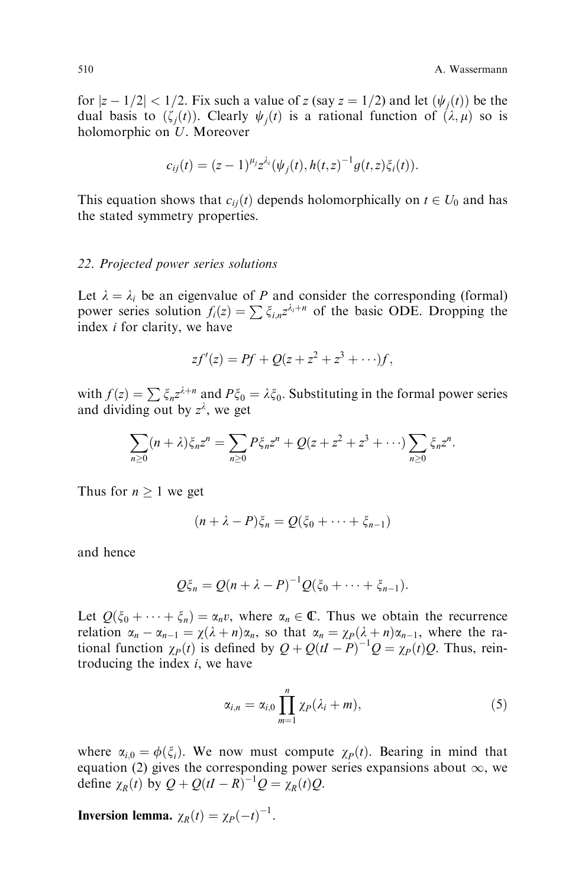for $|z - 1/2| < 1/2$. Fix such a value of $z$ (say $z = 1/2$) and let $(\psi_j(t))$ be the dual basis to $(\zeta_j(t))$. Clearly $\psi_j(t)$ is a rational function of $(\lambda, \mu)$ so is holomorphic on $U$. Moreover

$$c_{ij}(t) = (z-1)^{\mu_j} z^{\lambda_i} (\psi_j(t), h(t,z)^{-1} g(t,z) \xi_i(t)).$$

This equation shows that $c_{ij}(t)$ depends holomorphically on $t \in U_0$ and has the stated symmetry properties.

### 22. *Projected power series solutions*

Let $\lambda = \lambda_i$ be an eigenvalue of $P$ and consider the corresponding (formal) power series solution $f_i(z) = \sum \xi_{i,n} z^{\lambda_i + n}$ of the basic ODE. Dropping the index $i$ for clarity, we have

$$zf'(z) = Pf + Q(z + z^2 + z^3 + \cdots)f,$$

with $f(z) = \sum \xi_n z^{\lambda+n}$ and $P\xi_0 = \lambda \xi_0$. Substituting in the formal power series and dividing out by $z^\lambda$, we get

$$\sum_{n \geq 0} (n + \lambda)\xi_n z^n = \sum_{n \geq 0} P\xi_n z^n + Q(z + z^2 + z^3 + \cdots) \sum_{n \geq 0} \xi_n z^n.$$

Thus for $n \geq 1$ we get

$$(n + \lambda - P)\xi_n = Q(\xi_0 + \cdots + \xi_{n-1})$$

and hence

$$Q\xi_n = Q(n + \lambda - P)^{-1} Q(\xi_0 + \cdots + \xi_{n-1}).$$

Let $Q(\xi_0 + \cdots + \xi_n) = \alpha_n v$, where $\alpha_n \in \mathbb{C}$. Thus we obtain the recurrence relation $\alpha_n - \alpha_{n-1} = \chi(\lambda + n)\alpha_n$, so that $\alpha_n = \chi_P(\lambda + n)\alpha_{n-1}$, where the rational function $\chi_P(t)$ is defined by $Q + Q(tI - P)^{-1} Q = \chi_P(t) Q$. Thus, reintroducing the index $i$, we have

$$\alpha_{i,n} = \alpha_{i,0} \prod_{m=1}^{n} \chi_P(\lambda_i + m), \tag{5}$$

where $\alpha_{i,0} = \phi(\xi_i)$. We now must compute $\chi_P(t)$. Bearing in mind that equation (2) gives the corresponding power series expansions about $\infty$, we define $\chi_R(t)$ by $Q + Q(tI - R)^{-1} Q = \chi_R(t) Q$.

**Inversion lemma.** $\chi_R(t) = \chi_P(-t)^{-1}$.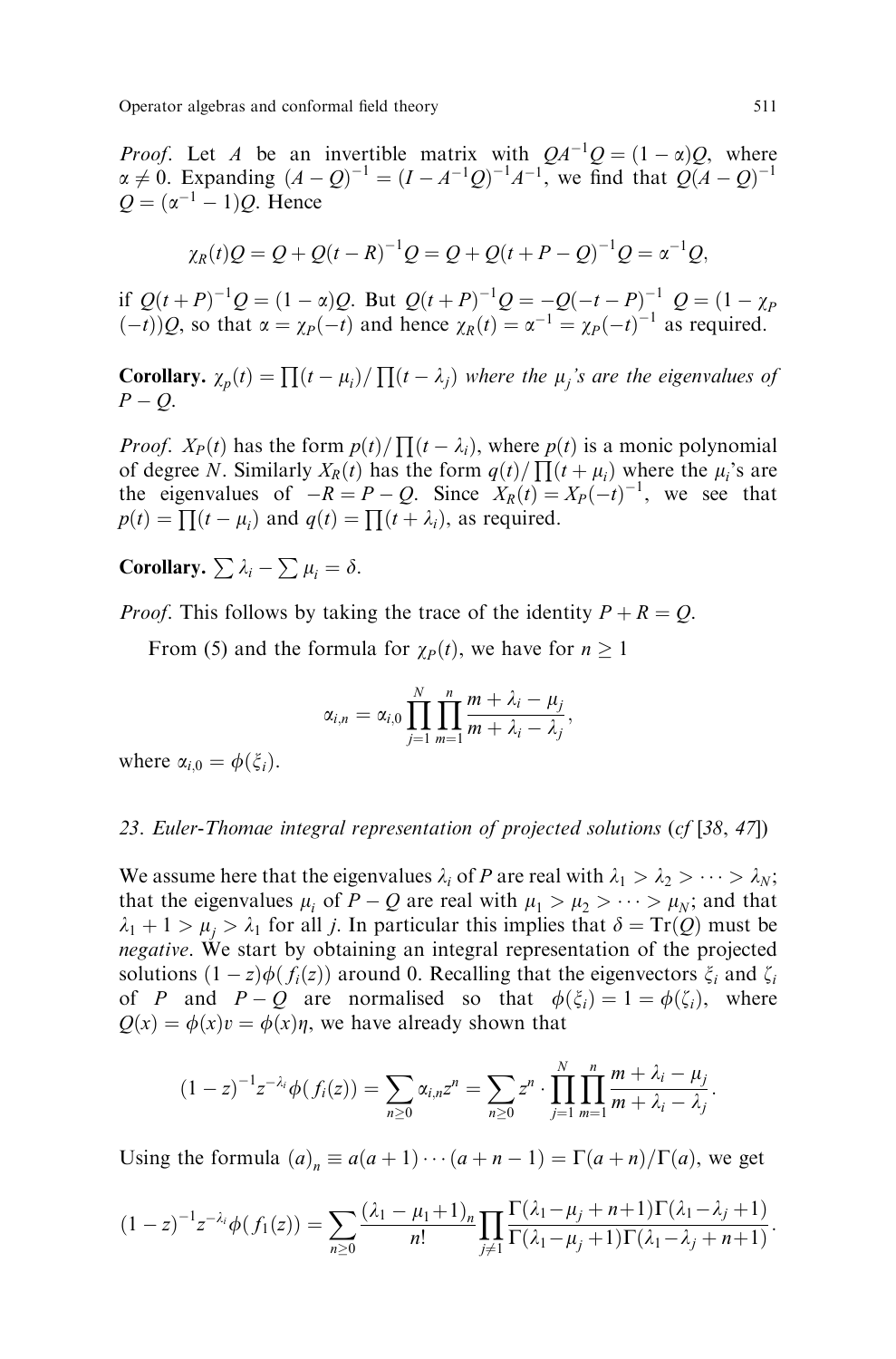*Proof*. Let $A$ be an invertible matrix with $QA^{-1}Q = (1-\alpha)Q$, where $\alpha \neq 0$. Expanding $(A-Q)^{-1} = (I - A^{-1}Q)^{-1}A^{-1}$, we find that $Q(A-Q)^{-1}Q = (\alpha^{-1}-1)Q$. Hence

$$\chi_R(t)Q = Q + Q(t-R)^{-1}Q = Q + Q(t+P-Q)^{-1}Q = \alpha^{-1}Q,$$

if $Q(t+P)^{-1}Q = (1-\alpha)Q$. But $Q(t+P)^{-1}Q = -Q(-t-P)^{-1}\ Q = (1-\chi_P(-t))Q$, so that $\alpha = \chi_P(-t)$ and hence $\chi_R(t) = \alpha^{-1} = \chi_P(-t)^{-1}$ as required.

**Corollary.** *$\chi_p(t) = \prod(t-\mu_i)/\prod(t-\lambda_j)$ where the $\mu_j$'s are the eigenvalues of $P-Q$.*

*Proof*. $X_P(t)$ has the form $p(t)/\prod(t-\lambda_i)$, where $p(t)$ is a monic polynomial of degree $N$. Similarly $X_R(t)$ has the form $q(t)/\prod(t+\mu_i)$ where the $\mu_i$'s are the eigenvalues of $-R = P-Q$. Since $X_R(t) = X_P(-t)^{-1}$, we see that $p(t) = \prod(t-\mu_i)$ and $q(t) = \prod(t+\lambda_i)$, as required.

**Corollary.** $\sum \lambda_i - \sum \mu_i = \delta$.

*Proof*. This follows by taking the trace of the identity $P + R = Q$.

From (5) and the formula for $\chi_P(t)$, we have for $n \geq 1$

$$\alpha_{i,n} = \alpha_{i,0}\prod_{j=1}^{N}\prod_{m=1}^{n}\frac{m+\lambda_i-\mu_j}{m+\lambda_i-\lambda_j},$$

where $\alpha_{i,0} = \phi(\xi_i)$.

## 23. *Euler-Thomae integral representation of projected solutions* (*cf* [38, 47])

We assume here that the eigenvalues $\lambda_i$ of $P$ are real with $\lambda_1 > \lambda_2 > \cdots > \lambda_N$; that the eigenvalues $\mu_i$ of $P-Q$ are real with $\mu_1 > \mu_2 > \cdots > \mu_N$; and that $\lambda_1 + 1 > \mu_j > \lambda_1$ for all $j$. In particular this implies that $\delta = \mathrm{Tr}(Q)$ must be *negative*. We start by obtaining an integral representation of the projected solutions $(1-z)\phi(f_i(z))$ around 0. Recalling that the eigenvectors $\xi_i$ and $\zeta_i$ of $P$ and $P-Q$ are normalised so that $\phi(\xi_i) = 1 = \phi(\zeta_i)$, where $Q(x) = \phi(x)v = \phi(x)\eta$, we have already shown that

$$(1-z)^{-1}z^{-\lambda_i}\phi(f_i(z)) = \sum_{n\geq 0}\alpha_{i,n}z^n = \sum_{n\geq 0}z^n\cdot\prod_{j=1}^{N}\prod_{m=1}^{n}\frac{m+\lambda_i-\mu_j}{m+\lambda_i-\lambda_j}.$$

Using the formula $(a)_n \equiv a(a+1)\cdots(a+n-1) = \Gamma(a+n)/\Gamma(a)$, we get

$$(1-z)^{-1}z^{-\lambda_i}\phi(f_1(z)) = \sum_{n\geq 0}\frac{(\lambda_1-\mu_1+1)_n}{n!}\prod_{j\neq 1}\frac{\Gamma(\lambda_1-\mu_j+n+1)\Gamma(\lambda_1-\lambda_j+1)}{\Gamma(\lambda_1-\mu_j+1)\Gamma(\lambda_1-\lambda_j+n+1)}.$$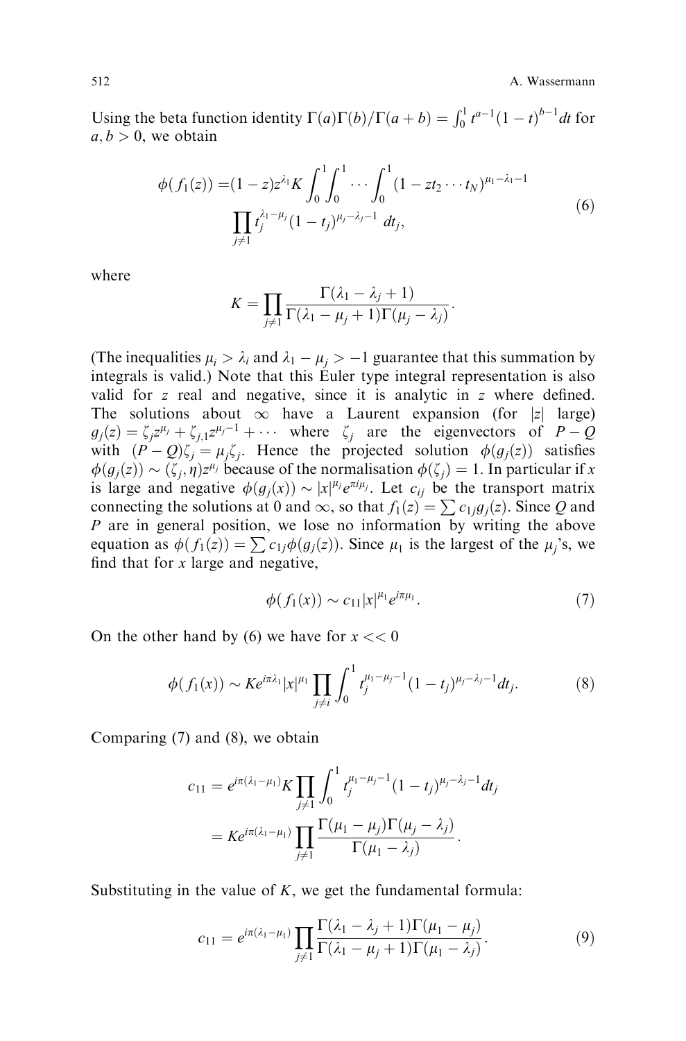Using the beta function identity $\Gamma(a)\Gamma(b)/\Gamma(a+b) = \int_0^1 t^{a-1}(1-t)^{b-1}dt$ for $a, b > 0$, we obtain

$$\begin{aligned}\phi(f_1(z)) =& (1-z)z^{\lambda_1} K \int_0^1 \int_0^1 \cdots \int_0^1 (1 - zt_2 \cdots t_N)^{\mu_1 - \lambda_1 - 1} \\ & \prod_{j \neq 1} t_j^{\lambda_1 - \mu_j}(1-t_j)^{\mu_j - \lambda_j - 1}\, dt_j,\end{aligned} \tag{6}$$

where

$$K = \prod_{j \neq 1} \frac{\Gamma(\lambda_1 - \lambda_j + 1)}{\Gamma(\lambda_1 - \mu_j + 1)\Gamma(\mu_j - \lambda_j)}.$$

(The inequalities $\mu_i > \lambda_i$ and $\lambda_1 - \mu_j > -1$ guarantee that this summation by integrals is valid.) Note that this Euler type integral representation is also valid for $z$ real and negative, since it is analytic in $z$ where defined. The solutions about $\infty$ have a Laurent expansion (for $|z|$ large) $g_j(z) = \zeta_j z^{\mu_j} + \zeta_{j,1} z^{\mu_j - 1} + \cdots$ where $\zeta_j$ are the eigenvectors of $P - Q$ with $(P-Q)\zeta_j = \mu_j \zeta_j$. Hence the projected solution $\phi(g_j(z))$ satisfies $\phi(g_j(z)) \sim (\zeta_j, \eta) z^{\mu_j}$ because of the normalisation $\phi(\zeta_j) = 1$. In particular if $x$ is large and negative $\phi(g_j(x)) \sim |x|^{\mu_j} e^{\pi i \mu_j}$. Let $c_{ij}$ be the transport matrix connecting the solutions at 0 and $\infty$, so that $f_1(z) = \sum c_{1j} g_j(z)$. Since $Q$ and $P$ are in general position, we lose no information by writing the above equation as $\phi(f_1(z)) = \sum c_{1j}\phi(g_j(z))$. Since $\mu_1$ is the largest of the $\mu_j$'s, we find that for $x$ large and negative,

$$\phi(f_1(x)) \sim c_{11}|x|^{\mu_1} e^{i\pi\mu_1}. \tag{7}$$

On the other hand by (6) we have for $x << 0$

$$\phi(f_1(x)) \sim K e^{i\pi\lambda_1} |x|^{\mu_1} \prod_{j \neq i} \int_0^1 t_j^{\mu_1 - \mu_j - 1}(1-t_j)^{\mu_j - \lambda_j - 1} dt_j. \tag{8}$$

Comparing (7) and (8), we obtain

$$\begin{aligned} c_{11} &= e^{i\pi(\lambda_1 - \mu_1)} K \prod_{j \neq 1} \int_0^1 t_j^{\mu_1 - \mu_j - 1}(1-t_j)^{\mu_j - \lambda_j - 1} dt_j \\ &= K e^{i\pi(\lambda_1 - \mu_1)} \prod_{j \neq 1} \frac{\Gamma(\mu_1 - \mu_j)\Gamma(\mu_j - \lambda_j)}{\Gamma(\mu_1 - \lambda_j)}. \end{aligned}$$

Substituting in the value of $K$, we get the fundamental formula:

$$c_{11} = e^{i\pi(\lambda_1 - \mu_1)} \prod_{j \neq 1} \frac{\Gamma(\lambda_1 - \lambda_j + 1)\Gamma(\mu_1 - \mu_j)}{\Gamma(\lambda_1 - \mu_j + 1)\Gamma(\mu_1 - \lambda_j)}. \tag{9}$$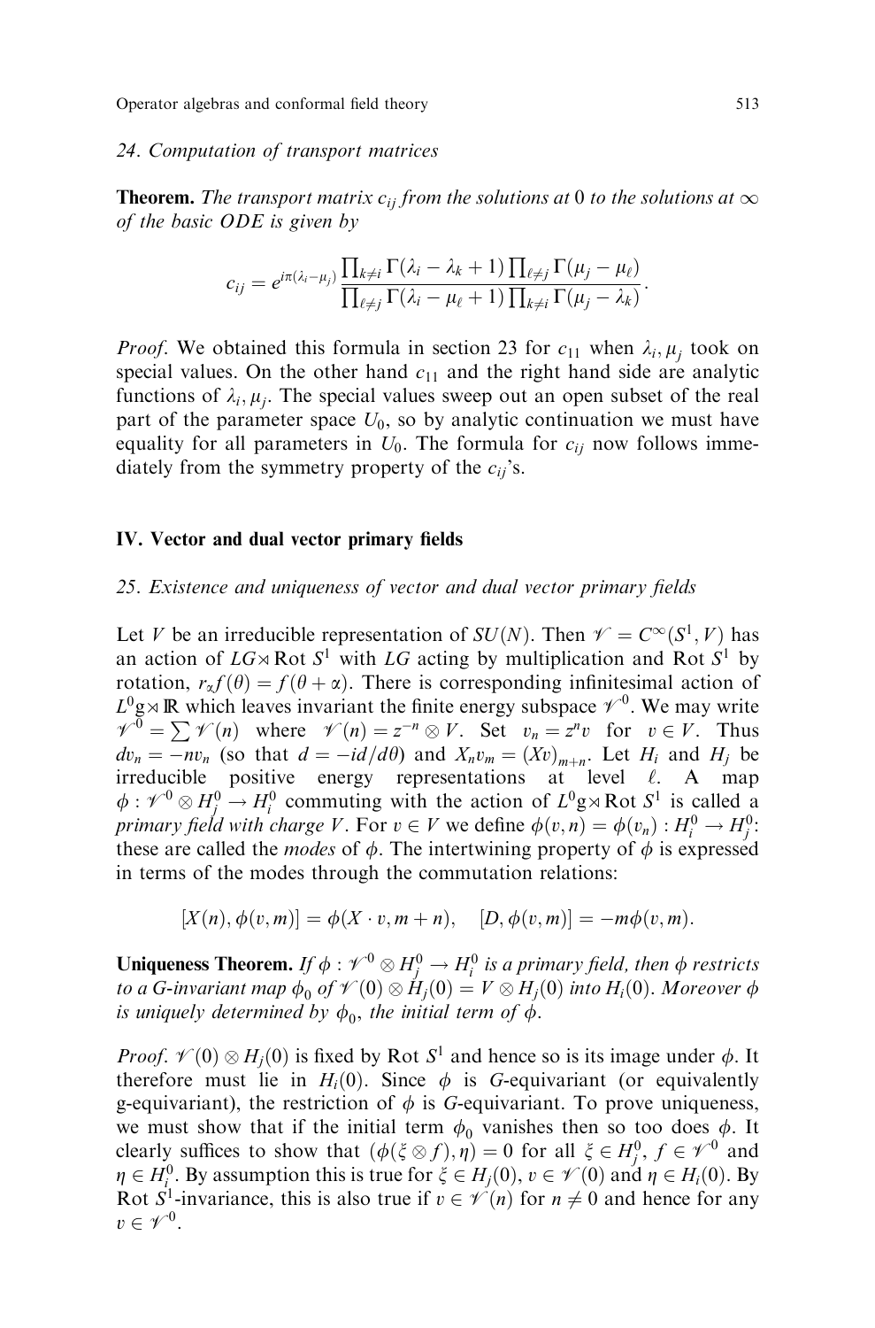### 24. Computation of transport matrices

**Theorem.** *The transport matrix $c_{ij}$ from the solutions at 0 to the solutions at $\infty$ of the basic ODE is given by*

$$c_{ij} = e^{i\pi(\lambda_i - \mu_j)} \frac{\prod_{k \neq i} \Gamma(\lambda_i - \lambda_k + 1) \prod_{\ell \neq j} \Gamma(\mu_j - \mu_\ell)}{\prod_{\ell \neq j} \Gamma(\lambda_i - \mu_\ell + 1) \prod_{k \neq i} \Gamma(\mu_j - \lambda_k)}.$$

*Proof.* We obtained this formula in section 23 for $c_{11}$ when $\lambda_i, \mu_j$ took on special values. On the other hand $c_{11}$ and the right hand side are analytic functions of $\lambda_i, \mu_j$. The special values sweep out an open subset of the real part of the parameter space $U_0$, so by analytic continuation we must have equality for all parameters in $U_0$. The formula for $c_{ij}$ now follows immediately from the symmetry property of the $c_{ij}$'s.

## IV. Vector and dual vector primary fields

### 25. Existence and uniqueness of vector and dual vector primary fields

Let $V$ be an irreducible representation of $SU(N)$. Then $\mathscr{V} = C^\infty(S^1, V)$ has an action of $LG \rtimes \mathrm{Rot}\, S^1$ with $LG$ acting by multiplication and $\mathrm{Rot}\, S^1$ by rotation, $r_\alpha f(\theta) = f(\theta + \alpha)$. There is corresponding infinitesimal action of $L^0\mathfrak{g} \rtimes \mathbb{R}$ which leaves invariant the finite energy subspace $\mathscr{V}^0$. We may write $\mathscr{V}^0 = \sum \mathscr{V}(n)$ where $\mathscr{V}(n) = z^{-n} \otimes V$. Set $v_n = z^n v$ for $v \in V$. Thus $dv_n = -nv_n$ (so that $d = -id/d\theta$) and $X_n v_m = (Xv)_{m+n}$. Let $H_i$ and $H_j$ be irreducible positive energy representations at level $\ell$. A map $\phi : \mathscr{V}^0 \otimes H_j^0 \to H_i^0$ commuting with the action of $L^0\mathfrak{g} \rtimes \mathrm{Rot}\, S^1$ is called a *primary field with charge* $V$. For $v \in V$ we define $\phi(v, n) = \phi(v_n) : H_i^0 \to H_j^0$: these are called the *modes* of $\phi$. The intertwining property of $\phi$ is expressed in terms of the modes through the commutation relations:

$$[X(n), \phi(v, m)] = \phi(X \cdot v, m + n), \quad [D, \phi(v, m)] = -m\phi(v, m).$$

**Uniqueness Theorem.** *If $\phi : \mathscr{V}^0 \otimes H_j^0 \to H_i^0$ is a primary field, then $\phi$ restricts to a $G$-invariant map $\phi_0$ of $\mathscr{V}(0) \otimes H_j(0) = V \otimes H_j(0)$ into $H_i(0)$. Moreover $\phi$ is uniquely determined by $\phi_0$, the initial term of $\phi$.*

*Proof.* $\mathscr{V}(0) \otimes H_j(0)$ is fixed by $\mathrm{Rot}\, S^1$ and hence so is its image under $\phi$. It therefore must lie in $H_i(0)$. Since $\phi$ is $G$-equivariant (or equivalently $\mathfrak{g}$-equivariant), the restriction of $\phi$ is $G$-equivariant. To prove uniqueness, we must show that if the initial term $\phi_0$ vanishes then so too does $\phi$. It clearly suffices to show that $(\phi(\xi \otimes f), \eta) = 0$ for all $\xi \in H_j^0$, $f \in \mathscr{V}^0$ and $\eta \in H_i^0$. By assumption this is true for $\xi \in H_j(0)$, $v \in \mathscr{V}(0)$ and $\eta \in H_i(0)$. By $\mathrm{Rot}\, S^1$-invariance, this is also true if $v \in \mathscr{V}(n)$ for $n \neq 0$ and hence for any $v \in \mathscr{V}^0$.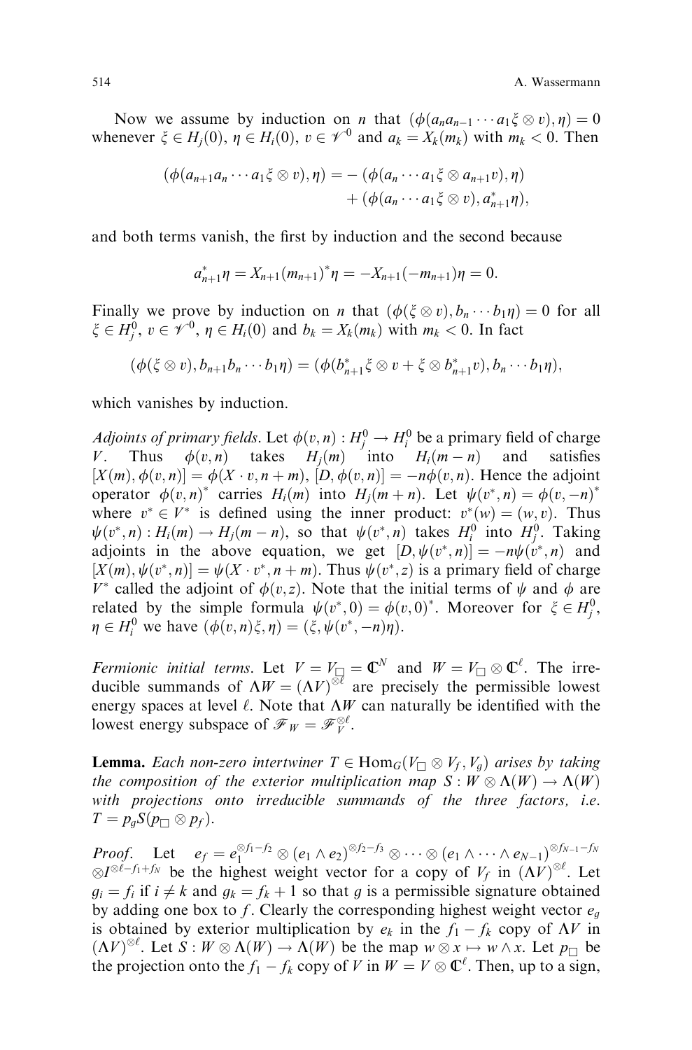Now we assume by induction on $n$ that $(\phi(a_n a_{n-1} \cdots a_1 \xi \otimes v), \eta) = 0$ whenever $\xi \in H_j(0)$, $\eta \in H_i(0)$, $v \in \mathscr{V}^0$ and $a_k = X_k(m_k)$ with $m_k < 0$. Then

$$(\phi(a_{n+1} a_n \cdots a_1 \xi \otimes v), \eta) = -(\phi(a_n \cdots a_1 \xi \otimes a_{n+1} v), \eta) + (\phi(a_n \cdots a_1 \xi \otimes v), a_{n+1}^* \eta),$$

and both terms vanish, the first by induction and the second because

$$a_{n+1}^* \eta = X_{n+1}(m_{n+1})^* \eta = -X_{n+1}(-m_{n+1}) \eta = 0.$$

Finally we prove by induction on $n$ that $(\phi(\xi \otimes v), b_n \cdots b_1 \eta) = 0$ for all $\xi \in H_j^0$, $v \in \mathscr{V}^0$, $\eta \in H_i(0)$ and $b_k = X_k(m_k)$ with $m_k < 0$. In fact

$$(\phi(\xi \otimes v), b_{n+1} b_n \cdots b_1 \eta) = (\phi(b_{n+1}^* \xi \otimes v + \xi \otimes b_{n+1}^* v), b_n \cdots b_1 \eta),$$

which vanishes by induction.

*Adjoints of primary fields.* Let $\phi(v, n) : H_j^0 \to H_i^0$ be a primary field of charge $V$. Thus $\phi(v, n)$ takes $H_j(m)$ into $H_i(m-n)$ and satisfies $[X(m), \phi(v, n)] = \phi(X \cdot v, n+m)$, $[D, \phi(v, n)] = -n\phi(v, n)$. Hence the adjoint operator $\phi(v, n)^*$ carries $H_i(m)$ into $H_j(m+n)$. Let $\psi(v^*, n) = \phi(v, -n)^*$ where $v^* \in V^*$ is defined using the inner product: $v^*(w) = (w, v)$. Thus $\psi(v^*, n) : H_i(m) \to H_j(m-n)$, so that $\psi(v^*, n)$ takes $H_i^0$ into $H_j^0$. Taking adjoints in the above equation, we get $[D, \psi(v^*, n)] = -n\psi(v^*, n)$ and $[X(m), \psi(v^*, n)] = \psi(X \cdot v^*, n+m)$. Thus $\psi(v^*, z)$ is a primary field of charge $V^*$ called the adjoint of $\phi(v, z)$. Note that the initial terms of $\psi$ and $\phi$ are related by the simple formula $\psi(v^*, 0) = \phi(v, 0)^*$. Moreover for $\xi \in H_j^0$, $\eta \in H_i^0$ we have $(\phi(v, n)\xi, \eta) = (\xi, \psi(v^*, -n)\eta)$.

*Fermionic initial terms.* Let $V = V_\square = \mathbb{C}^N$ and $W = V_\square \otimes \mathbb{C}^\ell$. The irreducible summands of $\Lambda W = (\Lambda V)^{\otimes \ell}$ are precisely the permissible lowest energy spaces at level $\ell$. Note that $\Lambda W$ can naturally be identified with the lowest energy subspace of $\mathscr{F}_W = \mathscr{F}_V^{\otimes \ell}$.

**Lemma.** *Each non-zero intertwiner $T \in \mathrm{Hom}_G(V_\square \otimes V_f, V_g)$ arises by taking the composition of the exterior multiplication map $S : W \otimes \Lambda(W) \to \Lambda(W)$ with projections onto irreducible summands of the three factors, i.e. $T = p_g S(p_\square \otimes p_f)$.*

*Proof.* Let $e_f = e_1^{\otimes f_1 - f_2} \otimes (e_1 \wedge e_2)^{\otimes f_2 - f_3} \otimes \cdots \otimes (e_1 \wedge \cdots \wedge e_{N-1})^{\otimes f_{N-1} - f_N} \otimes I^{\otimes \ell - f_1 + f_N}$ be the highest weight vector for a copy of $V_f$ in $(\Lambda V)^{\otimes \ell}$. Let $g_i = f_i$ if $i \neq k$ and $g_k = f_k + 1$ so that $g$ is a permissible signature obtained by adding one box to $f$. Clearly the corresponding highest weight vector $e_g$ is obtained by exterior multiplication by $e_k$ in the $f_1 - f_k$ copy of $\Lambda V$ in $(\Lambda V)^{\otimes \ell}$. Let $S : W \otimes \Lambda(W) \to \Lambda(W)$ be the map $w \otimes x \mapsto w \wedge x$. Let $p_\square$ be the projection onto the $f_1 - f_k$ copy of $V$ in $W = V \otimes \mathbb{C}^\ell$. Then, up to a sign,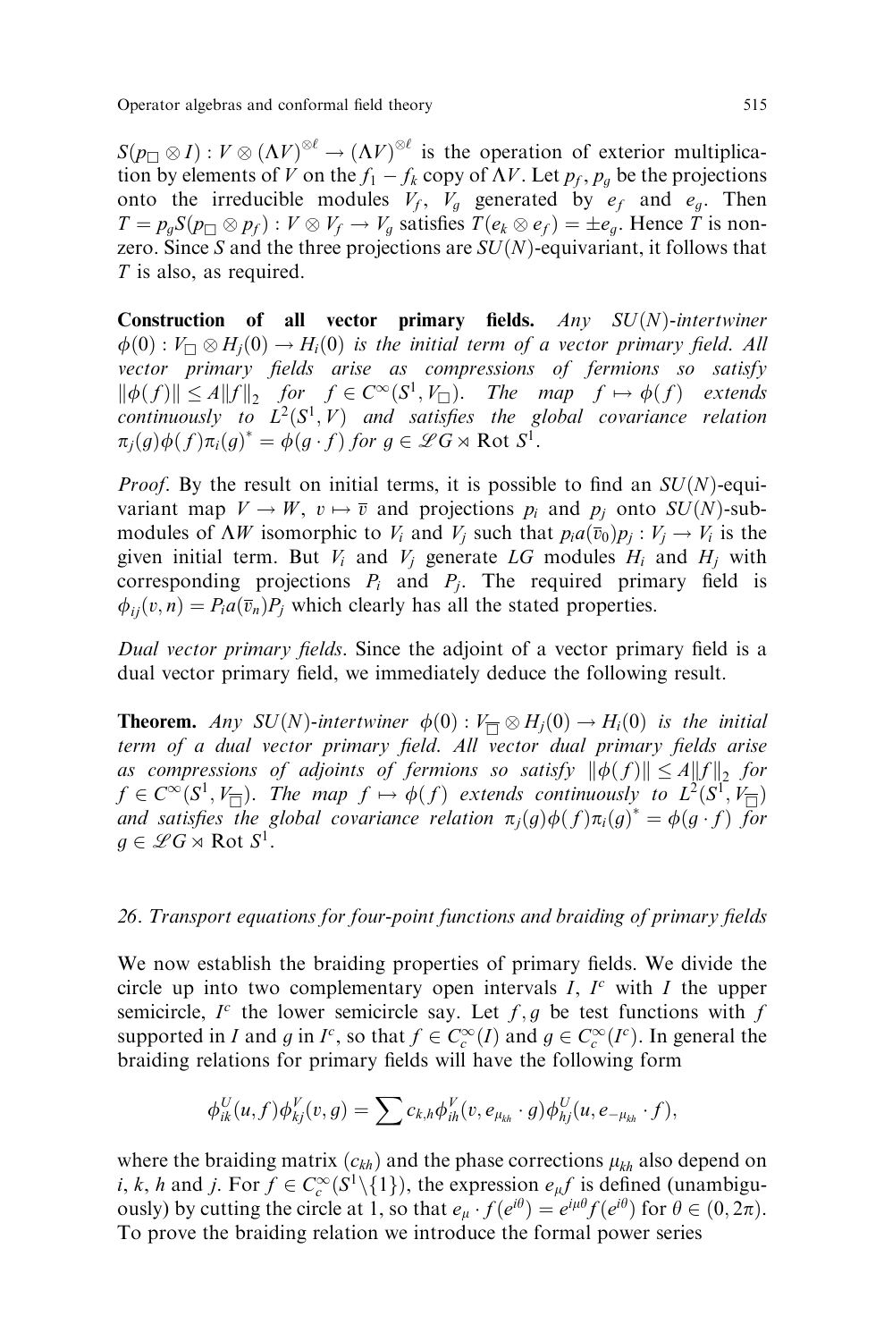$S(p_\square \otimes I) : V \otimes (\Lambda V)^{\otimes \ell} \to (\Lambda V)^{\otimes \ell}$ is the operation of exterior multiplication by elements of $V$ on the $f_1 - f_k$ copy of $\Lambda V$. Let $p_f, p_g$ be the projections onto the irreducible modules $V_f$, $V_g$ generated by $e_f$ and $e_g$. Then $T = p_g S(p_\square \otimes p_f) : V \otimes V_f \to V_g$ satisfies $T(e_k \otimes e_f) = \pm e_g$. Hence $T$ is non-zero. Since $S$ and the three projections are $SU(N)$-equivariant, it follows that $T$ is also, as required.

**Construction of all vector primary fields.** *Any $SU(N)$-intertwiner $\phi(0) : V_\square \otimes H_j(0) \to H_i(0)$ is the initial term of a vector primary field. All vector primary fields arise as compressions of fermions so satisfy $\|\phi(f)\| \leq A\|f\|_2$ for $f \in C^\infty(S^1, V_\square)$. The map $f \mapsto \phi(f)$ extends continuously to $L^2(S^1, V)$ and satisfies the global covariance relation $\pi_j(g)\phi(f)\pi_i(g)^* = \phi(g \cdot f)$ for $g \in \mathscr{L}G \rtimes \mathrm{Rot}\, S^1$.*

*Proof*. By the result on initial terms, it is possible to find an $SU(N)$-equivariant map $V \to W$, $v \mapsto \overline{v}$ and projections $p_i$ and $p_j$ onto $SU(N)$-submodules of $\Lambda W$ isomorphic to $V_i$ and $V_j$ such that $p_i a(\overline{v}_0) p_j : V_j \to V_i$ is the given initial term. But $V_i$ and $V_j$ generate $LG$ modules $H_i$ and $H_j$ with corresponding projections $P_i$ and $P_j$. The required primary field is $\phi_{ij}(v, n) = P_i a(\overline{v}_n) P_j$ which clearly has all the stated properties.

*Dual vector primary fields*. Since the adjoint of a vector primary field is a dual vector primary field, we immediately deduce the following result.

**Theorem.** *Any $SU(N)$-intertwiner $\phi(0) : V_{\overline{\square}} \otimes H_j(0) \to H_i(0)$ is the initial term of a dual vector primary field. All vector dual primary fields arise as compressions of adjoints of fermions so satisfy $\|\phi(f)\| \leq A\|f\|_2$ for $f \in C^\infty(S^1, V_{\overline{\square}})$. The map $f \mapsto \phi(f)$ extends continuously to $L^2(S^1, V_{\overline{\square}})$ and satisfies the global covariance relation $\pi_j(g)\phi(f)\pi_i(g)^* = \phi(g \cdot f)$ for $g \in \mathscr{L}G \rtimes \mathrm{Rot}\, S^1$.*

## *26. Transport equations for four-point functions and braiding of primary fields*

We now establish the braiding properties of primary fields. We divide the circle up into two complementary open intervals $I$, $I^c$ with $I$ the upper semicircle, $I^c$ the lower semicircle say. Let $f, g$ be test functions with $f$ supported in $I$ and $g$ in $I^c$, so that $f \in C_c^\infty(I)$ and $g \in C_c^\infty(I^c)$. In general the braiding relations for primary fields will have the following form

$$\phi_{ik}^U(u, f)\phi_{kj}^V(v, g) = \sum c_{k,h} \phi_{ih}^V(v, e_{\mu_{kh}} \cdot g)\phi_{hj}^U(u, e_{-\mu_{kh}} \cdot f),$$

where the braiding matrix $(c_{kh})$ and the phase corrections $\mu_{kh}$ also depend on $i$, $k$, $h$ and $j$. For $f \in C_c^\infty(S^1 \backslash \{1\})$, the expression $e_\mu f$ is defined (unambiguously) by cutting the circle at 1, so that $e_\mu \cdot f(e^{i\theta}) = e^{i\mu\theta} f(e^{i\theta})$ for $\theta \in (0, 2\pi)$. To prove the braiding relation we introduce the formal power series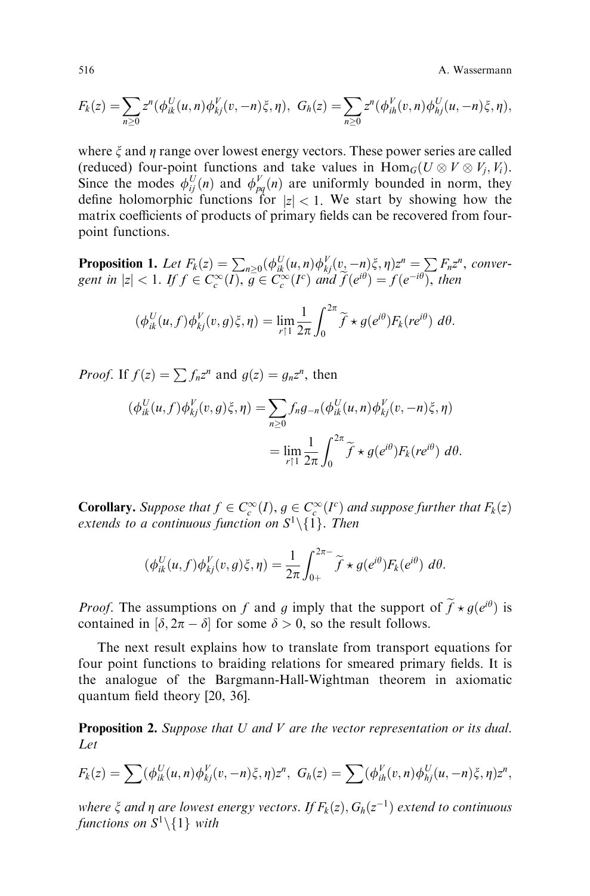$$F_k(z) = \sum_{n\geq 0} z^n (\phi_{ik}^U(u,n)\phi_{kj}^V(v,-n)\xi,\eta),\ \ G_h(z) = \sum_{n\geq 0} z^n(\phi_{ih}^V(v,n)\phi_{hj}^U(u,-n)\xi,\eta),$$

where $\xi$ and $\eta$ range over lowest energy vectors. These power series are called (reduced) four-point functions and take values in $\mathrm{Hom}_G(U\otimes V\otimes V_j, V_i)$. Since the modes $\phi_{ij}^U(n)$ and $\phi_{pq}^V(n)$ are uniformly bounded in norm, they define holomorphic functions for $|z|<1$. We start by showing how the matrix coefficients of products of primary fields can be recovered from four-point functions.

**Proposition 1.** *Let* $F_k(z) = \sum_{n\geq 0}(\phi_{ik}^U(u,n)\phi_{kj}^V(v,-n)\xi,\eta)z^n = \sum F_n z^n$, *convergent in* $|z|<1$. *If* $f\in C_c^\infty(I)$, $g\in C_c^\infty(I^c)$ *and* $\widetilde{f}(e^{i\theta}) = f(e^{-i\theta})$, *then*

$$(\phi_{ik}^U(u,f)\phi_{kj}^V(v,g)\xi,\eta) = \lim_{r\uparrow 1}\frac{1}{2\pi}\int_0^{2\pi}\widetilde{f}\star g(e^{i\theta})F_k(re^{i\theta})\ d\theta.$$

*Proof.* If $f(z) = \sum f_n z^n$ and $g(z) = g_n z^n$, then

$$\begin{aligned}(\phi_{ik}^U(u,f)\phi_{kj}^V(v,g)\xi,\eta) &= \sum_{n\geq 0} f_n g_{-n}(\phi_{ik}^U(u,n)\phi_{kj}^V(v,-n)\xi,\eta)\\ &= \lim_{r\uparrow 1}\frac{1}{2\pi}\int_0^{2\pi}\widetilde{f}\star g(e^{i\theta})F_k(re^{i\theta})\ d\theta.\end{aligned}$$

**Corollary.** *Suppose that* $f\in C_c^\infty(I)$, $g\in C_c^\infty(I^c)$ *and suppose further that* $F_k(z)$ *extends to a continuous function on* $S^1\backslash\{1\}$. *Then*

$$(\phi_{ik}^U(u,f)\phi_{kj}^V(v,g)\xi,\eta) = \frac{1}{2\pi}\int_{0+}^{2\pi-}\widetilde{f}\star g(e^{i\theta})F_k(e^{i\theta})\ d\theta.$$

*Proof.* The assumptions on $f$ and $g$ imply that the support of $\widetilde{f}\star g(e^{i\theta})$ is contained in $[\delta, 2\pi-\delta]$ for some $\delta>0$, so the result follows.

The next result explains how to translate from transport equations for four point functions to braiding relations for smeared primary fields. It is the analogue of the Bargmann-Hall-Wightman theorem in axiomatic quantum field theory [20, 36].

**Proposition 2.** *Suppose that* $U$ *and* $V$ *are the vector representation or its dual. Let*

$$F_k(z) = \sum(\phi_{ik}^U(u,n)\phi_{kj}^V(v,-n)\xi,\eta)z^n,\ \ G_h(z) = \sum(\phi_{ih}^V(v,n)\phi_{hj}^U(u,-n)\xi,\eta)z^n,$$

*where* $\xi$ *and* $\eta$ *are lowest energy vectors. If* $F_k(z), G_h(z^{-1})$ *extend to continuous functions on* $S^1\backslash\{1\}$ *with*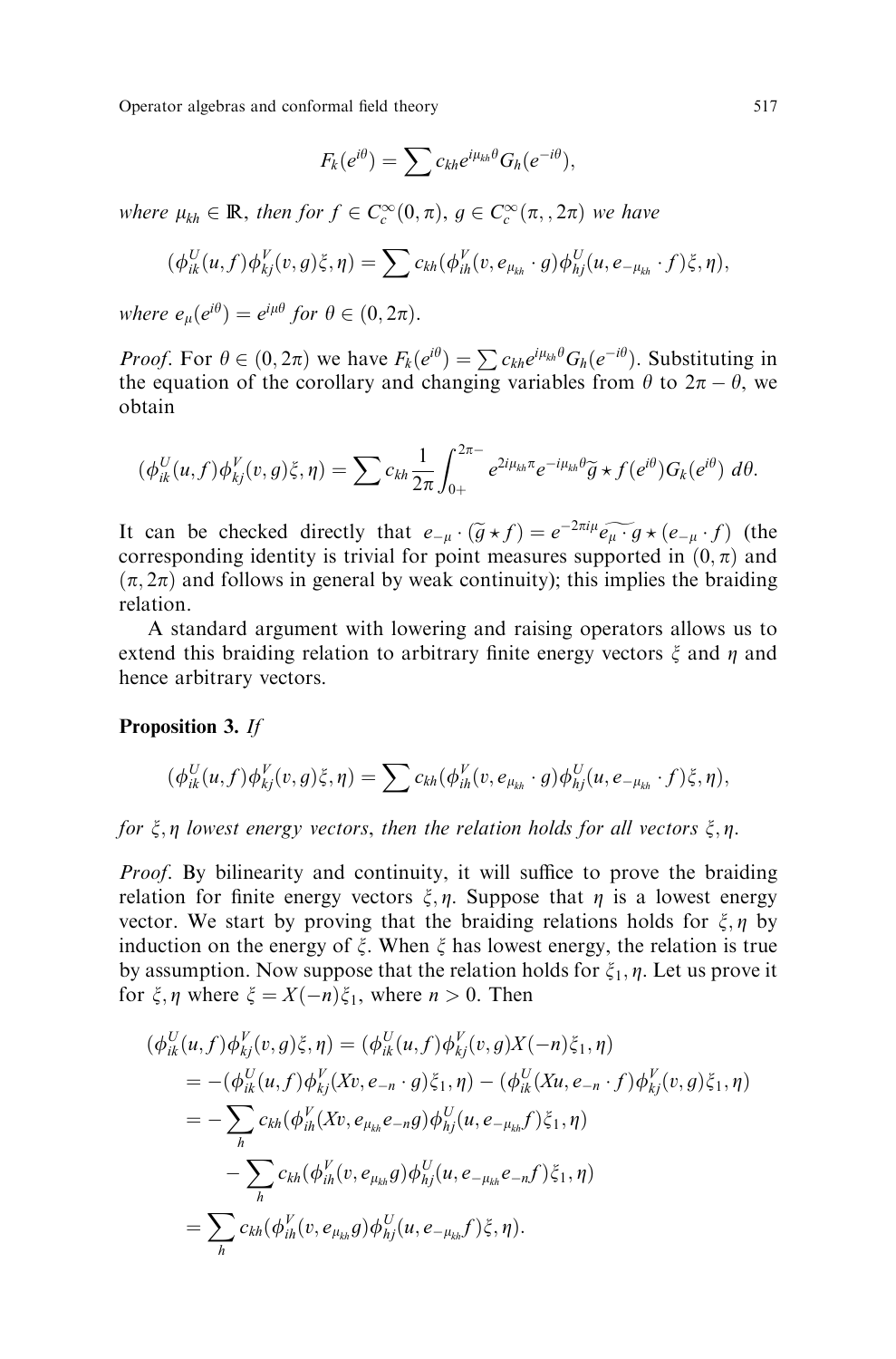$$F_k(e^{i\theta}) = \sum c_{kh} e^{i\mu_{kh}\theta} G_h(e^{-i\theta}),$$

*where* $\mu_{kh} \in \mathbb{R}$, *then for* $f \in C_c^\infty(0,\pi)$, $g \in C_c^\infty(\pi,,2\pi)$ *we have*

$$(\phi_{ik}^U(u,f)\phi_{kj}^V(v,g)\xi,\eta) = \sum c_{kh}(\phi_{ih}^V(v, e_{\mu_{kh}} \cdot g)\phi_{hj}^U(u, e_{-\mu_{kh}} \cdot f)\xi,\eta),$$

*where* $e_\mu(e^{i\theta}) = e^{i\mu\theta}$ *for* $\theta \in (0,2\pi)$.

*Proof*. For $\theta \in (0,2\pi)$ we have $F_k(e^{i\theta}) = \sum c_{kh} e^{i\mu_{kh}\theta} G_h(e^{-i\theta})$. Substituting in the equation of the corollary and changing variables from $\theta$ to $2\pi - \theta$, we obtain

$$(\phi_{ik}^U(u,f)\phi_{kj}^V(v,g)\xi,\eta) = \sum c_{kh} \frac{1}{2\pi}\int_{0+}^{2\pi-} e^{2i\mu_{kh}\pi} e^{-i\mu_{kh}\theta} \widetilde{g} \star f(e^{i\theta}) G_k(e^{i\theta})\, d\theta.$$

It can be checked directly that $e_{-\mu} \cdot (\widetilde{g} \star f) = e^{-2\pi i\mu} \widetilde{e_\mu \cdot g} \star (e_{-\mu} \cdot f)$ (the corresponding identity is trivial for point measures supported in $(0,\pi)$ and $(\pi,2\pi)$ and follows in general by weak continuity); this implies the braiding relation.

A standard argument with lowering and raising operators allows us to extend this braiding relation to arbitrary finite energy vectors $\xi$ and $\eta$ and hence arbitrary vectors.

**Proposition 3.** *If*

$$(\phi_{ik}^U(u,f)\phi_{kj}^V(v,g)\xi,\eta) = \sum c_{kh}(\phi_{ih}^V(v, e_{\mu_{kh}} \cdot g)\phi_{hj}^U(u, e_{-\mu_{kh}} \cdot f)\xi,\eta),$$

*for* $\xi,\eta$ *lowest energy vectors*, *then the relation holds for all vectors* $\xi,\eta$.

*Proof*. By bilinearity and continuity, it will suffice to prove the braiding relation for finite energy vectors $\xi,\eta$. Suppose that $\eta$ is a lowest energy vector. We start by proving that the braiding relations holds for $\xi,\eta$ by induction on the energy of $\xi$. When $\xi$ has lowest energy, the relation is true by assumption. Now suppose that the relation holds for $\xi_1,\eta$. Let us prove it for $\xi,\eta$ where $\xi = X(-n)\xi_1$, where $n > 0$. Then

$$\begin{aligned}
(\phi_{ik}^U(u,f)\phi_{kj}^V(v,g)\xi,\eta) &= (\phi_{ik}^U(u,f)\phi_{kj}^V(v,g)X(-n)\xi_1,\eta)\\
&= -(\phi_{ik}^U(u,f)\phi_{kj}^V(Xv, e_{-n}\cdot g)\xi_1,\eta) - (\phi_{ik}^U(Xu, e_{-n}\cdot f)\phi_{kj}^V(v,g)\xi_1,\eta)\\
&= -\sum_h c_{kh}(\phi_{ih}^V(Xv, e_{\mu_{kh}} e_{-n} g)\phi_{hj}^U(u, e_{-\mu_{kh}} f)\xi_1,\eta)\\
&\quad - \sum_h c_{kh}(\phi_{ih}^V(v, e_{\mu_{kh}} g)\phi_{hj}^U(u, e_{-\mu_{kh}} e_{-n} f)\xi_1,\eta)\\
&= \sum_h c_{kh}(\phi_{ih}^V(v, e_{\mu_{kh}} g)\phi_{hj}^U(u, e_{-\mu_{kh}} f)\xi,\eta).
\end{aligned}$$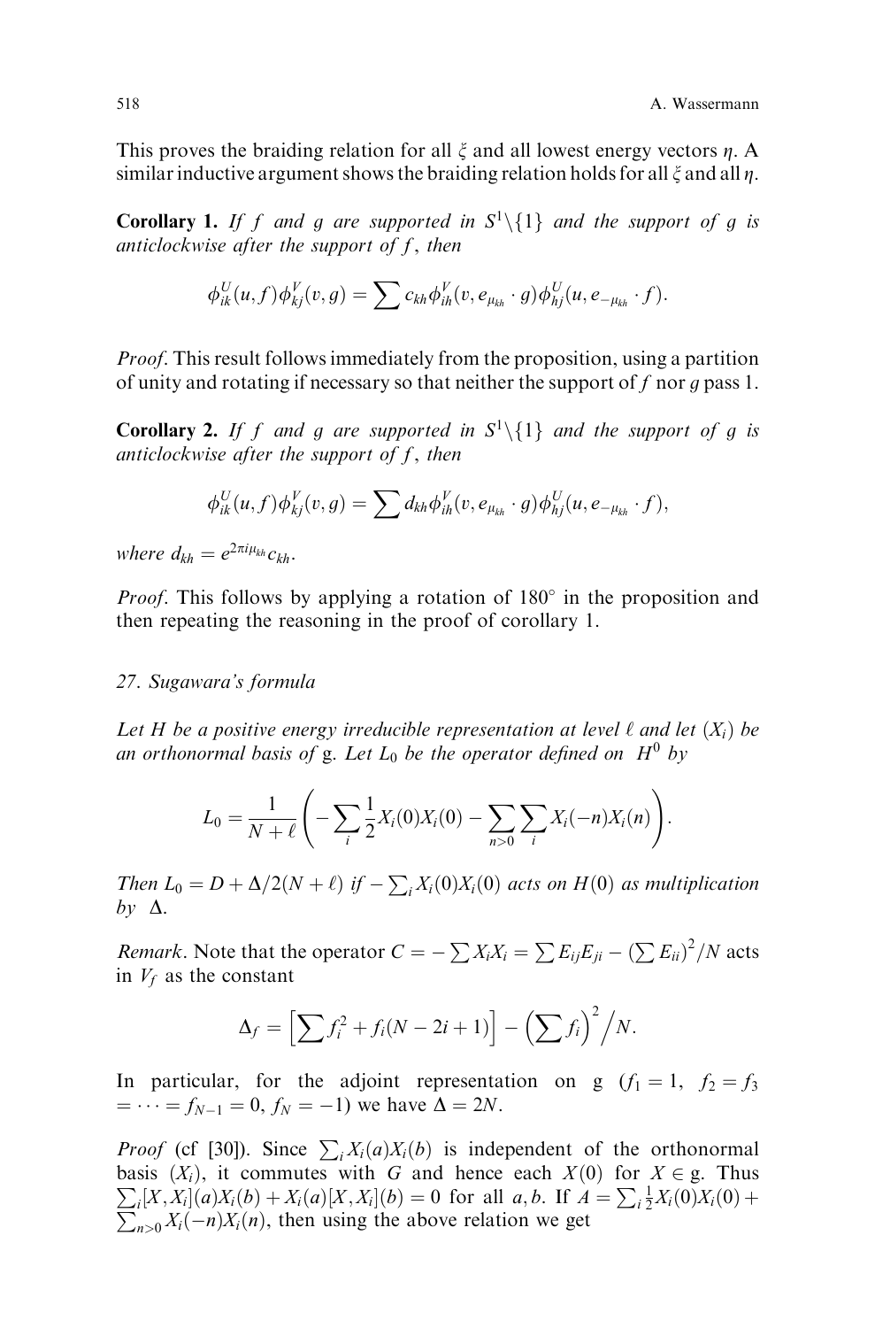This proves the braiding relation for all $\xi$ and all lowest energy vectors $\eta$. A similar inductive argument shows the braiding relation holds for all $\xi$ and all $\eta$.

**Corollary 1.** *If $f$ and $g$ are supported in $S^1\backslash\{1\}$ and the support of $g$ is anticlockwise after the support of $f$, then*

$$\phi_{ik}^U(u,f)\phi_{kj}^V(v,g)=\sum c_{kh}\phi_{ih}^V(v,e_{\mu_{kh}}\cdot g)\phi_{hj}^U(u,e_{-\mu_{kh}}\cdot f).$$

*Proof*. This result follows immediately from the proposition, using a partition of unity and rotating if necessary so that neither the support of $f$ nor $g$ pass 1.

**Corollary 2.** *If $f$ and $g$ are supported in $S^1\backslash\{1\}$ and the support of $g$ is anticlockwise after the support of $f$, then*

$$\phi_{ik}^U(u,f)\phi_{kj}^V(v,g)=\sum d_{kh}\phi_{ih}^V(v,e_{\mu_{kh}}\cdot g)\phi_{hj}^U(u,e_{-\mu_{kh}}\cdot f),$$

*where $d_{kh}=e^{2\pi i\mu_{kh}}c_{kh}$.*

*Proof*. This follows by applying a rotation of $180^\circ$ in the proposition and then repeating the reasoning in the proof of corollary 1.

## 27. Sugawara's formula

*Let $H$ be a positive energy irreducible representation at level $\ell$ and let $(X_i)$ be an orthonormal basis of* g. *Let $L_0$ be the operator defined on $H^0$ by*

$$L_0=\frac{1}{N+\ell}\left(-\sum_i\frac{1}{2}X_i(0)X_i(0)-\sum_{n>0}\sum_i X_i(-n)X_i(n)\right).$$

*Then $L_0=D+\Delta/2(N+\ell)$ if $-\sum_i X_i(0)X_i(0)$ acts on $H(0)$ as multiplication by $\Delta$.*

*Remark*. Note that the operator $C=-\sum X_iX_i=\sum E_{ij}E_{ji}-\left(\sum E_{ii}\right)^2/N$ acts in $V_f$ as the constant

$$\Delta_f=\left[\sum f_i^2+f_i(N-2i+1)\right]-\left(\sum f_i\right)^2\Big/N.$$

In particular, for the adjoint representation on g ($f_1=1,\ f_2=f_3=\cdots=f_{N-1}=0,\ f_N=-1$) we have $\Delta=2N$.

*Proof* (cf [30]). Since $\sum_i X_i(a)X_i(b)$ is independent of the orthonormal basis $(X_i)$, it commutes with $G$ and hence each $X(0)$ for $X\in$ g. Thus $\sum_i[X,X_i](a)X_i(b)+X_i(a)[X,X_i](b)=0$ for all $a,b$. If $A=\sum_i\frac{1}{2}X_i(0)X_i(0)+\sum_{n>0}X_i(-n)X_i(n)$, then using the above relation we get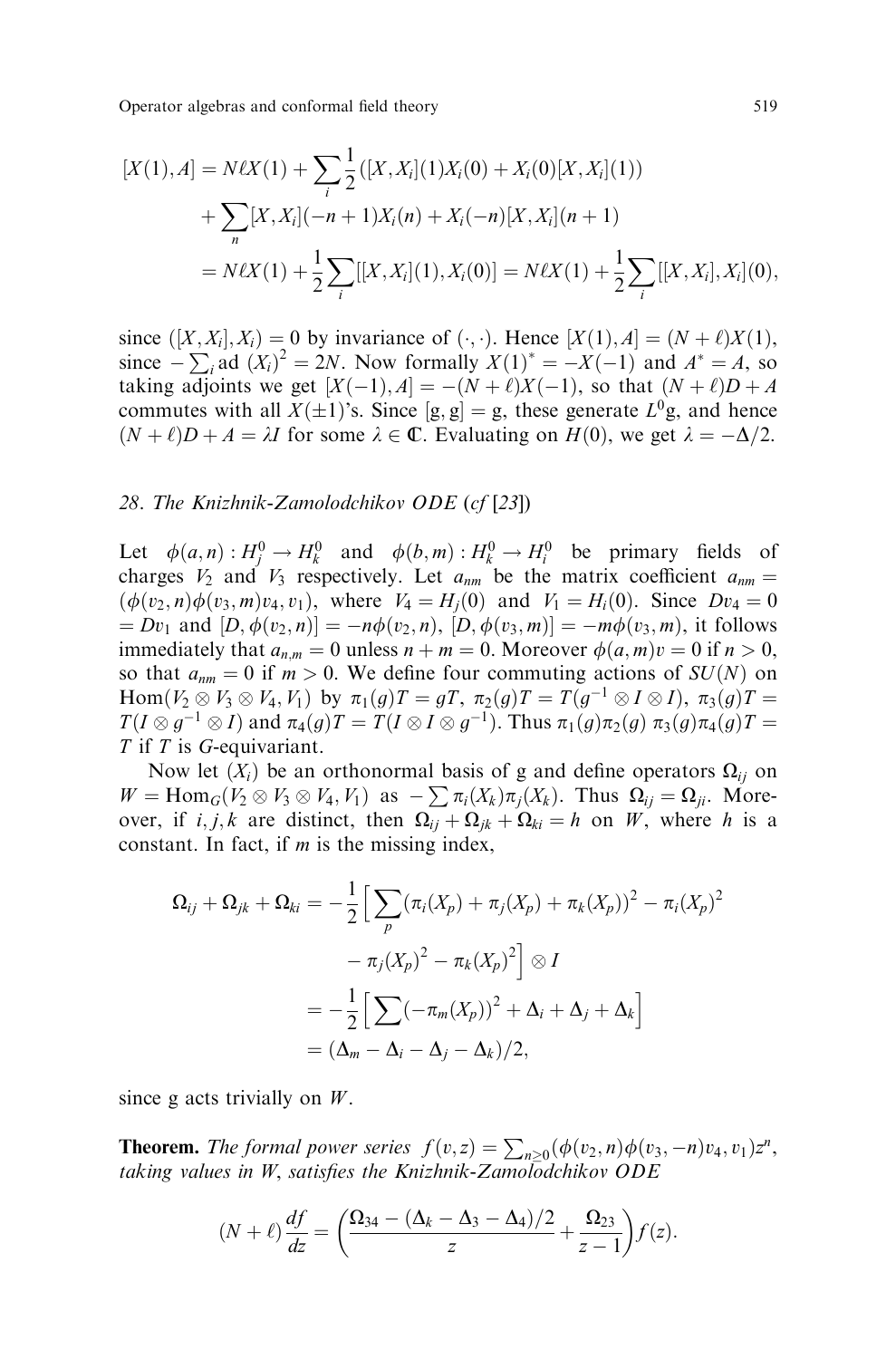$$
\begin{aligned}
[X(1), A] &= N\ell X(1) + \sum_i \frac{1}{2}([X, X_i](1)X_i(0) + X_i(0)[X, X_i](1)) \\
&\quad + \sum_n [X, X_i](-n+1)X_i(n) + X_i(-n)[X, X_i](n+1) \\
&= N\ell X(1) + \frac{1}{2}\sum_i [[X, X_i](1), X_i(0)] = N\ell X(1) + \frac{1}{2}\sum_i [[X, X_i], X_i](0),
\end{aligned}
$$

since $([X, X_i], X_i) = 0$ by invariance of $(\cdot, \cdot)$. Hence $[X(1), A] = (N + \ell)X(1)$, since $-\sum_i \mathrm{ad}\,(X_i)^2 = 2N$. Now formally $X(1)^* = -X(-1)$ and $A^* = A$, so taking adjoints we get $[X(-1), A] = -(N + \ell)X(-1)$, so that $(N + \ell)D + A$ commutes with all $X(\pm 1)$'s. Since $[\mathfrak{g}, \mathfrak{g}] = \mathfrak{g}$, these generate $L^0\mathfrak{g}$, and hence $(N + \ell)D + A = \lambda I$ for some $\lambda \in \mathbb{C}$. Evaluating on $H(0)$, we get $\lambda = -\Delta/2$.

## 28. The Knizhnik-Zamolodchikov ODE (*cf* [23])

Let $\phi(a, n) : H_j^0 \to H_k^0$ and $\phi(b, m) : H_k^0 \to H_i^0$ be primary fields of charges $V_2$ and $V_3$ respectively. Let $a_{nm}$ be the matrix coefficient $a_{nm} = (\phi(v_2, n)\phi(v_3, m)v_4, v_1)$, where $V_4 = H_j(0)$ and $V_1 = H_i(0)$. Since $Dv_4 = 0 = Dv_1$ and $[D, \phi(v_2, n)] = -n\phi(v_2, n)$, $[D, \phi(v_3, m)] = -m\phi(v_3, m)$, it follows immediately that $a_{n,m} = 0$ unless $n + m = 0$. Moreover $\phi(a, m)v = 0$ if $n > 0$, so that $a_{nm} = 0$ if $m > 0$. We define four commuting actions of $SU(N)$ on $\mathrm{Hom}(V_2 \otimes V_3 \otimes V_4, V_1)$ by $\pi_1(g)T = gT$, $\pi_2(g)T = T(g^{-1} \otimes I \otimes I)$, $\pi_3(g)T = T(I \otimes g^{-1} \otimes I)$ and $\pi_4(g)T = T(I \otimes I \otimes g^{-1})$. Thus $\pi_1(g)\pi_2(g)\,\pi_3(g)\pi_4(g)T = T$ if $T$ is $G$-equivariant.

Now let $(X_i)$ be an orthonormal basis of $\mathfrak{g}$ and define operators $\Omega_{ij}$ on $W = \mathrm{Hom}_G(V_2 \otimes V_3 \otimes V_4, V_1)$ as $-\sum \pi_i(X_k)\pi_j(X_k)$. Thus $\Omega_{ij} = \Omega_{ji}$. Moreover, if $i, j, k$ are distinct, then $\Omega_{ij} + \Omega_{jk} + \Omega_{ki} = h$ on $W$, where $h$ is a constant. In fact, if $m$ is the missing index,

$$
\begin{aligned}
\Omega_{ij} + \Omega_{jk} + \Omega_{ki} &= -\frac{1}{2}\Big[\sum_p (\pi_i(X_p) + \pi_j(X_p) + \pi_k(X_p))^2 - \pi_i(X_p)^2 \\
&\qquad - \pi_j(X_p)^2 - \pi_k(X_p)^2\Big] \otimes I \\
&= -\frac{1}{2}\Big[\sum (-\pi_m(X_p))^2 + \Delta_i + \Delta_j + \Delta_k\Big] \\
&= (\Delta_m - \Delta_i - \Delta_j - \Delta_k)/2,
\end{aligned}
$$

since $\mathfrak{g}$ acts trivially on $W$.

**Theorem.** *The formal power series* $f(v, z) = \sum_{n \geq 0} (\phi(v_2, n)\phi(v_3, -n)v_4, v_1)z^n$, *taking values in* $W$, *satisfies the Knizhnik-Zamolodchikov ODE*

$$
(N + \ell)\frac{df}{dz} = \left(\frac{\Omega_{34} - (\Delta_k - \Delta_3 - \Delta_4)/2}{z} + \frac{\Omega_{23}}{z - 1}\right) f(z).
$$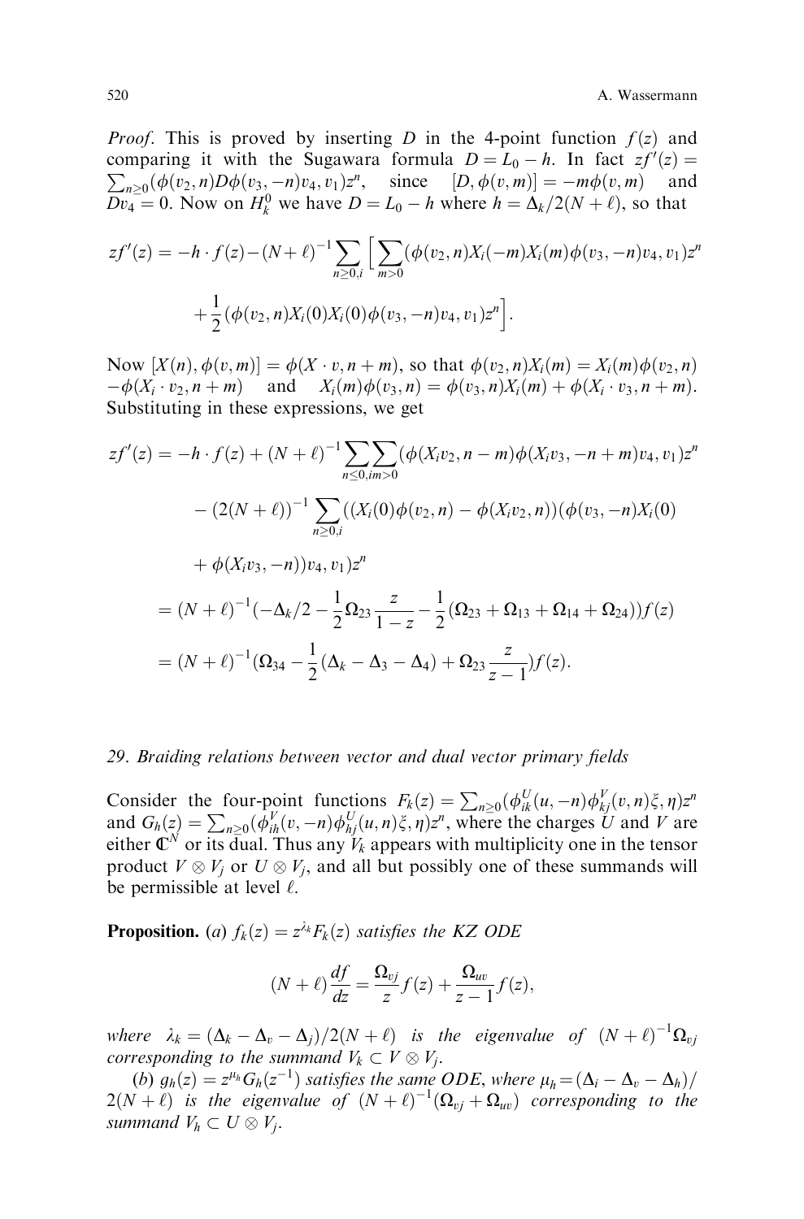*Proof*. This is proved by inserting $D$ in the 4-point function $f(z)$ and comparing it with the Sugawara formula $D = L_0 - h$. In fact $zf'(z) = \sum_{n\geq 0}(\phi(v_2, n)D\phi(v_3, -n)v_4, v_1)z^n$, since $[D, \phi(v, m)] = -m\phi(v, m)$ and $Dv_4 = 0$. Now on $H_k^0$ we have $D = L_0 - h$ where $h = \Delta_k/2(N + \ell)$, so that

$$zf'(z) = -h \cdot f(z) - (N+\ell)^{-1}\sum_{n\geq 0,i}\Big[\sum_{m>0}(\phi(v_2,n)X_i(-m)X_i(m)\phi(v_3,-n)v_4,v_1)z^n + \frac{1}{2}(\phi(v_2,n)X_i(0)X_i(0)\phi(v_3,-n)v_4,v_1)z^n\Big].$$

Now $[X(n), \phi(v, m)] = \phi(X \cdot v, n + m)$, so that $\phi(v_2, n)X_i(m) = X_i(m)\phi(v_2, n) - \phi(X_i \cdot v_2, n + m)$ and $X_i(m)\phi(v_3, n) = \phi(v_3, n)X_i(m) + \phi(X_i \cdot v_3, n + m)$. Substituting in these expressions, we get

$$\begin{aligned}
zf'(z) &= -h \cdot f(z) + (N+\ell)^{-1}\sum_{n\leq 0,i}\sum_{m>0}(\phi(X_iv_2, n-m)\phi(X_iv_3, -n+m)v_4, v_1)z^n \\
&\quad - (2(N+\ell))^{-1}\sum_{n\geq 0,i}((X_i(0)\phi(v_2,n) - \phi(X_iv_2,n))(\phi(v_3,-n)X_i(0) \\
&\quad + \phi(X_iv_3,-n))v_4,v_1)z^n \\
&= (N+\ell)^{-1}(-\Delta_k/2 - \frac{1}{2}\Omega_{23}\frac{z}{1-z} - \frac{1}{2}(\Omega_{23} + \Omega_{13} + \Omega_{14} + \Omega_{24}))f(z) \\
&= (N+\ell)^{-1}(\Omega_{34} - \frac{1}{2}(\Delta_k - \Delta_3 - \Delta_4) + \Omega_{23}\frac{z}{z-1})f(z).
\end{aligned}$$

## 29. Braiding relations between vector and dual vector primary fields

Consider the four-point functions $F_k(z) = \sum_{n\geq 0}(\phi_{ik}^U(u, -n)\phi_{kj}^V(v, n)\xi, \eta)z^n$ and $G_h(z) = \sum_{n\geq 0}(\phi_{ih}^V(v, -n)\phi_{hj}^U(u, n)\xi, \eta)z^n$, where the charges $U$ and $V$ are either $\mathbb{C}^N$ or its dual. Thus any $V_k$ appears with multiplicity one in the tensor product $V \otimes V_j$ or $U \otimes V_j$, and all but possibly one of these summands will be permissible at level $\ell$.

**Proposition.** (*a*) *$f_k(z) = z^{\lambda_k}F_k(z)$ satisfies the KZ ODE*

$$(N+\ell)\frac{df}{dz} = \frac{\Omega_{vj}}{z}f(z) + \frac{\Omega_{uv}}{z-1}f(z),$$

*where $\lambda_k = (\Delta_k - \Delta_v - \Delta_j)/2(N + \ell)$ is the eigenvalue of $(N + \ell)^{-1}\Omega_{vj}$ corresponding to the summand $V_k \subset V \otimes V_j$.*

(*b*) *$g_h(z) = z^{\mu_h}G_h(z^{-1})$ satisfies the same ODE, where $\mu_h = (\Delta_i - \Delta_v - \Delta_h)/2(N + \ell)$ is the eigenvalue of $(N + \ell)^{-1}(\Omega_{vj} + \Omega_{uv})$ corresponding to the summand $V_h \subset U \otimes V_j$.*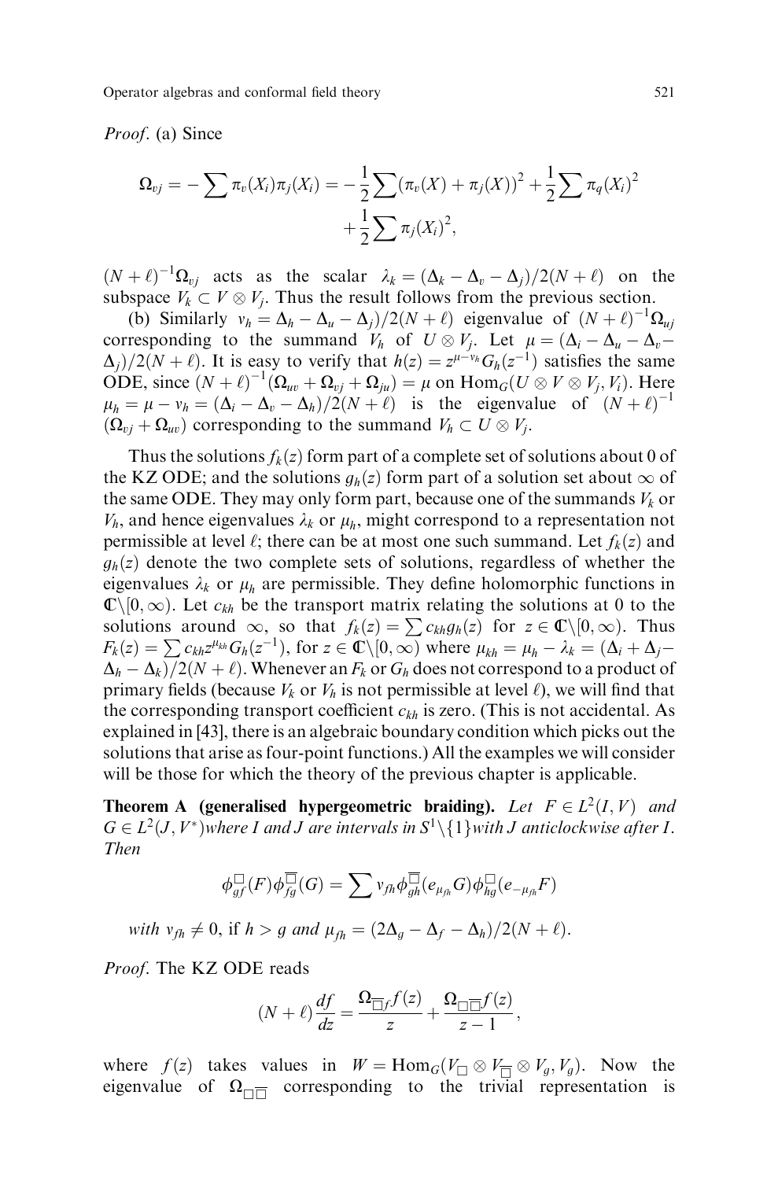*Proof*. (a) Since

$$\Omega_{vj} = -\sum \pi_v(X_i)\pi_j(X_i) = -\frac{1}{2}\sum(\pi_v(X) + \pi_j(X))^2 + \frac{1}{2}\sum \pi_q(X_i)^2 + \frac{1}{2}\sum \pi_j(X_i)^2,$$

$(N+\ell)^{-1}\Omega_{vj}$ acts as the scalar $\lambda_k = (\Delta_k - \Delta_v - \Delta_j)/2(N+\ell)$ on the subspace $V_k \subset V \otimes V_j$. Thus the result follows from the previous section.

(b) Similarly $v_h = \Delta_h - \Delta_u - \Delta_j)/2(N+\ell)$ eigenvalue of $(N+\ell)^{-1}\Omega_{uj}$ corresponding to the summand $V_h$ of $U \otimes V_j$. Let $\mu = (\Delta_i - \Delta_u - \Delta_v - \Delta_j)/2(N+\ell)$. It is easy to verify that $h(z) = z^{\mu - v_h} G_h(z^{-1})$ satisfies the same ODE, since $(N+\ell)^{-1}(\Omega_{uv} + \Omega_{vj} + \Omega_{ju}) = \mu$ on $\mathrm{Hom}_G(U \otimes V \otimes V_j, V_i)$. Here $\mu_h = \mu - v_h = (\Delta_i - \Delta_v - \Delta_h)/2(N+\ell)$ is the eigenvalue of $(N+\ell)^{-1}(\Omega_{vj} + \Omega_{uv})$ corresponding to the summand $V_h \subset U \otimes V_j$.

Thus the solutions $f_k(z)$ form part of a complete set of solutions about 0 of the KZ ODE; and the solutions $g_h(z)$ form part of a solution set about $\infty$ of the same ODE. They may only form part, because one of the summands $V_k$ or $V_h$, and hence eigenvalues $\lambda_k$ or $\mu_h$, might correspond to a representation not permissible at level $\ell$; there can be at most one such summand. Let $f_k(z)$ and $g_h(z)$ denote the two complete sets of solutions, regardless of whether the eigenvalues $\lambda_k$ or $\mu_h$ are permissible. They define holomorphic functions in $\mathbb{C}\backslash[0,\infty)$. Let $c_{kh}$ be the transport matrix relating the solutions at 0 to the solutions around $\infty$, so that $f_k(z) = \sum c_{kh} g_h(z)$ for $z \in \mathbb{C}\backslash[0,\infty)$. Thus $F_k(z) = \sum c_{kh} z^{\mu_{kh}} G_h(z^{-1})$, for $z \in \mathbb{C}\backslash[0,\infty)$ where $\mu_{kh} = \mu_h - \lambda_k = (\Delta_i + \Delta_j - \Delta_h - \Delta_k)/2(N+\ell)$. Whenever an $F_k$ or $G_h$ does not correspond to a product of primary fields (because $V_k$ or $V_h$ is not permissible at level $\ell$), we will find that the corresponding transport coefficient $c_{kh}$ is zero. (This is not accidental. As explained in [43], there is an algebraic boundary condition which picks out the solutions that arise as four-point functions.) All the examples we will consider will be those for which the theory of the previous chapter is applicable.

**Theorem A (generalised hypergeometric braiding).** *Let $F \in L^2(I, V)$ and $G \in L^2(J, V^*)$ where $I$ and $J$ are intervals in $S^1\backslash\{1\}$ with $J$ anticlockwise after $I$. Then*

$$\phi^{\square}_{gf}(F)\phi^{\overline{\square}}_{fg}(G) = \sum v_{fh}\phi^{\overline{\square}}_{gh}(e_{\mu_{fh}}G)\phi^{\square}_{hg}(e_{-\mu_{fh}}F)$$

*with $v_{fh} \neq 0$, if $h > g$ and $\mu_{fh} = (2\Delta_g - \Delta_f - \Delta_h)/2(N+\ell)$.*

*Proof*. The KZ ODE reads

$$(N+\ell)\frac{df}{dz} = \frac{\Omega_{\overline{\square}f}f(z)}{z} + \frac{\Omega_{\square\overline{\square}}f(z)}{z-1},$$

where $f(z)$ takes values in $W = \mathrm{Hom}_G(V_{\square} \otimes V_{\overline{\square}} \otimes V_g, V_g)$. Now the eigenvalue of $\Omega_{\square\overline{\square}}$ corresponding to the trivial representation is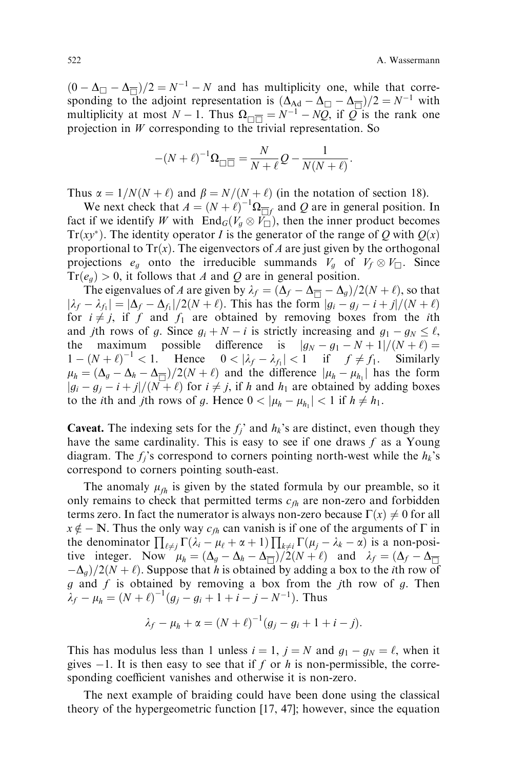$(0 - \Delta_\square - \Delta_{\overline{\square}})/2 = N^{-1} - N$ and has multiplicity one, while that corresponding to the adjoint representation is $(\Delta_{\mathrm{Ad}} - \Delta_\square - \Delta_{\overline{\square}})/2 = N^{-1}$ with multiplicity at most $N-1$. Thus $\Omega_{\square\overline{\square}} = N^{-1} - NQ$, if $Q$ is the rank one projection in $W$ corresponding to the trivial representation. So

$$-(N+\ell)^{-1}\Omega_{\square\overline{\square}} = \frac{N}{N+\ell}Q - \frac{1}{N(N+\ell)}.$$

Thus $\alpha = 1/N(N+\ell)$ and $\beta = N/(N+\ell)$ (in the notation of section 18).

We next check that $A = (N+\ell)^{-1}\Omega_{\overline{\square}f}$ and $Q$ are in general position. In fact if we identify $W$ with $\mathrm{End}_G(V_g \otimes V_{\overline{\square}})$, then the inner product becomes $\mathrm{Tr}(xy^*)$. The identity operator $I$ is the generator of the range of $Q$ with $Q(x)$ proportional to $\mathrm{Tr}(x)$. The eigenvectors of $A$ are just given by the orthogonal projections $e_g$ onto the irreducible summands $V_g$ of $V_f \otimes V_\square$. Since $\mathrm{Tr}(e_g) > 0$, it follows that $A$ and $Q$ are in general position.

The eigenvalues of $A$ are given by $\lambda_f = (\Delta_f - \Delta_{\overline{\square}} - \Delta_g)/2(N+\ell)$, so that $|\lambda_f - \lambda_{f_1}| = |\Delta_f - \Delta_{f_1}|/2(N+\ell)$. This has the form $|g_i - g_j - i + j|/(N+\ell)$ for $i \neq j$, if $f$ and $f_1$ are obtained by removing boxes from the $i$th and $j$th rows of $g$. Since $g_i + N - i$ is strictly increasing and $g_1 - g_N \leq \ell$, the maximum possible difference is $|g_N - g_1 - N + 1|/(N+\ell) = 1 - (N+\ell)^{-1} < 1$. Hence $0 < |\lambda_f - \lambda_{f_1}| < 1$ if $f \neq f_1$. Similarly $\mu_h = (\Delta_g - \Delta_h - \Delta_{\overline{\square}})/2(N+\ell)$ and the difference $|\mu_h - \mu_{h_1}|$ has the form $|g_i - g_j - i + j|/(N+\ell)$ for $i \neq j$, if $h$ and $h_1$ are obtained by adding boxes to the $i$th and $j$th rows of $g$. Hence $0 < |\mu_h - \mu_{h_1}| < 1$ if $h \neq h_1$.

**Caveat.** The indexing sets for the $f_j$' and $h_k$'s are distinct, even though they have the same cardinality. This is easy to see if one draws $f$ as a Young diagram. The $f_j$'s correspond to corners pointing north-west while the $h_k$'s correspond to corners pointing south-east.

The anomaly $\mu_{fh}$ is given by the stated formula by our preamble, so it only remains to check that permitted terms $c_{fh}$ are non-zero and forbidden terms zero. In fact the numerator is always non-zero because $\Gamma(x) \neq 0$ for all $x \notin -\mathbb{N}$. Thus the only way $c_{fh}$ can vanish is if one of the arguments of $\Gamma$ in the denominator $\prod_{\ell \neq j} \Gamma(\lambda_i - \mu_\ell + \alpha + 1) \prod_{k \neq i} \Gamma(\mu_j - \lambda_k - \alpha)$ is a non-positive integer. Now $\mu_h = (\Delta_g - \Delta_h - \Delta_{\overline{\square}})/2(N+\ell)$ and $\lambda_f = (\Delta_f - \Delta_{\overline{\square}} - \Delta_g)/2(N+\ell)$. Suppose that $h$ is obtained by adding a box to the $i$th row of $g$ and $f$ is obtained by removing a box from the $j$th row of $g$. Then $\lambda_f - \mu_h = (N+\ell)^{-1}(g_j - g_i + 1 + i - j - N^{-1})$. Thus

$$\lambda_f - \mu_h + \alpha = (N+\ell)^{-1}(g_j - g_i + 1 + i - j).$$

This has modulus less than 1 unless $i = 1$, $j = N$ and $g_1 - g_N = \ell$, when it gives $-1$. It is then easy to see that if $f$ or $h$ is non-permissible, the corresponding coefficient vanishes and otherwise it is non-zero.

The next example of braiding could have been done using the classical theory of the hypergeometric function [17, 47]; however, since the equation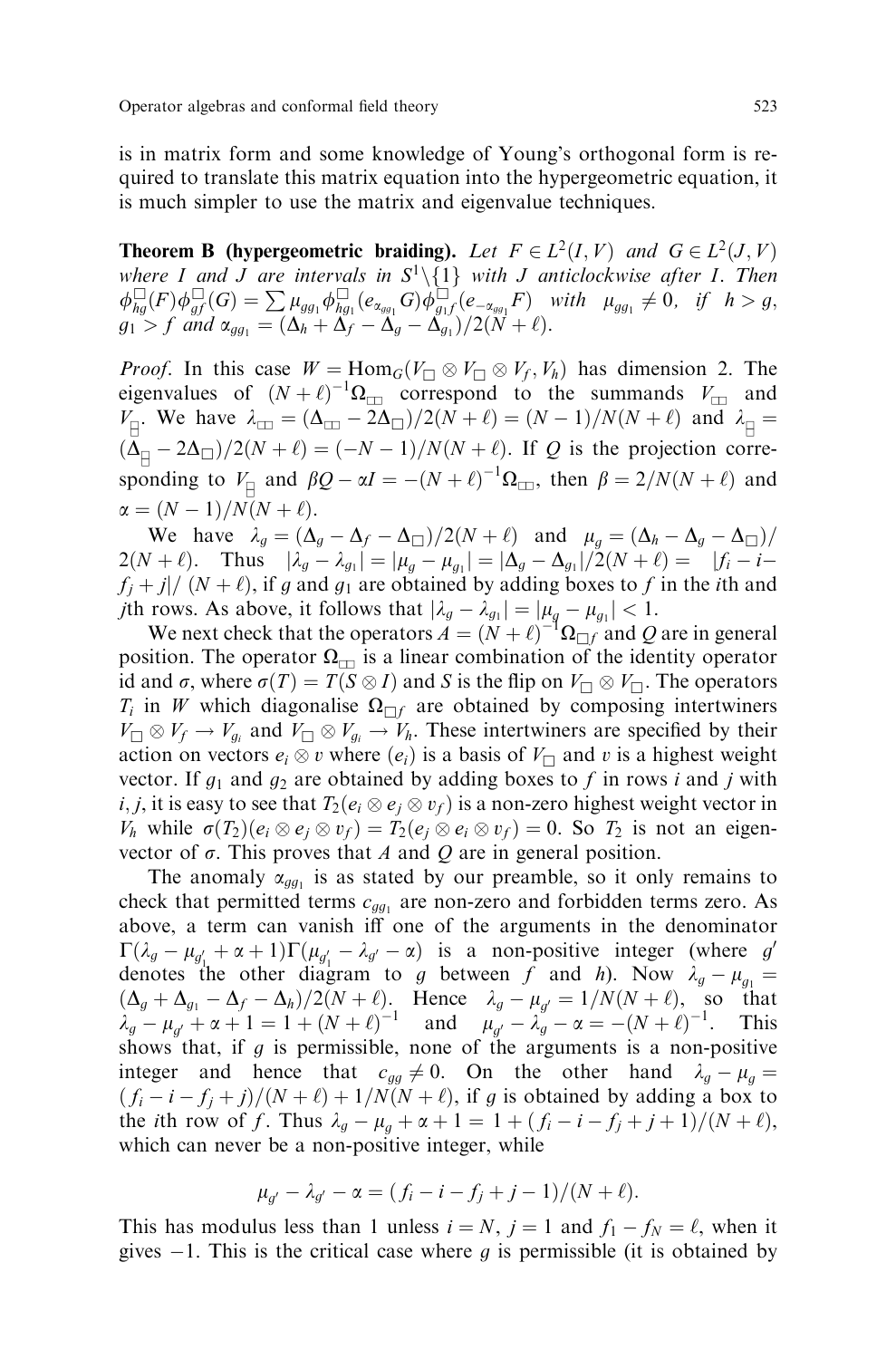is in matrix form and some knowledge of Young's orthogonal form is required to translate this matrix equation into the hypergeometric equation, it is much simpler to use the matrix and eigenvalue techniques.

**Theorem B (hypergeometric braiding).** *Let $F \in L^2(I, V)$ and $G \in L^2(J, V)$ where $I$ and $J$ are intervals in $S^1\backslash\{1\}$ with $J$ anticlockwise after $I$. Then $\phi_{hg}^{\square}(F)\phi_{gf}^{\square}(G) = \sum \mu_{gg_1}\phi_{hg_1}^{\square}(e_{\alpha_{gg_1}}G)\phi_{g_1 f}^{\square}(e_{-\alpha_{gg_1}}F)$ with $\mu_{gg_1} \neq 0$, if $h > g$, $g_1 > f$ and $\alpha_{gg_1} = (\Delta_h + \Delta_f - \Delta_g - \Delta_{g_1})/2(N+\ell)$.*

*Proof.* In this case $W = \mathrm{Hom}_G(V_\square \otimes V_\square \otimes V_f, V_h)$ has dimension 2. The eigenvalues of $(N+\ell)^{-1}\Omega_{\square\square}$ correspond to the summands $V_{\square\square}$ and $V_{\boxminus}$. We have $\lambda_{\square\square} = (\Delta_{\square\square} - 2\Delta_\square)/2(N+\ell) = (N-1)/N(N+\ell)$ and $\lambda_{\boxminus} = (\Delta_{\boxminus} - 2\Delta_\square)/2(N+\ell) = (-N-1)/N(N+\ell)$. If $Q$ is the projection corresponding to $V_{\boxminus}$ and $\beta Q - \alpha I = -(N+\ell)^{-1}\Omega_{\square\square}$, then $\beta = 2/N(N+\ell)$ and $\alpha = (N-1)/N(N+\ell)$.

We have $\lambda_g = (\Delta_g - \Delta_f - \Delta_\square)/2(N+\ell)$ and $\mu_g = (\Delta_h - \Delta_g - \Delta_\square)/2(N+\ell)$. Thus $|\lambda_g - \lambda_{g_1}| = |\mu_g - \mu_{g_1}| = |\Delta_g - \Delta_{g_1}|/2(N+\ell) = |f_i - i - f_j + j|/(N+\ell)$, if $g$ and $g_1$ are obtained by adding boxes to $f$ in the $i$th and $j$th rows. As above, it follows that $|\lambda_g - \lambda_{g_1}| = |\mu_g - \mu_{g_1}| < 1$.

We next check that the operators $A = (N+\ell)^{-1}\Omega_{\square f}$ and $Q$ are in general position. The operator $\Omega_{\square\square}$ is a linear combination of the identity operator id and $\sigma$, where $\sigma(T) = T(S \otimes I)$ and $S$ is the flip on $V_\square \otimes V_\square$. The operators $T_i$ in $W$ which diagonalise $\Omega_{\square f}$ are obtained by composing intertwiners $V_\square \otimes V_f \to V_{g_i}$ and $V_\square \otimes V_{g_i} \to V_h$. These intertwiners are specified by their action on vectors $e_i \otimes v$ where $(e_i)$ is a basis of $V_\square$ and $v$ is a highest weight vector. If $g_1$ and $g_2$ are obtained by adding boxes to $f$ in rows $i$ and $j$ with $i, j$, it is easy to see that $T_2(e_i \otimes e_j \otimes v_f)$ is a non-zero highest weight vector in $V_h$ while $\sigma(T_2)(e_i \otimes e_j \otimes v_f) = T_2(e_j \otimes e_i \otimes v_f) = 0$. So $T_2$ is not an eigenvector of $\sigma$. This proves that $A$ and $Q$ are in general position.

The anomaly $\alpha_{gg_1}$ is as stated by our preamble, so it only remains to check that permitted terms $c_{gg_1}$ are non-zero and forbidden terms zero. As above, a term can vanish iff one of the arguments in the denominator $\Gamma(\lambda_g - \mu_{g_1'} + \alpha + 1)\Gamma(\mu_{g_1'} - \lambda_{g'} - \alpha)$ is a non-positive integer (where $g'$ denotes the other diagram to $g$ between $f$ and $h$). Now $\lambda_g - \mu_{g_1} = (\Delta_g + \Delta_{g_1} - \Delta_f - \Delta_h)/2(N+\ell)$. Hence $\lambda_g - \mu_{g'} = 1/N(N+\ell)$, so that $\lambda_g - \mu_{g'} + \alpha + 1 = 1 + (N+\ell)^{-1}$ and $\mu_{g'} - \lambda_{g'} - \alpha = -(N+\ell)^{-1}$. This shows that, if $g$ is permissible, none of the arguments is a non-positive integer and hence that $c_{gg} \neq 0$. On the other hand $\lambda_g - \mu_g = (f_i - i - f_j + j)/(N+\ell) + 1/N(N+\ell)$, if $g$ is obtained by adding a box to the $i$th row of $f$. Thus $\lambda_g - \mu_g + \alpha + 1 = 1 + (f_i - i - f_j + j + 1)/(N+\ell)$, which can never be a non-positive integer, while

$$\mu_{g'} - \lambda_{g'} - \alpha = (f_i - i - f_j + j - 1)/(N+\ell).$$

This has modulus less than 1 unless $i = N$, $j = 1$ and $f_1 - f_N = \ell$, when it gives $-1$. This is the critical case where $g$ is permissible (it is obtained by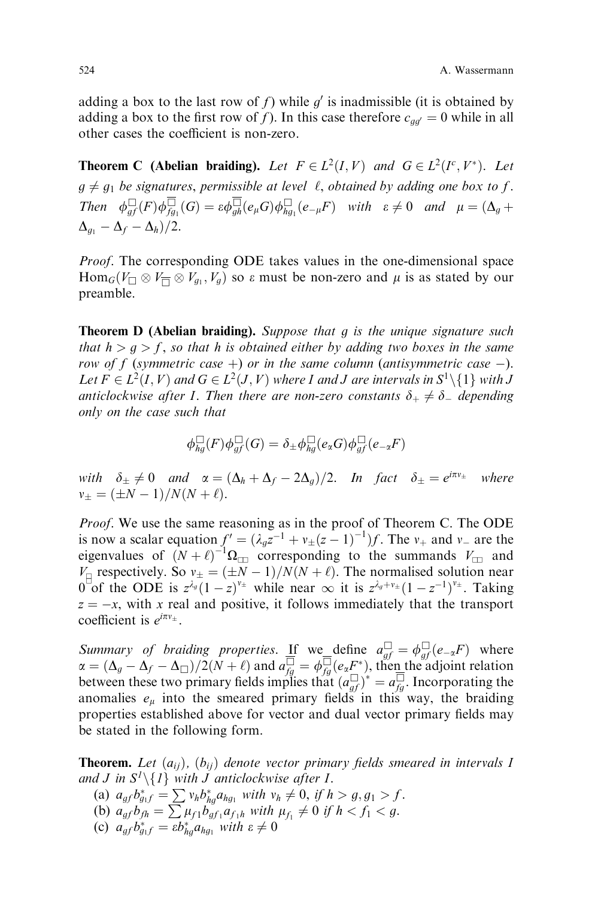adding a box to the last row of $f$) while $g'$ is inadmissible (it is obtained by adding a box to the first row of $f$). In this case therefore $c_{gg'} = 0$ while in all other cases the coefficient is non-zero.

**Theorem C (Abelian braiding).** *Let $F \in L^2(I, V)$ and $G \in L^2(I^c, V^*)$. Let $g \neq g_1$ be signatures, permissible at level $\ell$, obtained by adding one box to $f$. Then $\phi^{\square}_{gf}(F)\phi^{\overline{\square}}_{fg_1}(G) = \varepsilon\phi^{\overline{\square}}_{gh}(e_\mu G)\phi^{\square}_{hg_1}(e_{-\mu}F)$ with $\varepsilon \neq 0$ and $\mu = (\Delta_g + \Delta_{g_1} - \Delta_f - \Delta_h)/2$.*

*Proof.* The corresponding ODE takes values in the one-dimensional space $\mathrm{Hom}_G(V_\square \otimes V_{\overline{\square}} \otimes V_{g_1}, V_g)$ so $\varepsilon$ must be non-zero and $\mu$ is as stated by our preamble.

**Theorem D (Abelian braiding).** *Suppose that $g$ is the unique signature such that $h > g > f$, so that $h$ is obtained either by adding two boxes in the same row of $f$ (symmetric case $+$) or in the same column (antisymmetric case $-$). Let $F \in L^2(I, V)$ and $G \in L^2(J, V)$ where $I$ and $J$ are intervals in $S^1 \backslash \{1\}$ with $J$ anticlockwise after $I$. Then there are non-zero constants $\delta_+ \neq \delta_-$ depending only on the case such that*

$$\phi^{\square}_{hg}(F)\phi^{\square}_{gf}(G) = \delta_\pm \phi^{\square}_{hg}(e_\alpha G)\phi^{\square}_{gf}(e_{-\alpha}F)$$

*with $\delta_\pm \neq 0$ and $\alpha = (\Delta_h + \Delta_f - 2\Delta_g)/2$. In fact $\delta_\pm = e^{i\pi v_\pm}$ where $v_\pm = (\pm N - 1)/N(N + \ell)$.*

*Proof.* We use the same reasoning as in the proof of Theorem C. The ODE is now a scalar equation $f' = (\lambda_g z^{-1} + v_\pm (z-1)^{-1})f$. The $v_+$ and $v_-$ are the eigenvalues of $(N+\ell)^{-1}\Omega_{\square\square}$ corresponding to the summands $V_{\square\square}$ and $V_{\boxminus}$ respectively. So $v_\pm = (\pm N - 1)/N(N+\ell)$. The normalised solution near $0$ of the ODE is $z^{\lambda_g}(1-z)^{v_\pm}$ while near $\infty$ it is $z^{\lambda_g + v_\pm}(1 - z^{-1})^{v_\pm}$. Taking $z = -x$, with $x$ real and positive, it follows immediately that the transport coefficient is $e^{i\pi v_\pm}$.

*Summary of braiding properties.* If we define $a^{\square}_{gf} = \phi^{\square}_{gf}(e_{-\alpha}F)$ where $\alpha = (\Delta_g - \Delta_f - \Delta_\square)/2(N+\ell)$ and $a^{\overline{\square}}_{fg} = \phi^{\overline{\square}}_{fg}(e_\alpha F^*)$, then the adjoint relation between these two primary fields implies that $(a^{\square}_{gf})^* = a^{\overline{\square}}_{fg}$. Incorporating the anomalies $e_\mu$ into the smeared primary fields in this way, the braiding properties established above for vector and dual vector primary fields may be stated in the following form.

**Theorem.** *Let $(a_{ij})$, $(b_{ij})$ denote vector primary fields smeared in intervals $I$ and $J$ in $S^1 \backslash \{1\}$ with $J$ anticlockwise after $I$.*

(a) $a_{gf}b^*_{g_1 f} = \sum v_h b^*_{hg} a_{hg_1}$ *with $v_h \neq 0$, if $h > g, g_1 > f$.*
(b) $a_{gf}b_{fh} = \sum \mu_{f1} b_{gf_1} a_{f_1 h}$ *with $\mu_{f_1} \neq 0$ if $h < f_1 < g$.*
(c) $a_{gf}b^*_{g_1 f} = \varepsilon b^*_{hg} a_{hg_1}$ *with $\varepsilon \neq 0$*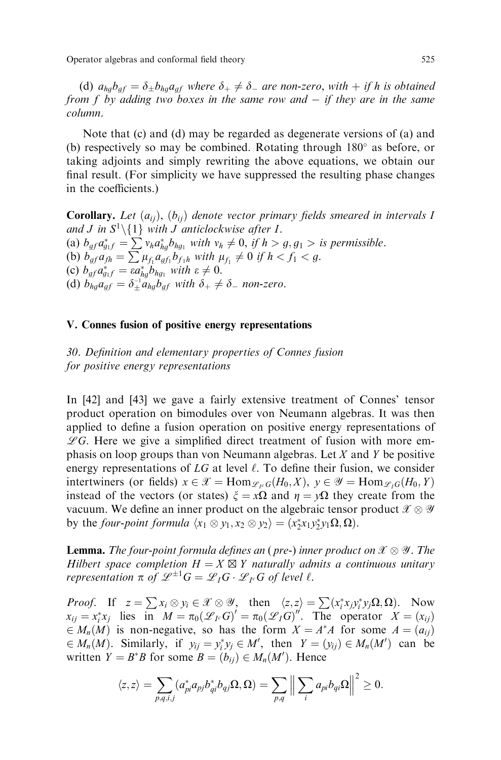(d) $a_{hg}b_{gf} = \delta_\pm b_{hg}a_{gf}$ where $\delta_+ \neq \delta_-$ are non-zero, with $+$ if $h$ is obtained from $f$ by adding two boxes in the same row and $-$ if they are in the same column.

Note that (c) and (d) may be regarded as degenerate versions of (a) and (b) respectively so may be combined. Rotating through 180° as before, or taking adjoints and simply rewriting the above equations, we obtain our final result. (For simplicity we have suppressed the resulting phase changes in the coefficients.)

**Corollary.** *Let $(a_{ij})$, $(b_{ij})$ denote vector primary fields smeared in intervals $I$ and $J$ in $S^1\backslash\{1\}$ with $J$ anticlockwise after $I$.*
(a) $b_{gf}a^*_{g_1f} = \sum v_h a^*_{hg}b_{hg_1}$ *with* $v_h \neq 0$, *if* $h > g, g_1 >$ *is permissible.*
(b) $b_{gf}a_{fh} = \sum \mu_{f_1}a_{gf_1}b_{f_1h}$ *with* $\mu_{f_1} \neq 0$ *if* $h < f_1 < g$.
(c) $b_{gf}a^*_{g_1f} = \varepsilon a^*_{hg}b_{hg_1}$ *with* $\varepsilon \neq 0$.
(d) $b_{hg}a_{gf} = \delta^{-1}_\pm a_{hg}b_{gf}$ *with* $\delta_+ \neq \delta_-$ *non-zero.*

## V. Connes fusion of positive energy representations

### 30. *Definition and elementary properties of Connes fusion for positive energy representations*

In [42] and [43] we gave a fairly extensive treatment of Connes' tensor product operation on bimodules over von Neumann algebras. It was then applied to define a fusion operation on positive energy representations of $\mathscr{L}G$. Here we give a simplified direct treatment of fusion with more emphasis on loop groups than von Neumann algebras. Let $X$ and $Y$ be positive energy representations of $LG$ at level $\ell$. To define their fusion, we consider intertwiners (or fields) $x \in \mathscr{X} = \mathrm{Hom}_{\mathscr{L}_{I^c}G}(H_0, X)$, $y \in \mathscr{Y} = \mathrm{Hom}_{\mathscr{L}_IG}(H_0, Y)$ instead of the vectors (or states) $\xi = x\Omega$ and $\eta = y\Omega$ they create from the vacuum. We define an inner product on the algebraic tensor product $\mathscr{X} \otimes \mathscr{Y}$ by the *four-point formula* $\langle x_1 \otimes y_1, x_2 \otimes y_2\rangle = (x_2^*x_1y_2^*y_1\Omega, \Omega)$.

**Lemma.** *The four-point formula defines an (pre-) inner product on $\mathscr{X} \otimes \mathscr{Y}$. The Hilbert space completion $H = X \boxtimes Y$ naturally admits a continuous unitary representation $\pi$ of $\mathscr{L}^{\pm 1}G = \mathscr{L}_IG \cdot \mathscr{L}_{I^c}G$ of level $\ell$.*

*Proof.* If $z = \sum x_i \otimes y_i \in \mathscr{X} \otimes \mathscr{Y}$, then $\langle z, z\rangle = \sum (x_i^*x_jy_i^*y_j\Omega, \Omega)$. Now $x_{ij} = x_i^*x_j$ lies in $M = \pi_0(\mathscr{L}_{I^c}G)' = \pi_0(\mathscr{L}_IG)''$. The operator $X = (x_{ij}) \in M_n(M)$ is non-negative, so has the form $X = A^*A$ for some $A = (a_{ij}) \in M_n(M)$. Similarly, if $y_{ij} = y_i^*y_j \in M'$, then $Y = (y_{ij}) \in M_n(M')$ can be written $Y = B^*B$ for some $B = (b_{ij}) \in M_n(M')$. Hence

$$\langle z, z\rangle = \sum_{p,q,i,j} (a^*_{pi}a_{pj}b^*_{qi}b_{qj}\Omega, \Omega) = \sum_{p,q} \Big\| \sum_i a_{pi}b_{qi}\Omega\Big\|^2 \geq 0.$$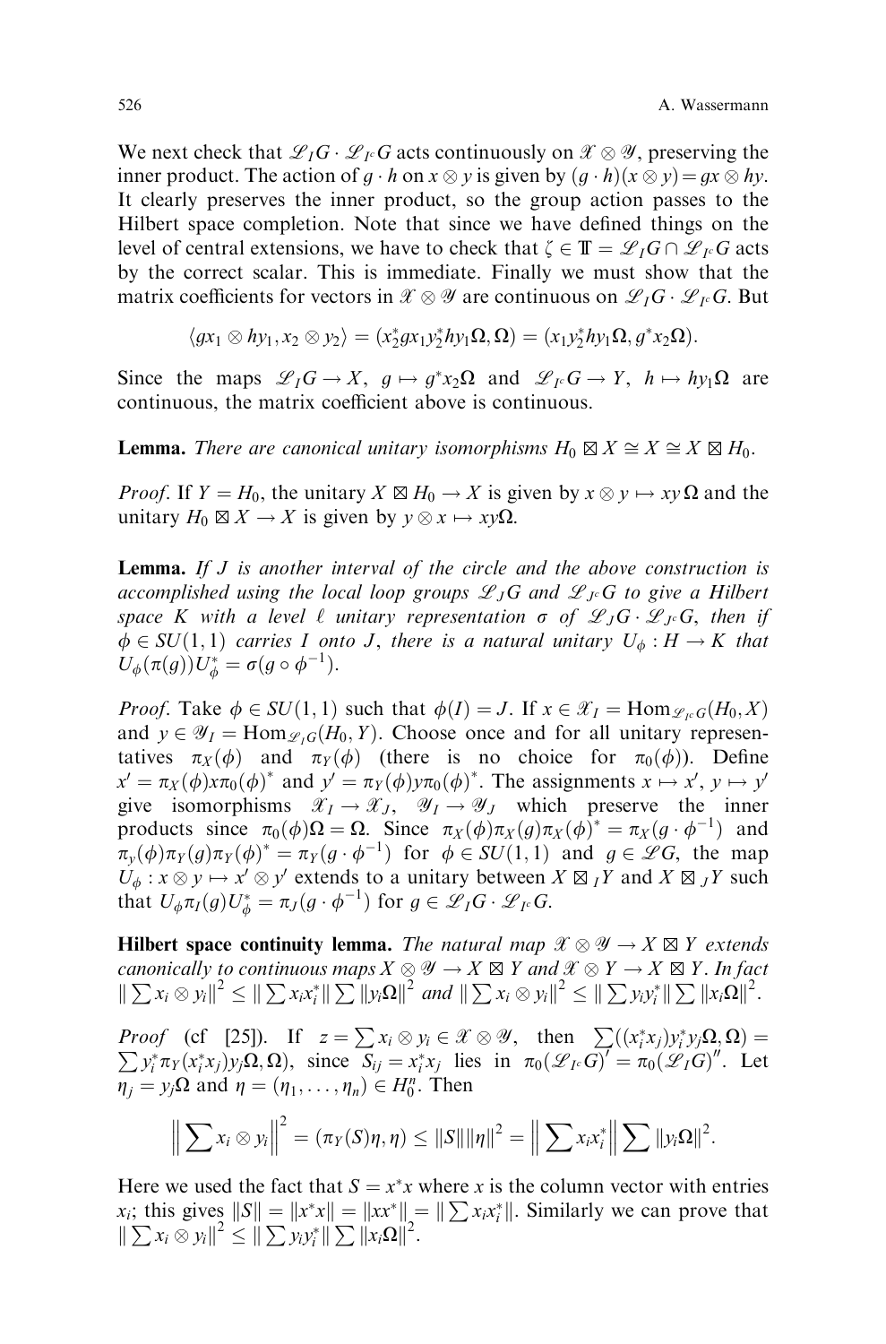We next check that $\mathscr{L}_I G \cdot \mathscr{L}_{I^c} G$ acts continuously on $\mathscr{X} \otimes \mathscr{Y}$, preserving the inner product. The action of $g \cdot h$ on $x \otimes y$ is given by $(g \cdot h)(x \otimes y) = gx \otimes hy$. It clearly preserves the inner product, so the group action passes to the Hilbert space completion. Note that since we have defined things on the level of central extensions, we have to check that $\zeta \in \mathbb{T} = \mathscr{L}_I G \cap \mathscr{L}_{I^c} G$ acts by the correct scalar. This is immediate. Finally we must show that the matrix coefficients for vectors in $\mathscr{X} \otimes \mathscr{Y}$ are continuous on $\mathscr{L}_I G \cdot \mathscr{L}_{I^c} G$. But

$$\langle gx_1 \otimes hy_1, x_2 \otimes y_2 \rangle = (x_2^* g x_1 y_2^* h y_1 \Omega, \Omega) = (x_1 y_2^* h y_1 \Omega, g^* x_2 \Omega).$$

Since the maps $\mathscr{L}_I G \to X$, $g \mapsto g^* x_2 \Omega$ and $\mathscr{L}_{I^c} G \to Y$, $h \mapsto h y_1 \Omega$ are continuous, the matrix coefficient above is continuous.

**Lemma.** *There are canonical unitary isomorphisms $H_0 \boxtimes X \cong X \cong X \boxtimes H_0$.*

*Proof.* If $Y = H_0$, the unitary $X \boxtimes H_0 \to X$ is given by $x \otimes y \mapsto xy\Omega$ and the unitary $H_0 \boxtimes X \to X$ is given by $y \otimes x \mapsto xy\Omega$.

**Lemma.** *If $J$ is another interval of the circle and the above construction is accomplished using the local loop groups $\mathscr{L}_J G$ and $\mathscr{L}_{J^c} G$ to give a Hilbert space $K$ with a level $\ell$ unitary representation $\sigma$ of $\mathscr{L}_J G \cdot \mathscr{L}_{J^c} G$, then if $\phi \in SU(1,1)$ carries $I$ onto $J$, there is a natural unitary $U_\phi : H \to K$ that $U_\phi(\pi(g)) U_\phi^* = \sigma(g \circ \phi^{-1})$.*

*Proof.* Take $\phi \in SU(1,1)$ such that $\phi(I) = J$. If $x \in \mathscr{X}_I = \mathrm{Hom}_{\mathscr{L}_{I^c} G}(H_0, X)$ and $y \in \mathscr{Y}_I = \mathrm{Hom}_{\mathscr{L}_I G}(H_0, Y)$. Choose once and for all unitary representatives $\pi_X(\phi)$ and $\pi_Y(\phi)$ (there is no choice for $\pi_0(\phi)$). Define $x' = \pi_X(\phi) x \pi_0(\phi)^*$ and $y' = \pi_Y(\phi) y \pi_0(\phi)^*$. The assignments $x \mapsto x'$, $y \mapsto y'$ give isomorphisms $\mathscr{X}_I \to \mathscr{X}_J$, $\mathscr{Y}_I \to \mathscr{Y}_J$ which preserve the inner products since $\pi_0(\phi)\Omega = \Omega$. Since $\pi_X(\phi)\pi_X(g)\pi_X(\phi)^* = \pi_X(g \cdot \phi^{-1})$ and $\pi_y(\phi)\pi_Y(g)\pi_Y(\phi)^* = \pi_Y(g \cdot \phi^{-1})$ for $\phi \in SU(1,1)$ and $g \in \mathscr{L}G$, the map $U_\phi : x \otimes y \mapsto x' \otimes y'$ extends to a unitary between $X \boxtimes_I Y$ and $X \boxtimes_J Y$ such that $U_\phi \pi_I(g) U_\phi^* = \pi_J(g \cdot \phi^{-1})$ for $g \in \mathscr{L}_I G \cdot \mathscr{L}_{I^c} G$.

**Hilbert space continuity lemma.** *The natural map $\mathscr{X} \otimes \mathscr{Y} \to X \boxtimes Y$ extends canonically to continuous maps $X \otimes \mathscr{Y} \to X \boxtimes Y$ and $\mathscr{X} \otimes Y \to X \boxtimes Y$. In fact $\| \sum x_i \otimes y_i \|^2 \leq \| \sum x_i x_i^* \| \sum \| y_i \Omega \|^2$ and $\| \sum x_i \otimes y_i \|^2 \leq \| \sum y_i y_i^* \| \sum \| x_i \Omega \|^2$.*

*Proof* (cf [25]). If $z = \sum x_i \otimes y_i \in \mathscr{X} \otimes \mathscr{Y}$, then $\sum ((x_i^* x_j) y_i^* y_j \Omega, \Omega) = \sum y_i^* \pi_Y(x_i^* x_j) y_j \Omega, \Omega)$, since $S_{ij} = x_i^* x_j$ lies in $\pi_0(\mathscr{L}_{I^c} G)' = \pi_0(\mathscr{L}_I G)''$. Let $\eta_j = y_j \Omega$ and $\eta = (\eta_1, \ldots, \eta_n) \in H_0^n$. Then

$$\left\| \sum x_i \otimes y_i \right\|^2 = (\pi_Y(S)\eta, \eta) \leq \|S\| \|\eta\|^2 = \left\| \sum x_i x_i^* \right\| \sum \|y_i \Omega\|^2.$$

Here we used the fact that $S = x^* x$ where $x$ is the column vector with entries $x_i$; this gives $\|S\| = \|x^* x\| = \|x x^*\| = \| \sum x_i x_i^* \|$. Similarly we can prove that $\| \sum x_i \otimes y_i \|^2 \leq \| \sum y_i y_i^* \| \sum \|x_i \Omega\|^2$.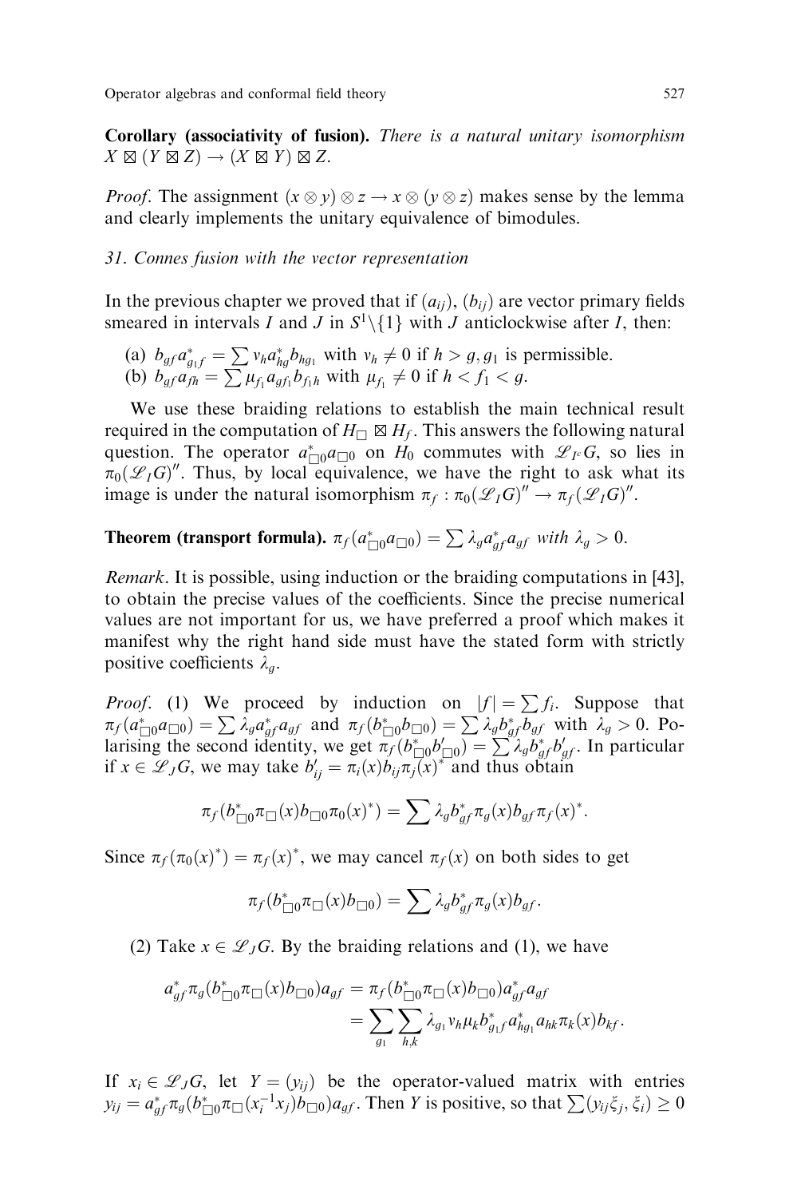**Corollary (associativity of fusion).** *There is a natural unitary isomorphism* $X \boxtimes (Y \boxtimes Z) \to (X \boxtimes Y) \boxtimes Z$.

*Proof*. The assignment $(x \otimes y) \otimes z \to x \otimes (y \otimes z)$ makes sense by the lemma and clearly implements the unitary equivalence of bimodules.

### *31. Connes fusion with the vector representation*

In the previous chapter we proved that if $(a_{ij})$, $(b_{ij})$ are vector primary fields smeared in intervals $I$ and $J$ in $S^1 \backslash \{1\}$ with $J$ anticlockwise after $I$, then:

(a) $b_{gf} a^*_{g_1 f} = \sum v_h a^*_{hg} b_{hg_1}$ with $v_h \neq 0$ if $h > g, g_1$ is permissible.
(b) $b_{gf} a_{fh} = \sum \mu_{f_1} a_{gf_1} b_{f_1 h}$ with $\mu_{f_1} \neq 0$ if $h < f_1 < g$.

We use these braiding relations to establish the main technical result required in the computation of $H_\square \boxtimes H_f$. This answers the following natural question. The operator $a^*_{\square 0} a_{\square 0}$ on $H_0$ commutes with $\mathscr{L}_{I^c} G$, so lies in $\pi_0(\mathscr{L}_I G)''$. Thus, by local equivalence, we have the right to ask what its image is under the natural isomorphism $\pi_f : \pi_0(\mathscr{L}_I G)'' \to \pi_f(\mathscr{L}_I G)''$.

**Theorem (transport formula).** $\pi_f(a^*_{\square 0} a_{\square 0}) = \sum \lambda_g a^*_{gf} a_{gf}$ *with* $\lambda_g > 0$.

*Remark*. It is possible, using induction or the braiding computations in [43], to obtain the precise values of the coefficients. Since the precise numerical values are not important for us, we have preferred a proof which makes it manifest why the right hand side must have the stated form with strictly positive coefficients $\lambda_g$.

*Proof*. (1) We proceed by induction on $|f| = \sum f_i$. Suppose that $\pi_f(a^*_{\square 0} a_{\square 0}) = \sum \lambda_g a^*_{gf} a_{gf}$ and $\pi_f(b^*_{\square 0} b_{\square 0}) = \sum \lambda_g b^*_{gf} b_{gf}$ with $\lambda_g > 0$. Polarising the second identity, we get $\pi_f(b^*_{\square 0} b'_{\square 0}) = \sum \lambda_g b^*_{gf} b'_{gf}$. In particular if $x \in \mathscr{L}_J G$, we may take $b'_{ij} = \pi_i(x) b_{ij} \pi_j(x)^*$ and thus obtain

$$\pi_f(b^*_{\square 0} \pi_\square(x) b_{\square 0} \pi_0(x)^*) = \sum \lambda_g b^*_{gf} \pi_g(x) b_{gf} \pi_f(x)^*.$$

Since $\pi_f(\pi_0(x)^*) = \pi_f(x)^*$, we may cancel $\pi_f(x)$ on both sides to get

$$\pi_f(b^*_{\square 0} \pi_\square(x) b_{\square 0}) = \sum \lambda_g b^*_{gf} \pi_g(x) b_{gf}.$$

(2) Take $x \in \mathscr{L}_J G$. By the braiding relations and (1), we have

$$\begin{aligned} a^*_{gf} \pi_g(b^*_{\square 0} \pi_\square(x) b_{\square 0}) a_{gf} &= \pi_f(b^*_{\square 0} \pi_\square(x) b_{\square 0}) a^*_{gf} a_{gf} \\ &= \sum_{g_1} \sum_{h,k} \lambda_{g_1} v_h \mu_k b^*_{g_1 f} a^*_{hg_1} a_{hk} \pi_k(x) b_{kf}. \end{aligned}$$

If $x_i \in \mathscr{L}_J G$, let $Y = (y_{ij})$ be the operator-valued matrix with entries $y_{ij} = a^*_{gf} \pi_g(b^*_{\square 0} \pi_\square(x_i^{-1} x_j) b_{\square 0}) a_{gf}$. Then $Y$ is positive, so that $\sum (y_{ij} \xi_j, \xi_i) \geq 0$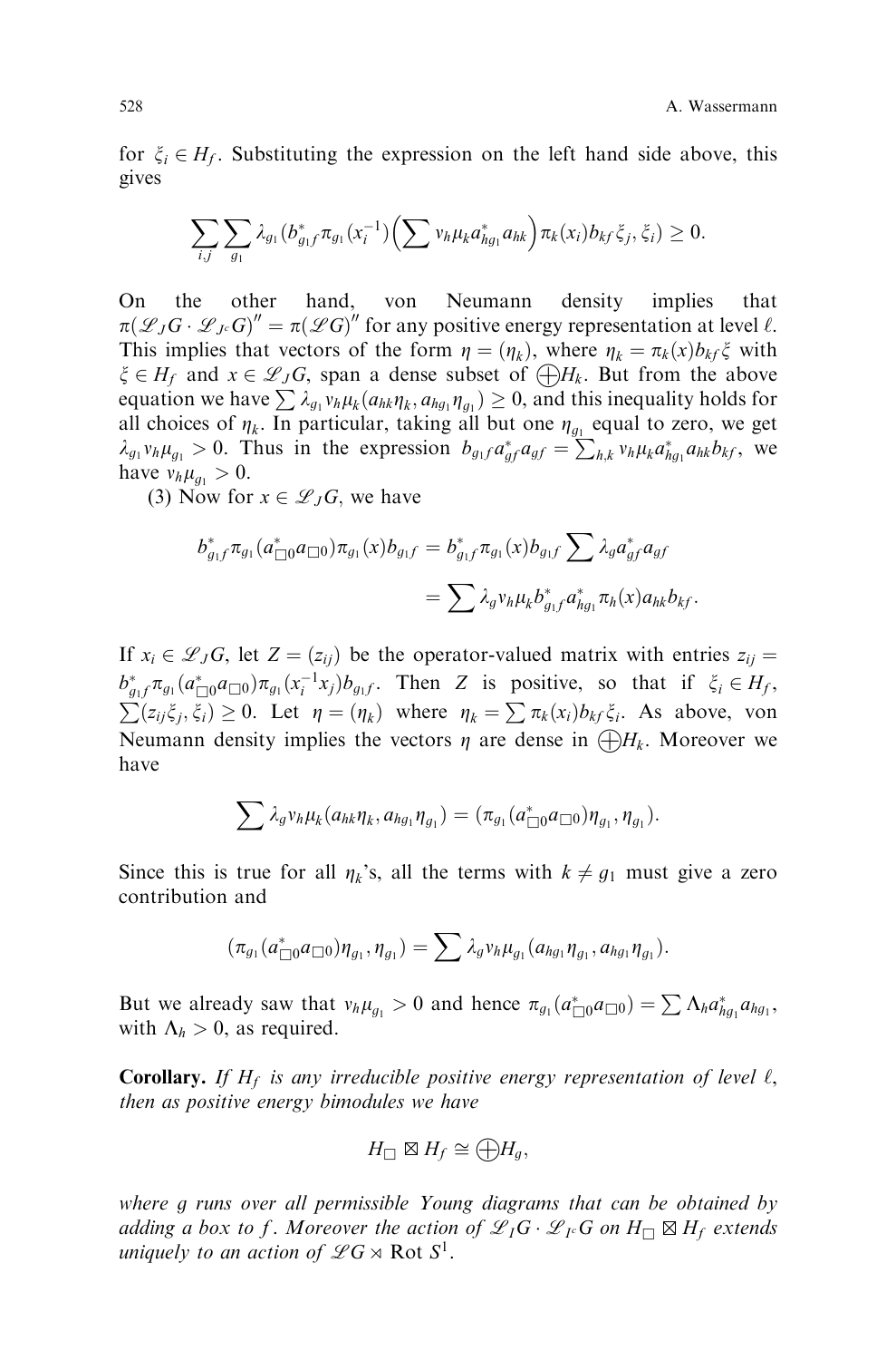for $\xi_i \in H_f$. Substituting the expression on the left hand side above, this gives

$$\sum_{i,j} \sum_{g_1} \lambda_{g_1} (b_{g_1 f}^* \pi_{g_1}(x_i^{-1}) \Big( \sum v_h \mu_k a_{hg_1}^* a_{hk} \Big) \pi_k(x_i) b_{kf} \xi_j, \xi_i) \geq 0.$$

On the other hand, von Neumann density implies that $\pi(\mathscr{L}_J G \cdot \mathscr{L}_{J^c} G)'' = \pi(\mathscr{L}G)''$ for any positive energy representation at level $\ell$. This implies that vectors of the form $\eta = (\eta_k)$, where $\eta_k = \pi_k(x) b_{kf} \xi$ with $\xi \in H_f$ and $x \in \mathscr{L}_J G$, span a dense subset of $\bigoplus H_k$. But from the above equation we have $\sum \lambda_{g_1} v_h \mu_k (a_{hk} \eta_k, a_{hg_1} \eta_{g_1}) \geq 0$, and this inequality holds for all choices of $\eta_k$. In particular, taking all but one $\eta_{g_1}$ equal to zero, we get $\lambda_{g_1} v_h \mu_{g_1} > 0$. Thus in the expression $b_{g_1 f} a_{gf}^* a_{gf} = \sum_{h,k} v_h \mu_k a_{hg_1}^* a_{hk} b_{kf}$, we have $v_h \mu_{g_1} > 0$.

(3) Now for $x \in \mathscr{L}_J G$, we have

$$\begin{aligned} b_{g_1 f}^* \pi_{g_1}(a_{\Box 0}^* a_{\Box 0}) \pi_{g_1}(x) b_{g_1 f} &= b_{g_1 f}^* \pi_{g_1}(x) b_{g_1 f} \sum \lambda_g a_{gf}^* a_{gf} \\ &= \sum \lambda_g v_h \mu_k b_{g_1 f}^* a_{hg_1}^* \pi_h(x) a_{hk} b_{kf}. \end{aligned}$$

If $x_i \in \mathscr{L}_J G$, let $Z = (z_{ij})$ be the operator-valued matrix with entries $z_{ij} = b_{g_1 f}^* \pi_{g_1}(a_{\Box 0}^* a_{\Box 0}) \pi_{g_1}(x_i^{-1} x_j) b_{g_1 f}$. Then $Z$ is positive, so that if $\xi_i \in H_f$, $\sum (z_{ij} \xi_j, \xi_i) \geq 0$. Let $\eta = (\eta_k)$ where $\eta_k = \sum \pi_k(x_i) b_{kf} \xi_i$. As above, von Neumann density implies the vectors $\eta$ are dense in $\bigoplus H_k$. Moreover we have

$$\sum \lambda_g v_h \mu_k (a_{hk} \eta_k, a_{hg_1} \eta_{g_1}) = (\pi_{g_1}(a_{\Box 0}^* a_{\Box 0}) \eta_{g_1}, \eta_{g_1}).$$

Since this is true for all $\eta_k$'s, all the terms with $k \neq g_1$ must give a zero contribution and

$$(\pi_{g_1}(a_{\Box 0}^* a_{\Box 0}) \eta_{g_1}, \eta_{g_1}) = \sum \lambda_g v_h \mu_{g_1} (a_{hg_1} \eta_{g_1}, a_{hg_1} \eta_{g_1}).$$

But we already saw that $v_h \mu_{g_1} > 0$ and hence $\pi_{g_1}(a_{\Box 0}^* a_{\Box 0}) = \sum \Lambda_h a_{hg_1}^* a_{hg_1}$, with $\Lambda_h > 0$, as required.

**Corollary.** *If $H_f$ is any irreducible positive energy representation of level $\ell$, then as positive energy bimodules we have*

$$H_\Box \boxtimes H_f \cong \bigoplus H_g,$$

*where $g$ runs over all permissible Young diagrams that can be obtained by adding a box to $f$. Moreover the action of $\mathscr{L}_I G \cdot \mathscr{L}_{I^c} G$ on $H_\Box \boxtimes H_f$ extends uniquely to an action of $\mathscr{L}G \rtimes \mathrm{Rot}\, S^1$.*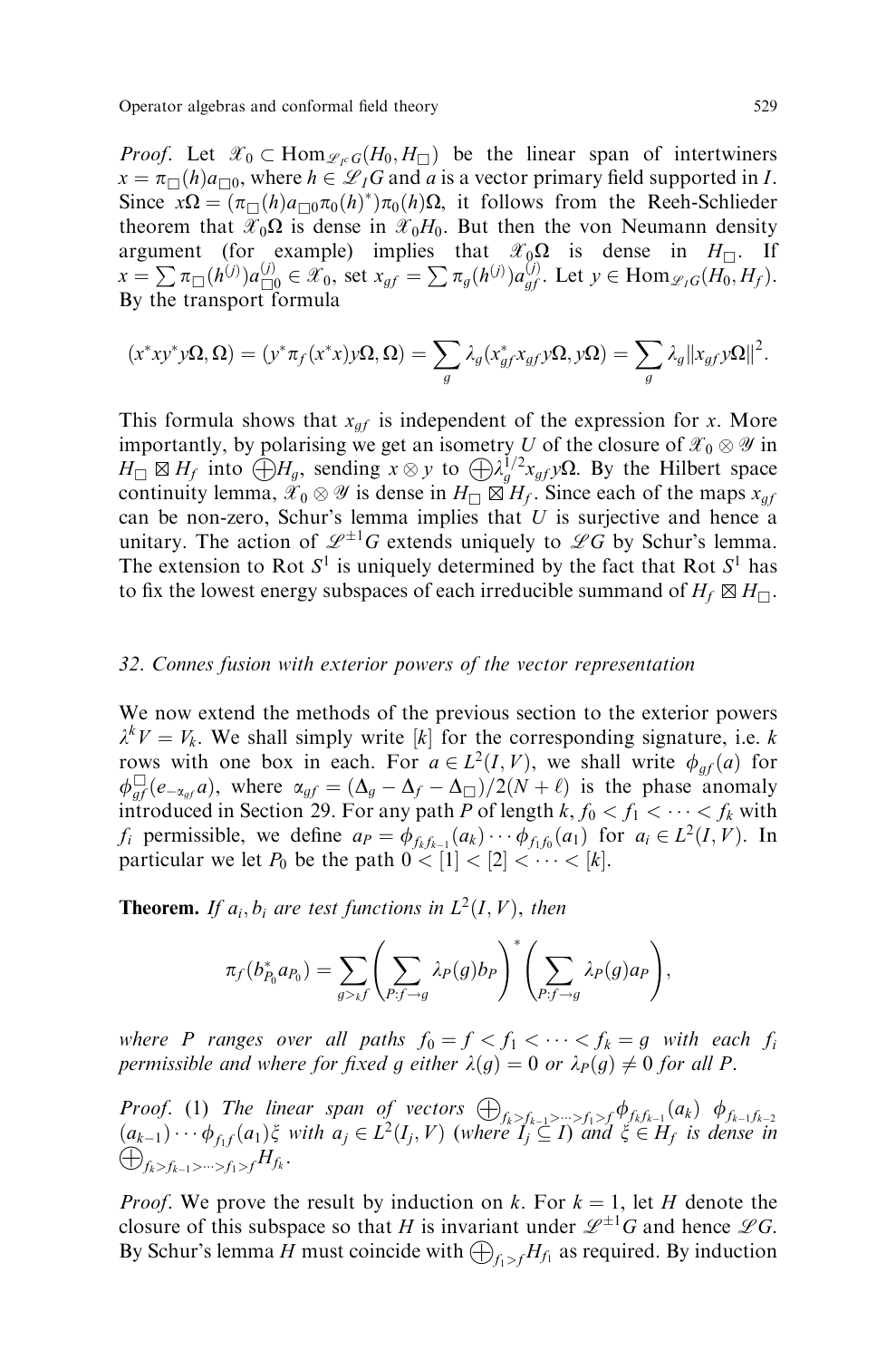*Proof*. Let $\mathscr{X}_0 \subset \mathrm{Hom}_{\mathscr{L}_{I^c}G}(H_0, H_\square)$ be the linear span of intertwiners $x = \pi_\square(h)a_{\square 0}$, where $h \in \mathscr{L}_I G$ and $a$ is a vector primary field supported in $I$. Since $x\Omega = (\pi_\square(h)a_{\square 0}\pi_0(h)^*)\pi_0(h)\Omega$, it follows from the Reeh-Schlieder theorem that $\mathscr{X}_0\Omega$ is dense in $\mathscr{X}_0 H_0$. But then the von Neumann density argument (for example) implies that $\mathscr{X}_0\Omega$ is dense in $H_\square$. If $x = \sum \pi_\square(h^{(j)})a_{\square 0}^{(j)} \in \mathscr{X}_0$, set $x_{gf} = \sum \pi_g(h^{(j)})a_{gf}^{(j)}$. Let $y \in \mathrm{Hom}_{\mathscr{L}_I G}(H_0, H_f)$. By the transport formula

$$(x^* x y^* y\Omega, \Omega) = (y^* \pi_f(x^* x) y\Omega, \Omega) = \sum_g \lambda_g (x_{gf}^* x_{gf} y\Omega, y\Omega) = \sum_g \lambda_g \|x_{gf} y\Omega\|^2.$$

This formula shows that $x_{gf}$ is independent of the expression for $x$. More importantly, by polarising we get an isometry $U$ of the closure of $\mathscr{X}_0 \otimes \mathscr{Y}$ in $H_\square \boxtimes H_f$ into $\bigoplus H_g$, sending $x \otimes y$ to $\bigoplus \lambda_g^{1/2} x_{gf} y\Omega$. By the Hilbert space continuity lemma, $\mathscr{X}_0 \otimes \mathscr{Y}$ is dense in $H_\square \boxtimes H_f$. Since each of the maps $x_{gf}$ can be non-zero, Schur's lemma implies that $U$ is surjective and hence a unitary. The action of $\mathscr{L}^{\pm 1}G$ extends uniquely to $\mathscr{L}G$ by Schur's lemma. The extension to $\mathrm{Rot}\, S^1$ is uniquely determined by the fact that $\mathrm{Rot}\, S^1$ has to fix the lowest energy subspaces of each irreducible summand of $H_f \boxtimes H_\square$.

### 32. Connes fusion with exterior powers of the vector representation

We now extend the methods of the previous section to the exterior powers $\lambda^k V = V_k$. We shall simply write $[k]$ for the corresponding signature, i.e. $k$ rows with one box in each. For $a \in L^2(I, V)$, we shall write $\phi_{gf}(a)$ for $\phi_{gf}^\square(e_{-\alpha_{gf}} a)$, where $\alpha_{gf} = (\Delta_g - \Delta_f - \Delta_\square)/2(N + \ell)$ is the phase anomaly introduced in Section 29. For any path $P$ of length $k$, $f_0 < f_1 < \cdots < f_k$ with $f_i$ permissible, we define $a_P = \phi_{f_k f_{k-1}}(a_k) \cdots \phi_{f_1 f_0}(a_1)$ for $a_i \in L^2(I, V)$. In particular we let $P_0$ be the path $0 < [1] < [2] < \cdots < [k]$.

**Theorem.** *If $a_i, b_i$ are test functions in $L^2(I, V)$, then*

$$\pi_f(b_{P_0}^* a_{P_0}) = \sum_{g >_k f} \left( \sum_{P: f \to g} \lambda_P(g) b_P \right)^* \left( \sum_{P: f \to g} \lambda_P(g) a_P \right),$$

*where $P$ ranges over all paths $f_0 = f < f_1 < \cdots < f_k = g$ with each $f_i$ permissible and where for fixed $g$ either $\lambda(g) = 0$ or $\lambda_P(g) \neq 0$ for all $P$.*

*Proof*. (1) *The linear span of vectors $\bigoplus_{f_k > f_{k-1} > \cdots > f_1 > f} \phi_{f_k f_{k-1}}(a_k)\ \phi_{f_{k-1} f_{k-2}}(a_{k-1}) \cdots \phi_{f_1 f}(a_1)\xi$ with $a_j \in L^2(I_j, V)$ (where $I_j \subseteq I$) and $\xi \in H_f$ is dense in $\bigoplus_{f_k > f_{k-1} > \cdots > f_1 > f} H_{f_k}$.*

*Proof*. We prove the result by induction on $k$. For $k = 1$, let $H$ denote the closure of this subspace so that $H$ is invariant under $\mathscr{L}^{\pm 1}G$ and hence $\mathscr{L}G$. By Schur's lemma $H$ must coincide with $\bigoplus_{f_1 > f} H_{f_1}$ as required. By induction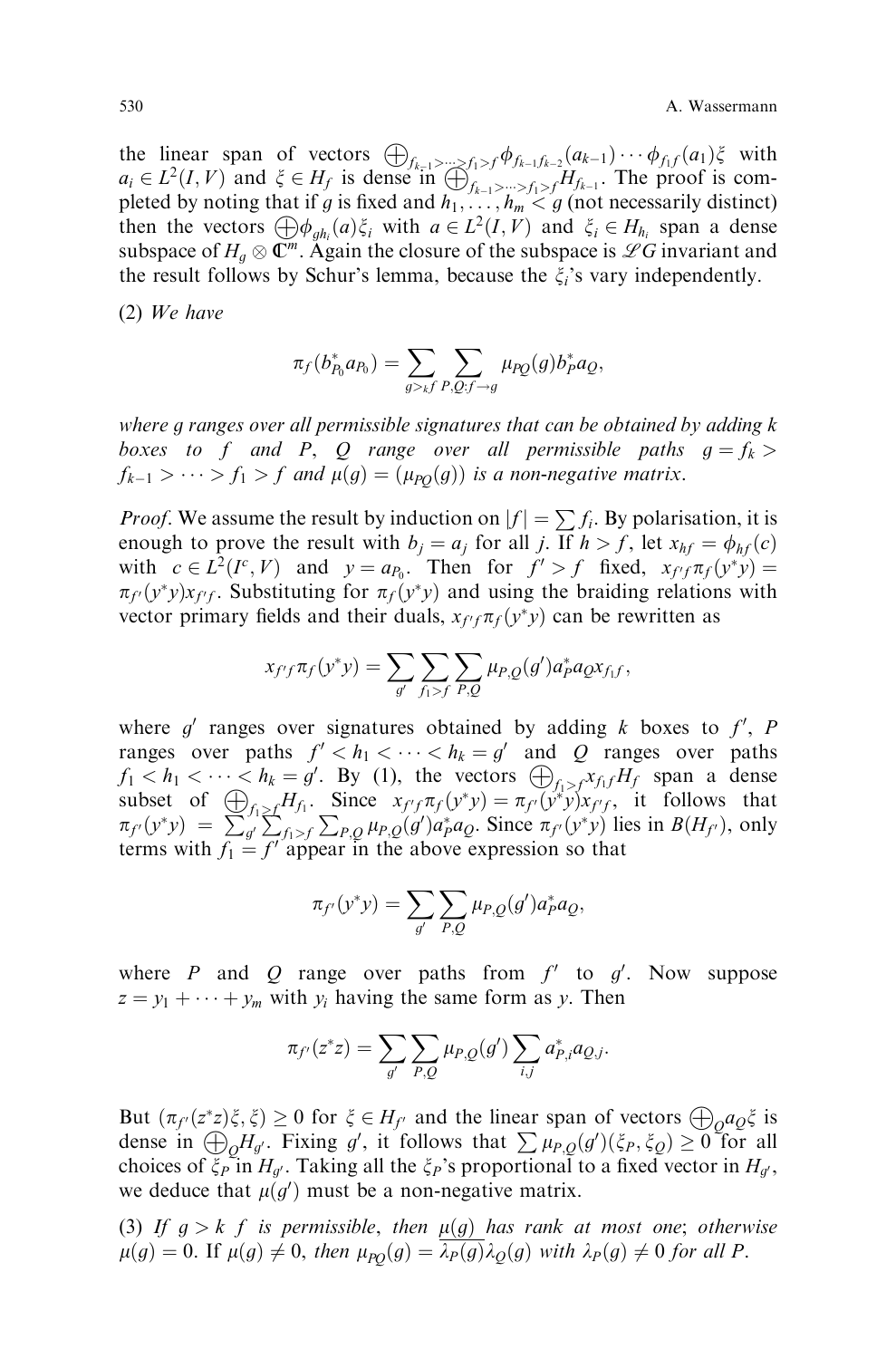the linear span of vectors $\bigoplus_{f_{k-1}>\cdots>f_1>f}\phi_{f_{k-1}f_{k-2}}(a_{k-1})\cdots\phi_{f_1f}(a_1)\xi$ with $a_i \in L^2(I,V)$ and $\xi \in H_f$ is dense in $\bigoplus_{f_{k-1}>\cdots>f_1>f}H_{f_{k-1}}$. The proof is completed by noting that if $g$ is fixed and $h_1,\ldots,h_m < g$ (not necessarily distinct) then the vectors $\bigoplus\phi_{gh_i}(a)\xi_i$ with $a \in L^2(I,V)$ and $\xi_i \in H_{h_i}$ span a dense subspace of $H_g \otimes \mathbb{C}^m$. Again the closure of the subspace is $\mathscr{L}G$ invariant and the result follows by Schur's lemma, because the $\xi_i$'s vary independently.

(2) *We have*

$$\pi_f(b_{P_0}^* a_{P_0}) = \sum_{g>_k f}\sum_{P,Q:f\to g}\mu_{PQ}(g)b_P^* a_Q,$$

*where $g$ ranges over all permissible signatures that can be obtained by adding $k$ boxes to $f$ and $P$, $Q$ range over all permissible paths $g = f_k > f_{k-1} > \cdots > f_1 > f$ and $\mu(g) = (\mu_{PQ}(g))$ is a non-negative matrix.*

*Proof*. We assume the result by induction on $|f| = \sum f_i$. By polarisation, it is enough to prove the result with $b_j = a_j$ for all $j$. If $h > f$, let $x_{hf} = \phi_{hf}(c)$ with $c \in L^2(I^c,V)$ and $y = a_{P_0}$. Then for $f' > f$ fixed, $x_{f'f}\pi_f(y^*y) = \pi_{f'}(y^*y)x_{f'f}$. Substituting for $\pi_f(y^*y)$ and using the braiding relations with vector primary fields and their duals, $x_{f'f}\pi_f(y^*y)$ can be rewritten as

$$x_{f'f}\pi_f(y^*y) = \sum_{g'}\sum_{f_1>f}\sum_{P,Q}\mu_{P,Q}(g')a_P^* a_Q x_{f_1f},$$

where $g'$ ranges over signatures obtained by adding $k$ boxes to $f'$, $P$ ranges over paths $f' < h_1 < \cdots < h_k = g'$ and $Q$ ranges over paths $f_1 < h_1 < \cdots < h_k = g'$. By (1), the vectors $\bigoplus_{f_1>f}x_{f_1f}H_f$ span a dense subset of $\bigoplus_{f_1>f}H_{f_1}$. Since $x_{f'f}\pi_f(y^*y) = \pi_{f'}(y^*y)x_{f'f}$, it follows that $\pi_{f'}(y^*y) = \sum_{g'}\sum_{f_1>f}\sum_{P,Q}\mu_{P,Q}(g')a_P^* a_Q$. Since $\pi_{f'}(y^*y)$ lies in $B(H_{f'})$, only terms with $f_1 = f'$ appear in the above expression so that

$$\pi_{f'}(y^*y) = \sum_{g'}\sum_{P,Q}\mu_{P,Q}(g')a_P^* a_Q,$$

where $P$ and $Q$ range over paths from $f'$ to $g'$. Now suppose $z = y_1 + \cdots + y_m$ with $y_i$ having the same form as $y$. Then

$$\pi_{f'}(z^*z) = \sum_{g'}\sum_{P,Q}\mu_{P,Q}(g')\sum_{i,j}a_{P,i}^* a_{Q,j}.$$

But $(\pi_{f'}(z^*z)\xi,\xi) \geq 0$ for $\xi \in H_{f'}$ and the linear span of vectors $\bigoplus_Q a_Q\xi$ is dense in $\bigoplus_Q H_{g'}$. Fixing $g'$, it follows that $\sum\mu_{P,Q}(g')(\xi_P,\xi_Q) \geq 0$ for all choices of $\xi_P$ in $H_{g'}$. Taking all the $\xi_P$'s proportional to a fixed vector in $H_{g'}$, we deduce that $\mu(g')$ must be a non-negative matrix.

(3) *If $g >_k f$ is permissible, then $\mu(g)$ has rank at most one; otherwise $\mu(g) = 0$. If $\mu(g) \neq 0$, then $\mu_{PQ}(g) = \overline{\lambda_P(g)}\lambda_Q(g)$ with $\lambda_P(g) \neq 0$ for all $P$.*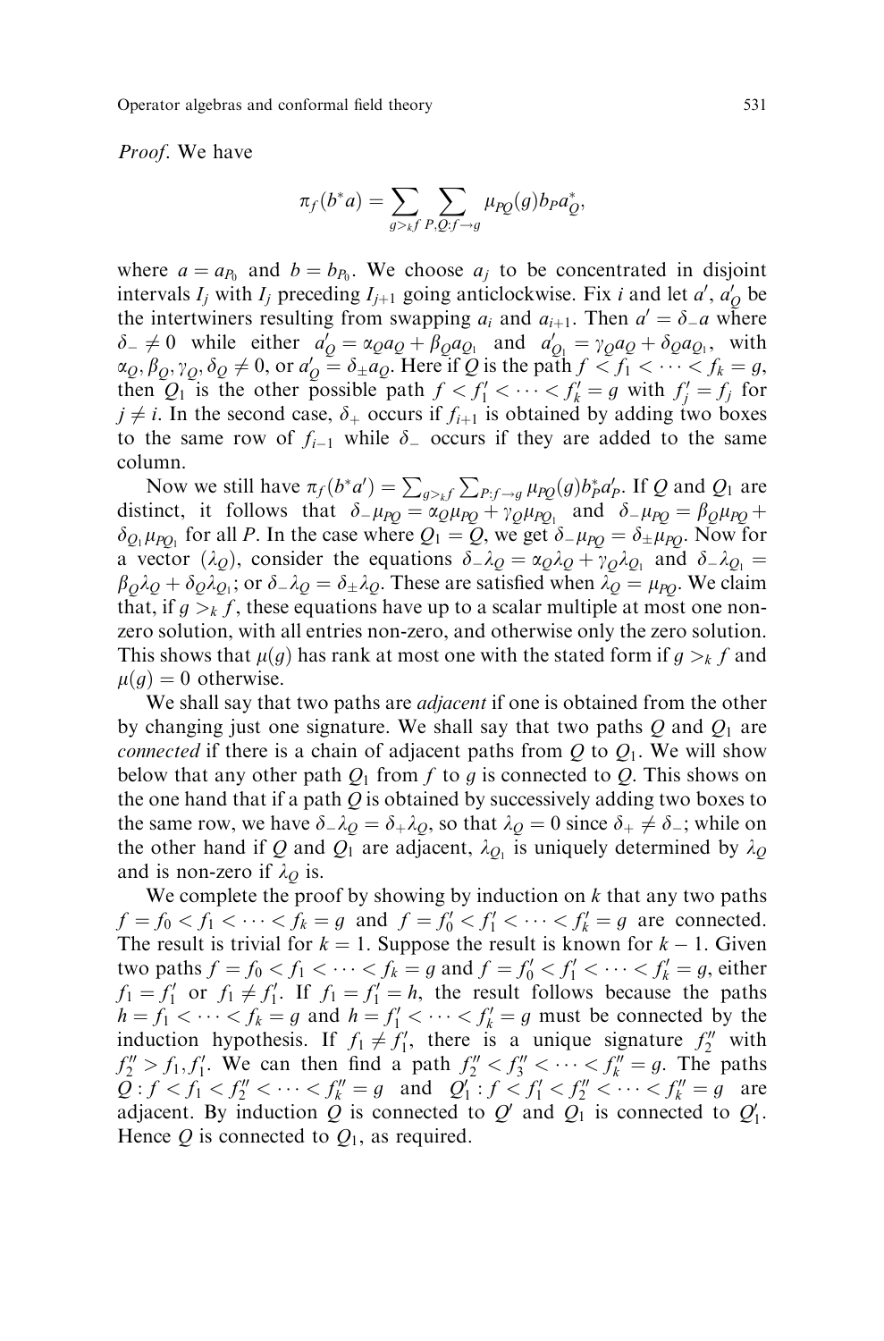*Proof*. We have

$$\pi_f(b^*a) = \sum_{g >_k f} \sum_{P,Q:f \to g} \mu_{PQ}(g) b_P a_Q^*,$$

where $a = a_{P_0}$ and $b = b_{P_0}$. We choose $a_j$ to be concentrated in disjoint intervals $I_j$ with $I_j$ preceding $I_{j+1}$ going anticlockwise. Fix $i$ and let $a'$, $a'_Q$ be the intertwiners resulting from swapping $a_i$ and $a_{i+1}$. Then $a' = \delta_- a$ where $\delta_- \neq 0$ while either $a'_Q = \alpha_Q a_Q + \beta_Q a_{Q_1}$ and $a'_{Q_1} = \gamma_Q a_Q + \delta_Q a_{Q_1}$, with $\alpha_Q, \beta_Q, \gamma_Q, \delta_Q \neq 0$, or $a'_Q = \delta_\pm a_Q$. Here if $Q$ is the path $f < f_1 < \cdots < f_k = g$, then $Q_1$ is the other possible path $f < f'_1 < \cdots < f'_k = g$ with $f'_j = f_j$ for $j \neq i$. In the second case, $\delta_+$ occurs if $f_{i+1}$ is obtained by adding two boxes to the same row of $f_{i-1}$ while $\delta_-$ occurs if they are added to the same column.

Now we still have $\pi_f(b^*a') = \sum_{g >_k f} \sum_{P:f \to g} \mu_{PQ}(g) b_P^* a'_P$. If $Q$ and $Q_1$ are distinct, it follows that $\delta_- \mu_{PQ} = \alpha_Q \mu_{PQ} + \gamma_Q \mu_{PQ_1}$ and $\delta_- \mu_{PQ} = \beta_Q \mu_{PQ} + \delta_{Q_1} \mu_{PQ_1}$ for all $P$. In the case where $Q_1 = Q$, we get $\delta_- \mu_{PQ} = \delta_\pm \mu_{PQ}$. Now for a vector $(\lambda_Q)$, consider the equations $\delta_- \lambda_Q = \alpha_Q \lambda_Q + \gamma_Q \lambda_{Q_1}$ and $\delta_- \lambda_{Q_1} = \beta_Q \lambda_Q + \delta_Q \lambda_{Q_1}$; or $\delta_- \lambda_Q = \delta_\pm \lambda_Q$. These are satisfied when $\lambda_Q = \mu_{PQ}$. We claim that, if $g >_k f$, these equations have up to a scalar multiple at most one non-zero solution, with all entries non-zero, and otherwise only the zero solution. This shows that $\mu(g)$ has rank at most one with the stated form if $g >_k f$ and $\mu(g) = 0$ otherwise.

We shall say that two paths are *adjacent* if one is obtained from the other by changing just one signature. We shall say that two paths $Q$ and $Q_1$ are *connected* if there is a chain of adjacent paths from $Q$ to $Q_1$. We will show below that any other path $Q_1$ from $f$ to $g$ is connected to $Q$. This shows on the one hand that if a path $Q$ is obtained by successively adding two boxes to the same row, we have $\delta_- \lambda_Q = \delta_+ \lambda_Q$, so that $\lambda_Q = 0$ since $\delta_+ \neq \delta_-$; while on the other hand if $Q$ and $Q_1$ are adjacent, $\lambda_{Q_1}$ is uniquely determined by $\lambda_Q$ and is non-zero if $\lambda_Q$ is.

We complete the proof by showing by induction on $k$ that any two paths $f = f_0 < f_1 < \cdots < f_k = g$ and $f = f'_0 < f'_1 < \cdots < f'_k = g$ are connected. The result is trivial for $k = 1$. Suppose the result is known for $k - 1$. Given two paths $f = f_0 < f_1 < \cdots < f_k = g$ and $f = f'_0 < f'_1 < \cdots < f'_k = g$, either $f_1 = f'_1$ or $f_1 \neq f'_1$. If $f_1 = f'_1 = h$, the result follows because the paths $h = f_1 < \cdots < f_k = g$ and $h = f'_1 < \cdots < f'_k = g$ must be connected by the induction hypothesis. If $f_1 \neq f'_1$, there is a unique signature $f''_2$ with $f''_2 > f_1, f'_1$. We can then find a path $f''_2 < f''_3 < \cdots < f''_k = g$. The paths $Q' : f < f_1 < f''_2 < \cdots < f''_k = g$ and $Q'_1 : f < f'_1 < f''_2 < \cdots < f''_k = g$ are adjacent. By induction $Q$ is connected to $Q'$ and $Q_1$ is connected to $Q'_1$. Hence $Q$ is connected to $Q_1$, as required.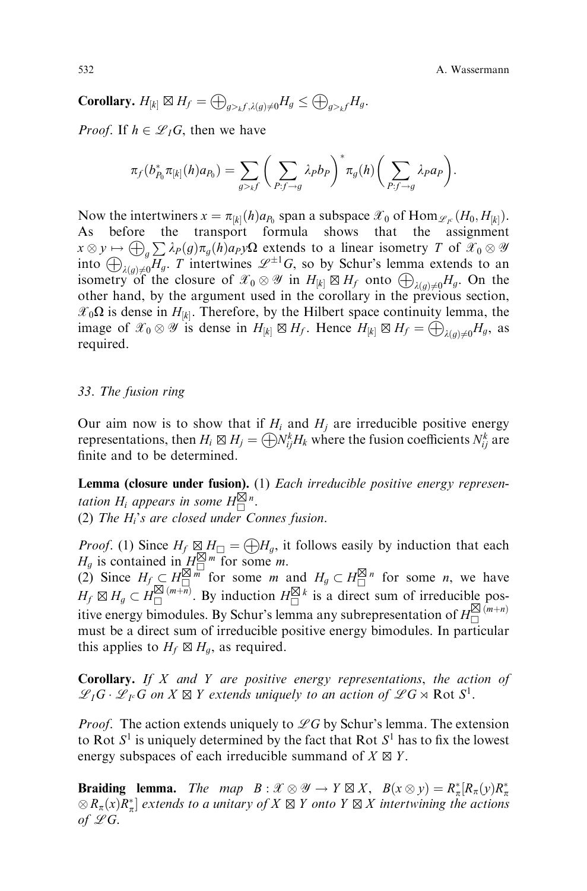**Corollary.** $H_{[k]} \boxtimes H_f = \bigoplus_{g >_k f, \lambda(g) \neq 0} H_g \leq \bigoplus_{g >_k f} H_g$.

*Proof*. If $h \in \mathscr{L}_I G$, then we have

$$\pi_f(b_{P_0}^* \pi_{[k]}(h) a_{P_0}) = \sum_{g >_k f} \left( \sum_{P: f \to g} \lambda_P b_P \right)^* \pi_g(h) \left( \sum_{P: f \to g} \lambda_P a_P \right).$$

Now the intertwiners $x = \pi_{[k]}(h) a_{P_0}$ span a subspace $\mathscr{X}_0$ of $\mathrm{Hom}_{\mathscr{L}_{I^c}}(H_0, H_{[k]})$. As before the transport formula shows that the assignment $x \otimes y \mapsto \bigoplus_g \sum \lambda_P(g) \pi_g(h) a_P y \Omega$ extends to a linear isometry $T$ of $\mathscr{X}_0 \otimes \mathscr{Y}$ into $\bigoplus_{\lambda(g) \neq 0} H_g$. $T$ intertwines $\mathscr{L}^{\pm 1} G$, so by Schur's lemma extends to an isometry of the closure of $\mathscr{X}_0 \otimes \mathscr{Y}$ in $H_{[k]} \boxtimes H_f$ onto $\bigoplus_{\lambda(g) \neq 0} H_g$. On the other hand, by the argument used in the corollary in the previous section, $\mathscr{X}_0 \Omega$ is dense in $H_{[k]}$. Therefore, by the Hilbert space continuity lemma, the image of $\mathscr{X}_0 \otimes \mathscr{Y}$ is dense in $H_{[k]} \boxtimes H_f$. Hence $H_{[k]} \boxtimes H_f = \bigoplus_{\lambda(g) \neq 0} H_g$, as required.

## 33. *The fusion ring*

Our aim now is to show that if $H_i$ and $H_j$ are irreducible positive energy representations, then $H_i \boxtimes H_j = \bigoplus N_{ij}^k H_k$ where the fusion coefficients $N_{ij}^k$ are finite and to be determined.

**Lemma (closure under fusion).** (1) *Each irreducible positive energy representation $H_i$ appears in some $H_\square^{\boxtimes n}$.*
(2) *The $H_i$'s are closed under Connes fusion.*

*Proof*. (1) Since $H_f \boxtimes H_\square = \bigoplus H_g$, it follows easily by induction that each $H_g$ is contained in $H_\square^{\boxtimes m}$ for some $m$.
(2) Since $H_f \subset H_\square^{\boxtimes m}$ for some $m$ and $H_g \subset H_\square^{\boxtimes n}$ for some $n$, we have $H_f \boxtimes H_g \subset H_\square^{\boxtimes (m+n)}$. By induction $H_\square^{\boxtimes k}$ is a direct sum of irreducible positive energy bimodules. By Schur's lemma any subrepresentation of $H_\square^{\boxtimes (m+n)}$ must be a direct sum of irreducible positive energy bimodules. In particular this applies to $H_f \boxtimes H_g$, as required.

**Corollary.** *If $X$ and $Y$ are positive energy representations, the action of $\mathscr{L}_I G \cdot \mathscr{L}_{I^c} G$ on $X \boxtimes Y$ extends uniquely to an action of $\mathscr{L}G \rtimes \mathrm{Rot}\, S^1$.*

*Proof*. The action extends uniquely to $\mathscr{L}G$ by Schur's lemma. The extension to $\mathrm{Rot}\, S^1$ is uniquely determined by the fact that $\mathrm{Rot}\, S^1$ has to fix the lowest energy subspaces of each irreducible summand of $X \boxtimes Y$.

**Braiding lemma.** *The map $B : \mathscr{X} \otimes \mathscr{Y} \to Y \boxtimes X$, $B(x \otimes y) = R_\pi^*[R_\pi(y) R_\pi^* \otimes R_\pi(x) R_\pi^*]$ extends to a unitary of $X \boxtimes Y$ onto $Y \boxtimes X$ intertwining the actions of $\mathscr{L}G$.*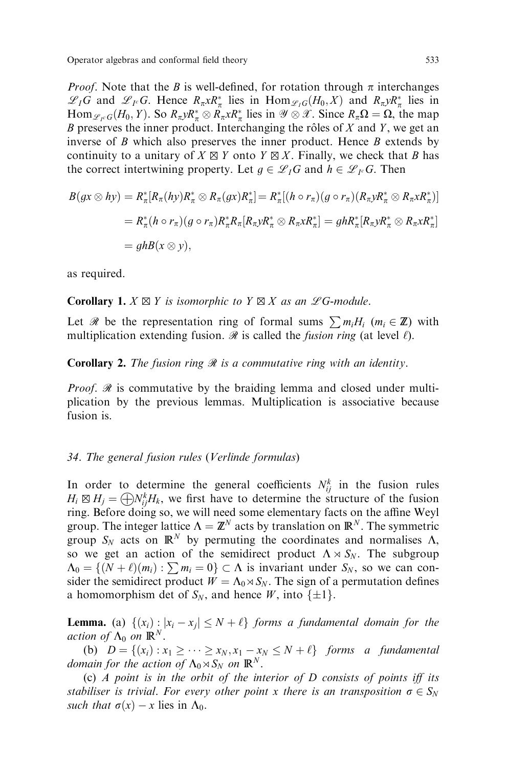*Proof*. Note that the $B$ is well-defined, for rotation through $\pi$ interchanges $\mathscr{L}_I G$ and $\mathscr{L}_{I^c} G$. Hence $R_\pi x R_\pi^*$ lies in $\mathrm{Hom}_{\mathscr{L}_I G}(H_0, X)$ and $R_\pi y R_\pi^*$ lies in $\mathrm{Hom}_{\mathscr{L}_{I^c} G}(H_0, Y)$. So $R_\pi y R_\pi^* \otimes R_\pi x R_\pi^*$ lies in $\mathscr{Y} \otimes \mathscr{X}$. Since $R_\pi \Omega = \Omega$, the map $B$ preserves the inner product. Interchanging the rôles of $X$ and $Y$, we get an inverse of $B$ which also preserves the inner product. Hence $B$ extends by continuity to a unitary of $X \boxtimes Y$ onto $Y \boxtimes X$. Finally, we check that $B$ has the correct intertwining property. Let $g \in \mathscr{L}_I G$ and $h \in \mathscr{L}_{I^c} G$. Then

$$
\begin{aligned}
B(gx \otimes hy) &= R_\pi^*[R_\pi(hy)R_\pi^* \otimes R_\pi(gx)R_\pi^*] = R_\pi^*[(h \circ r_\pi)(g \circ r_\pi)(R_\pi y R_\pi^* \otimes R_\pi x R_\pi^*)] \\
&= R_\pi^*(h \circ r_\pi)(g \circ r_\pi) R_\pi^* R_\pi [R_\pi y R_\pi^* \otimes R_\pi x R_\pi^*] = gh R_\pi^*[R_\pi y R_\pi^* \otimes R_\pi x R_\pi^*] \\
&= ghB(x \otimes y),
\end{aligned}
$$

as required.

**Corollary 1.** *$X \boxtimes Y$ is isomorphic to $Y \boxtimes X$ as an $\mathscr{L}G$-module.*

Let $\mathscr{R}$ be the representation ring of formal sums $\sum m_i H_i$ ($m_i \in \mathbb{Z}$) with multiplication extending fusion. $\mathscr{R}$ is called the *fusion ring* (at level $\ell$).

**Corollary 2.** *The fusion ring $\mathscr{R}$ is a commutative ring with an identity.*

*Proof*. $\mathscr{R}$ is commutative by the braiding lemma and closed under multiplication by the previous lemmas. Multiplication is associative because fusion is.

### 34. The general fusion rules (*Verlinde formulas*)

In order to determine the general coefficients $N_{ij}^k$ in the fusion rules $H_i \boxtimes H_j = \bigoplus N_{ij}^k H_k$, we first have to determine the structure of the fusion ring. Before doing so, we will need some elementary facts on the affine Weyl group. The integer lattice $\Lambda = \mathbb{Z}^N$ acts by translation on $\mathbb{R}^N$. The symmetric group $S_N$ acts on $\mathbb{R}^N$ by permuting the coordinates and normalises $\Lambda$, so we get an action of the semidirect product $\Lambda \rtimes S_N$. The subgroup $\Lambda_0 = \{(N+\ell)(m_i) : \sum m_i = 0\} \subset \Lambda$ is invariant under $S_N$, so we can consider the semidirect product $W = \Lambda_0 \rtimes S_N$. The sign of a permutation defines a homomorphism det of $S_N$, and hence $W$, into $\{\pm 1\}$.

**Lemma.** (a) *$\{(x_i) : |x_i - x_j| \leq N + \ell\}$ forms a fundamental domain for the action of $\Lambda_0$ on $\mathbb{R}^N$.*

(b) *$D = \{(x_i) : x_1 \geq \cdots \geq x_N, x_1 - x_N \leq N + \ell\}$ forms a fundamental domain for the action of $\Lambda_0 \rtimes S_N$ on $\mathbb{R}^N$.*

(c) *A point is in the orbit of the interior of $D$ consists of points iff its stabiliser is trivial. For every other point $x$ there is an transposition $\sigma \in S_N$ such that $\sigma(x) - x$ lies in $\Lambda_0$.*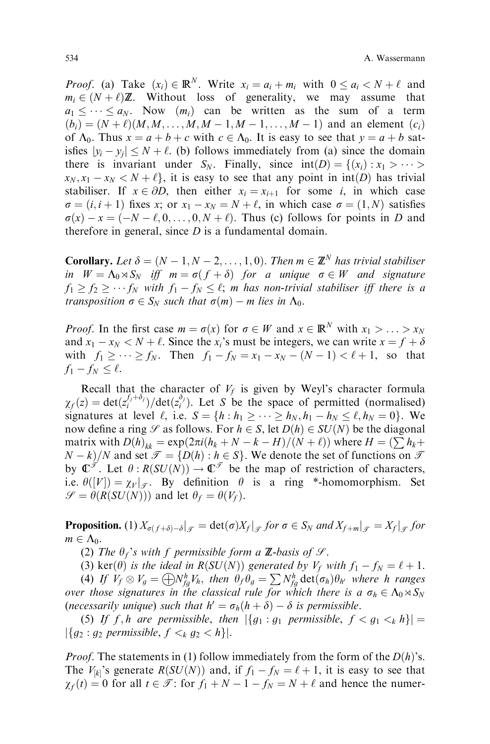*Proof*. (a) Take $(x_i) \in \mathbb{R}^N$. Write $x_i = a_i + m_i$ with $0 \leq a_i < N + \ell$ and $m_i \in (N + \ell)\mathbb{Z}$. Without loss of generality, we may assume that $a_1 \leq \cdots \leq a_N$. Now $(m_i)$ can be written as the sum of a term $(b_i) = (N + \ell)(M, M, \ldots, M, M-1, M-1, \ldots, M-1)$ and an element $(c_i)$ of $\Lambda_0$. Thus $x = a + b + c$ with $c \in \Lambda_0$. It is easy to see that $y = a + b$ satisfies $|y_i - y_j| \leq N + \ell$. (b) follows immediately from (a) since the domain there is invariant under $S_N$. Finally, since $\mathrm{int}(D) = \{(x_i) : x_1 > \cdots > x_N, x_1 - x_N < N + \ell\}$, it is easy to see that any point in $\mathrm{int}(D)$ has trivial stabiliser. If $x \in \partial D$, then either $x_i = x_{i+1}$ for some $i$, in which case $\sigma = (i, i+1)$ fixes $x$; or $x_1 - x_N = N + \ell$, in which case $\sigma = (1, N)$ satisfies $\sigma(x) - x = (-N - \ell, 0, \ldots, 0, N + \ell)$. Thus (c) follows for points in $D$ and therefore in general, since $D$ is a fundamental domain.

**Corollary.** *Let $\delta = (N-1, N-2, \ldots, 1, 0)$. Then $m \in \mathbb{Z}^N$ has trivial stabiliser in $W = \Lambda_0 \rtimes S_N$ iff $m = \sigma(f + \delta)$ for a unique $\sigma \in W$ and signature $f_1 \geq f_2 \geq \cdots f_N$ with $f_1 - f_N \leq \ell$; $m$ has non-trivial stabiliser iff there is a transposition $\sigma \in S_N$ such that $\sigma(m) - m$ lies in $\Lambda_0$.*

*Proof*. In the first case $m = \sigma(x)$ for $\sigma \in W$ and $x \in \mathbb{R}^N$ with $x_1 > \ldots > x_N$ and $x_1 - x_N < N + \ell$. Since the $x_i$'s must be integers, we can write $x = f + \delta$ with $f_1 \geq \cdots \geq f_N$. Then $f_1 - f_N = x_1 - x_N - (N-1) < \ell + 1$, so that $f_1 - f_N \leq \ell$.

Recall that the character of $V_f$ is given by Weyl's character formula $\chi_f(z) = \det(z_i^{f_j + \delta_j})/\det(z_i^{\delta_j})$. Let $S$ be the space of permitted (normalised) signatures at level $\ell$, i.e. $S = \{h : h_1 \geq \cdots \geq h_N, h_1 - h_N \leq \ell, h_N = 0\}$. We now define a ring $\mathscr{S}$ as follows. For $h \in S$, let $D(h) \in SU(N)$ be the diagonal matrix with $D(h)_{kk} = \exp(2\pi i(h_k + N - k - H)/(N + \ell))$ where $H = (\sum h_k + N - k)/N$ and set $\mathscr{T} = \{D(h) : h \in S\}$. We denote the set of functions on $\mathscr{T}$ by $\mathbb{C}^{\mathscr{T}}$. Let $\theta : R(SU(N)) \to \mathbb{C}^{\mathscr{T}}$ be the map of restriction of characters, i.e. $\theta([V]) = \chi_V|_{\mathscr{T}}$. By definition $\theta$ is a ring \*-homomorphism. Set $\mathscr{S} = \theta(R(SU(N)))$ and let $\theta_f = \theta(V_f)$.

**Proposition.** (1) *$X_{\sigma(f+\delta)-\delta}|_{\mathscr{T}} = \det(\sigma) X_f|_{\mathscr{T}}$ for $\sigma \in S_N$ and $X_{f+m}|_{\mathscr{T}} = X_f|_{\mathscr{T}}$ for $m \in \Lambda_0$.*

(2) *The $\theta_f$'s with $f$ permissible form a $\mathbb{Z}$-basis of $\mathscr{S}$.*

(3) *$\ker(\theta)$ is the ideal in $R(SU(N))$ generated by $V_f$ with $f_1 - f_N = \ell + 1$.*

(4) *If $V_f \otimes V_g = \bigoplus N_{fg}^h V_h$, then $\theta_f \theta_g = \sum N_{fg}^h \det(\sigma_h) \theta_{h'}$ where $h$ ranges over those signatures in the classical rule for which there is a $\sigma_h \in \Lambda_0 \rtimes S_N$ (necessarily unique) such that $h' = \sigma_h(h + \delta) - \delta$ is permissible.*

(5) *If $f, h$ are permissible, then $|\{g_1 : g_1 \text{ permissible}, f < g_1 <_k h\}| = |\{g_2 : g_2 \text{ permissible}, f <_k g_2 < h\}|$.*

*Proof*. The statements in (1) follow immediately from the form of the $D(h)$'s. The $V_{[k]}$'s generate $R(SU(N))$ and, if $f_1 - f_N = \ell + 1$, it is easy to see that $\chi_f(t) = 0$ for all $t \in \mathscr{T}$: for $f_1 + N - 1 - f_N = N + \ell$ and hence the numer-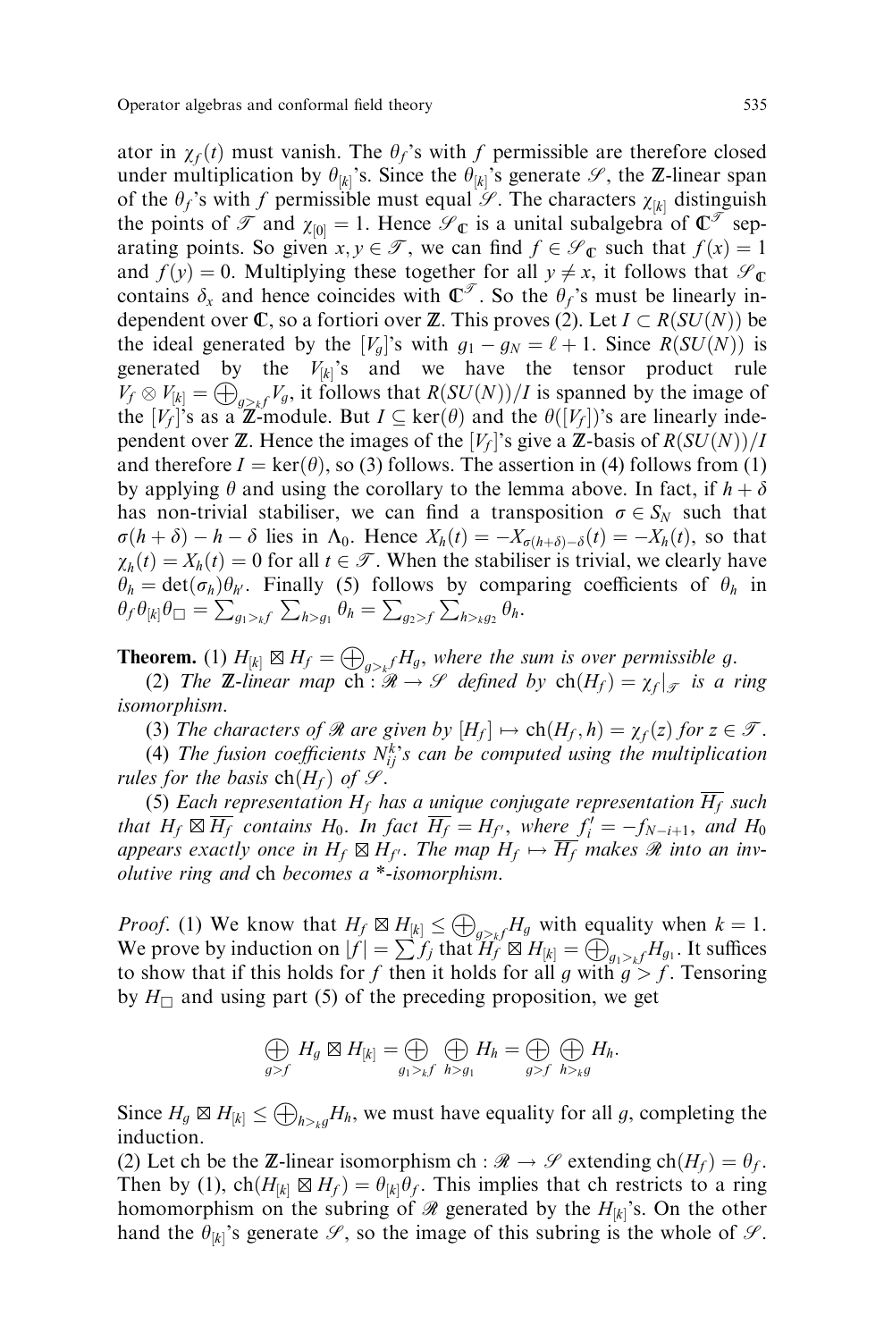ator in $\chi_f(t)$ must vanish. The $\theta_f$'s with $f$ permissible are therefore closed under multiplication by $\theta_{[k]}$'s. Since the $\theta_{[k]}$'s generate $\mathscr{S}$, the $\mathbb{Z}$-linear span of the $\theta_f$'s with $f$ permissible must equal $\mathscr{S}$. The characters $\chi_{[k]}$ distinguish the points of $\mathscr{T}$ and $\chi_{[0]} = 1$. Hence $\mathscr{S}_{\mathbb{C}}$ is a unital subalgebra of $\mathbb{C}^{\mathscr{T}}$ separating points. So given $x, y \in \mathscr{T}$, we can find $f \in \mathscr{S}_{\mathbb{C}}$ such that $f(x) = 1$ and $f(y) = 0$. Multiplying these together for all $y \neq x$, it follows that $\mathscr{S}_{\mathbb{C}}$ contains $\delta_x$ and hence coincides with $\mathbb{C}^{\mathscr{T}}$. So the $\theta_f$'s must be linearly independent over $\mathbb{C}$, so a fortiori over $\mathbb{Z}$. This proves (2). Let $I \subset R(SU(N))$ be the ideal generated by the $[V_g]$'s with $g_1 - g_N = \ell + 1$. Since $R(SU(N))$ is generated by the $V_{[k]}$'s and we have the tensor product rule $V_f \otimes V_{[k]} = \bigoplus_{g >_k f} V_g$, it follows that $R(SU(N))/I$ is spanned by the image of the $[V_f]$'s as a $\mathbb{Z}$-module. But $I \subseteq \ker(\theta)$ and the $\theta([V_f])$'s are linearly independent over $\mathbb{Z}$. Hence the images of the $[V_f]$'s give a $\mathbb{Z}$-basis of $R(SU(N))/I$ and therefore $I = \ker(\theta)$, so (3) follows. The assertion in (4) follows from (1) by applying $\theta$ and using the corollary to the lemma above. In fact, if $h + \delta$ has non-trivial stabiliser, we can find a transposition $\sigma \in S_N$ such that $\sigma(h + \delta) - h - \delta$ lies in $\Lambda_0$. Hence $X_h(t) = -X_{\sigma(h+\delta)-\delta}(t) = -X_h(t)$, so that $\chi_h(t) = X_h(t) = 0$ for all $t \in \mathscr{T}$. When the stabiliser is trivial, we clearly have $\theta_h = \det(\sigma_h)\theta_{h'}$. Finally (5) follows by comparing coefficients of $\theta_h$ in $\theta_f \theta_{[k]} \theta_{\square} = \sum_{g_1 >_k f} \sum_{h > g_1} \theta_h = \sum_{g_2 > f} \sum_{h >_k g_2} \theta_h$.

**Theorem.** (1) *$H_{[k]} \boxtimes H_f = \bigoplus_{g >_k f} H_g$, where the sum is over permissible $g$.*

(2) *The $\mathbb{Z}$-linear map $\mathrm{ch} : \mathscr{R} \to \mathscr{S}$ defined by $\mathrm{ch}(H_f) = \chi_f|_{\mathscr{T}}$ is a ring isomorphism.*

(3) *The characters of $\mathscr{R}$ are given by $[H_f] \mapsto \mathrm{ch}(H_f, h) = \chi_f(z)$ for $z \in \mathscr{T}$.*

(4) *The fusion coefficients $N_{ij}^k$'s can be computed using the multiplication rules for the basis $\mathrm{ch}(H_f)$ of $\mathscr{S}$.*

(5) *Each representation $H_f$ has a unique conjugate representation $\overline{H_f}$ such that $H_f \boxtimes \overline{H_f}$ contains $H_0$. In fact $\overline{H_f} = H_{f'}$, where $f'_i = -f_{N-i+1}$, and $H_0$ appears exactly once in $H_f \boxtimes H_{f'}$. The map $H_f \mapsto \overline{H_f}$ makes $\mathscr{R}$ into an involutive ring and* ch *becomes a \*-isomorphism.*

*Proof.* (1) We know that $H_f \boxtimes H_{[k]} \leq \bigoplus_{g >_k f} H_g$ with equality when $k = 1$. We prove by induction on $|f| = \sum f_j$ that $H_f \boxtimes H_{[k]} = \bigoplus_{g_1 >_k f} H_{g_1}$. It suffices to show that if this holds for $f$ then it holds for all $g$ with $g > f$. Tensoring by $H_{\square}$ and using part (5) of the preceding proposition, we get

$$\bigoplus_{g > f} H_g \boxtimes H_{[k]} = \bigoplus_{g_1 >_k f} \bigoplus_{h > g_1} H_h = \bigoplus_{g > f} \bigoplus_{h >_k g} H_h.$$

Since $H_g \boxtimes H_{[k]} \leq \bigoplus_{h >_k g} H_h$, we must have equality for all $g$, completing the induction.

(2) Let ch be the $\mathbb{Z}$-linear isomorphism $\mathrm{ch} : \mathscr{R} \to \mathscr{S}$ extending $\mathrm{ch}(H_f) = \theta_f$. Then by (1), $\mathrm{ch}(H_{[k]} \boxtimes H_f) = \theta_{[k]}\theta_f$. This implies that ch restricts to a ring homomorphism on the subring of $\mathscr{R}$ generated by the $H_{[k]}$'s. On the other hand the $\theta_{[k]}$'s generate $\mathscr{S}$, so the image of this subring is the whole of $\mathscr{S}$.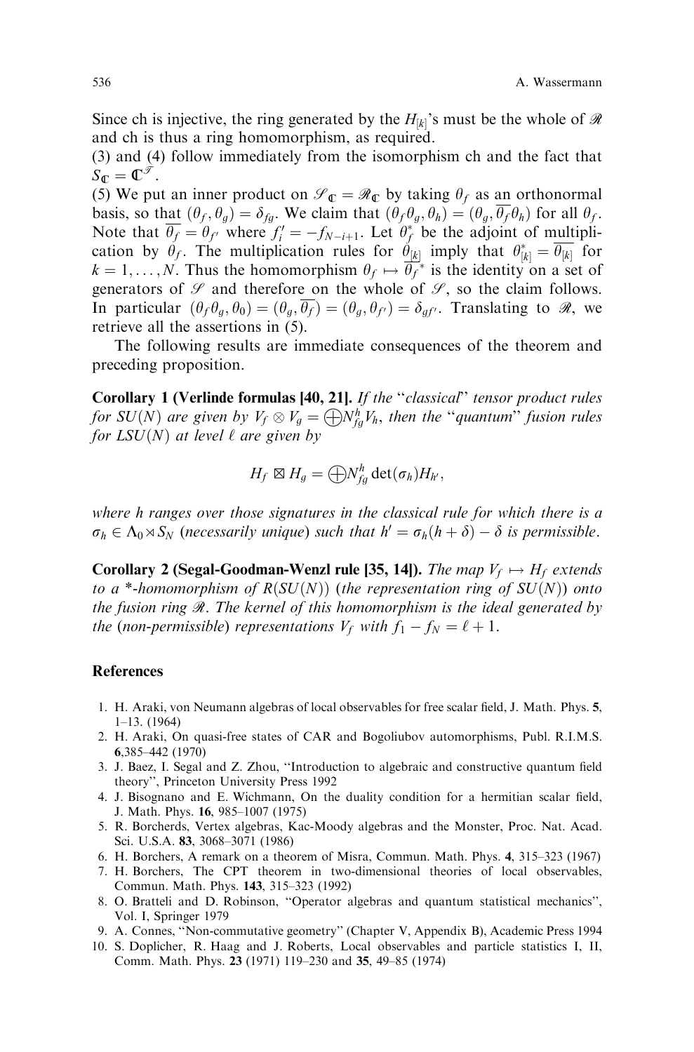Since ch is injective, the ring generated by the $H_{[k]}$'s must be the whole of $\mathscr{R}$ and ch is thus a ring homomorphism, as required.

(3) and (4) follow immediately from the isomorphism ch and the fact that $S_{\mathbb{C}} = \mathbb{C}^{\mathscr{T}}$.

(5) We put an inner product on $\mathscr{S}_{\mathbb{C}} = \mathscr{R}_{\mathbb{C}}$ by taking $\theta_f$ as an orthonormal basis, so that $(\theta_f, \theta_g) = \delta_{fg}$. We claim that $(\theta_f \theta_g, \theta_h) = (\theta_g, \overline{\theta_f} \theta_h)$ for all $\theta_f$. Note that $\overline{\theta_f} = \theta_{f'}$ where $f'_i = -f_{N-i+1}$. Let $\theta_f^*$ be the adjoint of multiplication by $\theta_f$. The multiplication rules for $\theta_{[k]}$ imply that $\theta_{[k]}^* = \overline{\theta_{[k]}}$ for $k = 1, \ldots, N$. Thus the homomorphism $\theta_f \mapsto \overline{\theta_f}^*$ is the identity on a set of generators of $\mathscr{S}$ and therefore on the whole of $\mathscr{S}$, so the claim follows. In particular $(\theta_f \theta_g, \theta_0) = (\theta_g, \overline{\theta_f}) = (\theta_g, \theta_{f'}) = \delta_{gf'}$. Translating to $\mathscr{R}$, we retrieve all the assertions in (5).

The following results are immediate consequences of the theorem and preceding proposition.

**Corollary 1 (Verlinde formulas [40, 21].** *If the "classical" tensor product rules for $SU(N)$ are given by $V_f \otimes V_g = \bigoplus N_{fg}^h V_h$, then the "quantum" fusion rules for $LSU(N)$ at level $\ell$ are given by*

$$H_f \boxtimes H_g = \bigoplus N_{fg}^h \det(\sigma_h) H_{h'},$$

*where h ranges over those signatures in the classical rule for which there is a $\sigma_h \in \Lambda_0 \rtimes S_N$ (necessarily unique) such that $h' = \sigma_h(h + \delta) - \delta$ is permissible.*

**Corollary 2 (Segal-Goodman-Wenzl rule [35, 14]).** *The map $V_f \mapsto H_f$ extends to a \*-homomorphism of $R(SU(N))$ (the representation ring of $SU(N)$) onto the fusion ring $\mathscr{R}$. The kernel of this homomorphism is the ideal generated by the (non-permissible) representations $V_f$ with $f_1 - f_N = \ell + 1$.*

## References

1. H. Araki, von Neumann algebras of local observables for free scalar field, J. Math. Phys. **5**, 1–13. (1964)
2. H. Araki, On quasi-free states of CAR and Bogoliubov automorphisms, Publ. R.I.M.S. **6**,385–442 (1970)
3. J. Baez, I. Segal and Z. Zhou, "Introduction to algebraic and constructive quantum field theory", Princeton University Press 1992
4. J. Bisognano and E. Wichmann, On the duality condition for a hermitian scalar field, J. Math. Phys. **16**, 985–1007 (1975)
5. R. Borcherds, Vertex algebras, Kac-Moody algebras and the Monster, Proc. Nat. Acad. Sci. U.S.A. **83**, 3068–3071 (1986)
6. H. Borchers, A remark on a theorem of Misra, Commun. Math. Phys. **4**, 315–323 (1967)
7. H. Borchers, The CPT theorem in two-dimensional theories of local observables, Commun. Math. Phys. **143**, 315–323 (1992)
8. O. Bratteli and D. Robinson, "Operator algebras and quantum statistical mechanics", Vol. I, Springer 1979
9. A. Connes, "Non-commutative geometry" (Chapter V, Appendix B), Academic Press 1994
10. S. Doplicher, R. Haag and J. Roberts, Local observables and particle statistics I, II, Comm. Math. Phys. **23** (1971) 119–230 and **35**, 49–85 (1974)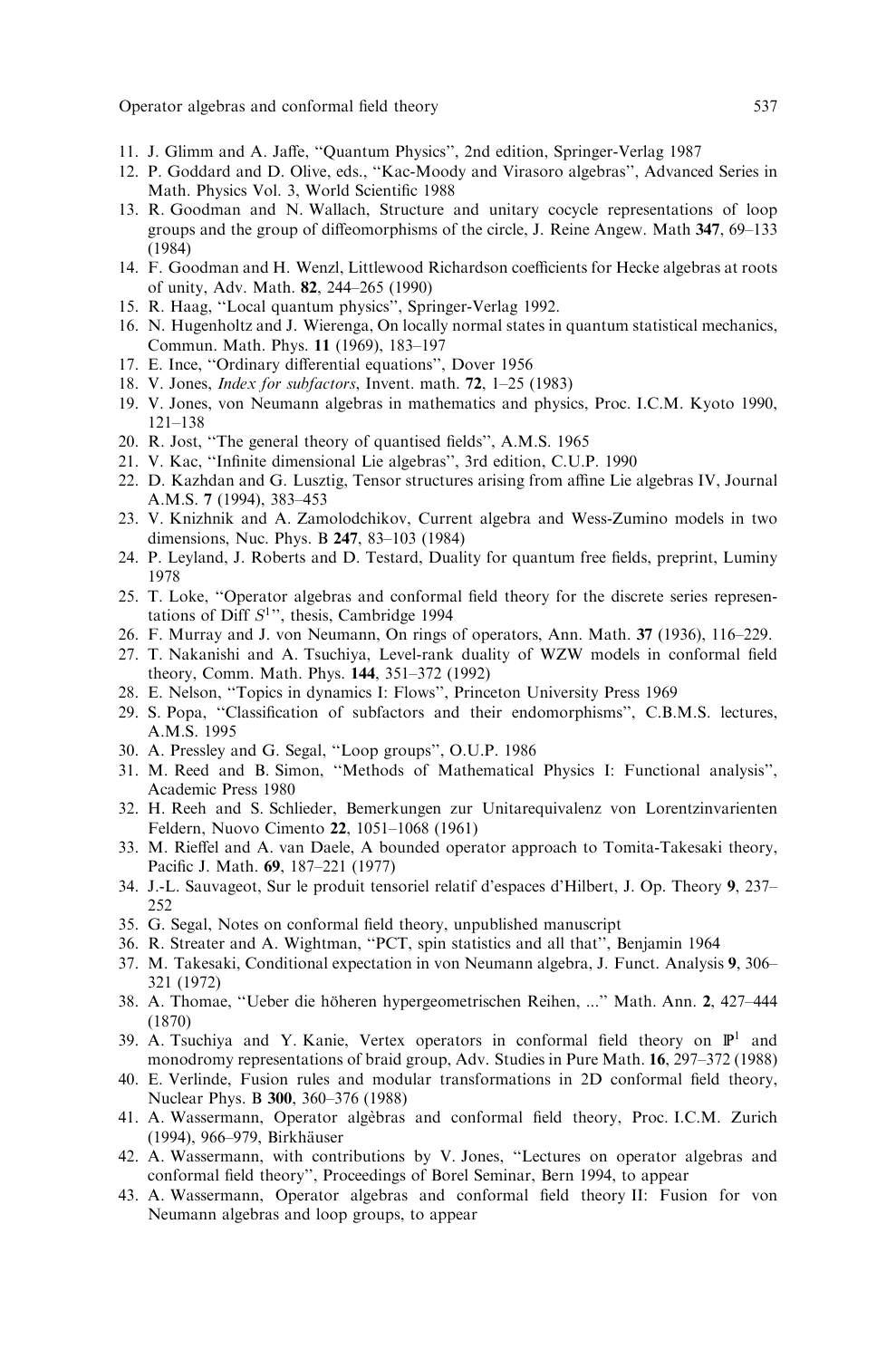11. J. Glimm and A. Jaffe, "Quantum Physics", 2nd edition, Springer-Verlag 1987
12. P. Goddard and D. Olive, eds., "Kac-Moody and Virasoro algebras", Advanced Series in Math. Physics Vol. 3, World Scientific 1988
13. R. Goodman and N. Wallach, Structure and unitary cocycle representations of loop groups and the group of diffeomorphisms of the circle, J. Reine Angew. Math **347**, 69–133 (1984)
14. F. Goodman and H. Wenzl, Littlewood Richardson coefficients for Hecke algebras at roots of unity, Adv. Math. **82**, 244–265 (1990)
15. R. Haag, "Local quantum physics", Springer-Verlag 1992.
16. N. Hugenholtz and J. Wierenga, On locally normal states in quantum statistical mechanics, Commun. Math. Phys. **11** (1969), 183–197
17. E. Ince, "Ordinary differential equations", Dover 1956
18. V. Jones, *Index for subfactors*, Invent. math. **72**, 1–25 (1983)
19. V. Jones, von Neumann algebras in mathematics and physics, Proc. I.C.M. Kyoto 1990, 121–138
20. R. Jost, "The general theory of quantised fields", A.M.S. 1965
21. V. Kac, "Infinite dimensional Lie algebras", 3rd edition, C.U.P. 1990
22. D. Kazhdan and G. Lusztig, Tensor structures arising from affine Lie algebras IV, Journal A.M.S. **7** (1994), 383–453
23. V. Knizhnik and A. Zamolodchikov, Current algebra and Wess-Zumino models in two dimensions, Nuc. Phys. B **247**, 83–103 (1984)
24. P. Leyland, J. Roberts and D. Testard, Duality for quantum free fields, preprint, Luminy 1978
25. T. Loke, "Operator algebras and conformal field theory for the discrete series representations of Diff $S^1$", thesis, Cambridge 1994
26. F. Murray and J. von Neumann, On rings of operators, Ann. Math. **37** (1936), 116–229.
27. T. Nakanishi and A. Tsuchiya, Level-rank duality of WZW models in conformal field theory, Comm. Math. Phys. **144**, 351–372 (1992)
28. E. Nelson, "Topics in dynamics I: Flows", Princeton University Press 1969
29. S. Popa, "Classification of subfactors and their endomorphisms", C.B.M.S. lectures, A.M.S. 1995
30. A. Pressley and G. Segal, "Loop groups", O.U.P. 1986
31. M. Reed and B. Simon, "Methods of Mathematical Physics I: Functional analysis", Academic Press 1980
32. H. Reeh and S. Schlieder, Bemerkungen zur Unitarequivalenz von Lorentzinvarienten Feldern, Nuovo Cimento **22**, 1051–1068 (1961)
33. M. Rieffel and A. van Daele, A bounded operator approach to Tomita-Takesaki theory, Pacific J. Math. **69**, 187–221 (1977)
34. J.-L. Sauvageot, Sur le produit tensoriel relatif d'espaces d'Hilbert, J. Op. Theory **9**, 237–252
35. G. Segal, Notes on conformal field theory, unpublished manuscript
36. R. Streater and A. Wightman, "PCT, spin statistics and all that", Benjamin 1964
37. M. Takesaki, Conditional expectation in von Neumann algebra, J. Funct. Analysis **9**, 306–321 (1972)
38. A. Thomae, "Ueber die höheren hypergeometrischen Reihen, ..." Math. Ann. **2**, 427–444 (1870)
39. A. Tsuchiya and Y. Kanie, Vertex operators in conformal field theory on $\mathbb{P}^1$ and monodromy representations of braid group, Adv. Studies in Pure Math. **16**, 297–372 (1988)
40. E. Verlinde, Fusion rules and modular transformations in 2D conformal field theory, Nuclear Phys. B **300**, 360–376 (1988)
41. A. Wassermann, Operator algèbras and conformal field theory, Proc. I.C.M. Zurich (1994), 966–979, Birkhäuser
42. A. Wassermann, with contributions by V. Jones, "Lectures on operator algebras and conformal field theory", Proceedings of Borel Seminar, Bern 1994, to appear
43. A. Wassermann, Operator algebras and conformal field theory II: Fusion for von Neumann algebras and loop groups, to appear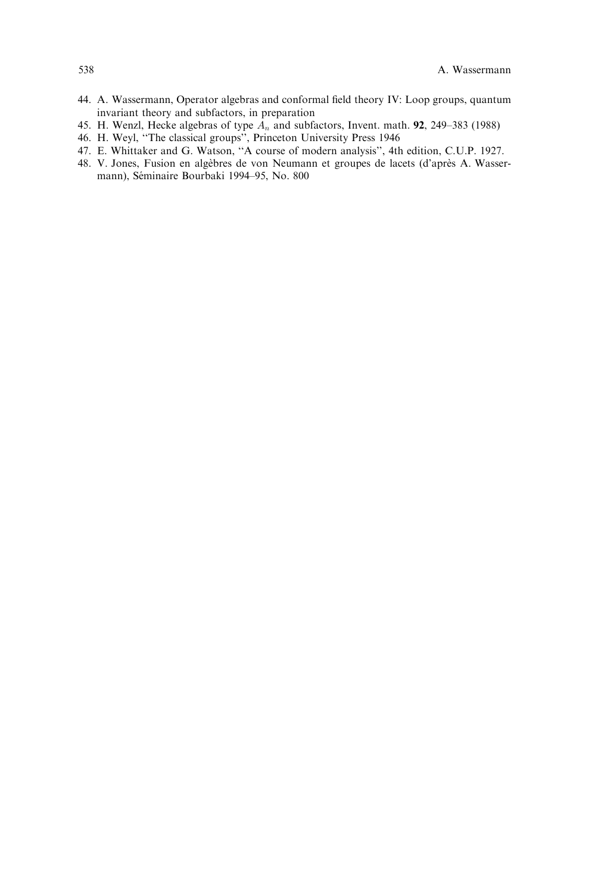44. A. Wassermann, Operator algebras and conformal field theory IV: Loop groups, quantum invariant theory and subfactors, in preparation
45. H. Wenzl, Hecke algebras of type $A_n$ and subfactors, Invent. math. **92**, 249–383 (1988)
46. H. Weyl, "The classical groups", Princeton University Press 1946
47. E. Whittaker and G. Watson, "A course of modern analysis", 4th edition, C.U.P. 1927.
48. V. Jones, Fusion en algèbres de von Neumann et groupes de lacets (d'après A. Wassermann), Séminaire Bourbaki 1994–95, No. 800